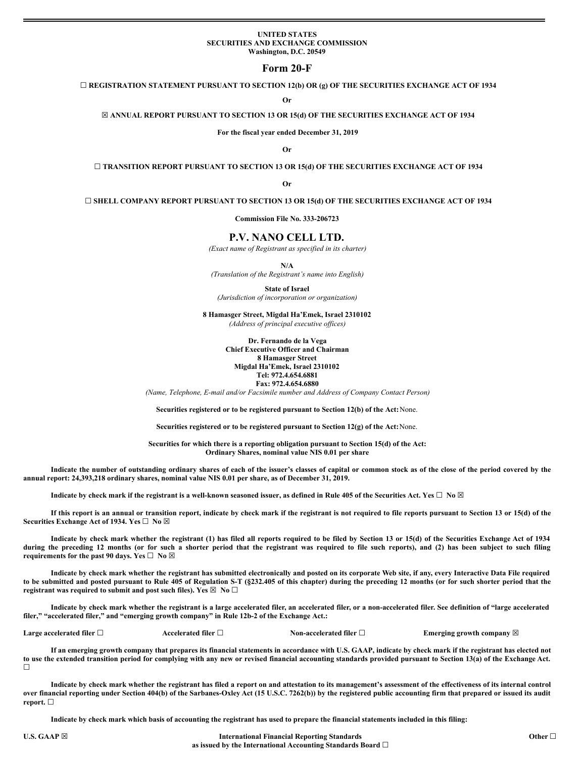**UNITED STATES**
**SECURITIES AND EXCHANGE COMMISSION**
**Washington, D.C. 20549**

# Form 20-F

☐ **REGISTRATION STATEMENT PURSUANT TO SECTION 12(b) OR (g) OF THE SECURITIES EXCHANGE ACT OF 1934**

**Or**

☒ **ANNUAL REPORT PURSUANT TO SECTION 13 OR 15(d) OF THE SECURITIES EXCHANGE ACT OF 1934**

**For the fiscal year ended December 31, 2019**

**Or**

☐ **TRANSITION REPORT PURSUANT TO SECTION 13 OR 15(d) OF THE SECURITIES EXCHANGE ACT OF 1934**

**Or**

☐ **SHELL COMPANY REPORT PURSUANT TO SECTION 13 OR 15(d) OF THE SECURITIES EXCHANGE ACT OF 1934**

**Commission File No. 333-206723**

## P.V. NANO CELL LTD.

*(Exact name of Registrant as specified in its charter)*

**N/A**
*(Translation of the Registrant's name into English)*

**State of Israel**
*(Jurisdiction of incorporation or organization)*

**8 Hamasger Street, Migdal Ha'Emek, Israel 2310102**
*(Address of principal executive offices)*

**Dr. Fernando de la Vega**
**Chief Executive Officer and Chairman**
**8 Hamasger Street**
**Migdal Ha'Emek, Israel 2310102**
**Tel: 972.4.654.6881**
**Fax: 972.4.654.6880**
*(Name, Telephone, E-mail and/or Facsimile number and Address of Company Contact Person)*

**Securities registered or to be registered pursuant to Section 12(b) of the Act:** None.

**Securities registered or to be registered pursuant to Section 12(g) of the Act:** None.

**Securities for which there is a reporting obligation pursuant to Section 15(d) of the Act:**
**Ordinary Shares, nominal value NIS 0.01 per share**

**Indicate the number of outstanding ordinary shares of each of the issuer's classes of capital or common stock as of the close of the period covered by the annual report: 24,393,218 ordinary shares, nominal value NIS 0.01 per share, as of December 31, 2019.**

**Indicate by check mark if the registrant is a well-known seasoned issuer, as defined in Rule 405 of the Securities Act. Yes ☐ No ☒**

**If this report is an annual or transition report, indicate by check mark if the registrant is not required to file reports pursuant to Section 13 or 15(d) of the Securities Exchange Act of 1934. Yes ☐ No ☒**

**Indicate by check mark whether the registrant (1) has filed all reports required to be filed by Section 13 or 15(d) of the Securities Exchange Act of 1934 during the preceding 12 months (or for such a shorter period that the registrant was required to file such reports), and (2) has been subject to such filing requirements for the past 90 days. Yes ☐ No ☒**

**Indicate by check mark whether the registrant has submitted electronically and posted on its corporate Web site, if any, every Interactive Data File required to be submitted and posted pursuant to Rule 405 of Regulation S-T (§232.405 of this chapter) during the preceding 12 months (or for such shorter period that the registrant was required to submit and post such files). Yes ☒ No ☐**

**Indicate by check mark whether the registrant is a large accelerated filer, an accelerated filer, or a non-accelerated filer. See definition of "large accelerated filer," "accelerated filer," and "emerging growth company" in Rule 12b-2 of the Exchange Act.:**

| Large accelerated filer ☐ | Accelerated filer ☐ | Non-accelerated filer ☐ | Emerging growth company ☒ |
|---|---|---|---|

**If an emerging growth company that prepares its financial statements in accordance with U.S. GAAP, indicate by check mark if the registrant has elected not to use the extended transition period for complying with any new or revised financial accounting standards provided pursuant to Section 13(a) of the Exchange Act. ☐**

**Indicate by check mark whether the registrant has filed a report on and attestation to its management's assessment of the effectiveness of its internal control over financial reporting under Section 404(b) of the Sarbanes-Oxley Act (15 U.S.C. 7262(b)) by the registered public accounting firm that prepared or issued its audit report. ☐**

**Indicate by check mark which basis of accounting the registrant has used to prepare the financial statements included in this filing:**

| U.S. GAAP ☒ | International Financial Reporting Standards as issued by the International Accounting Standards Board ☐ | Other ☐ |
|---|---|---|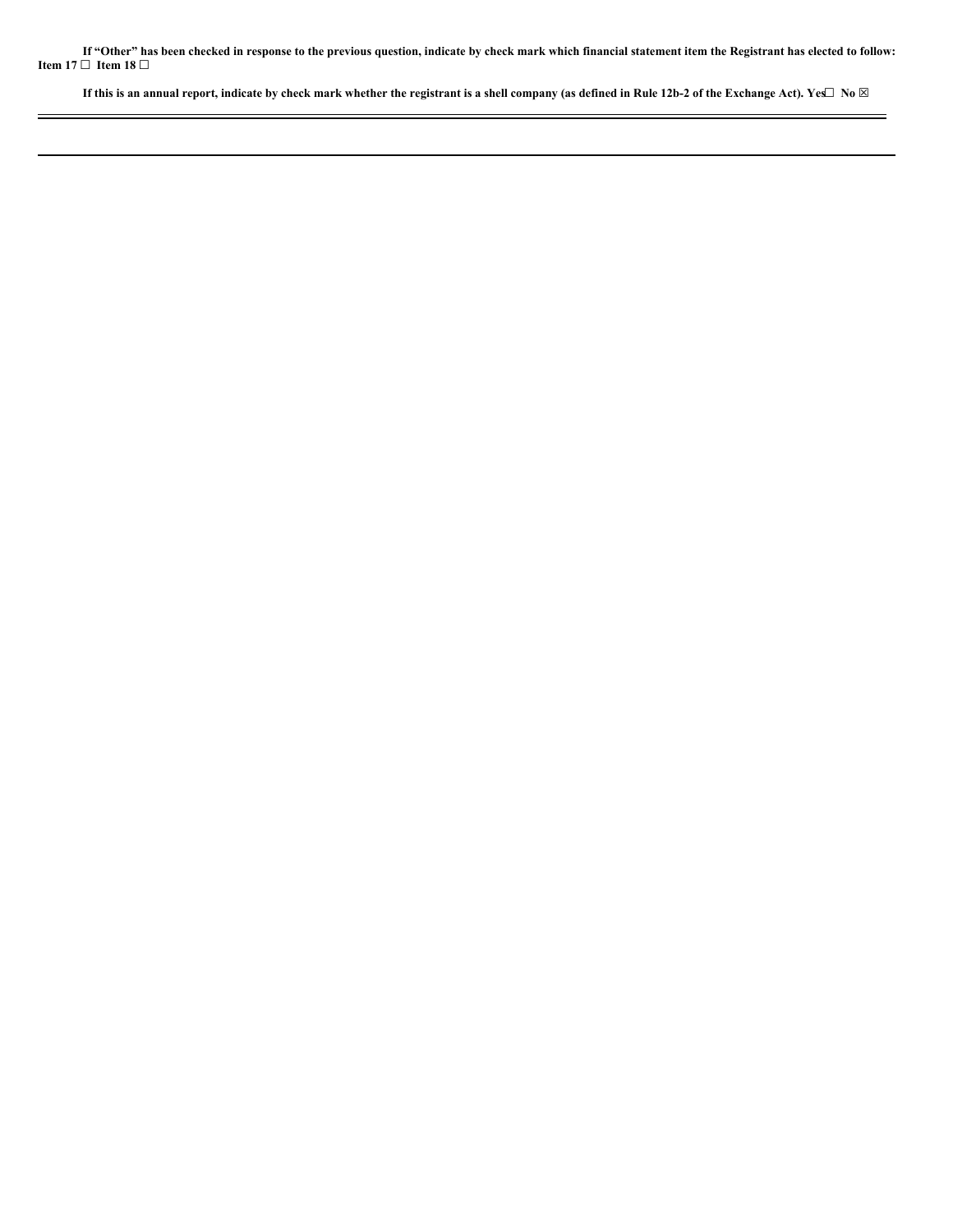**If "Other" has been checked in response to the previous question, indicate by check mark which financial statement item the Registrant has elected to follow: Item 17 ☐ Item 18 ☐**

**If this is an annual report, indicate by check mark whether the registrant is a shell company (as defined in Rule 12b-2 of the Exchange Act). Yes☐ No ☒**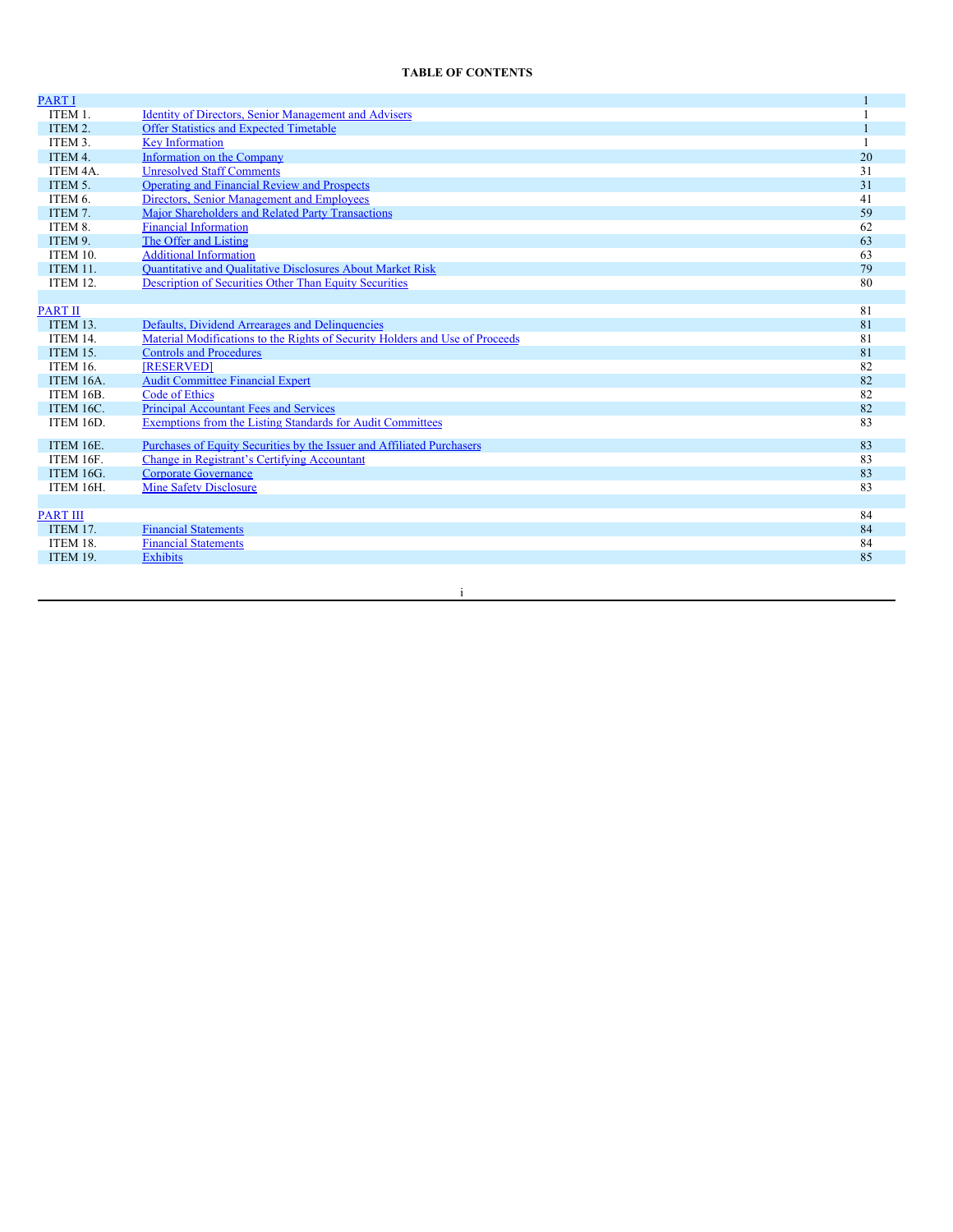# TABLE OF CONTENTS

| | | |
|---|---|---|
| PART I | | 1 |
| ITEM 1. | Identity of Directors, Senior Management and Advisers | 1 |
| ITEM 2. | Offer Statistics and Expected Timetable | 1 |
| ITEM 3. | Key Information | 1 |
| ITEM 4. | Information on the Company | 20 |
| ITEM 4A. | Unresolved Staff Comments | 31 |
| ITEM 5. | Operating and Financial Review and Prospects | 31 |
| ITEM 6. | Directors, Senior Management and Employees | 41 |
| ITEM 7. | Major Shareholders and Related Party Transactions | 59 |
| ITEM 8. | Financial Information | 62 |
| ITEM 9. | The Offer and Listing | 63 |
| ITEM 10. | Additional Information | 63 |
| ITEM 11. | Quantitative and Qualitative Disclosures About Market Risk | 79 |
| ITEM 12. | Description of Securities Other Than Equity Securities | 80 |
| PART II | | 81 |
| ITEM 13. | Defaults, Dividend Arrearages and Delinquencies | 81 |
| ITEM 14. | Material Modifications to the Rights of Security Holders and Use of Proceeds | 81 |
| ITEM 15. | Controls and Procedures | 81 |
| ITEM 16. | [RESERVED] | 82 |
| ITEM 16A. | Audit Committee Financial Expert | 82 |
| ITEM 16B. | Code of Ethics | 82 |
| ITEM 16C. | Principal Accountant Fees and Services | 82 |
| ITEM 16D. | Exemptions from the Listing Standards for Audit Committees | 83 |
| ITEM 16E. | Purchases of Equity Securities by the Issuer and Affiliated Purchasers | 83 |
| ITEM 16F. | Change in Registrant's Certifying Accountant | 83 |
| ITEM 16G. | Corporate Governance | 83 |
| ITEM 16H. | Mine Safety Disclosure | 83 |
| PART III | | 84 |
| ITEM 17. | Financial Statements | 84 |
| ITEM 18. | Financial Statements | 84 |
| ITEM 19. | Exhibits | 85 |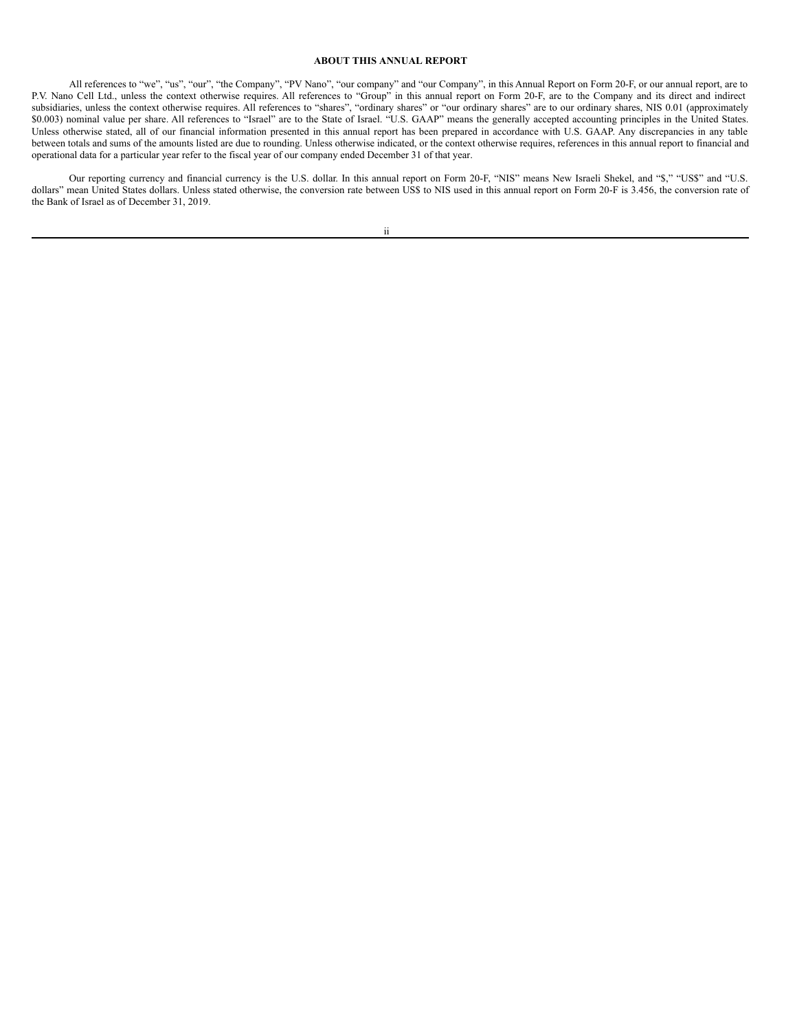## ABOUT THIS ANNUAL REPORT

All references to "we", "us", "our", "the Company", "PV Nano", "our company" and "our Company", in this Annual Report on Form 20-F, or our annual report, are to P.V. Nano Cell Ltd., unless the context otherwise requires. All references to "Group" in this annual report on Form 20-F, are to the Company and its direct and indirect subsidiaries, unless the context otherwise requires. All references to "shares", "ordinary shares" or "our ordinary shares" are to our ordinary shares, NIS 0.01 (approximately $0.003) nominal value per share. All references to "Israel" are to the State of Israel. "U.S. GAAP" means the generally accepted accounting principles in the United States. Unless otherwise stated, all of our financial information presented in this annual report has been prepared in accordance with U.S. GAAP. Any discrepancies in any table between totals and sums of the amounts listed are due to rounding. Unless otherwise indicated, or the context otherwise requires, references in this annual report to financial and operational data for a particular year refer to the fiscal year of our company ended December 31 of that year.

Our reporting currency and financial currency is the U.S. dollar. In this annual report on Form 20-F, "NIS" means New Israeli Shekel, and "$," "US$" and "U.S. dollars" mean United States dollars. Unless stated otherwise, the conversion rate between US$ to NIS used in this annual report on Form 20-F is 3.456, the conversion rate of the Bank of Israel as of December 31, 2019.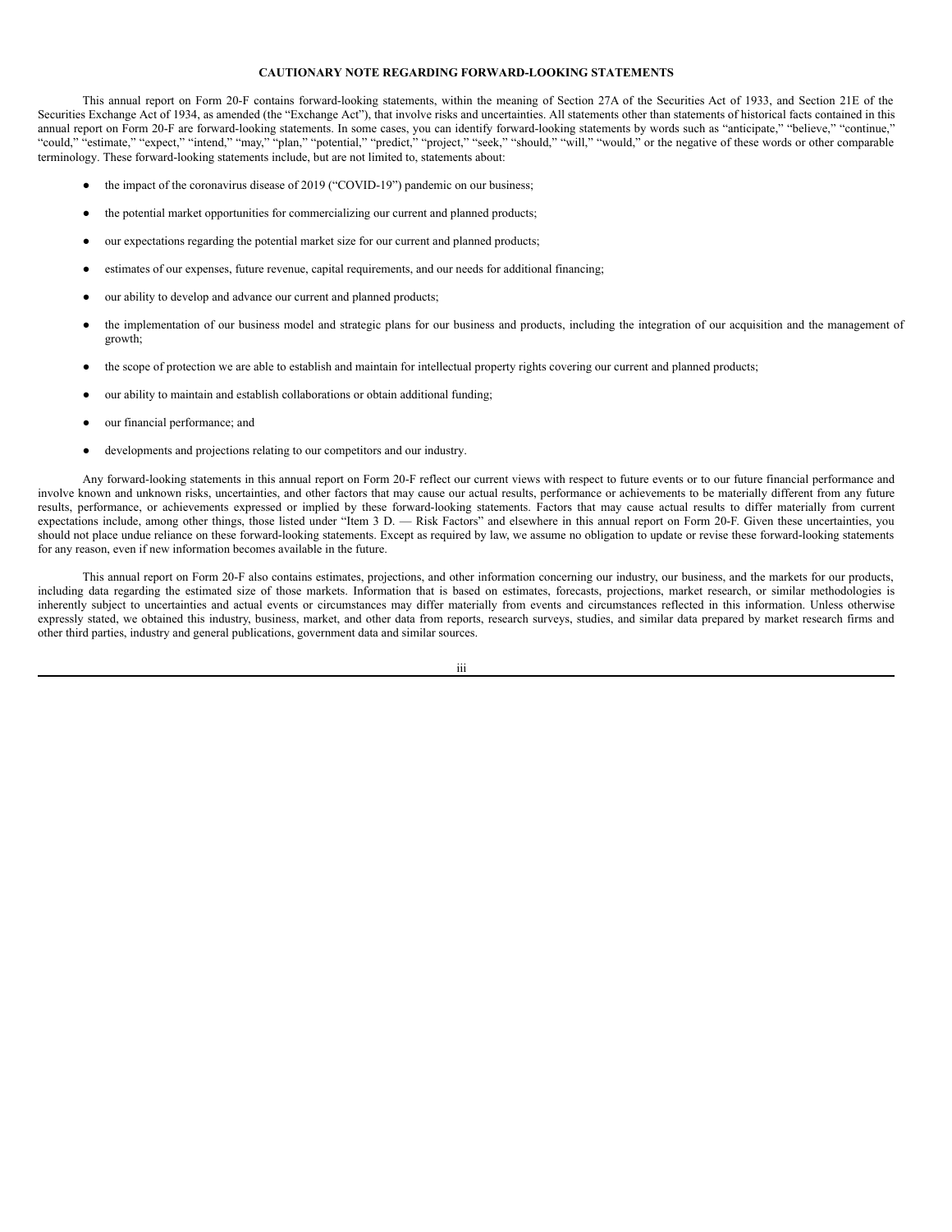# CAUTIONARY NOTE REGARDING FORWARD-LOOKING STATEMENTS

This annual report on Form 20-F contains forward-looking statements, within the meaning of Section 27A of the Securities Act of 1933, and Section 21E of the Securities Exchange Act of 1934, as amended (the "Exchange Act"), that involve risks and uncertainties. All statements other than statements of historical facts contained in this annual report on Form 20-F are forward-looking statements. In some cases, you can identify forward-looking statements by words such as "anticipate," "believe," "continue," "could," "estimate," "expect," "intend," "may," "plan," "potential," "predict," "project," "seek," "should," "will," "would," or the negative of these words or other comparable terminology. These forward-looking statements include, but are not limited to, statements about:

- the impact of the coronavirus disease of 2019 ("COVID-19") pandemic on our business;
- the potential market opportunities for commercializing our current and planned products;
- our expectations regarding the potential market size for our current and planned products;
- estimates of our expenses, future revenue, capital requirements, and our needs for additional financing;
- our ability to develop and advance our current and planned products;
- the implementation of our business model and strategic plans for our business and products, including the integration of our acquisition and the management of growth;
- the scope of protection we are able to establish and maintain for intellectual property rights covering our current and planned products;
- our ability to maintain and establish collaborations or obtain additional funding;
- our financial performance; and
- developments and projections relating to our competitors and our industry.

Any forward-looking statements in this annual report on Form 20-F reflect our current views with respect to future events or to our future financial performance and involve known and unknown risks, uncertainties, and other factors that may cause our actual results, performance or achievements to be materially different from any future results, performance, or achievements expressed or implied by these forward-looking statements. Factors that may cause actual results to differ materially from current expectations include, among other things, those listed under "Item 3 D. — Risk Factors" and elsewhere in this annual report on Form 20-F. Given these uncertainties, you should not place undue reliance on these forward-looking statements. Except as required by law, we assume no obligation to update or revise these forward-looking statements for any reason, even if new information becomes available in the future.

This annual report on Form 20-F also contains estimates, projections, and other information concerning our industry, our business, and the markets for our products, including data regarding the estimated size of those markets. Information that is based on estimates, forecasts, projections, market research, or similar methodologies is inherently subject to uncertainties and actual events or circumstances may differ materially from events and circumstances reflected in this information. Unless otherwise expressly stated, we obtained this industry, business, market, and other data from reports, research surveys, studies, and similar data prepared by market research firms and other third parties, industry and general publications, government data and similar sources.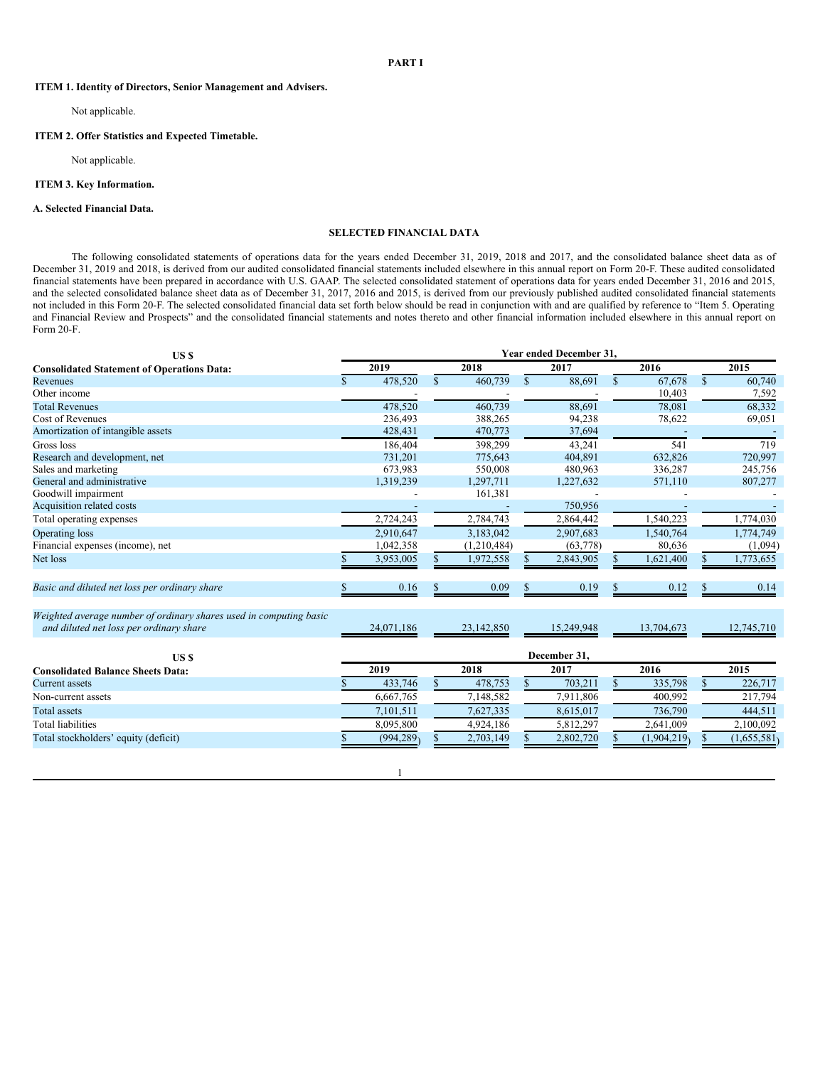# PART I

## ITEM 1. Identity of Directors, Senior Management and Advisers.

Not applicable.

## ITEM 2. Offer Statistics and Expected Timetable.

Not applicable.

## ITEM 3. Key Information.

### A. Selected Financial Data.

#### SELECTED FINANCIAL DATA

The following consolidated statements of operations data for the years ended December 31, 2019, 2018 and 2017, and the consolidated balance sheet data as of December 31, 2019 and 2018, is derived from our audited consolidated financial statements included elsewhere in this annual report on Form 20-F. These audited consolidated financial statements have been prepared in accordance with U.S. GAAP. The selected consolidated statement of operations data for years ended December 31, 2016 and 2015, and the selected consolidated balance sheet data as of December 31, 2017, 2016 and 2015, is derived from our previously published audited consolidated financial statements not included in this Form 20-F. The selected consolidated financial data set forth below should be read in conjunction with and are qualified by reference to "Item 5. Operating and Financial Review and Prospects" and the consolidated financial statements and notes thereto and other financial information included elsewhere in this annual report on Form 20-F.

| US $ | Year ended December 31, | | | | |
|---|---|---|---|---|---|
| **Consolidated Statement of Operations Data:** | **2019** | **2018** | **2017** | **2016** | **2015** |
| Revenues | $ 478,520 | $ 460,739 | $ 88,691 | $ 67,678 | $ 60,740 |
| Other income | - | - | - | 10,403 | 7,592 |
| Total Revenues | 478,520 | 460,739 | 88,691 | 78,081 | 68,332 |
| Cost of Revenues | 236,493 | 388,265 | 94,238 | 78,622 | 69,051 |
| Amortization of intangible assets | 428,431 | 470,773 | 37,694 | - | - |
| Gross loss | 186,404 | 398,299 | 43,241 | 541 | 719 |
| Research and development, net | 731,201 | 775,643 | 404,891 | 632,826 | 720,997 |
| Sales and marketing | 673,983 | 550,008 | 480,963 | 336,287 | 245,756 |
| General and administrative | 1,319,239 | 1,297,711 | 1,227,632 | 571,110 | 807,277 |
| Goodwill impairment | - | 161,381 | - | - | - |
| Acquisition related costs | - | - | 750,956 | - | - |
| Total operating expenses | 2,724,243 | 2,784,743 | 2,864,442 | 1,540,223 | 1,774,030 |
| Operating loss | 2,910,647 | 3,183,042 | 2,907,683 | 1,540,764 | 1,774,749 |
| Financial expenses (income), net | 1,042,358 | (1,210,484) | (63,778) | 80,636 | (1,094) |
| Net loss | $ 3,953,005 | $ 1,972,558 | $ 2,843,905 | $ 1,621,400 | $ 1,773,655 |
| *Basic and diluted net loss per ordinary share* | $ 0.16 | $ 0.09 | $ 0.19 | $ 0.12 | $ 0.14 |
| *Weighted average number of ordinary shares used in computing basic and diluted net loss per ordinary share* | 24,071,186 | 23,142,850 | 15,249,948 | 13,704,673 | 12,745,710 |

| US $ | December 31, | | | | |
|---|---|---|---|---|---|
| **Consolidated Balance Sheets Data:** | **2019** | **2018** | **2017** | **2016** | **2015** |
| Current assets | $ 433,746 | $ 478,753 | $ 703,211 | $ 335,798 | $ 226,717 |
| Non-current assets | 6,667,765 | 7,148,582 | 7,911,806 | 400,992 | 217,794 |
| Total assets | 7,101,511 | 7,627,335 | 8,615,017 | 736,790 | 444,511 |
| Total liabilities | 8,095,800 | 4,924,186 | 5,812,297 | 2,641,009 | 2,100,092 |
| Total stockholders' equity (deficit) | $ (994,289) | $ 2,703,149 | $ 2,802,720 | $ (1,904,219) | $ (1,655,581) |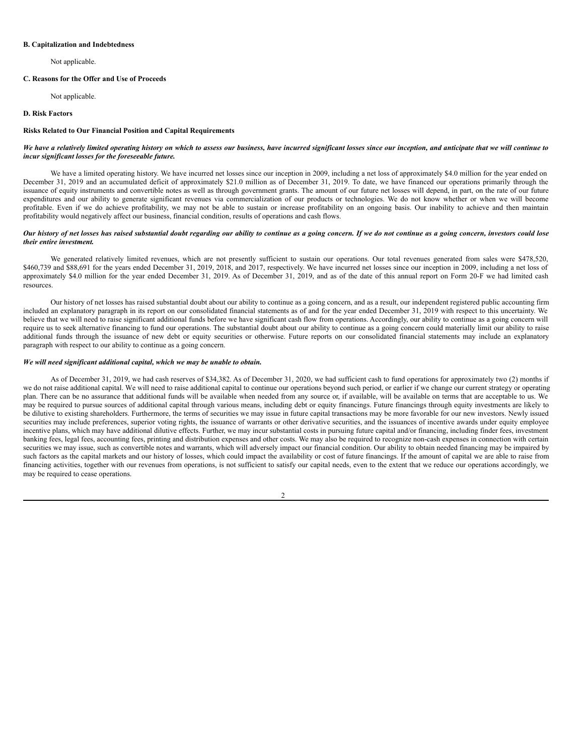**B. Capitalization and Indebtedness**

Not applicable.

**C. Reasons for the Offer and Use of Proceeds**

Not applicable.

**D. Risk Factors**

**Risks Related to Our Financial Position and Capital Requirements**

***We have a relatively limited operating history on which to assess our business, have incurred significant losses since our inception, and anticipate that we will continue to incur significant losses for the foreseeable future.***

We have a limited operating history. We have incurred net losses since our inception in 2009, including a net loss of approximately $4.0 million for the year ended on December 31, 2019 and an accumulated deficit of approximately $21.0 million as of December 31, 2019. To date, we have financed our operations primarily through the issuance of equity instruments and convertible notes as well as through government grants. The amount of our future net losses will depend, in part, on the rate of our future expenditures and our ability to generate significant revenues via commercialization of our products or technologies. We do not know whether or when we will become profitable. Even if we do achieve profitability, we may not be able to sustain or increase profitability on an ongoing basis. Our inability to achieve and then maintain profitability would negatively affect our business, financial condition, results of operations and cash flows.

***Our history of net losses has raised substantial doubt regarding our ability to continue as a going concern. If we do not continue as a going concern, investors could lose their entire investment.***

We generated relatively limited revenues, which are not presently sufficient to sustain our operations. Our total revenues generated from sales were $478,520, $460,739 and $88,691 for the years ended December 31, 2019, 2018, and 2017, respectively. We have incurred net losses since our inception in 2009, including a net loss of approximately $4.0 million for the year ended December 31, 2019. As of December 31, 2019, and as of the date of this annual report on Form 20-F we had limited cash resources.

Our history of net losses has raised substantial doubt about our ability to continue as a going concern, and as a result, our independent registered public accounting firm included an explanatory paragraph in its report on our consolidated financial statements as of and for the year ended December 31, 2019 with respect to this uncertainty. We believe that we will need to raise significant additional funds before we have significant cash flow from operations. Accordingly, our ability to continue as a going concern will require us to seek alternative financing to fund our operations. The substantial doubt about our ability to continue as a going concern could materially limit our ability to raise additional funds through the issuance of new debt or equity securities or otherwise. Future reports on our consolidated financial statements may include an explanatory paragraph with respect to our ability to continue as a going concern.

***We will need significant additional capital, which we may be unable to obtain.***

As of December 31, 2019, we had cash reserves of $34,382. As of December 31, 2020, we had sufficient cash to fund operations for approximately two (2) months if we do not raise additional capital. We will need to raise additional capital to continue our operations beyond such period, or earlier if we change our current strategy or operating plan. There can be no assurance that additional funds will be available when needed from any source or, if available, will be available on terms that are acceptable to us. We may be required to pursue sources of additional capital through various means, including debt or equity financings. Future financings through equity investments are likely to be dilutive to existing shareholders. Furthermore, the terms of securities we may issue in future capital transactions may be more favorable for our new investors. Newly issued securities may include preferences, superior voting rights, the issuance of warrants or other derivative securities, and the issuances of incentive awards under equity employee incentive plans, which may have additional dilutive effects. Further, we may incur substantial costs in pursuing future capital and/or financing, including finder fees, investment banking fees, legal fees, accounting fees, printing and distribution expenses and other costs. We may also be required to recognize non-cash expenses in connection with certain securities we may issue, such as convertible notes and warrants, which will adversely impact our financial condition. Our ability to obtain needed financing may be impaired by such factors as the capital markets and our history of losses, which could impact the availability or cost of future financings. If the amount of capital we are able to raise from financing activities, together with our revenues from operations, is not sufficient to satisfy our capital needs, even to the extent that we reduce our operations accordingly, we may be required to cease operations.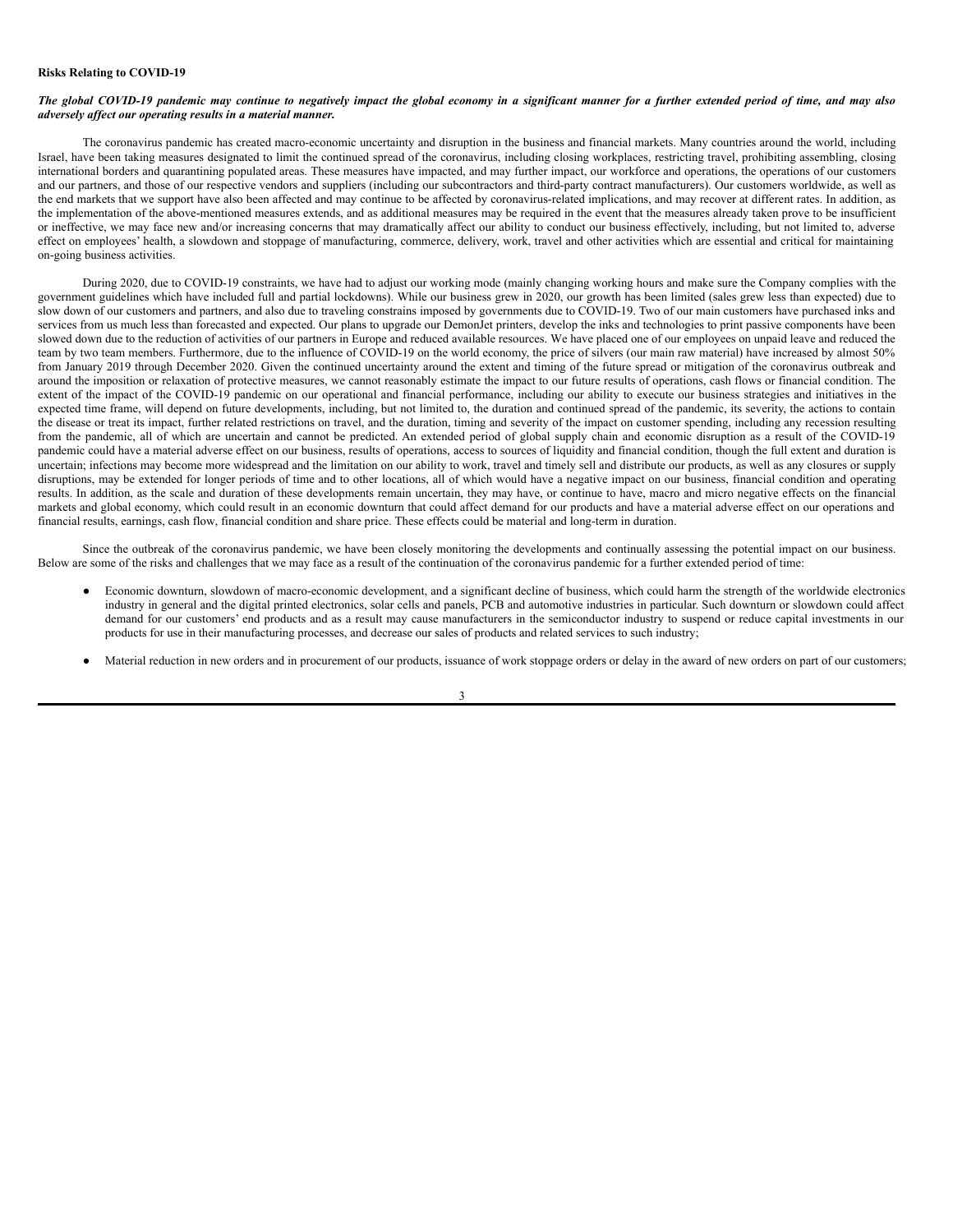**Risks Relating to COVID-19**

***The global COVID-19 pandemic may continue to negatively impact the global economy in a significant manner for a further extended period of time, and may also adversely affect our operating results in a material manner.***

The coronavirus pandemic has created macro-economic uncertainty and disruption in the business and financial markets. Many countries around the world, including Israel, have been taking measures designated to limit the continued spread of the coronavirus, including closing workplaces, restricting travel, prohibiting assembling, closing international borders and quarantining populated areas. These measures have impacted, and may further impact, our workforce and operations, the operations of our customers and our partners, and those of our respective vendors and suppliers (including our subcontractors and third-party contract manufacturers). Our customers worldwide, as well as the end markets that we support have also been affected and may continue to be affected by coronavirus-related implications, and may recover at different rates. In addition, as the implementation of the above-mentioned measures extends, and as additional measures may be required in the event that the measures already taken prove to be insufficient or ineffective, we may face new and/or increasing concerns that may dramatically affect our ability to conduct our business effectively, including, but not limited to, adverse effect on employees' health, a slowdown and stoppage of manufacturing, commerce, delivery, work, travel and other activities which are essential and critical for maintaining on-going business activities.

During 2020, due to COVID-19 constraints, we have had to adjust our working mode (mainly changing working hours and make sure the Company complies with the government guidelines which have included full and partial lockdowns). While our business grew in 2020, our growth has been limited (sales grew less than expected) due to slow down of our customers and partners, and also due to traveling constrains imposed by governments due to COVID-19. Two of our main customers have purchased inks and services from us much less than forecasted and expected. Our plans to upgrade our DemonJet printers, develop the inks and technologies to print passive components have been slowed down due to the reduction of activities of our partners in Europe and reduced available resources. We have placed one of our employees on unpaid leave and reduced the team by two team members. Furthermore, due to the influence of COVID-19 on the world economy, the price of silvers (our main raw material) have increased by almost 50% from January 2019 through December 2020. Given the continued uncertainty around the extent and timing of the future spread or mitigation of the coronavirus outbreak and around the imposition or relaxation of protective measures, we cannot reasonably estimate the impact to our future results of operations, cash flows or financial condition. The extent of the impact of the COVID-19 pandemic on our operational and financial performance, including our ability to execute our business strategies and initiatives in the expected time frame, will depend on future developments, including, but not limited to, the duration and continued spread of the pandemic, its severity, the actions to contain the disease or treat its impact, further related restrictions on travel, and the duration, timing and severity of the impact on customer spending, including any recession resulting from the pandemic, all of which are uncertain and cannot be predicted. An extended period of global supply chain and economic disruption as a result of the COVID-19 pandemic could have a material adverse effect on our business, results of operations, access to sources of liquidity and financial condition, though the full extent and duration is uncertain; infections may become more widespread and the limitation on our ability to work, travel and timely sell and distribute our products, as well as any closures or supply disruptions, may be extended for longer periods of time and to other locations, all of which would have a negative impact on our business, financial condition and operating results. In addition, as the scale and duration of these developments remain uncertain, they may have, or continue to have, macro and micro negative effects on the financial markets and global economy, which could result in an economic downturn that could affect demand for our products and have a material adverse effect on our operations and financial results, earnings, cash flow, financial condition and share price. These effects could be material and long-term in duration.

Since the outbreak of the coronavirus pandemic, we have been closely monitoring the developments and continually assessing the potential impact on our business. Below are some of the risks and challenges that we may face as a result of the continuation of the coronavirus pandemic for a further extended period of time:

- Economic downturn, slowdown of macro-economic development, and a significant decline of business, which could harm the strength of the worldwide electronics industry in general and the digital printed electronics, solar cells and panels, PCB and automotive industries in particular. Such downturn or slowdown could affect demand for our customers' end products and as a result may cause manufacturers in the semiconductor industry to suspend or reduce capital investments in our products for use in their manufacturing processes, and decrease our sales of products and related services to such industry;
- Material reduction in new orders and in procurement of our products, issuance of work stoppage orders or delay in the award of new orders on part of our customers;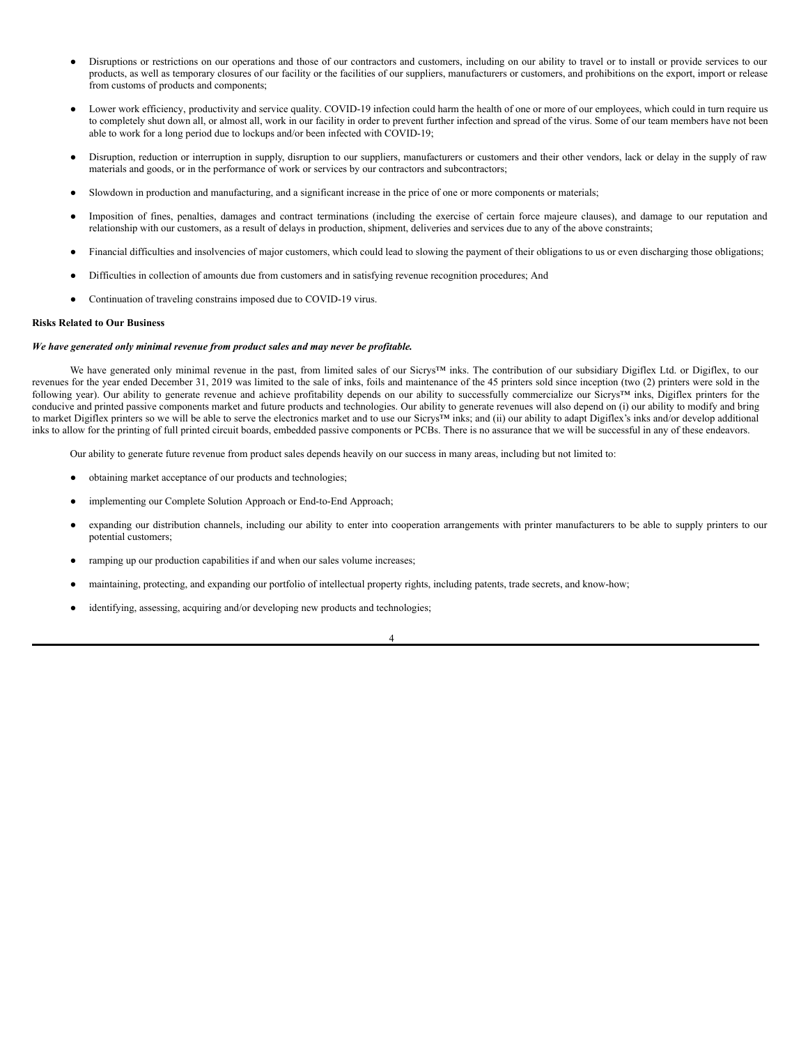- Disruptions or restrictions on our operations and those of our contractors and customers, including on our ability to travel or to install or provide services to our products, as well as temporary closures of our facility or the facilities of our suppliers, manufacturers or customers, and prohibitions on the export, import or release from customs of products and components;
- Lower work efficiency, productivity and service quality. COVID-19 infection could harm the health of one or more of our employees, which could in turn require us to completely shut down all, or almost all, work in our facility in order to prevent further infection and spread of the virus. Some of our team members have not been able to work for a long period due to lockups and/or been infected with COVID-19;
- Disruption, reduction or interruption in supply, disruption to our suppliers, manufacturers or customers and their other vendors, lack or delay in the supply of raw materials and goods, or in the performance of work or services by our contractors and subcontractors;
- Slowdown in production and manufacturing, and a significant increase in the price of one or more components or materials;
- Imposition of fines, penalties, damages and contract terminations (including the exercise of certain force majeure clauses), and damage to our reputation and relationship with our customers, as a result of delays in production, shipment, deliveries and services due to any of the above constraints;
- Financial difficulties and insolvencies of major customers, which could lead to slowing the payment of their obligations to us or even discharging those obligations;
- Difficulties in collection of amounts due from customers and in satisfying revenue recognition procedures; And
- Continuation of traveling constrains imposed due to COVID-19 virus.

**Risks Related to Our Business**

***We have generated only minimal revenue from product sales and may never be profitable.***

We have generated only minimal revenue in the past, from limited sales of our Sicrys™ inks. The contribution of our subsidiary Digiflex Ltd. or Digiflex, to our revenues for the year ended December 31, 2019 was limited to the sale of inks, foils and maintenance of the 45 printers sold since inception (two (2) printers were sold in the following year). Our ability to generate revenue and achieve profitability depends on our ability to successfully commercialize our Sicrys™ inks, Digiflex printers for the conducive and printed passive components market and future products and technologies. Our ability to generate revenues will also depend on (i) our ability to modify and bring to market Digiflex printers so we will be able to serve the electronics market and to use our Sicrys™ inks; and (ii) our ability to adapt Digiflex's inks and/or develop additional inks to allow for the printing of full printed circuit boards, embedded passive components or PCBs. There is no assurance that we will be successful in any of these endeavors.

Our ability to generate future revenue from product sales depends heavily on our success in many areas, including but not limited to:

- obtaining market acceptance of our products and technologies;
- implementing our Complete Solution Approach or End-to-End Approach;
- expanding our distribution channels, including our ability to enter into cooperation arrangements with printer manufacturers to be able to supply printers to our potential customers;
- ramping up our production capabilities if and when our sales volume increases;
- maintaining, protecting, and expanding our portfolio of intellectual property rights, including patents, trade secrets, and know-how;
- identifying, assessing, acquiring and/or developing new products and technologies;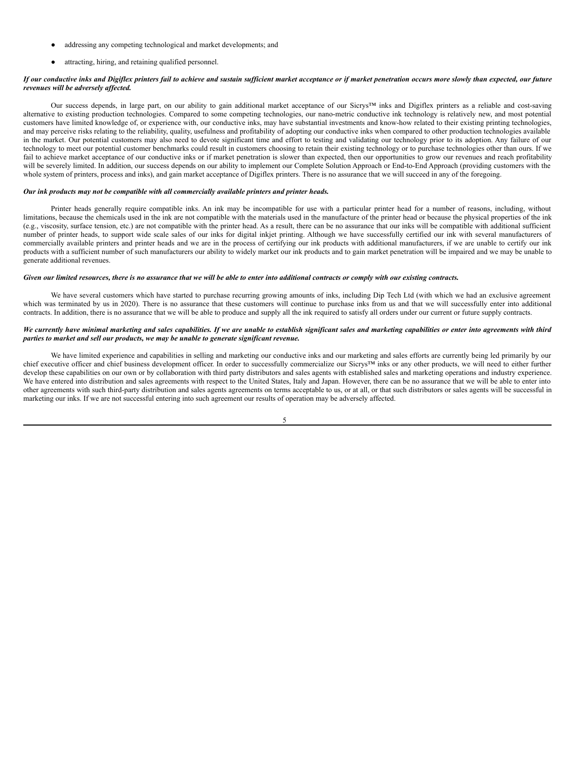- addressing any competing technological and market developments; and
- attracting, hiring, and retaining qualified personnel.

***If our conductive inks and Digiflex printers fail to achieve and sustain sufficient market acceptance or if market penetration occurs more slowly than expected, our future revenues will be adversely affected.***

Our success depends, in large part, on our ability to gain additional market acceptance of our Sicrys™ inks and Digiflex printers as a reliable and cost-saving alternative to existing production technologies. Compared to some competing technologies, our nano-metric conductive ink technology is relatively new, and most potential customers have limited knowledge of, or experience with, our conductive inks, may have substantial investments and know-how related to their existing printing technologies, and may perceive risks relating to the reliability, quality, usefulness and profitability of adopting our conductive inks when compared to other production technologies available in the market. Our potential customers may also need to devote significant time and effort to testing and validating our technology prior to its adoption. Any failure of our technology to meet our potential customer benchmarks could result in customers choosing to retain their existing technology or to purchase technologies other than ours. If we fail to achieve market acceptance of our conductive inks or if market penetration is slower than expected, then our opportunities to grow our revenues and reach profitability will be severely limited. In addition, our success depends on our ability to implement our Complete Solution Approach or End-to-End Approach (providing customers with the whole system of printers, process and inks), and gain market acceptance of Digiflex printers. There is no assurance that we will succeed in any of the foregoing.

***Our ink products may not be compatible with all commercially available printers and printer heads.***

Printer heads generally require compatible inks. An ink may be incompatible for use with a particular printer head for a number of reasons, including, without limitations, because the chemicals used in the ink are not compatible with the materials used in the manufacture of the printer head or because the physical properties of the ink (e.g., viscosity, surface tension, etc.) are not compatible with the printer head. As a result, there can be no assurance that our inks will be compatible with additional sufficient number of printer heads, to support wide scale sales of our inks for digital inkjet printing. Although we have successfully certified our ink with several manufacturers of commercially available printers and printer heads and we are in the process of certifying our ink products with additional manufacturers, if we are unable to certify our ink products with a sufficient number of such manufacturers our ability to widely market our ink products and to gain market penetration will be impaired and we may be unable to generate additional revenues.

***Given our limited resources, there is no assurance that we will be able to enter into additional contracts or comply with our existing contracts.***

We have several customers which have started to purchase recurring growing amounts of inks, including Dip Tech Ltd (with which we had an exclusive agreement which was terminated by us in 2020). There is no assurance that these customers will continue to purchase inks from us and that we will successfully enter into additional contracts. In addition, there is no assurance that we will be able to produce and supply all the ink required to satisfy all orders under our current or future supply contracts.

***We currently have minimal marketing and sales capabilities. If we are unable to establish significant sales and marketing capabilities or enter into agreements with third parties to market and sell our products, we may be unable to generate significant revenue.***

We have limited experience and capabilities in selling and marketing our conductive inks and our marketing and sales efforts are currently being led primarily by our chief executive officer and chief business development officer. In order to successfully commercialize our Sicrys™ inks or any other products, we will need to either further develop these capabilities on our own or by collaboration with third party distributors and sales agents with established sales and marketing operations and industry experience. We have entered into distribution and sales agreements with respect to the United States, Italy and Japan. However, there can be no assurance that we will be able to enter into other agreements with such third-party distribution and sales agents agreements on terms acceptable to us, or at all, or that such distributors or sales agents will be successful in marketing our inks. If we are not successful entering into such agreement our results of operation may be adversely affected.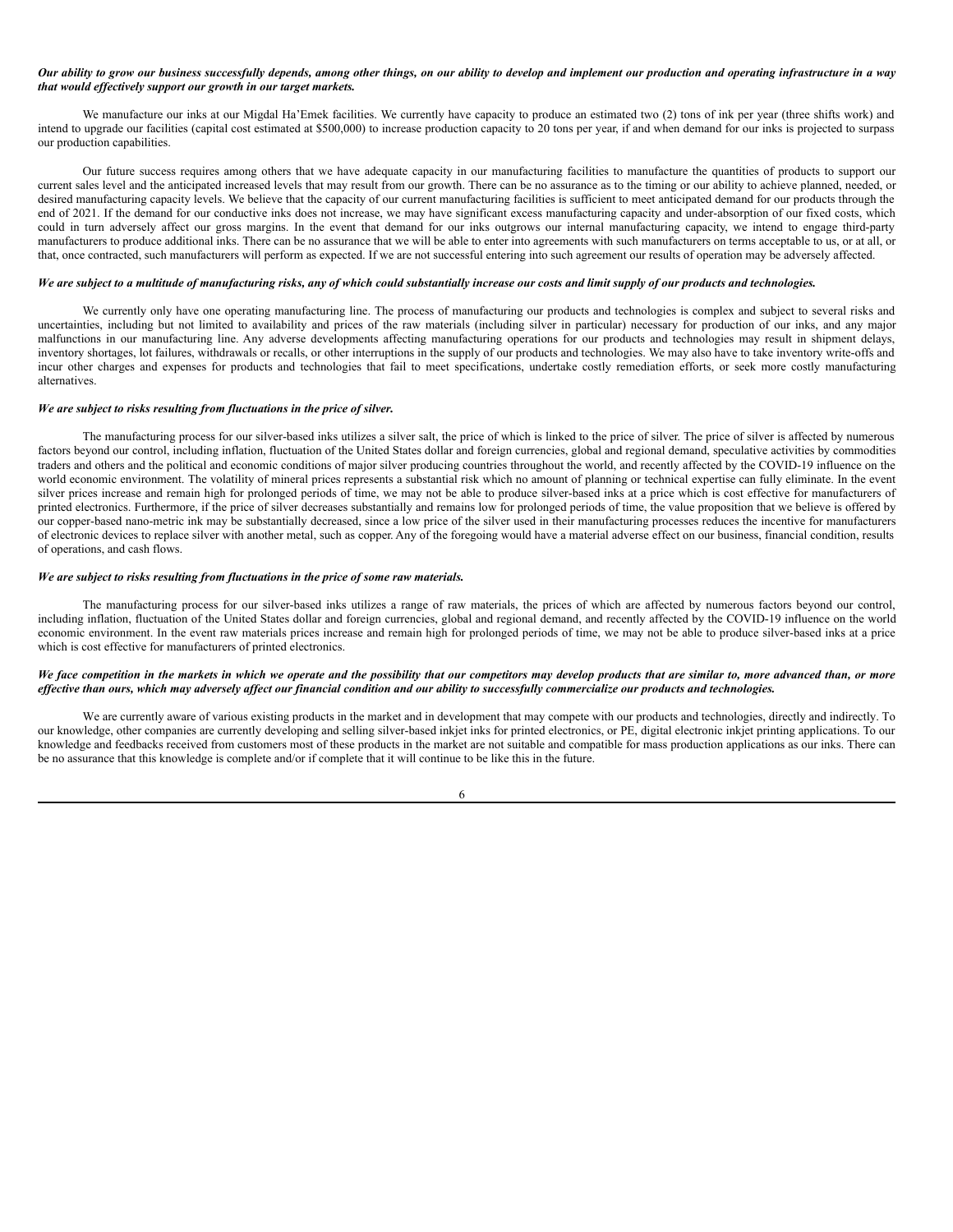***Our ability to grow our business successfully depends, among other things, on our ability to develop and implement our production and operating infrastructure in a way that would effectively support our growth in our target markets.***

We manufacture our inks at our Migdal Ha'Emek facilities. We currently have capacity to produce an estimated two (2) tons of ink per year (three shifts work) and intend to upgrade our facilities (capital cost estimated at $500,000) to increase production capacity to 20 tons per year, if and when demand for our inks is projected to surpass our production capabilities.

Our future success requires among others that we have adequate capacity in our manufacturing facilities to manufacture the quantities of products to support our current sales level and the anticipated increased levels that may result from our growth. There can be no assurance as to the timing or our ability to achieve planned, needed, or desired manufacturing capacity levels. We believe that the capacity of our current manufacturing facilities is sufficient to meet anticipated demand for our products through the end of 2021. If the demand for our conductive inks does not increase, we may have significant excess manufacturing capacity and under-absorption of our fixed costs, which could in turn adversely affect our gross margins. In the event that demand for our inks outgrows our internal manufacturing capacity, we intend to engage third-party manufacturers to produce additional inks. There can be no assurance that we will be able to enter into agreements with such manufacturers on terms acceptable to us, or at all, or that, once contracted, such manufacturers will perform as expected. If we are not successful entering into such agreement our results of operation may be adversely affected.

***We are subject to a multitude of manufacturing risks, any of which could substantially increase our costs and limit supply of our products and technologies.***

We currently only have one operating manufacturing line. The process of manufacturing our products and technologies is complex and subject to several risks and uncertainties, including but not limited to availability and prices of the raw materials (including silver in particular) necessary for production of our inks, and any major malfunctions in our manufacturing line. Any adverse developments affecting manufacturing operations for our products and technologies may result in shipment delays, inventory shortages, lot failures, withdrawals or recalls, or other interruptions in the supply of our products and technologies. We may also have to take inventory write-offs and incur other charges and expenses for products and technologies that fail to meet specifications, undertake costly remediation efforts, or seek more costly manufacturing alternatives.

***We are subject to risks resulting from fluctuations in the price of silver.***

The manufacturing process for our silver-based inks utilizes a silver salt, the price of which is linked to the price of silver. The price of silver is affected by numerous factors beyond our control, including inflation, fluctuation of the United States dollar and foreign currencies, global and regional demand, speculative activities by commodities traders and others and the political and economic conditions of major silver producing countries throughout the world, and recently affected by the COVID-19 influence on the world economic environment. The volatility of mineral prices represents a substantial risk which no amount of planning or technical expertise can fully eliminate. In the event silver prices increase and remain high for prolonged periods of time, we may not be able to produce silver-based inks at a price which is cost effective for manufacturers of printed electronics. Furthermore, if the price of silver decreases substantially and remains low for prolonged periods of time, the value proposition that we believe is offered by our copper-based nano-metric ink may be substantially decreased, since a low price of the silver used in their manufacturing processes reduces the incentive for manufacturers of electronic devices to replace silver with another metal, such as copper. Any of the foregoing would have a material adverse effect on our business, financial condition, results of operations, and cash flows.

***We are subject to risks resulting from fluctuations in the price of some raw materials.***

The manufacturing process for our silver-based inks utilizes a range of raw materials, the prices of which are affected by numerous factors beyond our control, including inflation, fluctuation of the United States dollar and foreign currencies, global and regional demand, and recently affected by the COVID-19 influence on the world economic environment. In the event raw materials prices increase and remain high for prolonged periods of time, we may not be able to produce silver-based inks at a price which is cost effective for manufacturers of printed electronics.

***We face competition in the markets in which we operate and the possibility that our competitors may develop products that are similar to, more advanced than, or more effective than ours, which may adversely affect our financial condition and our ability to successfully commercialize our products and technologies.***

We are currently aware of various existing products in the market and in development that may compete with our products and technologies, directly and indirectly. To our knowledge, other companies are currently developing and selling silver-based inkjet inks for printed electronics, or PE, digital electronic inkjet printing applications. To our knowledge and feedbacks received from customers most of these products in the market are not suitable and compatible for mass production applications as our inks. There can be no assurance that this knowledge is complete and/or if complete that it will continue to be like this in the future.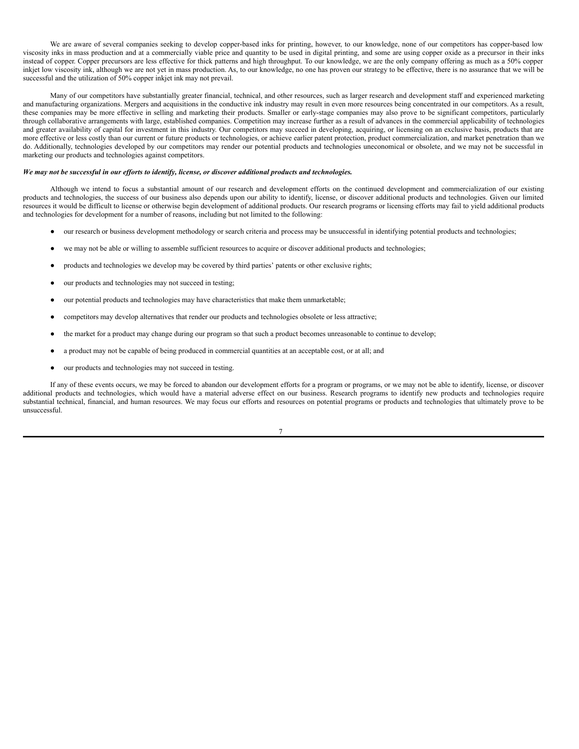We are aware of several companies seeking to develop copper-based inks for printing, however, to our knowledge, none of our competitors has copper-based low viscosity inks in mass production and at a commercially viable price and quantity to be used in digital printing, and some are using copper oxide as a precursor in their inks instead of copper. Copper precursors are less effective for thick patterns and high throughput. To our knowledge, we are the only company offering as much as a 50% copper inkjet low viscosity ink, although we are not yet in mass production. As, to our knowledge, no one has proven our strategy to be effective, there is no assurance that we will be successful and the utilization of 50% copper inkjet ink may not prevail.

Many of our competitors have substantially greater financial, technical, and other resources, such as larger research and development staff and experienced marketing and manufacturing organizations. Mergers and acquisitions in the conductive ink industry may result in even more resources being concentrated in our competitors. As a result, these companies may be more effective in selling and marketing their products. Smaller or early-stage companies may also prove to be significant competitors, particularly through collaborative arrangements with large, established companies. Competition may increase further as a result of advances in the commercial applicability of technologies and greater availability of capital for investment in this industry. Our competitors may succeed in developing, acquiring, or licensing on an exclusive basis, products that are more effective or less costly than our current or future products or technologies, or achieve earlier patent protection, product commercialization, and market penetration than we do. Additionally, technologies developed by our competitors may render our potential products and technologies uneconomical or obsolete, and we may not be successful in marketing our products and technologies against competitors.

***We may not be successful in our efforts to identify, license, or discover additional products and technologies.***

Although we intend to focus a substantial amount of our research and development efforts on the continued development and commercialization of our existing products and technologies, the success of our business also depends upon our ability to identify, license, or discover additional products and technologies. Given our limited resources it would be difficult to license or otherwise begin development of additional products. Our research programs or licensing efforts may fail to yield additional products and technologies for development for a number of reasons, including but not limited to the following:

- our research or business development methodology or search criteria and process may be unsuccessful in identifying potential products and technologies;
- we may not be able or willing to assemble sufficient resources to acquire or discover additional products and technologies;
- products and technologies we develop may be covered by third parties' patents or other exclusive rights;
- our products and technologies may not succeed in testing;
- our potential products and technologies may have characteristics that make them unmarketable;
- competitors may develop alternatives that render our products and technologies obsolete or less attractive;
- the market for a product may change during our program so that such a product becomes unreasonable to continue to develop;
- a product may not be capable of being produced in commercial quantities at an acceptable cost, or at all; and
- our products and technologies may not succeed in testing.

If any of these events occurs, we may be forced to abandon our development efforts for a program or programs, or we may not be able to identify, license, or discover additional products and technologies, which would have a material adverse effect on our business. Research programs to identify new products and technologies require substantial technical, financial, and human resources. We may focus our efforts and resources on potential programs or products and technologies that ultimately prove to be unsuccessful.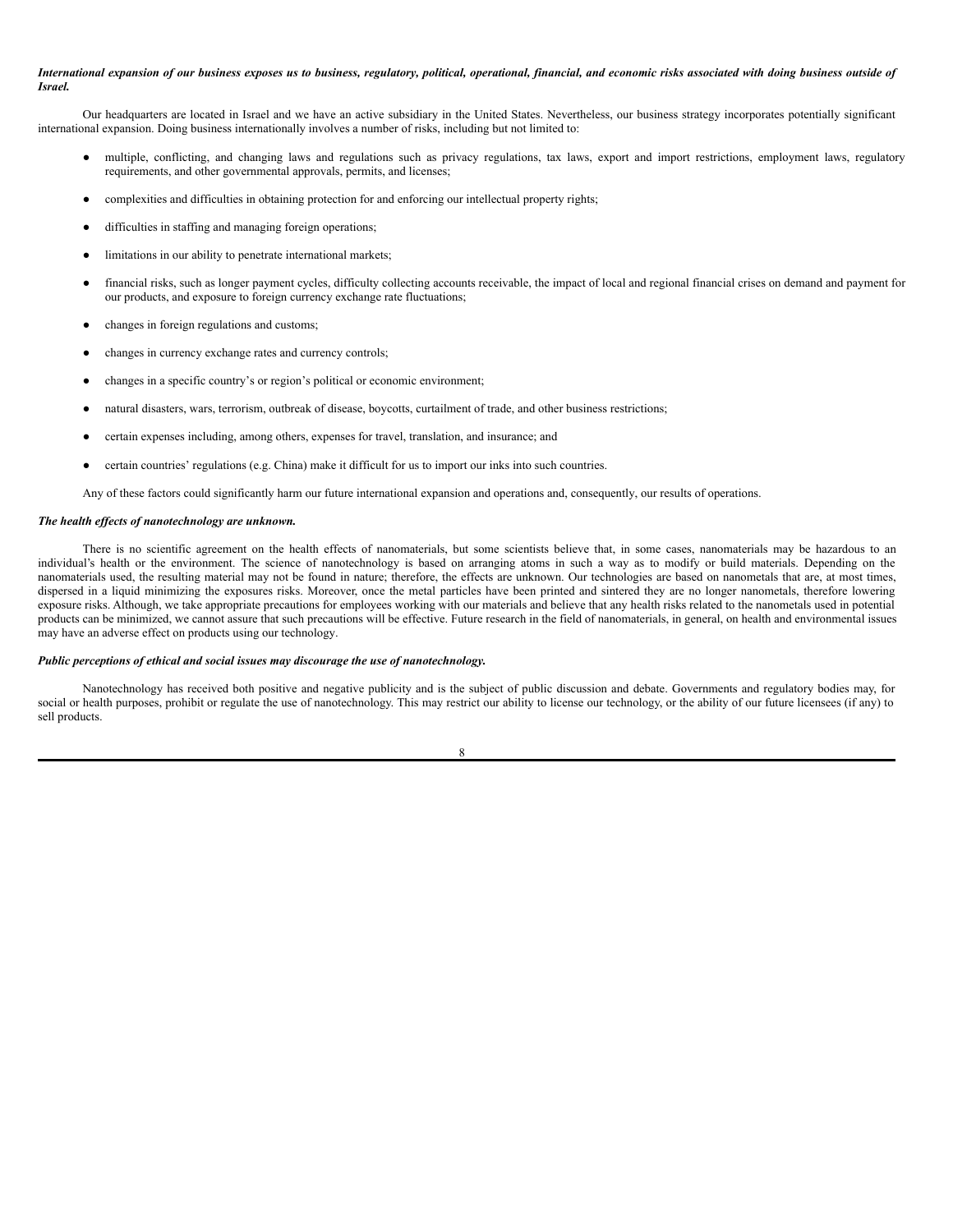***International expansion of our business exposes us to business, regulatory, political, operational, financial, and economic risks associated with doing business outside of Israel.***

Our headquarters are located in Israel and we have an active subsidiary in the United States. Nevertheless, our business strategy incorporates potentially significant international expansion. Doing business internationally involves a number of risks, including but not limited to:

- multiple, conflicting, and changing laws and regulations such as privacy regulations, tax laws, export and import restrictions, employment laws, regulatory requirements, and other governmental approvals, permits, and licenses;
- complexities and difficulties in obtaining protection for and enforcing our intellectual property rights;
- difficulties in staffing and managing foreign operations;
- limitations in our ability to penetrate international markets;
- financial risks, such as longer payment cycles, difficulty collecting accounts receivable, the impact of local and regional financial crises on demand and payment for our products, and exposure to foreign currency exchange rate fluctuations;
- changes in foreign regulations and customs;
- changes in currency exchange rates and currency controls;
- changes in a specific country's or region's political or economic environment;
- natural disasters, wars, terrorism, outbreak of disease, boycotts, curtailment of trade, and other business restrictions;
- certain expenses including, among others, expenses for travel, translation, and insurance; and
- certain countries' regulations (e.g. China) make it difficult for us to import our inks into such countries.

Any of these factors could significantly harm our future international expansion and operations and, consequently, our results of operations.

***The health effects of nanotechnology are unknown.***

There is no scientific agreement on the health effects of nanomaterials, but some scientists believe that, in some cases, nanomaterials may be hazardous to an individual's health or the environment. The science of nanotechnology is based on arranging atoms in such a way as to modify or build materials. Depending on the nanomaterials used, the resulting material may not be found in nature; therefore, the effects are unknown. Our technologies are based on nanometals that are, at most times, dispersed in a liquid minimizing the exposures risks. Moreover, once the metal particles have been printed and sintered they are no longer nanometals, therefore lowering exposure risks. Although, we take appropriate precautions for employees working with our materials and believe that any health risks related to the nanometals used in potential products can be minimized, we cannot assure that such precautions will be effective. Future research in the field of nanomaterials, in general, on health and environmental issues may have an adverse effect on products using our technology.

***Public perceptions of ethical and social issues may discourage the use of nanotechnology.***

Nanotechnology has received both positive and negative publicity and is the subject of public discussion and debate. Governments and regulatory bodies may, for social or health purposes, prohibit or regulate the use of nanotechnology. This may restrict our ability to license our technology, or the ability of our future licensees (if any) to sell products.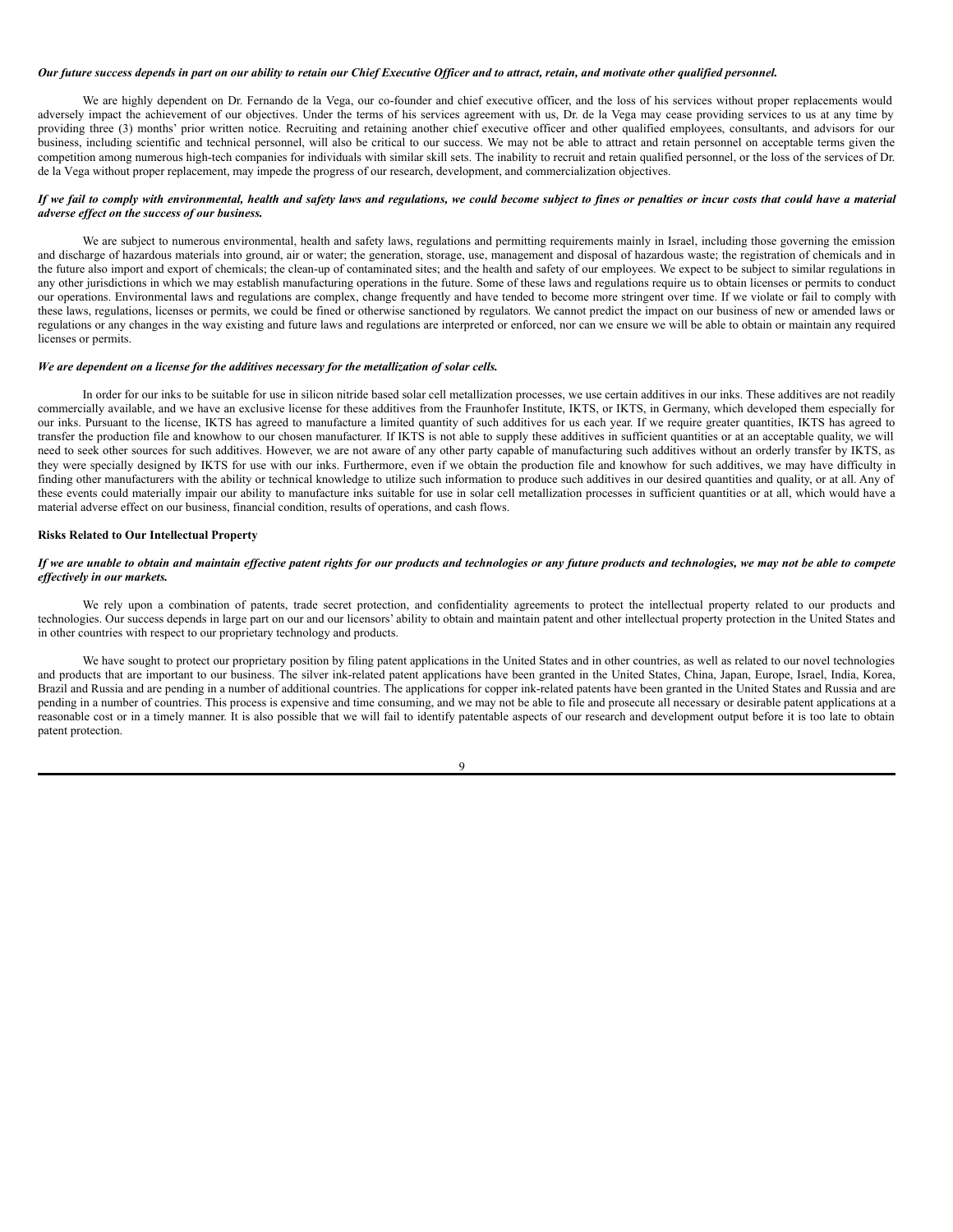***Our future success depends in part on our ability to retain our Chief Executive Officer and to attract, retain, and motivate other qualified personnel.***

We are highly dependent on Dr. Fernando de la Vega, our co-founder and chief executive officer, and the loss of his services without proper replacements would adversely impact the achievement of our objectives. Under the terms of his services agreement with us, Dr. de la Vega may cease providing services to us at any time by providing three (3) months' prior written notice. Recruiting and retaining another chief executive officer and other qualified employees, consultants, and advisors for our business, including scientific and technical personnel, will also be critical to our success. We may not be able to attract and retain personnel on acceptable terms given the competition among numerous high-tech companies for individuals with similar skill sets. The inability to recruit and retain qualified personnel, or the loss of the services of Dr. de la Vega without proper replacement, may impede the progress of our research, development, and commercialization objectives.

***If we fail to comply with environmental, health and safety laws and regulations, we could become subject to fines or penalties or incur costs that could have a material adverse effect on the success of our business.***

We are subject to numerous environmental, health and safety laws, regulations and permitting requirements mainly in Israel, including those governing the emission and discharge of hazardous materials into ground, air or water; the generation, storage, use, management and disposal of hazardous waste; the registration of chemicals and in the future also import and export of chemicals; the clean-up of contaminated sites; and the health and safety of our employees. We expect to be subject to similar regulations in any other jurisdictions in which we may establish manufacturing operations in the future. Some of these laws and regulations require us to obtain licenses or permits to conduct our operations. Environmental laws and regulations are complex, change frequently and have tended to become more stringent over time. If we violate or fail to comply with these laws, regulations, licenses or permits, we could be fined or otherwise sanctioned by regulators. We cannot predict the impact on our business of new or amended laws or regulations or any changes in the way existing and future laws and regulations are interpreted or enforced, nor can we ensure we will be able to obtain or maintain any required licenses or permits.

***We are dependent on a license for the additives necessary for the metallization of solar cells.***

In order for our inks to be suitable for use in silicon nitride based solar cell metallization processes, we use certain additives in our inks. These additives are not readily commercially available, and we have an exclusive license for these additives from the Fraunhofer Institute, IKTS, or IKTS, in Germany, which developed them especially for our inks. Pursuant to the license, IKTS has agreed to manufacture a limited quantity of such additives for us each year. If we require greater quantities, IKTS has agreed to transfer the production file and knowhow to our chosen manufacturer. If IKTS is not able to supply these additives in sufficient quantities or at an acceptable quality, we will need to seek other sources for such additives. However, we are not aware of any other party capable of manufacturing such additives without an orderly transfer by IKTS, as they were specially designed by IKTS for use with our inks. Furthermore, even if we obtain the production file and knowhow for such additives, we may have difficulty in finding other manufacturers with the ability or technical knowledge to utilize such information to produce such additives in our desired quantities and quality, or at all. Any of these events could materially impair our ability to manufacture inks suitable for use in solar cell metallization processes in sufficient quantities or at all, which would have a material adverse effect on our business, financial condition, results of operations, and cash flows.

**Risks Related to Our Intellectual Property**

***If we are unable to obtain and maintain effective patent rights for our products and technologies or any future products and technologies, we may not be able to compete effectively in our markets.***

We rely upon a combination of patents, trade secret protection, and confidentiality agreements to protect the intellectual property related to our products and technologies. Our success depends in large part on our and our licensors' ability to obtain and maintain patent and other intellectual property protection in the United States and in other countries with respect to our proprietary technology and products.

We have sought to protect our proprietary position by filing patent applications in the United States and in other countries, as well as related to our novel technologies and products that are important to our business. The silver ink-related patent applications have been granted in the United States, China, Japan, Europe, Israel, India, Korea, Brazil and Russia and are pending in a number of additional countries. The applications for copper ink-related patents have been granted in the United States and Russia and are pending in a number of countries. This process is expensive and time consuming, and we may not be able to file and prosecute all necessary or desirable patent applications at a reasonable cost or in a timely manner. It is also possible that we will fail to identify patentable aspects of our research and development output before it is too late to obtain patent protection.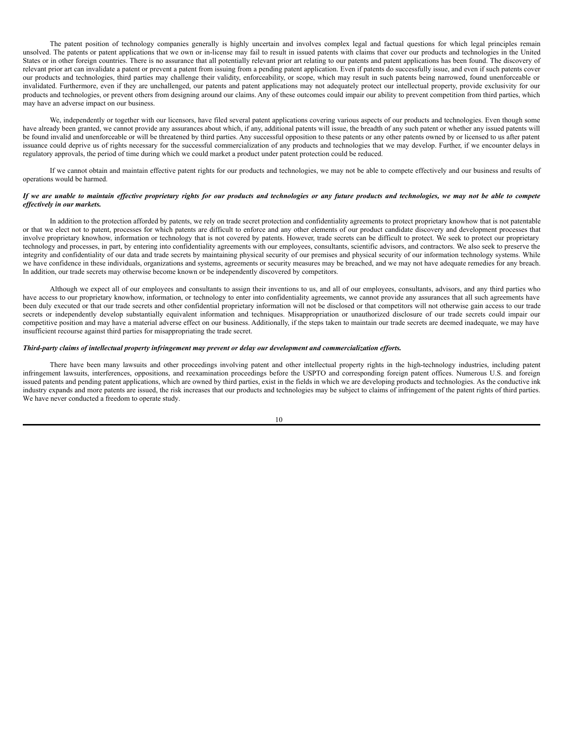The patent position of technology companies generally is highly uncertain and involves complex legal and factual questions for which legal principles remain unsolved. The patents or patent applications that we own or in-license may fail to result in issued patents with claims that cover our products and technologies in the United States or in other foreign countries. There is no assurance that all potentially relevant prior art relating to our patents and patent applications has been found. The discovery of relevant prior art can invalidate a patent or prevent a patent from issuing from a pending patent application. Even if patents do successfully issue, and even if such patents cover our products and technologies, third parties may challenge their validity, enforceability, or scope, which may result in such patents being narrowed, found unenforceable or invalidated. Furthermore, even if they are unchallenged, our patents and patent applications may not adequately protect our intellectual property, provide exclusivity for our products and technologies, or prevent others from designing around our claims. Any of these outcomes could impair our ability to prevent competition from third parties, which may have an adverse impact on our business.

We, independently or together with our licensors, have filed several patent applications covering various aspects of our products and technologies. Even though some have already been granted, we cannot provide any assurances about which, if any, additional patents will issue, the breadth of any such patent or whether any issued patents will be found invalid and unenforceable or will be threatened by third parties. Any successful opposition to these patents or any other patents owned by or licensed to us after patent issuance could deprive us of rights necessary for the successful commercialization of any products and technologies that we may develop. Further, if we encounter delays in regulatory approvals, the period of time during which we could market a product under patent protection could be reduced.

If we cannot obtain and maintain effective patent rights for our products and technologies, we may not be able to compete effectively and our business and results of operations would be harmed.

***If we are unable to maintain effective proprietary rights for our products and technologies or any future products and technologies, we may not be able to compete effectively in our markets.***

In addition to the protection afforded by patents, we rely on trade secret protection and confidentiality agreements to protect proprietary knowhow that is not patentable or that we elect not to patent, processes for which patents are difficult to enforce and any other elements of our product candidate discovery and development processes that involve proprietary knowhow, information or technology that is not covered by patents. However, trade secrets can be difficult to protect. We seek to protect our proprietary technology and processes, in part, by entering into confidentiality agreements with our employees, consultants, scientific advisors, and contractors. We also seek to preserve the integrity and confidentiality of our data and trade secrets by maintaining physical security of our premises and physical security of our information technology systems. While we have confidence in these individuals, organizations and systems, agreements or security measures may be breached, and we may not have adequate remedies for any breach. In addition, our trade secrets may otherwise become known or be independently discovered by competitors.

Although we expect all of our employees and consultants to assign their inventions to us, and all of our employees, consultants, advisors, and any third parties who have access to our proprietary knowhow, information, or technology to enter into confidentiality agreements, we cannot provide any assurances that all such agreements have been duly executed or that our trade secrets and other confidential proprietary information will not be disclosed or that competitors will not otherwise gain access to our trade secrets or independently develop substantially equivalent information and techniques. Misappropriation or unauthorized disclosure of our trade secrets could impair our competitive position and may have a material adverse effect on our business. Additionally, if the steps taken to maintain our trade secrets are deemed inadequate, we may have insufficient recourse against third parties for misappropriating the trade secret.

***Third-party claims of intellectual property infringement may prevent or delay our development and commercialization efforts.***

There have been many lawsuits and other proceedings involving patent and other intellectual property rights in the high-technology industries, including patent infringement lawsuits, interferences, oppositions, and reexamination proceedings before the USPTO and corresponding foreign patent offices. Numerous U.S. and foreign issued patents and pending patent applications, which are owned by third parties, exist in the fields in which we are developing products and technologies. As the conductive ink industry expands and more patents are issued, the risk increases that our products and technologies may be subject to claims of infringement of the patent rights of third parties. We have never conducted a freedom to operate study.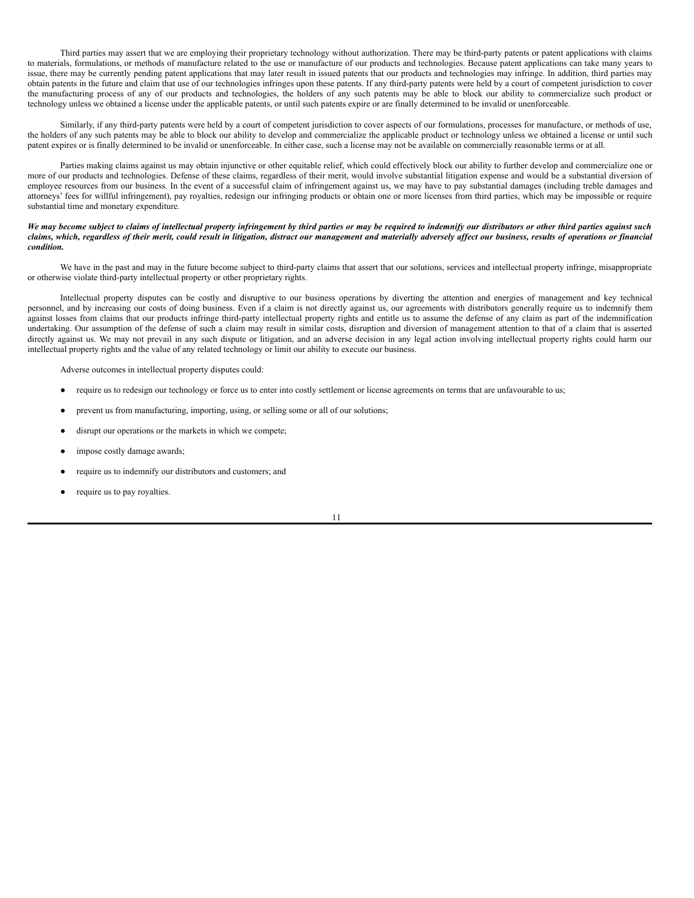Third parties may assert that we are employing their proprietary technology without authorization. There may be third-party patents or patent applications with claims to materials, formulations, or methods of manufacture related to the use or manufacture of our products and technologies. Because patent applications can take many years to issue, there may be currently pending patent applications that may later result in issued patents that our products and technologies may infringe. In addition, third parties may obtain patents in the future and claim that use of our technologies infringes upon these patents. If any third-party patents were held by a court of competent jurisdiction to cover the manufacturing process of any of our products and technologies, the holders of any such patents may be able to block our ability to commercialize such product or technology unless we obtained a license under the applicable patents, or until such patents expire or are finally determined to be invalid or unenforceable.

Similarly, if any third-party patents were held by a court of competent jurisdiction to cover aspects of our formulations, processes for manufacture, or methods of use, the holders of any such patents may be able to block our ability to develop and commercialize the applicable product or technology unless we obtained a license or until such patent expires or is finally determined to be invalid or unenforceable. In either case, such a license may not be available on commercially reasonable terms or at all.

Parties making claims against us may obtain injunctive or other equitable relief, which could effectively block our ability to further develop and commercialize one or more of our products and technologies. Defense of these claims, regardless of their merit, would involve substantial litigation expense and would be a substantial diversion of employee resources from our business. In the event of a successful claim of infringement against us, we may have to pay substantial damages (including treble damages and attorneys' fees for willful infringement), pay royalties, redesign our infringing products or obtain one or more licenses from third parties, which may be impossible or require substantial time and monetary expenditure.

***We may become subject to claims of intellectual property infringement by third parties or may be required to indemnify our distributors or other third parties against such claims, which, regardless of their merit, could result in litigation, distract our management and materially adversely affect our business, results of operations or financial condition.***

We have in the past and may in the future become subject to third-party claims that assert that our solutions, services and intellectual property infringe, misappropriate or otherwise violate third-party intellectual property or other proprietary rights.

Intellectual property disputes can be costly and disruptive to our business operations by diverting the attention and energies of management and key technical personnel, and by increasing our costs of doing business. Even if a claim is not directly against us, our agreements with distributors generally require us to indemnify them against losses from claims that our products infringe third-party intellectual property rights and entitle us to assume the defense of any claim as part of the indemnification undertaking. Our assumption of the defense of such a claim may result in similar costs, disruption and diversion of management attention to that of a claim that is asserted directly against us. We may not prevail in any such dispute or litigation, and an adverse decision in any legal action involving intellectual property rights could harm our intellectual property rights and the value of any related technology or limit our ability to execute our business.

Adverse outcomes in intellectual property disputes could:

- require us to redesign our technology or force us to enter into costly settlement or license agreements on terms that are unfavourable to us;
- prevent us from manufacturing, importing, using, or selling some or all of our solutions;
- disrupt our operations or the markets in which we compete;
- impose costly damage awards;
- require us to indemnify our distributors and customers; and
- require us to pay royalties.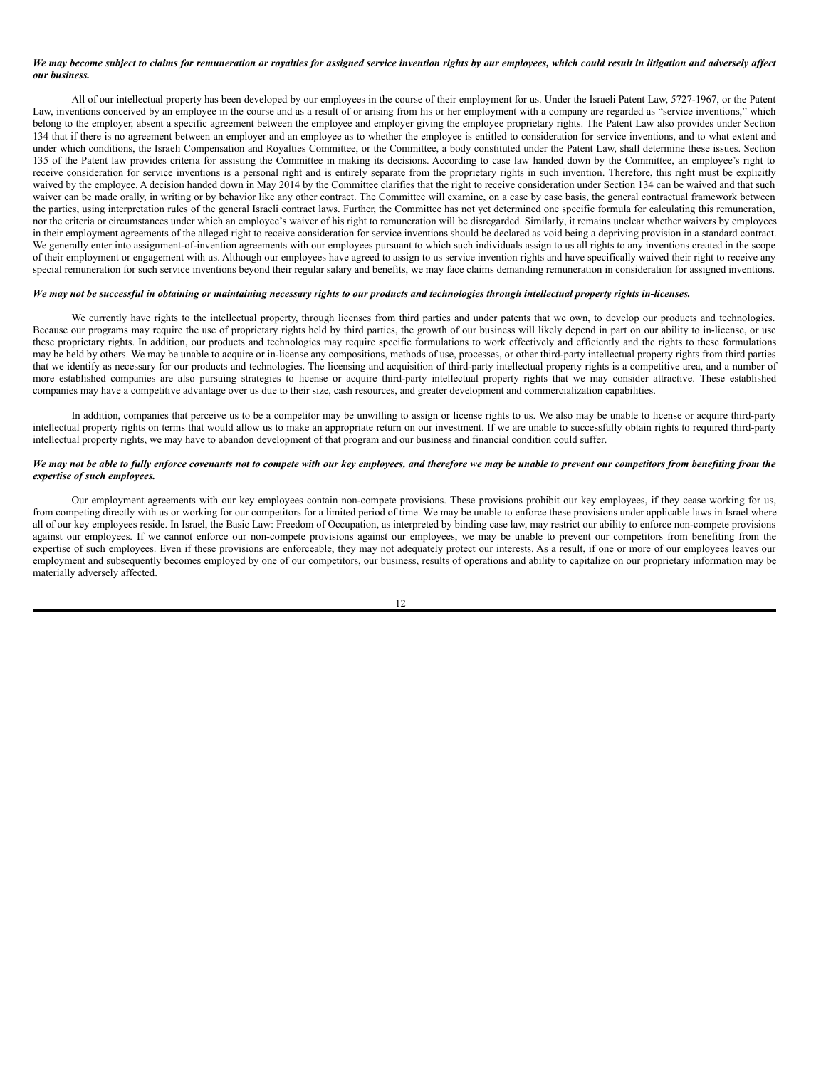***We may become subject to claims for remuneration or royalties for assigned service invention rights by our employees, which could result in litigation and adversely affect our business.***

All of our intellectual property has been developed by our employees in the course of their employment for us. Under the Israeli Patent Law, 5727-1967, or the Patent Law, inventions conceived by an employee in the course and as a result of or arising from his or her employment with a company are regarded as "service inventions," which belong to the employer, absent a specific agreement between the employee and employer giving the employee proprietary rights. The Patent Law also provides under Section 134 that if there is no agreement between an employer and an employee as to whether the employee is entitled to consideration for service inventions, and to what extent and under which conditions, the Israeli Compensation and Royalties Committee, or the Committee, a body constituted under the Patent Law, shall determine these issues. Section 135 of the Patent law provides criteria for assisting the Committee in making its decisions. According to case law handed down by the Committee, an employee's right to receive consideration for service inventions is a personal right and is entirely separate from the proprietary rights in such invention. Therefore, this right must be explicitly waived by the employee. A decision handed down in May 2014 by the Committee clarifies that the right to receive consideration under Section 134 can be waived and that such waiver can be made orally, in writing or by behavior like any other contract. The Committee will examine, on a case by case basis, the general contractual framework between the parties, using interpretation rules of the general Israeli contract laws. Further, the Committee has not yet determined one specific formula for calculating this remuneration, nor the criteria or circumstances under which an employee's waiver of his right to remuneration will be disregarded. Similarly, it remains unclear whether waivers by employees in their employment agreements of the alleged right to receive consideration for service inventions should be declared as void being a depriving provision in a standard contract. We generally enter into assignment-of-invention agreements with our employees pursuant to which such individuals assign to us all rights to any inventions created in the scope of their employment or engagement with us. Although our employees have agreed to assign to us service invention rights and have specifically waived their right to receive any special remuneration for such service inventions beyond their regular salary and benefits, we may face claims demanding remuneration in consideration for assigned inventions.

***We may not be successful in obtaining or maintaining necessary rights to our products and technologies through intellectual property rights in-licenses.***

We currently have rights to the intellectual property, through licenses from third parties and under patents that we own, to develop our products and technologies. Because our programs may require the use of proprietary rights held by third parties, the growth of our business will likely depend in part on our ability to in-license, or use these proprietary rights. In addition, our products and technologies may require specific formulations to work effectively and efficiently and the rights to these formulations may be held by others. We may be unable to acquire or in-license any compositions, methods of use, processes, or other third-party intellectual property rights from third parties that we identify as necessary for our products and technologies. The licensing and acquisition of third-party intellectual property rights is a competitive area, and a number of more established companies are also pursuing strategies to license or acquire third-party intellectual property rights that we may consider attractive. These established companies may have a competitive advantage over us due to their size, cash resources, and greater development and commercialization capabilities.

In addition, companies that perceive us to be a competitor may be unwilling to assign or license rights to us. We also may be unable to license or acquire third-party intellectual property rights on terms that would allow us to make an appropriate return on our investment. If we are unable to successfully obtain rights to required third-party intellectual property rights, we may have to abandon development of that program and our business and financial condition could suffer.

***We may not be able to fully enforce covenants not to compete with our key employees, and therefore we may be unable to prevent our competitors from benefiting from the expertise of such employees.***

Our employment agreements with our key employees contain non-compete provisions. These provisions prohibit our key employees, if they cease working for us, from competing directly with us or working for our competitors for a limited period of time. We may be unable to enforce these provisions under applicable laws in Israel where all of our key employees reside. In Israel, the Basic Law: Freedom of Occupation, as interpreted by binding case law, may restrict our ability to enforce non-compete provisions against our employees. If we cannot enforce our non-compete provisions against our employees, we may be unable to prevent our competitors from benefiting from the expertise of such employees. Even if these provisions are enforceable, they may not adequately protect our interests. As a result, if one or more of our employees leaves our employment and subsequently becomes employed by one of our competitors, our business, results of operations and ability to capitalize on our proprietary information may be materially adversely affected.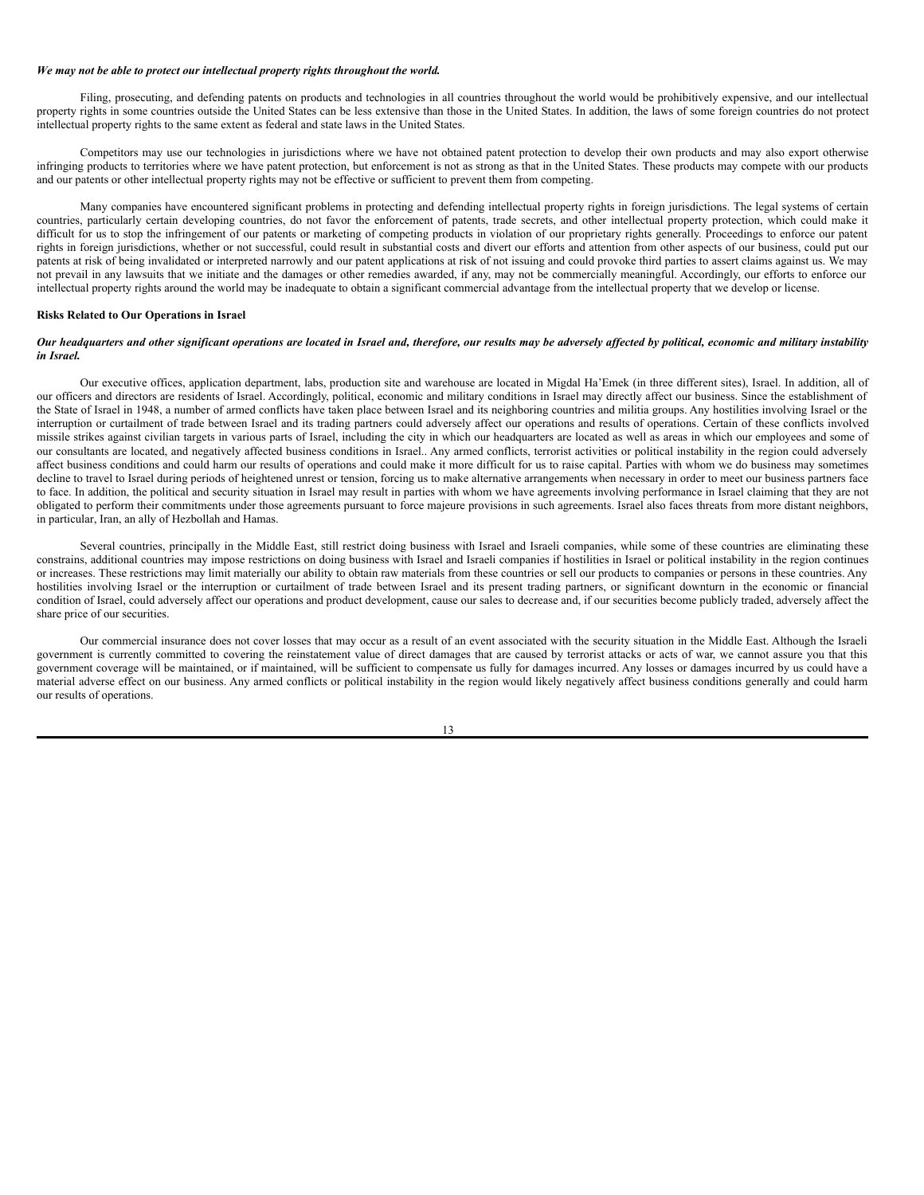*We may not be able to protect our intellectual property rights throughout the world.*

Filing, prosecuting, and defending patents on products and technologies in all countries throughout the world would be prohibitively expensive, and our intellectual property rights in some countries outside the United States can be less extensive than those in the United States. In addition, the laws of some foreign countries do not protect intellectual property rights to the same extent as federal and state laws in the United States.

Competitors may use our technologies in jurisdictions where we have not obtained patent protection to develop their own products and may also export otherwise infringing products to territories where we have patent protection, but enforcement is not as strong as that in the United States. These products may compete with our products and our patents or other intellectual property rights may not be effective or sufficient to prevent them from competing.

Many companies have encountered significant problems in protecting and defending intellectual property rights in foreign jurisdictions. The legal systems of certain countries, particularly certain developing countries, do not favor the enforcement of patents, trade secrets, and other intellectual property protection, which could make it difficult for us to stop the infringement of our patents or marketing of competing products in violation of our proprietary rights generally. Proceedings to enforce our patent rights in foreign jurisdictions, whether or not successful, could result in substantial costs and divert our efforts and attention from other aspects of our business, could put our patents at risk of being invalidated or interpreted narrowly and our patent applications at risk of not issuing and could provoke third parties to assert claims against us. We may not prevail in any lawsuits that we initiate and the damages or other remedies awarded, if any, may not be commercially meaningful. Accordingly, our efforts to enforce our intellectual property rights around the world may be inadequate to obtain a significant commercial advantage from the intellectual property that we develop or license.

**Risks Related to Our Operations in Israel**

***Our headquarters and other significant operations are located in Israel and, therefore, our results may be adversely affected by political, economic and military instability in Israel.***

Our executive offices, application department, labs, production site and warehouse are located in Migdal Ha'Emek (in three different sites), Israel. In addition, all of our officers and directors are residents of Israel. Accordingly, political, economic and military conditions in Israel may directly affect our business. Since the establishment of the State of Israel in 1948, a number of armed conflicts have taken place between Israel and its neighboring countries and militia groups. Any hostilities involving Israel or the interruption or curtailment of trade between Israel and its trading partners could adversely affect our operations and results of operations. Certain of these conflicts involved missile strikes against civilian targets in various parts of Israel, including the city in which our headquarters are located as well as areas in which our employees and some of our consultants are located, and negatively affected business conditions in Israel.. Any armed conflicts, terrorist activities or political instability in the region could adversely affect business conditions and could harm our results of operations and could make it more difficult for us to raise capital. Parties with whom we do business may sometimes decline to travel to Israel during periods of heightened unrest or tension, forcing us to make alternative arrangements when necessary in order to meet our business partners face to face. In addition, the political and security situation in Israel may result in parties with whom we have agreements involving performance in Israel claiming that they are not obligated to perform their commitments under those agreements pursuant to force majeure provisions in such agreements. Israel also faces threats from more distant neighbors, in particular, Iran, an ally of Hezbollah and Hamas.

Several countries, principally in the Middle East, still restrict doing business with Israel and Israeli companies, while some of these countries are eliminating these constrains, additional countries may impose restrictions on doing business with Israel and Israeli companies if hostilities in Israel or political instability in the region continues or increases. These restrictions may limit materially our ability to obtain raw materials from these countries or sell our products to companies or persons in these countries. Any hostilities involving Israel or the interruption or curtailment of trade between Israel and its present trading partners, or significant downturn in the economic or financial condition of Israel, could adversely affect our operations and product development, cause our sales to decrease and, if our securities become publicly traded, adversely affect the share price of our securities.

Our commercial insurance does not cover losses that may occur as a result of an event associated with the security situation in the Middle East. Although the Israeli government is currently committed to covering the reinstatement value of direct damages that are caused by terrorist attacks or acts of war, we cannot assure you that this government coverage will be maintained, or if maintained, will be sufficient to compensate us fully for damages incurred. Any losses or damages incurred by us could have a material adverse effect on our business. Any armed conflicts or political instability in the region would likely negatively affect business conditions generally and could harm our results of operations.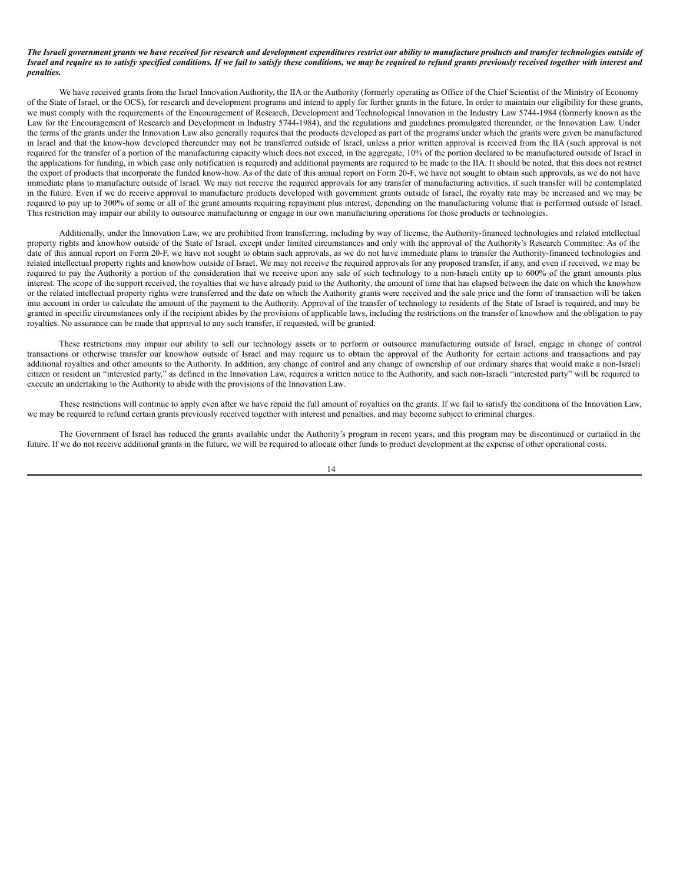***The Israeli government grants we have received for research and development expenditures restrict our ability to manufacture products and transfer technologies outside of Israel and require us to satisfy specified conditions. If we fail to satisfy these conditions, we may be required to refund grants previously received together with interest and penalties.***

We have received grants from the Israel Innovation Authority, the IIA or the Authority (formerly operating as Office of the Chief Scientist of the Ministry of Economy of the State of Israel, or the OCS), for research and development programs and intend to apply for further grants in the future. In order to maintain our eligibility for these grants, we must comply with the requirements of the Encouragement of Research, Development and Technological Innovation in the Industry Law 5744-1984 (formerly known as the Law for the Encouragement of Research and Development in Industry 5744-1984), and the regulations and guidelines promulgated thereunder, or the Innovation Law. Under the terms of the grants under the Innovation Law also generally requires that the products developed as part of the programs under which the grants were given be manufactured in Israel and that the know-how developed thereunder may not be transferred outside of Israel, unless a prior written approval is received from the IIA (such approval is not required for the transfer of a portion of the manufacturing capacity which does not exceed, in the aggregate, 10% of the portion declared to be manufactured outside of Israel in the applications for funding, in which case only notification is required) and additional payments are required to be made to the IIA. It should be noted, that this does not restrict the export of products that incorporate the funded know-how. As of the date of this annual report on Form 20-F, we have not sought to obtain such approvals, as we do not have immediate plans to manufacture outside of Israel. We may not receive the required approvals for any transfer of manufacturing activities, if such transfer will be contemplated in the future. Even if we do receive approval to manufacture products developed with government grants outside of Israel, the royalty rate may be increased and we may be required to pay up to 300% of some or all of the grant amounts requiring repayment plus interest, depending on the manufacturing volume that is performed outside of Israel. This restriction may impair our ability to outsource manufacturing or engage in our own manufacturing operations for those products or technologies.

Additionally, under the Innovation Law, we are prohibited from transferring, including by way of license, the Authority-financed technologies and related intellectual property rights and knowhow outside of the State of Israel, except under limited circumstances and only with the approval of the Authority's Research Committee. As of the date of this annual report on Form 20-F, we have not sought to obtain such approvals, as we do not have immediate plans to transfer the Authority-financed technologies and related intellectual property rights and knowhow outside of Israel. We may not receive the required approvals for any proposed transfer, if any, and even if received, we may be required to pay the Authority a portion of the consideration that we receive upon any sale of such technology to a non-Israeli entity up to 600% of the grant amounts plus interest. The scope of the support received, the royalties that we have already paid to the Authority, the amount of time that has elapsed between the date on which the knowhow or the related intellectual property rights were transferred and the date on which the Authority grants were received and the sale price and the form of transaction will be taken into account in order to calculate the amount of the payment to the Authority. Approval of the transfer of technology to residents of the State of Israel is required, and may be granted in specific circumstances only if the recipient abides by the provisions of applicable laws, including the restrictions on the transfer of knowhow and the obligation to pay royalties. No assurance can be made that approval to any such transfer, if requested, will be granted.

These restrictions may impair our ability to sell our technology assets or to perform or outsource manufacturing outside of Israel, engage in change of control transactions or otherwise transfer our knowhow outside of Israel and may require us to obtain the approval of the Authority for certain actions and transactions and pay additional royalties and other amounts to the Authority. In addition, any change of control and any change of ownership of our ordinary shares that would make a non-Israeli citizen or resident an "interested party," as defined in the Innovation Law, requires a written notice to the Authority, and such non-Israeli "interested party" will be required to execute an undertaking to the Authority to abide with the provisions of the Innovation Law.

These restrictions will continue to apply even after we have repaid the full amount of royalties on the grants. If we fail to satisfy the conditions of the Innovation Law, we may be required to refund certain grants previously received together with interest and penalties, and may become subject to criminal charges.

The Government of Israel has reduced the grants available under the Authority's program in recent years, and this program may be discontinued or curtailed in the future. If we do not receive additional grants in the future, we will be required to allocate other funds to product development at the expense of other operational costs.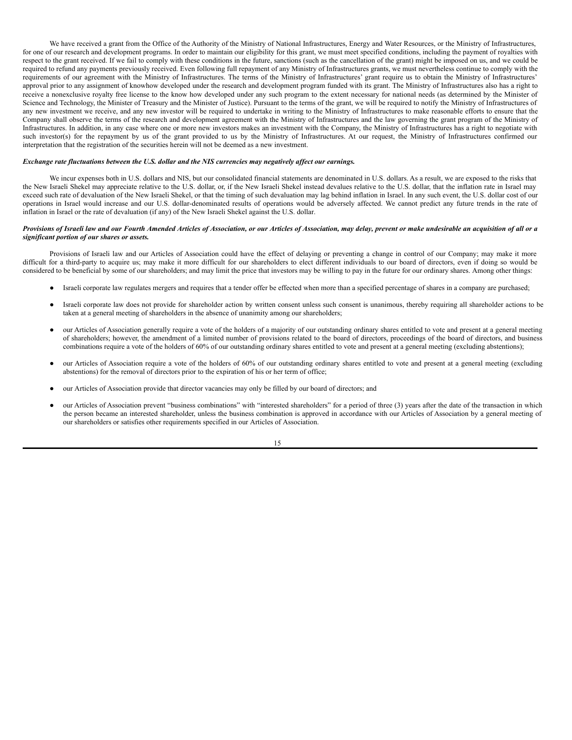We have received a grant from the Office of the Authority of the Ministry of National Infrastructures, Energy and Water Resources, or the Ministry of Infrastructures, for one of our research and development programs. In order to maintain our eligibility for this grant, we must meet specified conditions, including the payment of royalties with respect to the grant received. If we fail to comply with these conditions in the future, sanctions (such as the cancellation of the grant) might be imposed on us, and we could be required to refund any payments previously received. Even following full repayment of any Ministry of Infrastructures grants, we must nevertheless continue to comply with the requirements of our agreement with the Ministry of Infrastructures. The terms of the Ministry of Infrastructures' grant require us to obtain the Ministry of Infrastructures' approval prior to any assignment of knowhow developed under the research and development program funded with its grant. The Ministry of Infrastructures also has a right to receive a nonexclusive royalty free license to the know how developed under any such program to the extent necessary for national needs (as determined by the Minister of Science and Technology, the Minister of Treasury and the Minister of Justice). Pursuant to the terms of the grant, we will be required to notify the Ministry of Infrastructures of any new investment we receive, and any new investor will be required to undertake in writing to the Ministry of Infrastructures to make reasonable efforts to ensure that the Company shall observe the terms of the research and development agreement with the Ministry of Infrastructures and the law governing the grant program of the Ministry of Infrastructures. In addition, in any case where one or more new investors makes an investment with the Company, the Ministry of Infrastructures has a right to negotiate with such investor(s) for the repayment by us of the grant provided to us by the Ministry of Infrastructures. At our request, the Ministry of Infrastructures confirmed our interpretation that the registration of the securities herein will not be deemed as a new investment.

***Exchange rate fluctuations between the U.S. dollar and the NIS currencies may negatively affect our earnings.***

We incur expenses both in U.S. dollars and NIS, but our consolidated financial statements are denominated in U.S. dollars. As a result, we are exposed to the risks that the New Israeli Shekel may appreciate relative to the U.S. dollar, or, if the New Israeli Shekel instead devalues relative to the U.S. dollar, that the inflation rate in Israel may exceed such rate of devaluation of the New Israeli Shekel, or that the timing of such devaluation may lag behind inflation in Israel. In any such event, the U.S. dollar cost of our operations in Israel would increase and our U.S. dollar-denominated results of operations would be adversely affected. We cannot predict any future trends in the rate of inflation in Israel or the rate of devaluation (if any) of the New Israeli Shekel against the U.S. dollar.

***Provisions of Israeli law and our Fourth Amended Articles of Association, or our Articles of Association, may delay, prevent or make undesirable an acquisition of all or a significant portion of our shares or assets.***

Provisions of Israeli law and our Articles of Association could have the effect of delaying or preventing a change in control of our Company; may make it more difficult for a third-party to acquire us; may make it more difficult for our shareholders to elect different individuals to our board of directors, even if doing so would be considered to be beneficial by some of our shareholders; and may limit the price that investors may be willing to pay in the future for our ordinary shares. Among other things:

- Israeli corporate law regulates mergers and requires that a tender offer be effected when more than a specified percentage of shares in a company are purchased;
- Israeli corporate law does not provide for shareholder action by written consent unless such consent is unanimous, thereby requiring all shareholder actions to be taken at a general meeting of shareholders in the absence of unanimity among our shareholders;
- our Articles of Association generally require a vote of the holders of a majority of our outstanding ordinary shares entitled to vote and present at a general meeting of shareholders; however, the amendment of a limited number of provisions related to the board of directors, proceedings of the board of directors, and business combinations require a vote of the holders of 60% of our outstanding ordinary shares entitled to vote and present at a general meeting (excluding abstentions);
- our Articles of Association require a vote of the holders of 60% of our outstanding ordinary shares entitled to vote and present at a general meeting (excluding abstentions) for the removal of directors prior to the expiration of his or her term of office;
- our Articles of Association provide that director vacancies may only be filled by our board of directors; and
- our Articles of Association prevent "business combinations" with "interested shareholders" for a period of three (3) years after the date of the transaction in which the person became an interested shareholder, unless the business combination is approved in accordance with our Articles of Association by a general meeting of our shareholders or satisfies other requirements specified in our Articles of Association.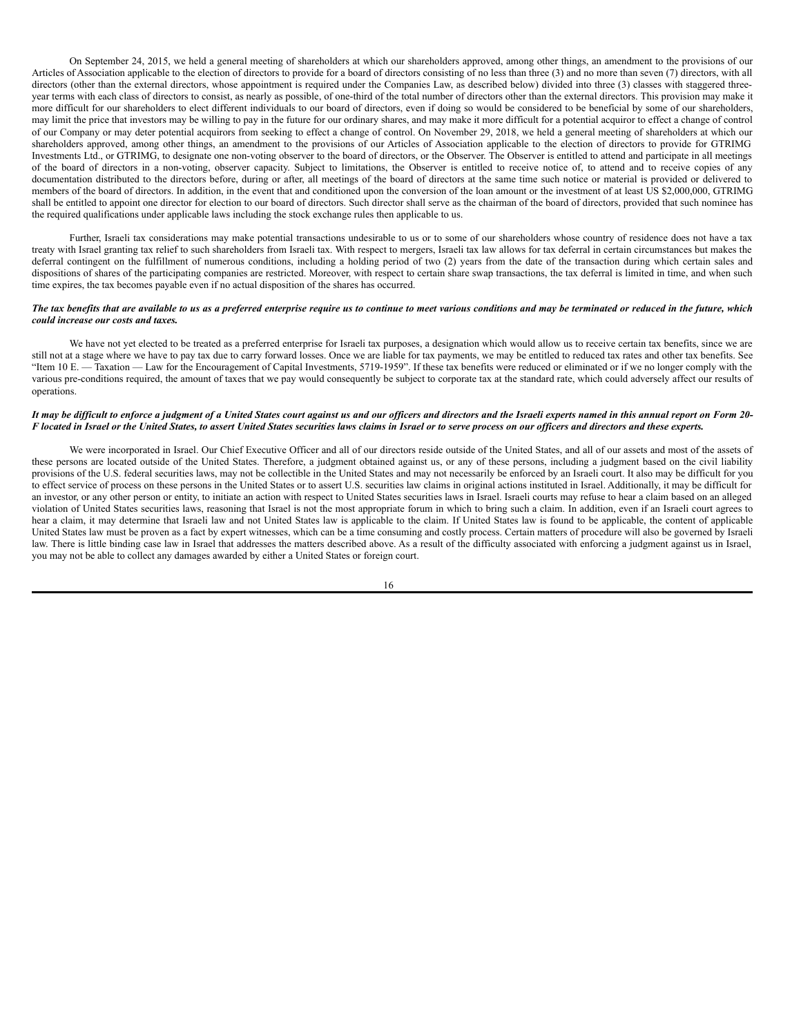On September 24, 2015, we held a general meeting of shareholders at which our shareholders approved, among other things, an amendment to the provisions of our Articles of Association applicable to the election of directors to provide for a board of directors consisting of no less than three (3) and no more than seven (7) directors, with all directors (other than the external directors, whose appointment is required under the Companies Law, as described below) divided into three (3) classes with staggered three-year terms with each class of directors to consist, as nearly as possible, of one-third of the total number of directors other than the external directors. This provision may make it more difficult for our shareholders to elect different individuals to our board of directors, even if doing so would be considered to be beneficial by some of our shareholders, may limit the price that investors may be willing to pay in the future for our ordinary shares, and may make it more difficult for a potential acquiror to effect a change of control of our Company or may deter potential acquirors from seeking to effect a change of control. On November 29, 2018, we held a general meeting of shareholders at which our shareholders approved, among other things, an amendment to the provisions of our Articles of Association applicable to the election of directors to provide for GTRIMG Investments Ltd., or GTRIMG, to designate one non-voting observer to the board of directors, or the Observer. The Observer is entitled to attend and participate in all meetings of the board of directors in a non-voting, observer capacity. Subject to limitations, the Observer is entitled to receive notice of, to attend and to receive copies of any documentation distributed to the directors before, during or after, all meetings of the board of directors at the same time such notice or material is provided or delivered to members of the board of directors. In addition, in the event that and conditioned upon the conversion of the loan amount or the investment of at least US $2,000,000, GTRIMG shall be entitled to appoint one director for election to our board of directors. Such director shall serve as the chairman of the board of directors, provided that such nominee has the required qualifications under applicable laws including the stock exchange rules then applicable to us.

Further, Israeli tax considerations may make potential transactions undesirable to us or to some of our shareholders whose country of residence does not have a tax treaty with Israel granting tax relief to such shareholders from Israeli tax. With respect to mergers, Israeli tax law allows for tax deferral in certain circumstances but makes the deferral contingent on the fulfillment of numerous conditions, including a holding period of two (2) years from the date of the transaction during which certain sales and dispositions of shares of the participating companies are restricted. Moreover, with respect to certain share swap transactions, the tax deferral is limited in time, and when such time expires, the tax becomes payable even if no actual disposition of the shares has occurred.

***The tax benefits that are available to us as a preferred enterprise require us to continue to meet various conditions and may be terminated or reduced in the future, which could increase our costs and taxes.***

We have not yet elected to be treated as a preferred enterprise for Israeli tax purposes, a designation which would allow us to receive certain tax benefits, since we are still not at a stage where we have to pay tax due to carry forward losses. Once we are liable for tax payments, we may be entitled to reduced tax rates and other tax benefits. See "Item 10 E. — Taxation — Law for the Encouragement of Capital Investments, 5719-1959". If these tax benefits were reduced or eliminated or if we no longer comply with the various pre-conditions required, the amount of taxes that we pay would consequently be subject to corporate tax at the standard rate, which could adversely affect our results of operations.

***It may be difficult to enforce a judgment of a United States court against us and our officers and directors and the Israeli experts named in this annual report on Form 20-F located in Israel or the United States, to assert United States securities laws claims in Israel or to serve process on our officers and directors and these experts.***

We were incorporated in Israel. Our Chief Executive Officer and all of our directors reside outside of the United States, and all of our assets and most of the assets of these persons are located outside of the United States. Therefore, a judgment obtained against us, or any of these persons, including a judgment based on the civil liability provisions of the U.S. federal securities laws, may not be collectible in the United States and may not necessarily be enforced by an Israeli court. It also may be difficult for you to effect service of process on these persons in the United States or to assert U.S. securities law claims in original actions instituted in Israel. Additionally, it may be difficult for an investor, or any other person or entity, to initiate an action with respect to United States securities laws in Israel. Israeli courts may refuse to hear a claim based on an alleged violation of United States securities laws, reasoning that Israel is not the most appropriate forum in which to bring such a claim. In addition, even if an Israeli court agrees to hear a claim, it may determine that Israeli law and not United States law is applicable to the claim. If United States law is found to be applicable, the content of applicable United States law must be proven as a fact by expert witnesses, which can be a time consuming and costly process. Certain matters of procedure will also be governed by Israeli law. There is little binding case law in Israel that addresses the matters described above. As a result of the difficulty associated with enforcing a judgment against us in Israel, you may not be able to collect any damages awarded by either a United States or foreign court.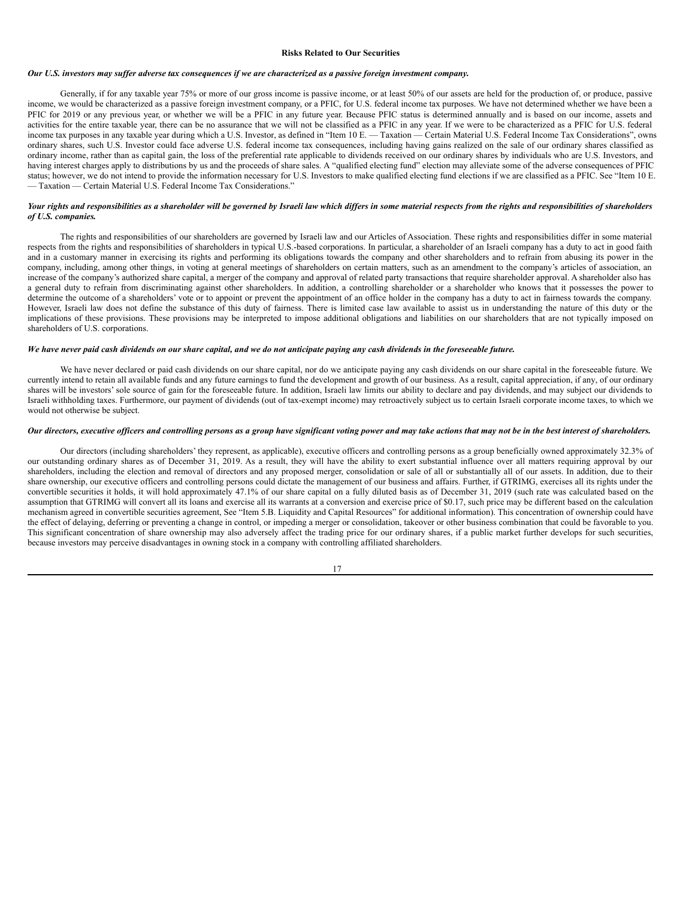## Risks Related to Our Securities

***Our U.S. investors may suffer adverse tax consequences if we are characterized as a passive foreign investment company.***

Generally, if for any taxable year 75% or more of our gross income is passive income, or at least 50% of our assets are held for the production of, or produce, passive income, we would be characterized as a passive foreign investment company, or a PFIC, for U.S. federal income tax purposes. We have not determined whether we have been a PFIC for 2019 or any previous year, or whether we will be a PFIC in any future year. Because PFIC status is determined annually and is based on our income, assets and activities for the entire taxable year, there can be no assurance that we will not be classified as a PFIC in any year. If we were to be characterized as a PFIC for U.S. federal income tax purposes in any taxable year during which a U.S. Investor, as defined in "Item 10 E. — Taxation — Certain Material U.S. Federal Income Tax Considerations", owns ordinary shares, such U.S. Investor could face adverse U.S. federal income tax consequences, including having gains realized on the sale of our ordinary shares classified as ordinary income, rather than as capital gain, the loss of the preferential rate applicable to dividends received on our ordinary shares by individuals who are U.S. Investors, and having interest charges apply to distributions by us and the proceeds of share sales. A "qualified electing fund" election may alleviate some of the adverse consequences of PFIC status; however, we do not intend to provide the information necessary for U.S. Investors to make qualified electing fund elections if we are classified as a PFIC. See "Item 10 E. — Taxation — Certain Material U.S. Federal Income Tax Considerations."

***Your rights and responsibilities as a shareholder will be governed by Israeli law which differs in some material respects from the rights and responsibilities of shareholders of U.S. companies.***

The rights and responsibilities of our shareholders are governed by Israeli law and our Articles of Association. These rights and responsibilities differ in some material respects from the rights and responsibilities of shareholders in typical U.S.-based corporations. In particular, a shareholder of an Israeli company has a duty to act in good faith and in a customary manner in exercising its rights and performing its obligations towards the company and other shareholders and to refrain from abusing its power in the company, including, among other things, in voting at general meetings of shareholders on certain matters, such as an amendment to the company's articles of association, an increase of the company's authorized share capital, a merger of the company and approval of related party transactions that require shareholder approval. A shareholder also has a general duty to refrain from discriminating against other shareholders. In addition, a controlling shareholder or a shareholder who knows that it possesses the power to determine the outcome of a shareholders' vote or to appoint or prevent the appointment of an office holder in the company has a duty to act in fairness towards the company. However, Israeli law does not define the substance of this duty of fairness. There is limited case law available to assist us in understanding the nature of this duty or the implications of these provisions. These provisions may be interpreted to impose additional obligations and liabilities on our shareholders that are not typically imposed on shareholders of U.S. corporations.

***We have never paid cash dividends on our share capital, and we do not anticipate paying any cash dividends in the foreseeable future.***

We have never declared or paid cash dividends on our share capital, nor do we anticipate paying any cash dividends on our share capital in the foreseeable future. We currently intend to retain all available funds and any future earnings to fund the development and growth of our business. As a result, capital appreciation, if any, of our ordinary shares will be investors' sole source of gain for the foreseeable future. In addition, Israeli law limits our ability to declare and pay dividends, and may subject our dividends to Israeli withholding taxes. Furthermore, our payment of dividends (out of tax-exempt income) may retroactively subject us to certain Israeli corporate income taxes, to which we would not otherwise be subject.

***Our directors, executive officers and controlling persons as a group have significant voting power and may take actions that may not be in the best interest of shareholders.***

Our directors (including shareholders' they represent, as applicable), executive officers and controlling persons as a group beneficially owned approximately 32.3% of our outstanding ordinary shares as of December 31, 2019. As a result, they will have the ability to exert substantial influence over all matters requiring approval by our shareholders, including the election and removal of directors and any proposed merger, consolidation or sale of all or substantially all of our assets. In addition, due to their share ownership, our executive officers and controlling persons could dictate the management of our business and affairs. Further, if GTRIMG, exercises all its rights under the convertible securities it holds, it will hold approximately 47.1% of our share capital on a fully diluted basis as of December 31, 2019 (such rate was calculated based on the assumption that GTRIMG will convert all its loans and exercise all its warrants at a conversion and exercise price of $0.17, such price may be different based on the calculation mechanism agreed in convertible securities agreement, See "Item 5.B. Liquidity and Capital Resources" for additional information). This concentration of ownership could have the effect of delaying, deferring or preventing a change in control, or impeding a merger or consolidation, takeover or other business combination that could be favorable to you. This significant concentration of share ownership may also adversely affect the trading price for our ordinary shares, if a public market further develops for such securities, because investors may perceive disadvantages in owning stock in a company with controlling affiliated shareholders.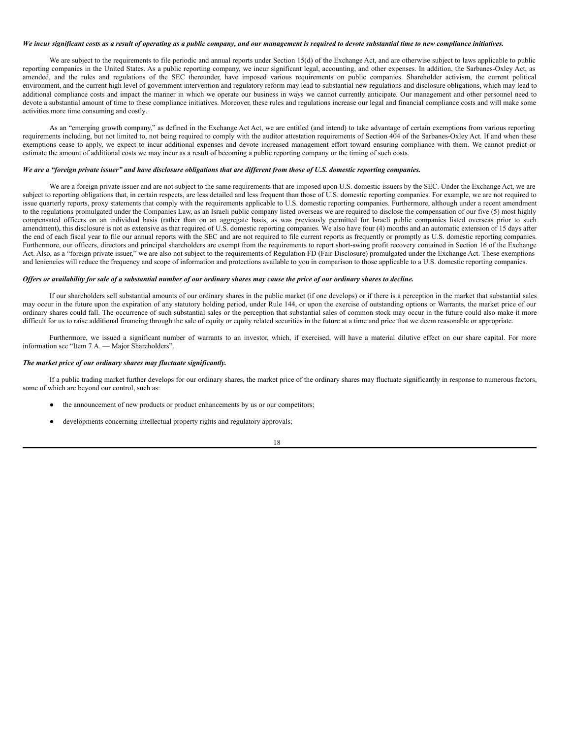***We incur significant costs as a result of operating as a public company, and our management is required to devote substantial time to new compliance initiatives.***

We are subject to the requirements to file periodic and annual reports under Section 15(d) of the Exchange Act, and are otherwise subject to laws applicable to public reporting companies in the United States. As a public reporting company, we incur significant legal, accounting, and other expenses. In addition, the Sarbanes-Oxley Act, as amended, and the rules and regulations of the SEC thereunder, have imposed various requirements on public companies. Shareholder activism, the current political environment, and the current high level of government intervention and regulatory reform may lead to substantial new regulations and disclosure obligations, which may lead to additional compliance costs and impact the manner in which we operate our business in ways we cannot currently anticipate. Our management and other personnel need to devote a substantial amount of time to these compliance initiatives. Moreover, these rules and regulations increase our legal and financial compliance costs and will make some activities more time consuming and costly.

As an "emerging growth company," as defined in the Exchange Act Act, we are entitled (and intend) to take advantage of certain exemptions from various reporting requirements including, but not limited to, not being required to comply with the auditor attestation requirements of Section 404 of the Sarbanes-Oxley Act. If and when these exemptions cease to apply, we expect to incur additional expenses and devote increased management effort toward ensuring compliance with them. We cannot predict or estimate the amount of additional costs we may incur as a result of becoming a public reporting company or the timing of such costs.

***We are a "foreign private issuer" and have disclosure obligations that are different from those of U.S. domestic reporting companies.***

We are a foreign private issuer and are not subject to the same requirements that are imposed upon U.S. domestic issuers by the SEC. Under the Exchange Act, we are subject to reporting obligations that, in certain respects, are less detailed and less frequent than those of U.S. domestic reporting companies. For example, we are not required to issue quarterly reports, proxy statements that comply with the requirements applicable to U.S. domestic reporting companies. Furthermore, although under a recent amendment to the regulations promulgated under the Companies Law, as an Israeli public company listed overseas we are required to disclose the compensation of our five (5) most highly compensated officers on an individual basis (rather than on an aggregate basis, as was previously permitted for Israeli public companies listed overseas prior to such amendment), this disclosure is not as extensive as that required of U.S. domestic reporting companies. We also have four (4) months and an automatic extension of 15 days after the end of each fiscal year to file our annual reports with the SEC and are not required to file current reports as frequently or promptly as U.S. domestic reporting companies. Furthermore, our officers, directors and principal shareholders are exempt from the requirements to report short-swing profit recovery contained in Section 16 of the Exchange Act. Also, as a "foreign private issuer," we are also not subject to the requirements of Regulation FD (Fair Disclosure) promulgated under the Exchange Act. These exemptions and leniencies will reduce the frequency and scope of information and protections available to you in comparison to those applicable to a U.S. domestic reporting companies.

***Offers or availability for sale of a substantial number of our ordinary shares may cause the price of our ordinary shares to decline.***

If our shareholders sell substantial amounts of our ordinary shares in the public market (if one develops) or if there is a perception in the market that substantial sales may occur in the future upon the expiration of any statutory holding period, under Rule 144, or upon the exercise of outstanding options or Warrants, the market price of our ordinary shares could fall. The occurrence of such substantial sales or the perception that substantial sales of common stock may occur in the future could also make it more difficult for us to raise additional financing through the sale of equity or equity related securities in the future at a time and price that we deem reasonable or appropriate.

Furthermore, we issued a significant number of warrants to an investor, which, if exercised, will have a material dilutive effect on our share capital. For more information see "Item 7 A. — Major Shareholders".

***The market price of our ordinary shares may fluctuate significantly.***

If a public trading market further develops for our ordinary shares, the market price of the ordinary shares may fluctuate significantly in response to numerous factors, some of which are beyond our control, such as:

- the announcement of new products or product enhancements by us or our competitors;
- developments concerning intellectual property rights and regulatory approvals;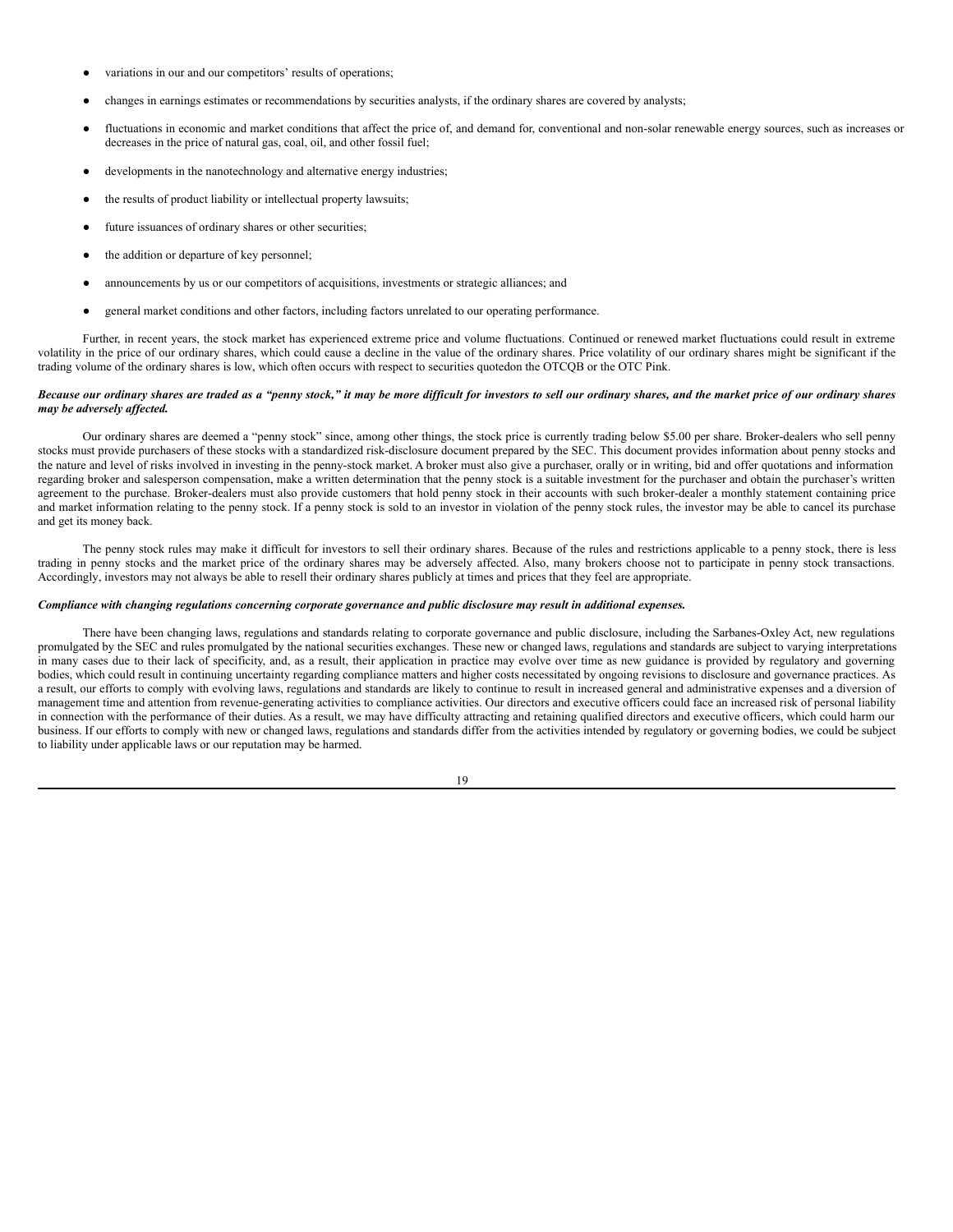- variations in our and our competitors' results of operations;
- changes in earnings estimates or recommendations by securities analysts, if the ordinary shares are covered by analysts;
- fluctuations in economic and market conditions that affect the price of, and demand for, conventional and non-solar renewable energy sources, such as increases or decreases in the price of natural gas, coal, oil, and other fossil fuel;
- developments in the nanotechnology and alternative energy industries;
- the results of product liability or intellectual property lawsuits;
- future issuances of ordinary shares or other securities;
- the addition or departure of key personnel;
- announcements by us or our competitors of acquisitions, investments or strategic alliances; and
- general market conditions and other factors, including factors unrelated to our operating performance.

Further, in recent years, the stock market has experienced extreme price and volume fluctuations. Continued or renewed market fluctuations could result in extreme volatility in the price of our ordinary shares, which could cause a decline in the value of the ordinary shares. Price volatility of our ordinary shares might be significant if the trading volume of the ordinary shares is low, which often occurs with respect to securities quotedon the OTCQB or the OTC Pink.

***Because our ordinary shares are traded as a "penny stock," it may be more difficult for investors to sell our ordinary shares, and the market price of our ordinary shares may be adversely affected.***

Our ordinary shares are deemed a "penny stock" since, among other things, the stock price is currently trading below $5.00 per share. Broker-dealers who sell penny stocks must provide purchasers of these stocks with a standardized risk-disclosure document prepared by the SEC. This document provides information about penny stocks and the nature and level of risks involved in investing in the penny-stock market. A broker must also give a purchaser, orally or in writing, bid and offer quotations and information regarding broker and salesperson compensation, make a written determination that the penny stock is a suitable investment for the purchaser and obtain the purchaser's written agreement to the purchase. Broker-dealers must also provide customers that hold penny stock in their accounts with such broker-dealer a monthly statement containing price and market information relating to the penny stock. If a penny stock is sold to an investor in violation of the penny stock rules, the investor may be able to cancel its purchase and get its money back.

The penny stock rules may make it difficult for investors to sell their ordinary shares. Because of the rules and restrictions applicable to a penny stock, there is less trading in penny stocks and the market price of the ordinary shares may be adversely affected. Also, many brokers choose not to participate in penny stock transactions. Accordingly, investors may not always be able to resell their ordinary shares publicly at times and prices that they feel are appropriate.

***Compliance with changing regulations concerning corporate governance and public disclosure may result in additional expenses.***

There have been changing laws, regulations and standards relating to corporate governance and public disclosure, including the Sarbanes-Oxley Act, new regulations promulgated by the SEC and rules promulgated by the national securities exchanges. These new or changed laws, regulations and standards are subject to varying interpretations in many cases due to their lack of specificity, and, as a result, their application in practice may evolve over time as new guidance is provided by regulatory and governing bodies, which could result in continuing uncertainty regarding compliance matters and higher costs necessitated by ongoing revisions to disclosure and governance practices. As a result, our efforts to comply with evolving laws, regulations and standards are likely to continue to result in increased general and administrative expenses and a diversion of management time and attention from revenue-generating activities to compliance activities. Our directors and executive officers could face an increased risk of personal liability in connection with the performance of their duties. As a result, we may have difficulty attracting and retaining qualified directors and executive officers, which could harm our business. If our efforts to comply with new or changed laws, regulations and standards differ from the activities intended by regulatory or governing bodies, we could be subject to liability under applicable laws or our reputation may be harmed.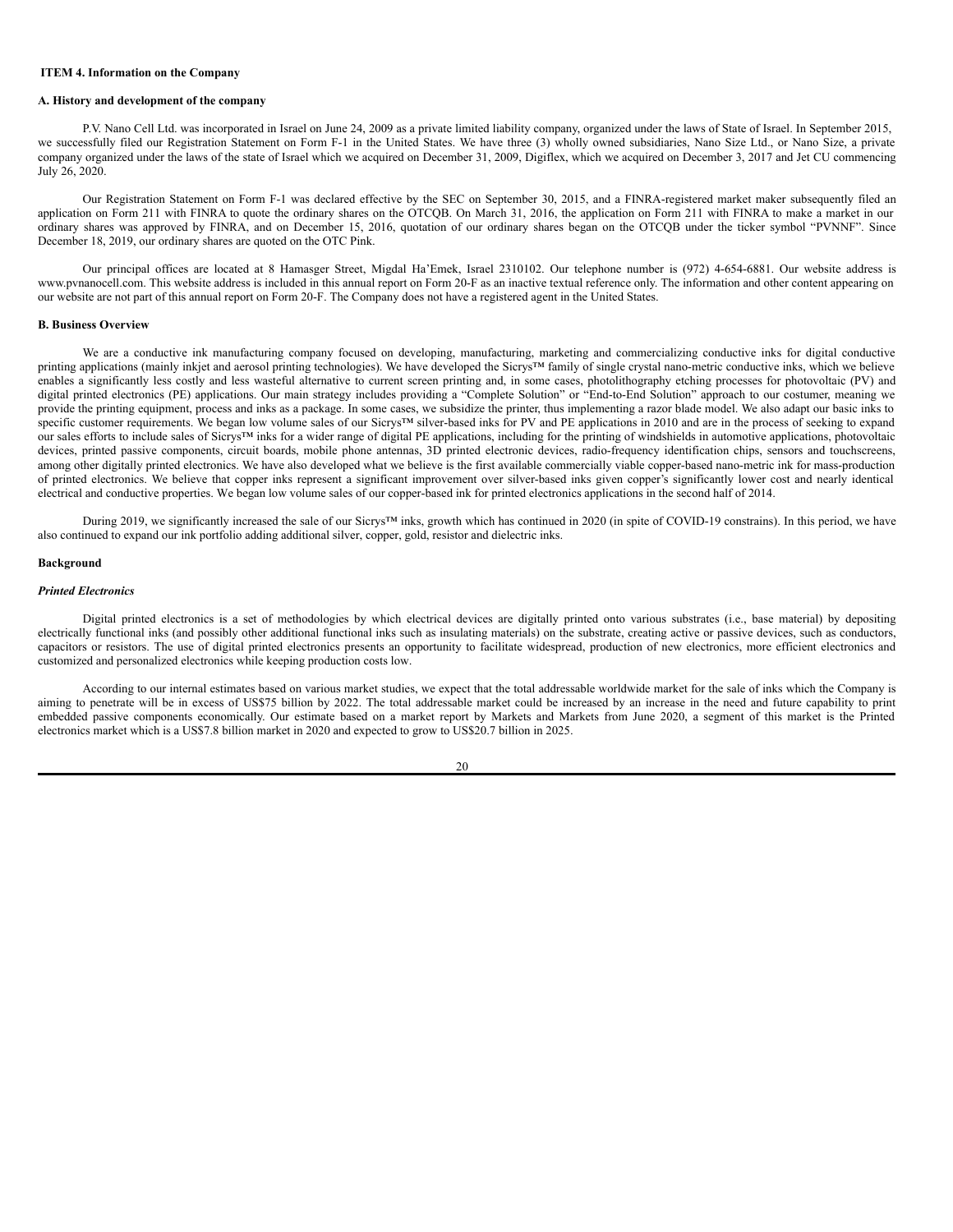## ITEM 4. Information on the Company

### A. History and development of the company

P.V. Nano Cell Ltd. was incorporated in Israel on June 24, 2009 as a private limited liability company, organized under the laws of State of Israel. In September 2015, we successfully filed our Registration Statement on Form F-1 in the United States. We have three (3) wholly owned subsidiaries, Nano Size Ltd., or Nano Size, a private company organized under the laws of the state of Israel which we acquired on December 31, 2009, Digiflex, which we acquired on December 3, 2017 and Jet CU commencing July 26, 2020.

Our Registration Statement on Form F-1 was declared effective by the SEC on September 30, 2015, and a FINRA-registered market maker subsequently filed an application on Form 211 with FINRA to quote the ordinary shares on the OTCQB. On March 31, 2016, the application on Form 211 with FINRA to make a market in our ordinary shares was approved by FINRA, and on December 15, 2016, quotation of our ordinary shares began on the OTCQB under the ticker symbol "PVNNF". Since December 18, 2019, our ordinary shares are quoted on the OTC Pink.

Our principal offices are located at 8 Hamasger Street, Migdal Ha'Emek, Israel 2310102. Our telephone number is (972) 4-654-6881. Our website address is www.pvnanocell.com. This website address is included in this annual report on Form 20-F as an inactive textual reference only. The information and other content appearing on our website are not part of this annual report on Form 20-F. The Company does not have a registered agent in the United States.

### B. Business Overview

We are a conductive ink manufacturing company focused on developing, manufacturing, marketing and commercializing conductive inks for digital conductive printing applications (mainly inkjet and aerosol printing technologies). We have developed the Sicrys™ family of single crystal nano-metric conductive inks, which we believe enables a significantly less costly and less wasteful alternative to current screen printing and, in some cases, photolithography etching processes for photovoltaic (PV) and digital printed electronics (PE) applications. Our main strategy includes providing a "Complete Solution" or "End-to-End Solution" approach to our costumer, meaning we provide the printing equipment, process and inks as a package. In some cases, we subsidize the printer, thus implementing a razor blade model. We also adapt our basic inks to specific customer requirements. We began low volume sales of our Sicrys™ silver-based inks for PV and PE applications in 2010 and are in the process of seeking to expand our sales efforts to include sales of Sicrys™ inks for a wider range of digital PE applications, including for the printing of windshields in automotive applications, photovoltaic devices, printed passive components, circuit boards, mobile phone antennas, 3D printed electronic devices, radio-frequency identification chips, sensors and touchscreens, among other digitally printed electronics. We have also developed what we believe is the first available commercially viable copper-based nano-metric ink for mass-production of printed electronics. We believe that copper inks represent a significant improvement over silver-based inks given copper's significantly lower cost and nearly identical electrical and conductive properties. We began low volume sales of our copper-based ink for printed electronics applications in the second half of 2014.

During 2019, we significantly increased the sale of our Sicrys™ inks, growth which has continued in 2020 (in spite of COVID-19 constrains). In this period, we have also continued to expand our ink portfolio adding additional silver, copper, gold, resistor and dielectric inks.

### Background

#### *Printed Electronics*

Digital printed electronics is a set of methodologies by which electrical devices are digitally printed onto various substrates (i.e., base material) by depositing electrically functional inks (and possibly other additional functional inks such as insulating materials) on the substrate, creating active or passive devices, such as conductors, capacitors or resistors. The use of digital printed electronics presents an opportunity to facilitate widespread, production of new electronics, more efficient electronics and customized and personalized electronics while keeping production costs low.

According to our internal estimates based on various market studies, we expect that the total addressable worldwide market for the sale of inks which the Company is aiming to penetrate will be in excess of US$75 billion by 2022. The total addressable market could be increased by an increase in the need and future capability to print embedded passive components economically. Our estimate based on a market report by Markets and Markets from June 2020, a segment of this market is the Printed electronics market which is a US$7.8 billion market in 2020 and expected to grow to US$20.7 billion in 2025.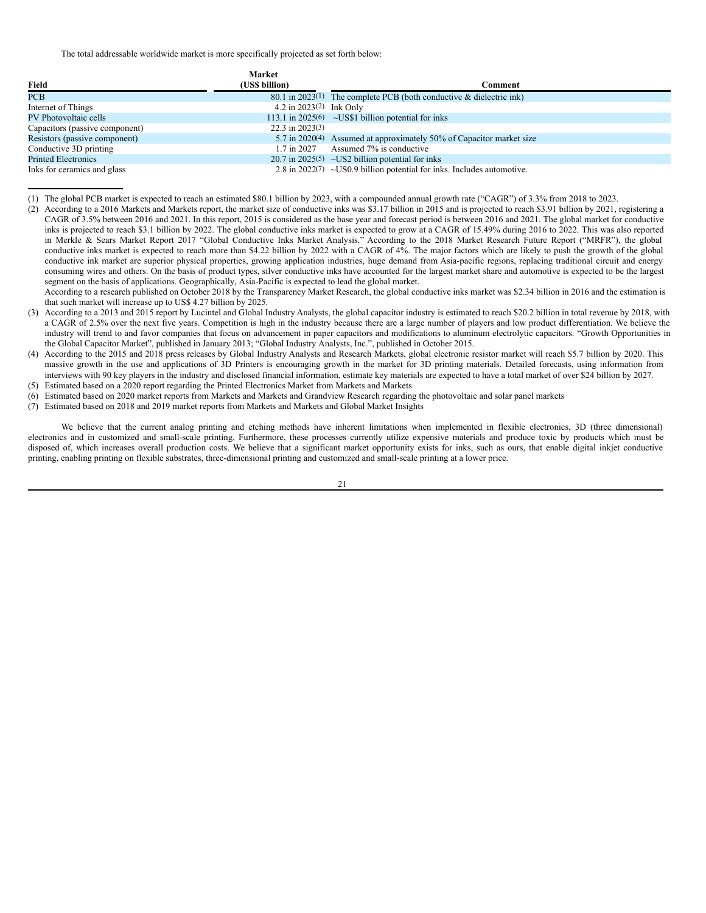The total addressable worldwide market is more specifically projected as set forth below:

| Field | Market (US$ billion) | Comment |
|---|---|---|
| PCB | 80.1 in 2023[(1)] | The complete PCB (both conductive & dielectric ink) |
| Internet of Things | 4.2 in 2023[(2)] | Ink Only |
| PV Photovoltaic cells | 113.1 in 2025[(6)] | ~US$1 billion potential for inks |
| Capacitors (passive component) | 22.3 in 2023[(3)] | |
| Resistors (passive component) | 5.7 in 2020[(4)] | Assumed at approximately 50% of Capacitor market size |
| Conductive 3D printing | 1.7 in 2027 | Assumed 7% is conductive |
| Printed Electronics | 20.7 in 2025[(5)] | ~US2 billion potential for inks |
| Inks for ceramics and glass | 2.8 in 2022[(7)] | ~US0.9 billion potential for inks. Includes automotive. |

(1) The global PCB market is expected to reach an estimated $80.1 billion by 2023, with a compounded annual growth rate ("CAGR") of 3.3% from 2018 to 2023.

(2) According to a 2016 Markets and Markets report, the market size of conductive inks was $3.17 billion in 2015 and is projected to reach $3.91 billion by 2021, registering a CAGR of 3.5% between 2016 and 2021. In this report, 2015 is considered as the base year and forecast period is between 2016 and 2021. The global market for conductive inks is projected to reach $3.1 billion by 2022. The global conductive inks market is expected to grow at a CAGR of 15.49% during 2016 to 2022. This was also reported in Merkle & Sears Market Report 2017 "Global Conductive Inks Market Analysis." According to the 2018 Market Research Future Report ("MRFR"), the global conductive inks market is expected to reach more than $4.22 billion by 2022 with a CAGR of 4%. The major factors which are likely to push the growth of the global conductive ink market are superior physical properties, growing application industries, huge demand from Asia-pacific regions, replacing traditional circuit and energy consuming wires and others. On the basis of product types, silver conductive inks have accounted for the largest market share and automotive is expected to be the largest segment on the basis of applications. Geographically, Asia-Pacific is expected to lead the global market.
According to a research published on October 2018 by the Transparency Market Research, the global conductive inks market was $2.34 billion in 2016 and the estimation is that such market will increase up to US$ 4.27 billion by 2025.

(3) According to a 2013 and 2015 report by Lucintel and Global Industry Analysts, the global capacitor industry is estimated to reach $20.2 billion in total revenue by 2018, with a CAGR of 2.5% over the next five years. Competition is high in the industry because there are a large number of players and low product differentiation. We believe the industry will trend to and favor companies that focus on advancement in paper capacitors and modifications to aluminum electrolytic capacitors. "Growth Opportunities in the Global Capacitor Market", published in January 2013; "Global Industry Analysts, Inc.", published in October 2015.

(4) According to the 2015 and 2018 press releases by Global Industry Analysts and Research Markets, global electronic resistor market will reach $5.7 billion by 2020. This massive growth in the use and applications of 3D Printers is encouraging growth in the market for 3D printing materials. Detailed forecasts, using information from interviews with 90 key players in the industry and disclosed financial information, estimate key materials are expected to have a total market of over $24 billion by 2027.

(5) Estimated based on a 2020 report regarding the Printed Electronics Market from Markets and Markets

(6) Estimated based on 2020 market reports from Markets and Markets and Grandview Research regarding the photovoltaic and solar panel markets

(7) Estimated based on 2018 and 2019 market reports from Markets and Markets and Global Market Insights

We believe that the current analog printing and etching methods have inherent limitations when implemented in flexible electronics, 3D (three dimensional) electronics and in customized and small-scale printing. Furthermore, these processes currently utilize expensive materials and produce toxic by products which must be disposed of, which increases overall production costs. We believe that a significant market opportunity exists for inks, such as ours, that enable digital inkjet conductive printing, enabling printing on flexible substrates, three-dimensional printing and customized and small-scale printing at a lower price.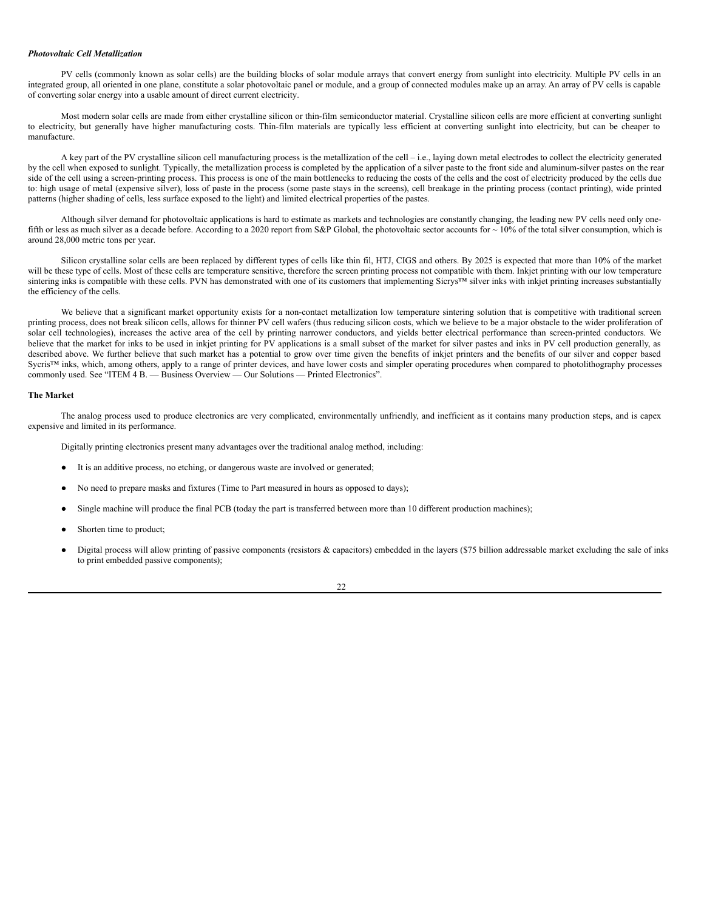***Photovoltaic Cell Metallization***

PV cells (commonly known as solar cells) are the building blocks of solar module arrays that convert energy from sunlight into electricity. Multiple PV cells in an integrated group, all oriented in one plane, constitute a solar photovoltaic panel or module, and a group of connected modules make up an array. An array of PV cells is capable of converting solar energy into a usable amount of direct current electricity.

Most modern solar cells are made from either crystalline silicon or thin-film semiconductor material. Crystalline silicon cells are more efficient at converting sunlight to electricity, but generally have higher manufacturing costs. Thin-film materials are typically less efficient at converting sunlight into electricity, but can be cheaper to manufacture.

A key part of the PV crystalline silicon cell manufacturing process is the metallization of the cell – i.e., laying down metal electrodes to collect the electricity generated by the cell when exposed to sunlight. Typically, the metallization process is completed by the application of a silver paste to the front side and aluminum-silver pastes on the rear side of the cell using a screen-printing process. This process is one of the main bottlenecks to reducing the costs of the cells and the cost of electricity produced by the cells due to: high usage of metal (expensive silver), loss of paste in the process (some paste stays in the screens), cell breakage in the printing process (contact printing), wide printed patterns (higher shading of cells, less surface exposed to the light) and limited electrical properties of the pastes.

Although silver demand for photovoltaic applications is hard to estimate as markets and technologies are constantly changing, the leading new PV cells need only one-fifth or less as much silver as a decade before. According to a 2020 report from S&P Global, the photovoltaic sector accounts for ~ 10% of the total silver consumption, which is around 28,000 metric tons per year.

Silicon crystalline solar cells are been replaced by different types of cells like thin fil, HTJ, CIGS and others. By 2025 is expected that more than 10% of the market will be these type of cells. Most of these cells are temperature sensitive, therefore the screen printing process not compatible with them. Inkjet printing with our low temperature sintering inks is compatible with these cells. PVN has demonstrated with one of its customers that implementing Sicrys™ silver inks with inkjet printing increases substantially the efficiency of the cells.

We believe that a significant market opportunity exists for a non-contact metallization low temperature sintering solution that is competitive with traditional screen printing process, does not break silicon cells, allows for thinner PV cell wafers (thus reducing silicon costs, which we believe to be a major obstacle to the wider proliferation of solar cell technologies), increases the active area of the cell by printing narrower conductors, and yields better electrical performance than screen-printed conductors. We believe that the market for inks to be used in inkjet printing for PV applications is a small subset of the market for silver pastes and inks in PV cell production generally, as described above. We further believe that such market has a potential to grow over time given the benefits of inkjet printers and the benefits of our silver and copper based Sycris™ inks, which, among others, apply to a range of printer devices, and have lower costs and simpler operating procedures when compared to photolithography processes commonly used. See "ITEM 4 B. — Business Overview — Our Solutions — Printed Electronics".

**The Market**

The analog process used to produce electronics are very complicated, environmentally unfriendly, and inefficient as it contains many production steps, and is capex expensive and limited in its performance.

Digitally printing electronics present many advantages over the traditional analog method, including:

- It is an additive process, no etching, or dangerous waste are involved or generated;
- No need to prepare masks and fixtures (Time to Part measured in hours as opposed to days);
- Single machine will produce the final PCB (today the part is transferred between more than 10 different production machines);
- Shorten time to product;
- Digital process will allow printing of passive components (resistors & capacitors) embedded in the layers ($75 billion addressable market excluding the sale of inks to print embedded passive components);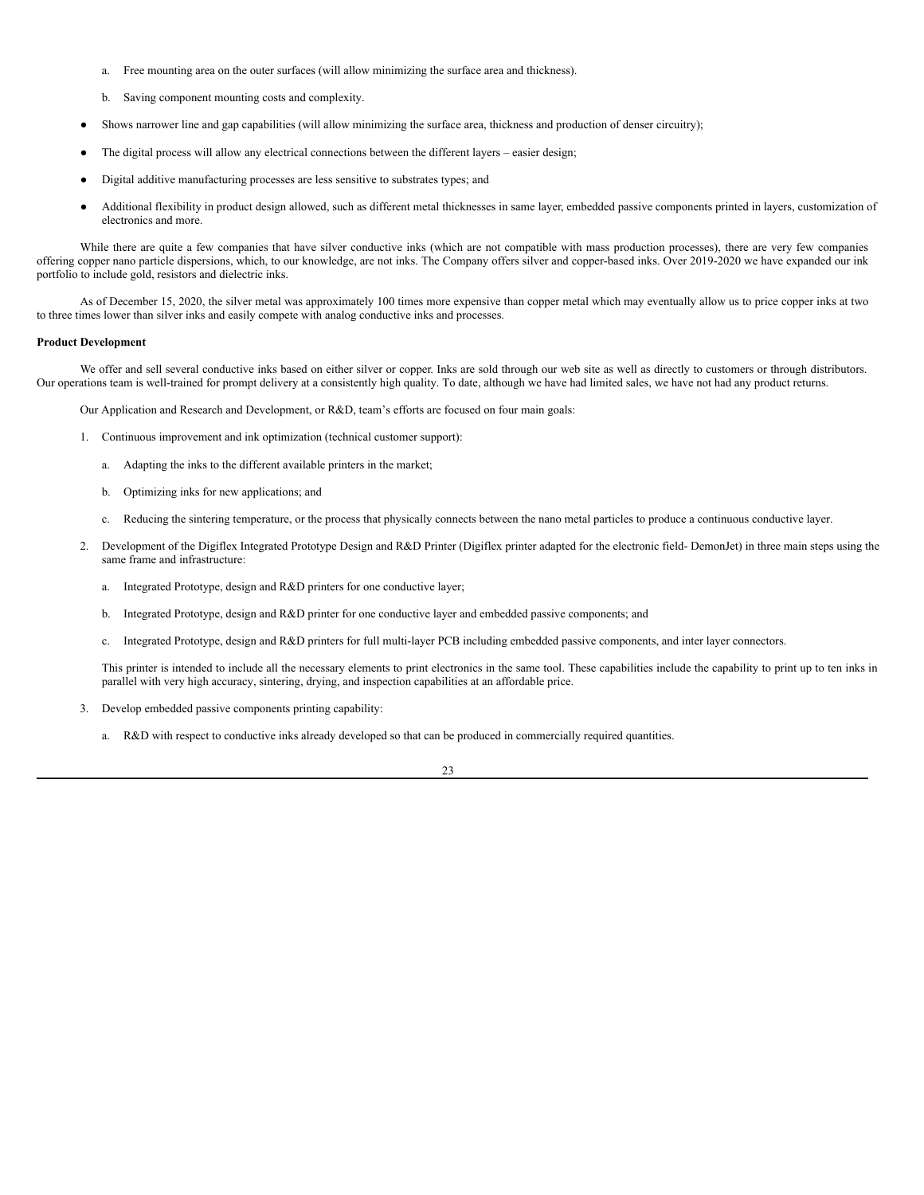a. Free mounting area on the outer surfaces (will allow minimizing the surface area and thickness).

   b. Saving component mounting costs and complexity.

- Shows narrower line and gap capabilities (will allow minimizing the surface area, thickness and production of denser circuitry);
- The digital process will allow any electrical connections between the different layers – easier design;
- Digital additive manufacturing processes are less sensitive to substrates types; and
- Additional flexibility in product design allowed, such as different metal thicknesses in same layer, embedded passive components printed in layers, customization of electronics and more.

While there are quite a few companies that have silver conductive inks (which are not compatible with mass production processes), there are very few companies offering copper nano particle dispersions, which, to our knowledge, are not inks. The Company offers silver and copper-based inks. Over 2019-2020 we have expanded our ink portfolio to include gold, resistors and dielectric inks.

As of December 15, 2020, the silver metal was approximately 100 times more expensive than copper metal which may eventually allow us to price copper inks at two to three times lower than silver inks and easily compete with analog conductive inks and processes.

**Product Development**

We offer and sell several conductive inks based on either silver or copper. Inks are sold through our web site as well as directly to customers or through distributors. Our operations team is well-trained for prompt delivery at a consistently high quality. To date, although we have had limited sales, we have not had any product returns.

Our Application and Research and Development, or R&D, team's efforts are focused on four main goals:

1. Continuous improvement and ink optimization (technical customer support):

   a. Adapting the inks to the different available printers in the market;

   b. Optimizing inks for new applications; and

   c. Reducing the sintering temperature, or the process that physically connects between the nano metal particles to produce a continuous conductive layer.

2. Development of the Digiflex Integrated Prototype Design and R&D Printer (Digiflex printer adapted for the electronic field- DemonJet) in three main steps using the same frame and infrastructure:

   a. Integrated Prototype, design and R&D printers for one conductive layer;

   b. Integrated Prototype, design and R&D printer for one conductive layer and embedded passive components; and

   c. Integrated Prototype, design and R&D printers for full multi-layer PCB including embedded passive components, and inter layer connectors.

   This printer is intended to include all the necessary elements to print electronics in the same tool. These capabilities include the capability to print up to ten inks in parallel with very high accuracy, sintering, drying, and inspection capabilities at an affordable price.

3. Develop embedded passive components printing capability:

   a. R&D with respect to conductive inks already developed so that can be produced in commercially required quantities.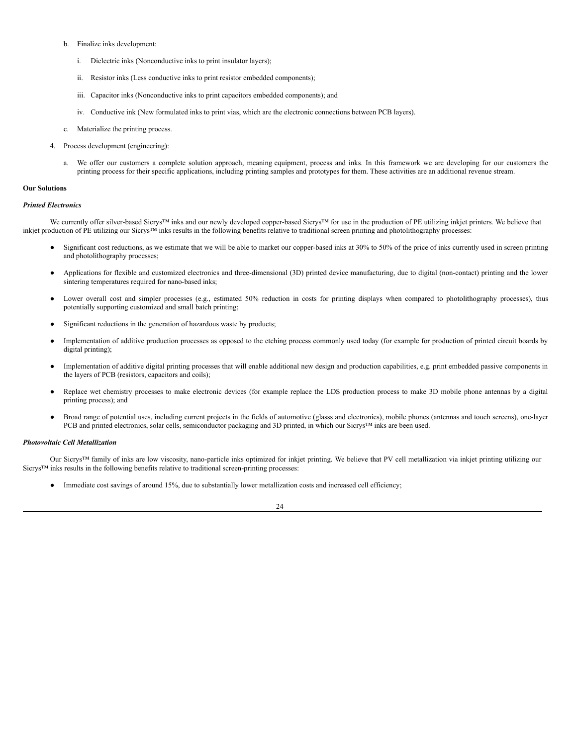b. Finalize inks development:

   i. Dielectric inks (Nonconductive inks to print insulator layers);

   ii. Resistor inks (Less conductive inks to print resistor embedded components);

   iii. Capacitor inks (Nonconductive inks to print capacitors embedded components); and

   iv. Conductive ink (New formulated inks to print vias, which are the electronic connections between PCB layers).

c. Materialize the printing process.

4. Process development (engineering):

   a. We offer our customers a complete solution approach, meaning equipment, process and inks. In this framework we are developing for our customers the printing process for their specific applications, including printing samples and prototypes for them. These activities are an additional revenue stream.

**Our Solutions**

***Printed Electronics***

We currently offer silver-based Sicrys™ inks and our newly developed copper-based Sicrys™ for use in the production of PE utilizing inkjet printers. We believe that inkjet production of PE utilizing our Sicrys™ inks results in the following benefits relative to traditional screen printing and photolithography processes:

- Significant cost reductions, as we estimate that we will be able to market our copper-based inks at 30% to 50% of the price of inks currently used in screen printing and photolithography processes;
- Applications for flexible and customized electronics and three-dimensional (3D) printed device manufacturing, due to digital (non-contact) printing and the lower sintering temperatures required for nano-based inks;
- Lower overall cost and simpler processes (e.g., estimated 50% reduction in costs for printing displays when compared to photolithography processes), thus potentially supporting customized and small batch printing;
- Significant reductions in the generation of hazardous waste by products;
- Implementation of additive production processes as opposed to the etching process commonly used today (for example for production of printed circuit boards by digital printing);
- Implementation of additive digital printing processes that will enable additional new design and production capabilities, e.g. print embedded passive components in the layers of PCB (resistors, capacitors and coils);
- Replace wet chemistry processes to make electronic devices (for example replace the LDS production process to make 3D mobile phone antennas by a digital printing process); and
- Broad range of potential uses, including current projects in the fields of automotive (glasss and electronics), mobile phones (antennas and touch screens), one-layer PCB and printed electronics, solar cells, semiconductor packaging and 3D printed, in which our Sicrys™ inks are been used.

***Photovoltaic Cell Metallization***

Our Sicrys™ family of inks are low viscosity, nano-particle inks optimized for inkjet printing. We believe that PV cell metallization via inkjet printing utilizing our Sicrys™ inks results in the following benefits relative to traditional screen-printing processes:

- Immediate cost savings of around 15%, due to substantially lower metallization costs and increased cell efficiency;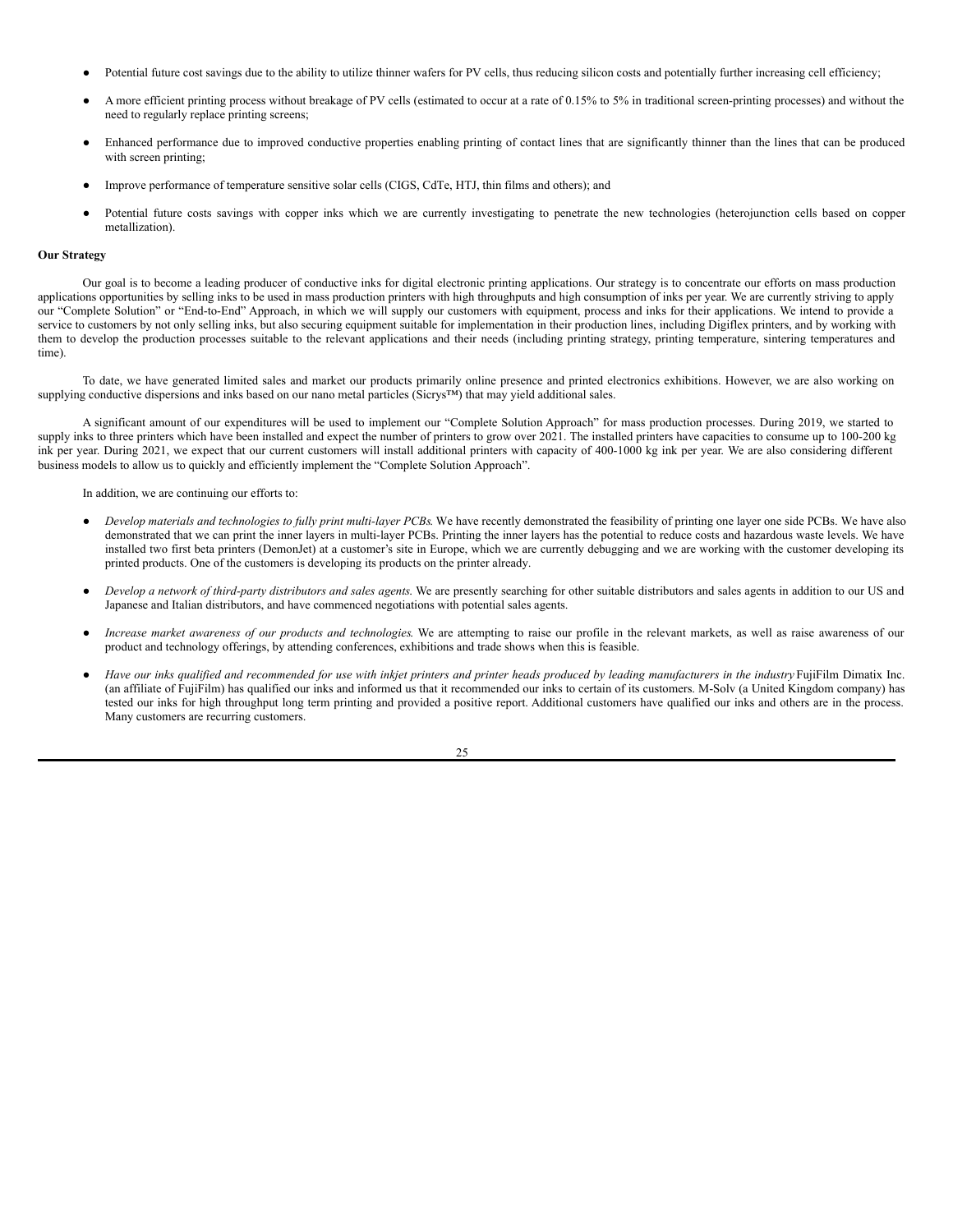- Potential future cost savings due to the ability to utilize thinner wafers for PV cells, thus reducing silicon costs and potentially further increasing cell efficiency;
- A more efficient printing process without breakage of PV cells (estimated to occur at a rate of 0.15% to 5% in traditional screen-printing processes) and without the need to regularly replace printing screens;
- Enhanced performance due to improved conductive properties enabling printing of contact lines that are significantly thinner than the lines that can be produced with screen printing;
- Improve performance of temperature sensitive solar cells (CIGS, CdTe, HTJ, thin films and others); and
- Potential future costs savings with copper inks which we are currently investigating to penetrate the new technologies (heterojunction cells based on copper metallization).

**Our Strategy**

Our goal is to become a leading producer of conductive inks for digital electronic printing applications. Our strategy is to concentrate our efforts on mass production applications opportunities by selling inks to be used in mass production printers with high throughputs and high consumption of inks per year. We are currently striving to apply our "Complete Solution" or "End-to-End" Approach, in which we will supply our customers with equipment, process and inks for their applications. We intend to provide a service to customers by not only selling inks, but also securing equipment suitable for implementation in their production lines, including Digiflex printers, and by working with them to develop the production processes suitable to the relevant applications and their needs (including printing strategy, printing temperature, sintering temperatures and time).

To date, we have generated limited sales and market our products primarily online presence and printed electronics exhibitions. However, we are also working on supplying conductive dispersions and inks based on our nano metal particles (Sicrys™) that may yield additional sales.

A significant amount of our expenditures will be used to implement our "Complete Solution Approach" for mass production processes. During 2019, we started to supply inks to three printers which have been installed and expect the number of printers to grow over 2021. The installed printers have capacities to consume up to 100-200 kg ink per year. During 2021, we expect that our current customers will install additional printers with capacity of 400-1000 kg ink per year. We are also considering different business models to allow us to quickly and efficiently implement the "Complete Solution Approach".

In addition, we are continuing our efforts to:

- *Develop materials and technologies to fully print multi-layer PCBs.* We have recently demonstrated the feasibility of printing one layer one side PCBs. We have also demonstrated that we can print the inner layers in multi-layer PCBs. Printing the inner layers has the potential to reduce costs and hazardous waste levels. We have installed two first beta printers (DemonJet) at a customer's site in Europe, which we are currently debugging and we are working with the customer developing its printed products. One of the customers is developing its products on the printer already.
- *Develop a network of third-party distributors and sales agents.* We are presently searching for other suitable distributors and sales agents in addition to our US and Japanese and Italian distributors, and have commenced negotiations with potential sales agents.
- *Increase market awareness of our products and technologies.* We are attempting to raise our profile in the relevant markets, as well as raise awareness of our product and technology offerings, by attending conferences, exhibitions and trade shows when this is feasible.
- *Have our inks qualified and recommended for use with inkjet printers and printer heads produced by leading manufacturers in the industry* FujiFilm Dimatix Inc. (an affiliate of FujiFilm) has qualified our inks and informed us that it recommended our inks to certain of its customers. M-Solv (a United Kingdom company) has tested our inks for high throughput long term printing and provided a positive report. Additional customers have qualified our inks and others are in the process. Many customers are recurring customers.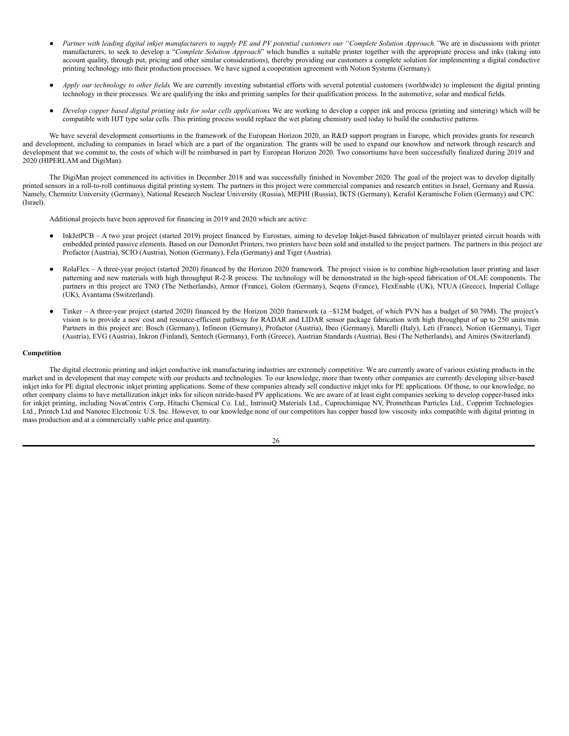- *Partner with leading digital inkjet manufacturers to supply PE and PV potential customers our "Complete Solution Approach."* We are in discussions with printer manufacturers, to seek to develop a "*Complete Solution Approach*" which bundles a suitable printer together with the appropriate process and inks (taking into account quality, through put, pricing and other similar considerations), thereby providing our customers a complete solution for implementing a digital conductive printing technology into their production processes. We have signed a cooperation agreement with Notion Systems (Germany).

- *Apply our technology to other fields.* We are currently investing substantial efforts with several potential customers (worldwide) to implement the digital printing technology in their processes. We are qualifying the inks and printing samples for their qualification process. In the automotive, solar and medical fields.

- *Develop copper based digital printing inks for solar cells applications.* We are working to develop a copper ink and process (printing and sintering) which will be compatible with HJT type solar cells. This printing process would replace the wet plating chemistry used today to build the conductive patterns.

We have several development consortiums in the framework of the European Horizon 2020, an R&D support program in Europe, which provides grants for research and development, including to companies in Israel which are a part of the organization. The grants will be used to expand our knowhow and network through research and development that we commit to, the costs of which will be reimbursed in part by European Horizon 2020. Two consortiums have been successfully finalized during 2019 and 2020 (HIPERLAM and DigiMan).

The DigiMan project commenced its activities in December 2018 and was successfully finished in November 2020. The goal of the project was to develop digitally printed sensors in a roll-to-roll continuous digital printing system. The partners in this project were commercial companies and research entities in Israel, Germany and Russia. Namely, Chemnitz University (Germany), National Research Nuclear University (Russia), MEPHI (Russia), IKTS (Germany), Kerafol Keramische Folien (Germany) and CPC (Israel).

Additional projects have been approved for financing in 2019 and 2020 which are active:

- InkJetPCB – A two year project (started 2019) project financed by Eurostars, aiming to develop Inkjet-based fabrication of multilayer printed circuit boards with embedded printed passive elements. Based on our DemonJet Printers, two printers have been sold and installed to the project partners. The partners in this project are Profactor (Austria), SCIO (Austria), Notion (Germany), Fela (Germany) and Tiger (Austria).

- RolaFlex – A three-year project (started 2020) financed by the Horizon 2020 framework. The project vision is to combine high-resolution laser printing and laser patterning and new materials with high throughput R-2-R process. The technology will be demonstrated in the high-speed fabrication of OLAE components. The partners in this project are TNO (The Netherlands), Armor (France), Golem (Germany), Seqens (France), FlexEnable (UK), NTUA (Greece), Imperial Collage (UK), Avantama (Switzerland).

- Tinker – A three-year project (started 2020) financed by the Horizon 2020 framework (a ~$12M budget, of which PVN has a budget of $0.79M). The project's vision is to provide a new cost and resource-efficient pathway for RADAR and LIDAR sensor package fabrication with high throughput of up to 250 units/min. Partners in this project are: Bosch (Germany), Infineon (Germany), Profactor (Austria), Ibeo (Germany), Marelli (Italy), Leti (France), Notion (Germany), Tiger (Austria), EVG (Austria), Inkron (Finland), Sentech (Germany), Forth (Greece), Austrian Standards (Austria), Besi (The Netherlands), and Amires (Switzerland).

**Competition**

The digital electronic printing and inkjet conductive ink manufacturing industries are extremely competitive. We are currently aware of various existing products in the market and in development that may compete with our products and technologies. To our knowledge, more than twenty other companies are currently developing silver-based inkjet inks for PE digital electronic inkjet printing applications. Some of these companies already sell conductive inkjet inks for PE applications. Of those, to our knowledge, no other company claims to have metallization inkjet inks for silicon nitride-based PV applications. We are aware of at least eight companies seeking to develop copper-based inks for inkjet printing, including NovaCentrix Corp, Hitachi Chemical Co. Ltd., IntrinsiQ Materials Ltd., Cuprochimique NV, Promethean Particles Ltd., Copprint Technologies Ltd., Printcb Ltd and Nanotec Electronic U.S. Inc. However, to our knowledge none of our competitors has copper based low viscosity inks compatible with digital printing in mass production and at a commercially viable price and quantity.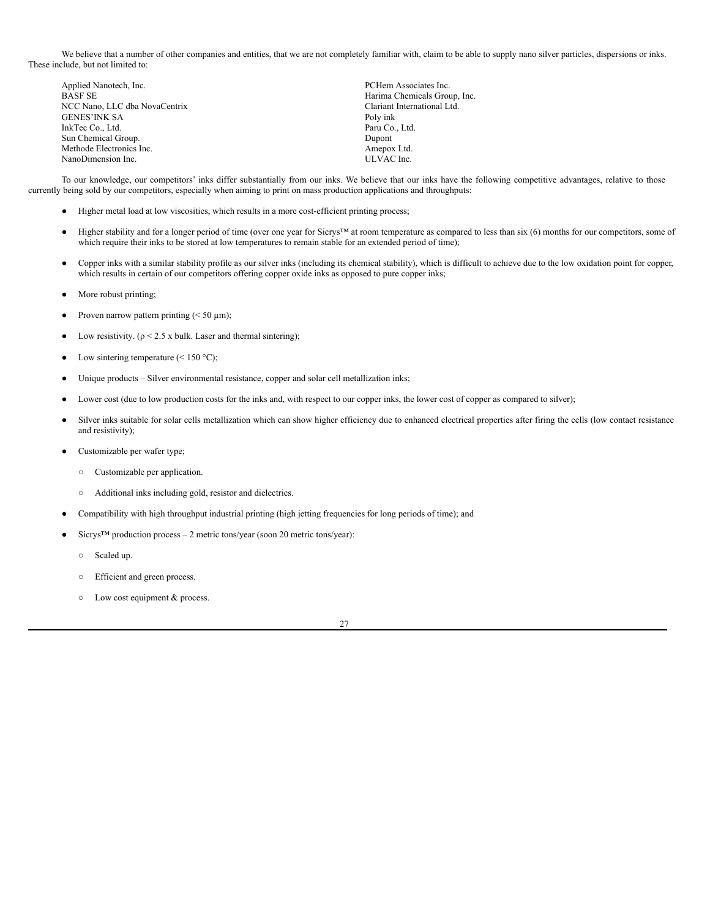We believe that a number of other companies and entities, that we are not completely familiar with, claim to be able to supply nano silver particles, dispersions or inks. These include, but not limited to:

| | |
|---|---|
| Applied Nanotech, Inc. | PCHem Associates Inc. |
| BASF SE | Harima Chemicals Group, Inc. |
| NCC Nano, LLC dba NovaCentrix | Clariant International Ltd. |
| GENES'INK SA | Poly ink |
| InkTec Co., Ltd. | Paru Co., Ltd. |
| Sun Chemical Group. | Dupont |
| Methode Electronics Inc. | Amepox Ltd. |
| NanoDimension Inc. | ULVAC Inc. |

To our knowledge, our competitors' inks differ substantially from our inks. We believe that our inks have the following competitive advantages, relative to those currently being sold by our competitors, especially when aiming to print on mass production applications and throughputs:

- Higher metal load at low viscosities, which results in a more cost-efficient printing process;
- Higher stability and for a longer period of time (over one year for Sicrys™ at room temperature as compared to less than six (6) months for our competitors, some of which require their inks to be stored at low temperatures to remain stable for an extended period of time);
- Copper inks with a similar stability profile as our silver inks (including its chemical stability), which is difficult to achieve due to the low oxidation point for copper, which results in certain of our competitors offering copper oxide inks as opposed to pure copper inks;
- More robust printing;
- Proven narrow pattern printing (< 50 µm);
- Low resistivity. ($\rho$ < 2.5 x bulk. Laser and thermal sintering);
- Low sintering temperature (< 150 °C);
- Unique products – Silver environmental resistance, copper and solar cell metallization inks;
- Lower cost (due to low production costs for the inks and, with respect to our copper inks, the lower cost of copper as compared to silver);
- Silver inks suitable for solar cells metallization which can show higher efficiency due to enhanced electrical properties after firing the cells (low contact resistance and resistivity);
- Customizable per wafer type;
  - Customizable per application.
  - Additional inks including gold, resistor and dielectrics.
- Compatibility with high throughput industrial printing (high jetting frequencies for long periods of time); and
- Sicrys™ production process – 2 metric tons/year (soon 20 metric tons/year):
  - Scaled up.
  - Efficient and green process.
  - Low cost equipment & process.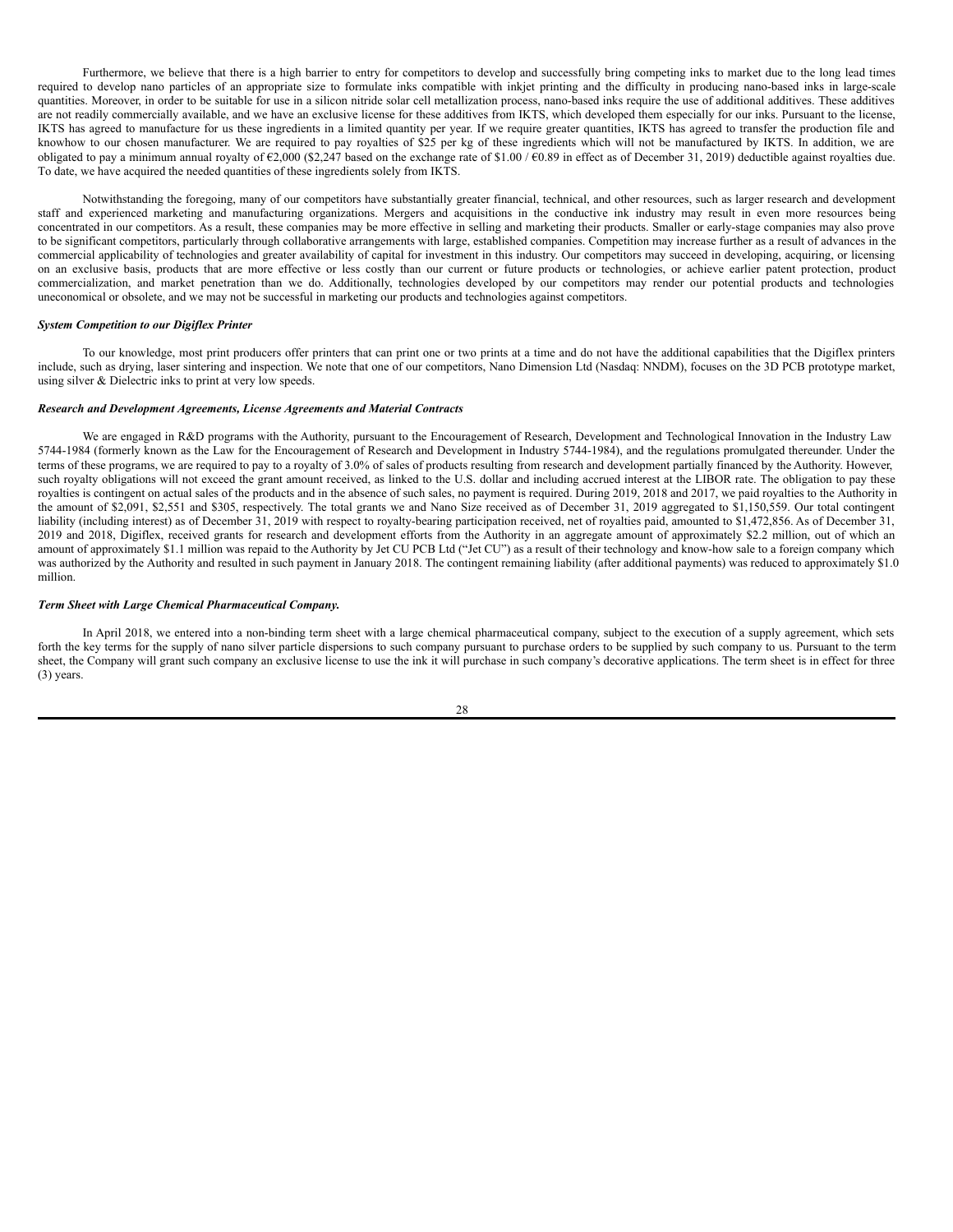Furthermore, we believe that there is a high barrier to entry for competitors to develop and successfully bring competing inks to market due to the long lead times required to develop nano particles of an appropriate size to formulate inks compatible with inkjet printing and the difficulty in producing nano-based inks in large-scale quantities. Moreover, in order to be suitable for use in a silicon nitride solar cell metallization process, nano-based inks require the use of additional additives. These additives are not readily commercially available, and we have an exclusive license for these additives from IKTS, which developed them especially for our inks. Pursuant to the license, IKTS has agreed to manufacture for us these ingredients in a limited quantity per year. If we require greater quantities, IKTS has agreed to transfer the production file and knowhow to our chosen manufacturer. We are required to pay royalties of $25 per kg of these ingredients which will not be manufactured by IKTS. In addition, we are obligated to pay a minimum annual royalty of €2,000 ($2,247 based on the exchange rate of $1.00 / €0.89 in effect as of December 31, 2019) deductible against royalties due. To date, we have acquired the needed quantities of these ingredients solely from IKTS.

Notwithstanding the foregoing, many of our competitors have substantially greater financial, technical, and other resources, such as larger research and development staff and experienced marketing and manufacturing organizations. Mergers and acquisitions in the conductive ink industry may result in even more resources being concentrated in our competitors. As a result, these companies may be more effective in selling and marketing their products. Smaller or early-stage companies may also prove to be significant competitors, particularly through collaborative arrangements with large, established companies. Competition may increase further as a result of advances in the commercial applicability of technologies and greater availability of capital for investment in this industry. Our competitors may succeed in developing, acquiring, or licensing on an exclusive basis, products that are more effective or less costly than our current or future products or technologies, or achieve earlier patent protection, product commercialization, and market penetration than we do. Additionally, technologies developed by our competitors may render our potential products and technologies uneconomical or obsolete, and we may not be successful in marketing our products and technologies against competitors.

***System Competition to our Digiflex Printer***

To our knowledge, most print producers offer printers that can print one or two prints at a time and do not have the additional capabilities that the Digiflex printers include, such as drying, laser sintering and inspection. We note that one of our competitors, Nano Dimension Ltd (Nasdaq: NNDM), focuses on the 3D PCB prototype market, using silver & Dielectric inks to print at very low speeds.

***Research and Development Agreements, License Agreements and Material Contracts***

We are engaged in R&D programs with the Authority, pursuant to the Encouragement of Research, Development and Technological Innovation in the Industry Law 5744-1984 (formerly known as the Law for the Encouragement of Research and Development in Industry 5744-1984), and the regulations promulgated thereunder. Under the terms of these programs, we are required to pay to a royalty of 3.0% of sales of products resulting from research and development partially financed by the Authority. However, such royalty obligations will not exceed the grant amount received, as linked to the U.S. dollar and including accrued interest at the LIBOR rate. The obligation to pay these royalties is contingent on actual sales of the products and in the absence of such sales, no payment is required. During 2019, 2018 and 2017, we paid royalties to the Authority in the amount of $2,091, $2,551 and $305, respectively. The total grants we and Nano Size received as of December 31, 2019 aggregated to $1,150,559. Our total contingent liability (including interest) as of December 31, 2019 with respect to royalty-bearing participation received, net of royalties paid, amounted to $1,472,856. As of December 31, 2019 and 2018, Digiflex, received grants for research and development efforts from the Authority in an aggregate amount of approximately $2.2 million, out of which an amount of approximately $1.1 million was repaid to the Authority by Jet CU PCB Ltd ("Jet CU") as a result of their technology and know-how sale to a foreign company which was authorized by the Authority and resulted in such payment in January 2018. The contingent remaining liability (after additional payments) was reduced to approximately $1.0 million.

***Term Sheet with Large Chemical Pharmaceutical Company.***

In April 2018, we entered into a non-binding term sheet with a large chemical pharmaceutical company, subject to the execution of a supply agreement, which sets forth the key terms for the supply of nano silver particle dispersions to such company pursuant to purchase orders to be supplied by such company to us. Pursuant to the term sheet, the Company will grant such company an exclusive license to use the ink it will purchase in such company's decorative applications. The term sheet is in effect for three (3) years.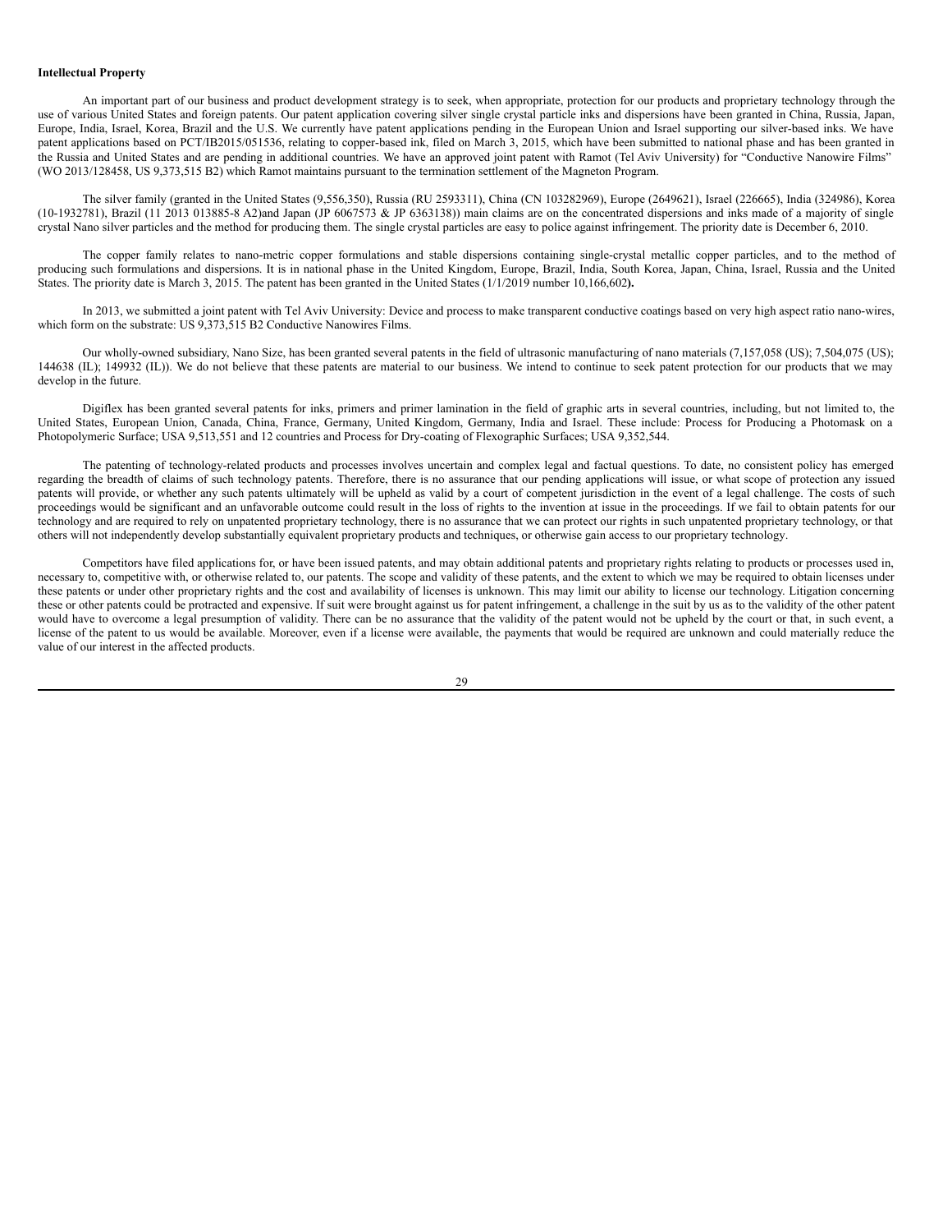**Intellectual Property**

An important part of our business and product development strategy is to seek, when appropriate, protection for our products and proprietary technology through the use of various United States and foreign patents. Our patent application covering silver single crystal particle inks and dispersions have been granted in China, Russia, Japan, Europe, India, Israel, Korea, Brazil and the U.S. We currently have patent applications pending in the European Union and Israel supporting our silver-based inks. We have patent applications based on PCT/IB2015/051536, relating to copper-based ink, filed on March 3, 2015, which have been submitted to national phase and has been granted in the Russia and United States and are pending in additional countries. We have an approved joint patent with Ramot (Tel Aviv University) for "Conductive Nanowire Films" (WO 2013/128458, US 9,373,515 B2) which Ramot maintains pursuant to the termination settlement of the Magneton Program.

The silver family (granted in the United States (9,556,350), Russia (RU 2593311), China (CN 103282969), Europe (2649621), Israel (226665), India (324986), Korea (10-1932781), Brazil (11 2013 013885-8 A2)and Japan (JP 6067573 & JP 6363138)) main claims are on the concentrated dispersions and inks made of a majority of single crystal Nano silver particles and the method for producing them. The single crystal particles are easy to police against infringement. The priority date is December 6, 2010.

The copper family relates to nano-metric copper formulations and stable dispersions containing single-crystal metallic copper particles, and to the method of producing such formulations and dispersions. It is in national phase in the United Kingdom, Europe, Brazil, India, South Korea, Japan, China, Israel, Russia and the United States. The priority date is March 3, 2015. The patent has been granted in the United States (1/1/2019 number 10,166,602**).**

In 2013, we submitted a joint patent with Tel Aviv University: Device and process to make transparent conductive coatings based on very high aspect ratio nano-wires, which form on the substrate: US 9,373,515 B2 Conductive Nanowires Films.

Our wholly-owned subsidiary, Nano Size, has been granted several patents in the field of ultrasonic manufacturing of nano materials (7,157,058 (US); 7,504,075 (US); 144638 (IL); 149932 (IL)). We do not believe that these patents are material to our business. We intend to continue to seek patent protection for our products that we may develop in the future.

Digiflex has been granted several patents for inks, primers and primer lamination in the field of graphic arts in several countries, including, but not limited to, the United States, European Union, Canada, China, France, Germany, United Kingdom, Germany, India and Israel. These include: Process for Producing a Photomask on a Photopolymeric Surface; USA 9,513,551 and 12 countries and Process for Dry-coating of Flexographic Surfaces; USA 9,352,544.

The patenting of technology-related products and processes involves uncertain and complex legal and factual questions. To date, no consistent policy has emerged regarding the breadth of claims of such technology patents. Therefore, there is no assurance that our pending applications will issue, or what scope of protection any issued patents will provide, or whether any such patents ultimately will be upheld as valid by a court of competent jurisdiction in the event of a legal challenge. The costs of such proceedings would be significant and an unfavorable outcome could result in the loss of rights to the invention at issue in the proceedings. If we fail to obtain patents for our technology and are required to rely on unpatented proprietary technology, there is no assurance that we can protect our rights in such unpatented proprietary technology, or that others will not independently develop substantially equivalent proprietary products and techniques, or otherwise gain access to our proprietary technology.

Competitors have filed applications for, or have been issued patents, and may obtain additional patents and proprietary rights relating to products or processes used in, necessary to, competitive with, or otherwise related to, our patents. The scope and validity of these patents, and the extent to which we may be required to obtain licenses under these patents or under other proprietary rights and the cost and availability of licenses is unknown. This may limit our ability to license our technology. Litigation concerning these or other patents could be protracted and expensive. If suit were brought against us for patent infringement, a challenge in the suit by us as to the validity of the other patent would have to overcome a legal presumption of validity. There can be no assurance that the validity of the patent would not be upheld by the court or that, in such event, a license of the patent to us would be available. Moreover, even if a license were available, the payments that would be required are unknown and could materially reduce the value of our interest in the affected products.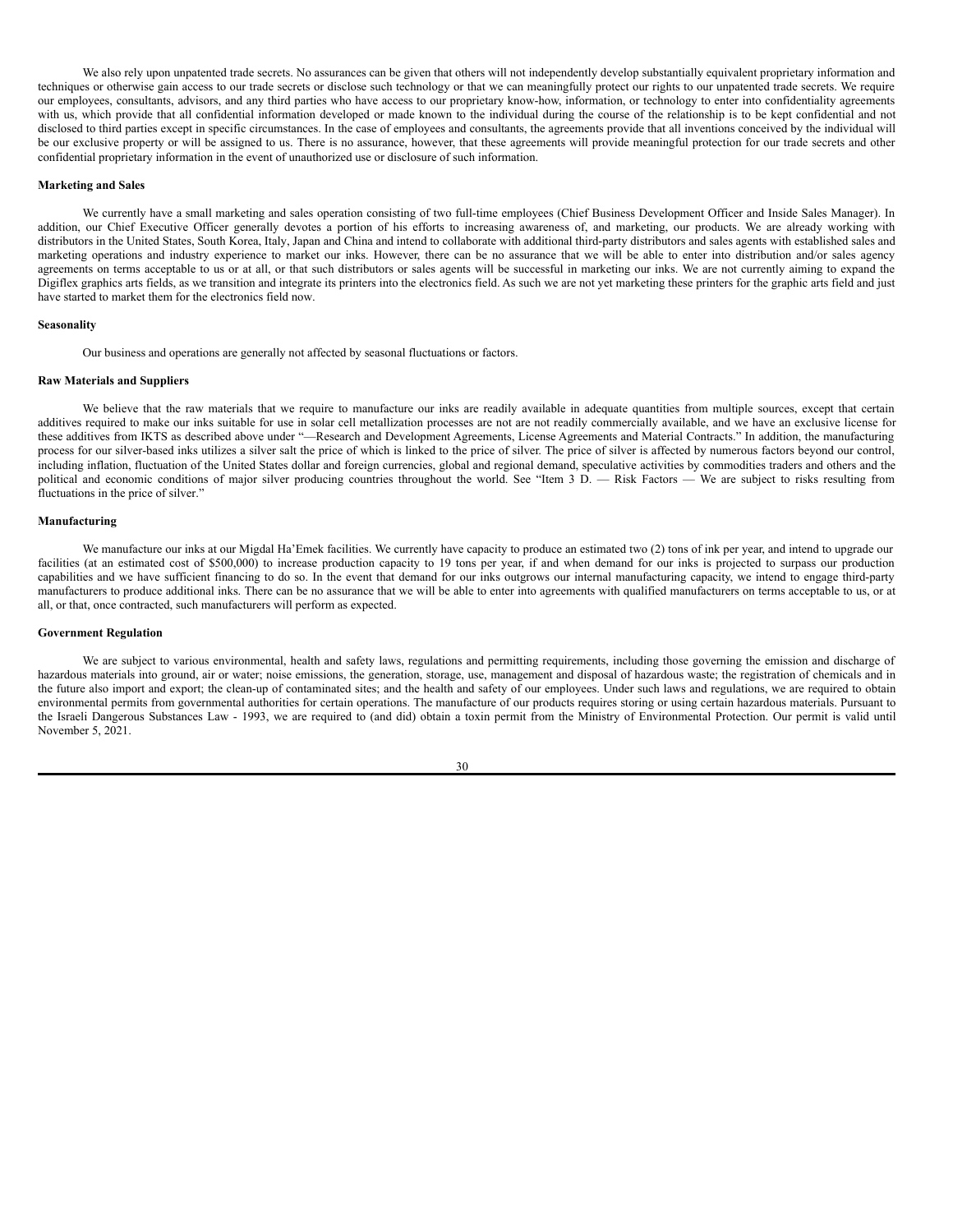We also rely upon unpatented trade secrets. No assurances can be given that others will not independently develop substantially equivalent proprietary information and techniques or otherwise gain access to our trade secrets or disclose such technology or that we can meaningfully protect our rights to our unpatented trade secrets. We require our employees, consultants, advisors, and any third parties who have access to our proprietary know-how, information, or technology to enter into confidentiality agreements with us, which provide that all confidential information developed or made known to the individual during the course of the relationship is to be kept confidential and not disclosed to third parties except in specific circumstances. In the case of employees and consultants, the agreements provide that all inventions conceived by the individual will be our exclusive property or will be assigned to us. There is no assurance, however, that these agreements will provide meaningful protection for our trade secrets and other confidential proprietary information in the event of unauthorized use or disclosure of such information.

**Marketing and Sales**

We currently have a small marketing and sales operation consisting of two full-time employees (Chief Business Development Officer and Inside Sales Manager). In addition, our Chief Executive Officer generally devotes a portion of his efforts to increasing awareness of, and marketing, our products. We are already working with distributors in the United States, South Korea, Italy, Japan and China and intend to collaborate with additional third-party distributors and sales agents with established sales and marketing operations and industry experience to market our inks. However, there can be no assurance that we will be able to enter into distribution and/or sales agency agreements on terms acceptable to us or at all, or that such distributors or sales agents will be successful in marketing our inks. We are not currently aiming to expand the Digiflex graphics arts fields, as we transition and integrate its printers into the electronics field. As such we are not yet marketing these printers for the graphic arts field and just have started to market them for the electronics field now.

**Seasonality**

Our business and operations are generally not affected by seasonal fluctuations or factors.

**Raw Materials and Suppliers**

We believe that the raw materials that we require to manufacture our inks are readily available in adequate quantities from multiple sources, except that certain additives required to make our inks suitable for use in solar cell metallization processes are not are not readily commercially available, and we have an exclusive license for these additives from IKTS as described above under "—Research and Development Agreements, License Agreements and Material Contracts." In addition, the manufacturing process for our silver-based inks utilizes a silver salt the price of which is linked to the price of silver. The price of silver is affected by numerous factors beyond our control, including inflation, fluctuation of the United States dollar and foreign currencies, global and regional demand, speculative activities by commodities traders and others and the political and economic conditions of major silver producing countries throughout the world. See "Item 3 D. — Risk Factors — We are subject to risks resulting from fluctuations in the price of silver."

**Manufacturing**

We manufacture our inks at our Migdal Ha'Emek facilities. We currently have capacity to produce an estimated two (2) tons of ink per year, and intend to upgrade our facilities (at an estimated cost of $500,000) to increase production capacity to 19 tons per year, if and when demand for our inks is projected to surpass our production capabilities and we have sufficient financing to do so. In the event that demand for our inks outgrows our internal manufacturing capacity, we intend to engage third-party manufacturers to produce additional inks. There can be no assurance that we will be able to enter into agreements with qualified manufacturers on terms acceptable to us, or at all, or that, once contracted, such manufacturers will perform as expected.

**Government Regulation**

We are subject to various environmental, health and safety laws, regulations and permitting requirements, including those governing the emission and discharge of hazardous materials into ground, air or water; noise emissions, the generation, storage, use, management and disposal of hazardous waste; the registration of chemicals and in the future also import and export; the clean-up of contaminated sites; and the health and safety of our employees. Under such laws and regulations, we are required to obtain environmental permits from governmental authorities for certain operations. The manufacture of our products requires storing or using certain hazardous materials. Pursuant to the Israeli Dangerous Substances Law - 1993, we are required to (and did) obtain a toxin permit from the Ministry of Environmental Protection. Our permit is valid until November 5, 2021.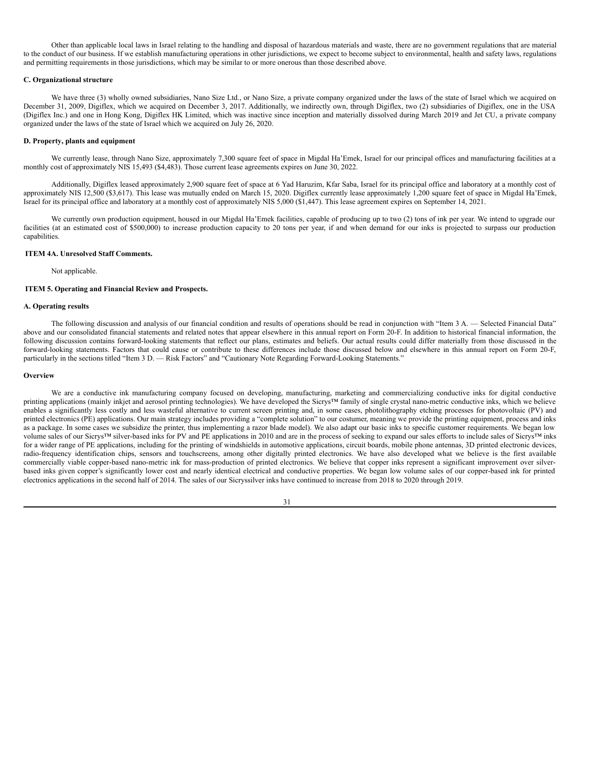Other than applicable local laws in Israel relating to the handling and disposal of hazardous materials and waste, there are no government regulations that are material to the conduct of our business. If we establish manufacturing operations in other jurisdictions, we expect to become subject to environmental, health and safety laws, regulations and permitting requirements in those jurisdictions, which may be similar to or more onerous than those described above.

### C. Organizational structure

We have three (3) wholly owned subsidiaries, Nano Size Ltd., or Nano Size, a private company organized under the laws of the state of Israel which we acquired on December 31, 2009, Digiflex, which we acquired on December 3, 2017. Additionally, we indirectly own, through Digiflex, two (2) subsidiaries of Digiflex, one in the USA (Digiflex Inc.) and one in Hong Kong, Digiflex HK Limited, which was inactive since inception and materially dissolved during March 2019 and Jet CU, a private company organized under the laws of the state of Israel which we acquired on July 26, 2020.

### D. Property, plants and equipment

We currently lease, through Nano Size, approximately 7,300 square feet of space in Migdal Ha'Emek, Israel for our principal offices and manufacturing facilities at a monthly cost of approximately NIS 15,493 ($4,483). Those current lease agreements expires on June 30, 2022.

Additionally, Digiflex leased approximately 2,900 square feet of space at 6 Yad Haruzim, Kfar Saba, Israel for its principal office and laboratory at a monthly cost of approximately NIS 12,500 ($3,617). This lease was mutually ended on March 15, 2020. Digiflex currently lease approximately 1,200 square feet of space in Migdal Ha'Emek, Israel for its principal office and laboratory at a monthly cost of approximately NIS 5,000 ($1,447). This lease agreement expires on September 14, 2021.

We currently own production equipment, housed in our Migdal Ha'Emek facilities, capable of producing up to two (2) tons of ink per year. We intend to upgrade our facilities (at an estimated cost of $500,000) to increase production capacity to 20 tons per year, if and when demand for our inks is projected to surpass our production capabilities.

## ITEM 4A. Unresolved Staff Comments.

Not applicable.

## ITEM 5. Operating and Financial Review and Prospects.

### A. Operating results

The following discussion and analysis of our financial condition and results of operations should be read in conjunction with "Item 3 A. — Selected Financial Data" above and our consolidated financial statements and related notes that appear elsewhere in this annual report on Form 20-F. In addition to historical financial information, the following discussion contains forward-looking statements that reflect our plans, estimates and beliefs. Our actual results could differ materially from those discussed in the forward-looking statements. Factors that could cause or contribute to these differences include those discussed below and elsewhere in this annual report on Form 20-F, particularly in the sections titled "Item 3 D. — Risk Factors" and "Cautionary Note Regarding Forward-Looking Statements."

### Overview

We are a conductive ink manufacturing company focused on developing, manufacturing, marketing and commercializing conductive inks for digital conductive printing applications (mainly inkjet and aerosol printing technologies). We have developed the Sicrys™ family of single crystal nano-metric conductive inks, which we believe enables a significantly less costly and less wasteful alternative to current screen printing and, in some cases, photolithography etching processes for photovoltaic (PV) and printed electronics (PE) applications. Our main strategy includes providing a "complete solution" to our costumer, meaning we provide the printing equipment, process and inks as a package. In some cases we subsidize the printer, thus implementing a razor blade model). We also adapt our basic inks to specific customer requirements. We began low volume sales of our Sicrys™ silver-based inks for PV and PE applications in 2010 and are in the process of seeking to expand our sales efforts to include sales of Sicrys™ inks for a wider range of PE applications, including for the printing of windshields in automotive applications, circuit boards, mobile phone antennas, 3D printed electronic devices, radio-frequency identification chips, sensors and touchscreens, among other digitally printed electronics. We have also developed what we believe is the first available commercially viable copper-based nano-metric ink for mass-production of printed electronics. We believe that copper inks represent a significant improvement over silver-based inks given copper's significantly lower cost and nearly identical electrical and conductive properties. We began low volume sales of our copper-based ink for printed electronics applications in the second half of 2014. The sales of our Sicryssilver inks have continued to increase from 2018 to 2020 through 2019.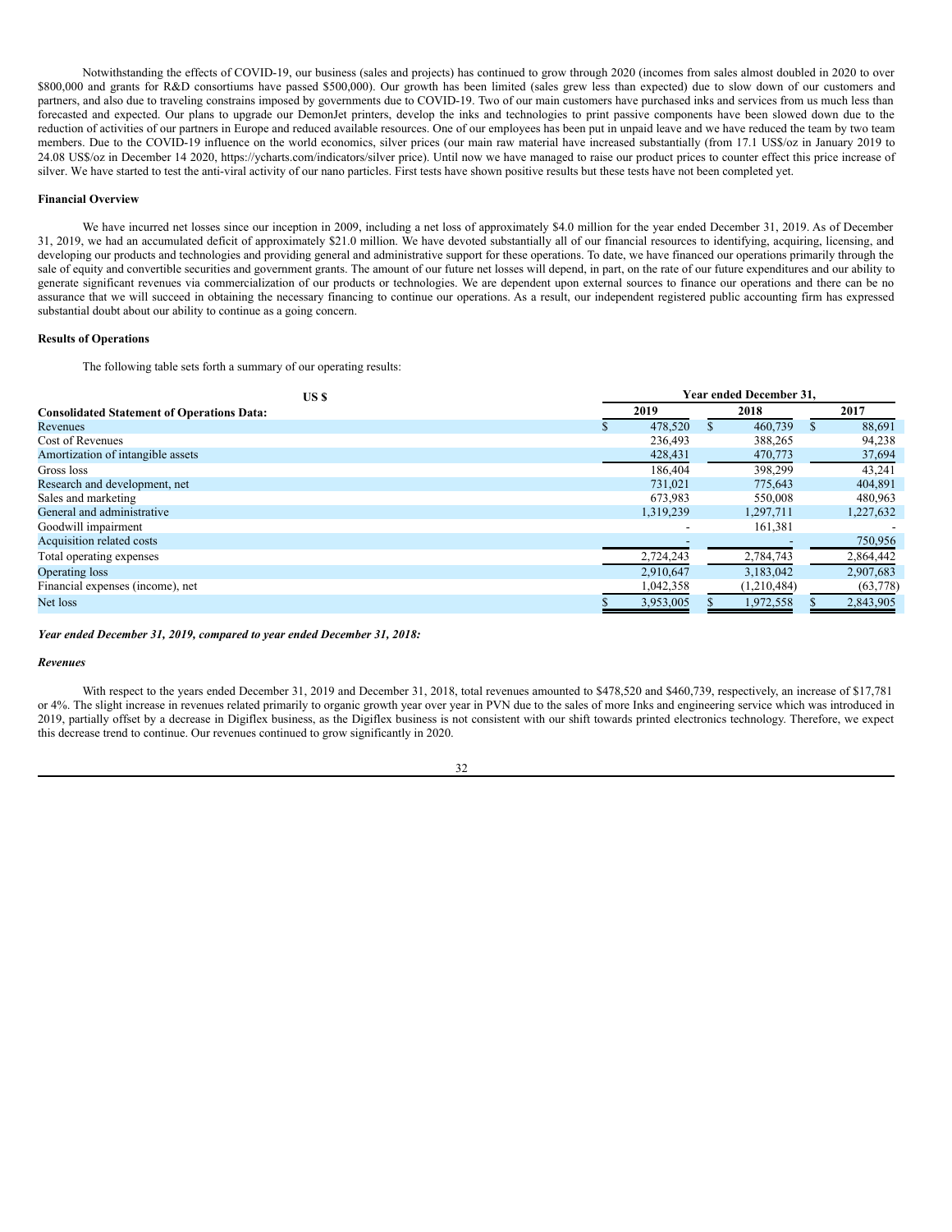Notwithstanding the effects of COVID-19, our business (sales and projects) has continued to grow through 2020 (incomes from sales almost doubled in 2020 to over $800,000 and grants for R&D consortiums have passed $500,000). Our growth has been limited (sales grew less than expected) due to slow down of our customers and partners, and also due to traveling constrains imposed by governments due to COVID-19. Two of our main customers have purchased inks and services from us much less than forecasted and expected. Our plans to upgrade our DemonJet printers, develop the inks and technologies to print passive components have been slowed down due to the reduction of activities of our partners in Europe and reduced available resources. One of our employees has been put in unpaid leave and we have reduced the team by two team members. Due to the COVID-19 influence on the world economics, silver prices (our main raw material have increased substantially (from 17.1 US$/oz in January 2019 to 24.08 US$/oz in December 14 2020, https://ycharts.com/indicators/silver price). Until now we have managed to raise our product prices to counter effect this price increase of silver. We have started to test the anti-viral activity of our nano particles. First tests have shown positive results but these tests have not been completed yet.

**Financial Overview**

We have incurred net losses since our inception in 2009, including a net loss of approximately $4.0 million for the year ended December 31, 2019. As of December 31, 2019, we had an accumulated deficit of approximately $21.0 million. We have devoted substantially all of our financial resources to identifying, acquiring, licensing, and developing our products and technologies and providing general and administrative support for these operations. To date, we have financed our operations primarily through the sale of equity and convertible securities and government grants. The amount of our future net losses will depend, in part, on the rate of our future expenditures and our ability to generate significant revenues via commercialization of our products or technologies. We are dependent upon external sources to finance our operations and there can be no assurance that we will succeed in obtaining the necessary financing to continue our operations. As a result, our independent registered public accounting firm has expressed substantial doubt about our ability to continue as a going concern.

**Results of Operations**

The following table sets forth a summary of our operating results:

| US $ | Year ended December 31, | | |
|---|---|---|---|
| **Consolidated Statement of Operations Data:** | **2019** | **2018** | **2017** |
| Revenues | $ 478,520 | $ 460,739 | $ 88,691 |
| Cost of Revenues | 236,493 | 388,265 | 94,238 |
| Amortization of intangible assets | 428,431 | 470,773 | 37,694 |
| Gross loss | 186,404 | 398,299 | 43,241 |
| Research and development, net | 731,021 | 775,643 | 404,891 |
| Sales and marketing | 673,983 | 550,008 | 480,963 |
| General and administrative | 1,319,239 | 1,297,711 | 1,227,632 |
| Goodwill impairment | - | 161,381 | - |
| Acquisition related costs | - | - | 750,956 |
| Total operating expenses | 2,724,243 | 2,784,743 | 2,864,442 |
| Operating loss | 2,910,647 | 3,183,042 | 2,907,683 |
| Financial expenses (income), net | 1,042,358 | (1,210,484) | (63,778) |
| Net loss | $ 3,953,005 | $ 1,972,558 | $ 2,843,905 |

***Year ended December 31, 2019, compared to year ended December 31, 2018:***

***Revenues***

With respect to the years ended December 31, 2019 and December 31, 2018, total revenues amounted to $478,520 and $460,739, respectively, an increase of $17,781 or 4%. The slight increase in revenues related primarily to organic growth year over year in PVN due to the sales of more Inks and engineering service which was introduced in 2019, partially offset by a decrease in Digiflex business, as the Digiflex business is not consistent with our shift towards printed electronics technology. Therefore, we expect this decrease trend to continue. Our revenues continued to grow significantly in 2020.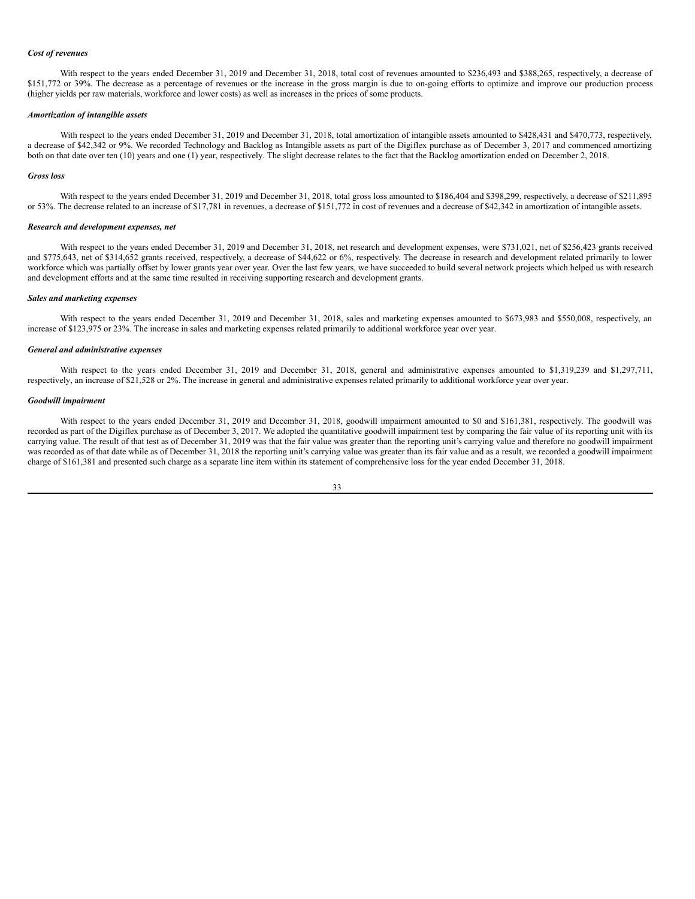*Cost of revenues*

With respect to the years ended December 31, 2019 and December 31, 2018, total cost of revenues amounted to $236,493 and $388,265, respectively, a decrease of $151,772 or 39%. The decrease as a percentage of revenues or the increase in the gross margin is due to on-going efforts to optimize and improve our production process (higher yields per raw materials, workforce and lower costs) as well as increases in the prices of some products.

*Amortization of intangible assets*

With respect to the years ended December 31, 2019 and December 31, 2018, total amortization of intangible assets amounted to $428,431 and $470,773, respectively, a decrease of $42,342 or 9%. We recorded Technology and Backlog as Intangible assets as part of the Digiflex purchase as of December 3, 2017 and commenced amortizing both on that date over ten (10) years and one (1) year, respectively. The slight decrease relates to the fact that the Backlog amortization ended on December 2, 2018.

*Gross loss*

With respect to the years ended December 31, 2019 and December 31, 2018, total gross loss amounted to $186,404 and $398,299, respectively, a decrease of $211,895 or 53%. The decrease related to an increase of $17,781 in revenues, a decrease of $151,772 in cost of revenues and a decrease of $42,342 in amortization of intangible assets.

*Research and development expenses, net*

With respect to the years ended December 31, 2019 and December 31, 2018, net research and development expenses, were $731,021, net of $256,423 grants received and $775,643, net of $314,652 grants received, respectively, a decrease of $44,622 or 6%, respectively. The decrease in research and development related primarily to lower workforce which was partially offset by lower grants year over year. Over the last few years, we have succeeded to build several network projects which helped us with research and development efforts and at the same time resulted in receiving supporting research and development grants.

*Sales and marketing expenses*

With respect to the years ended December 31, 2019 and December 31, 2018, sales and marketing expenses amounted to $673,983 and $550,008, respectively, an increase of $123,975 or 23%. The increase in sales and marketing expenses related primarily to additional workforce year over year.

*General and administrative expenses*

With respect to the years ended December 31, 2019 and December 31, 2018, general and administrative expenses amounted to $1,319,239 and $1,297,711, respectively, an increase of $21,528 or 2%. The increase in general and administrative expenses related primarily to additional workforce year over year.

*Goodwill impairment*

With respect to the years ended December 31, 2019 and December 31, 2018, goodwill impairment amounted to $0 and $161,381, respectively. The goodwill was recorded as part of the Digiflex purchase as of December 3, 2017. We adopted the quantitative goodwill impairment test by comparing the fair value of its reporting unit with its carrying value. The result of that test as of December 31, 2019 was that the fair value was greater than the reporting unit's carrying value and therefore no goodwill impairment was recorded as of that date while as of December 31, 2018 the reporting unit's carrying value was greater than its fair value and as a result, we recorded a goodwill impairment charge of $161,381 and presented such charge as a separate line item within its statement of comprehensive loss for the year ended December 31, 2018.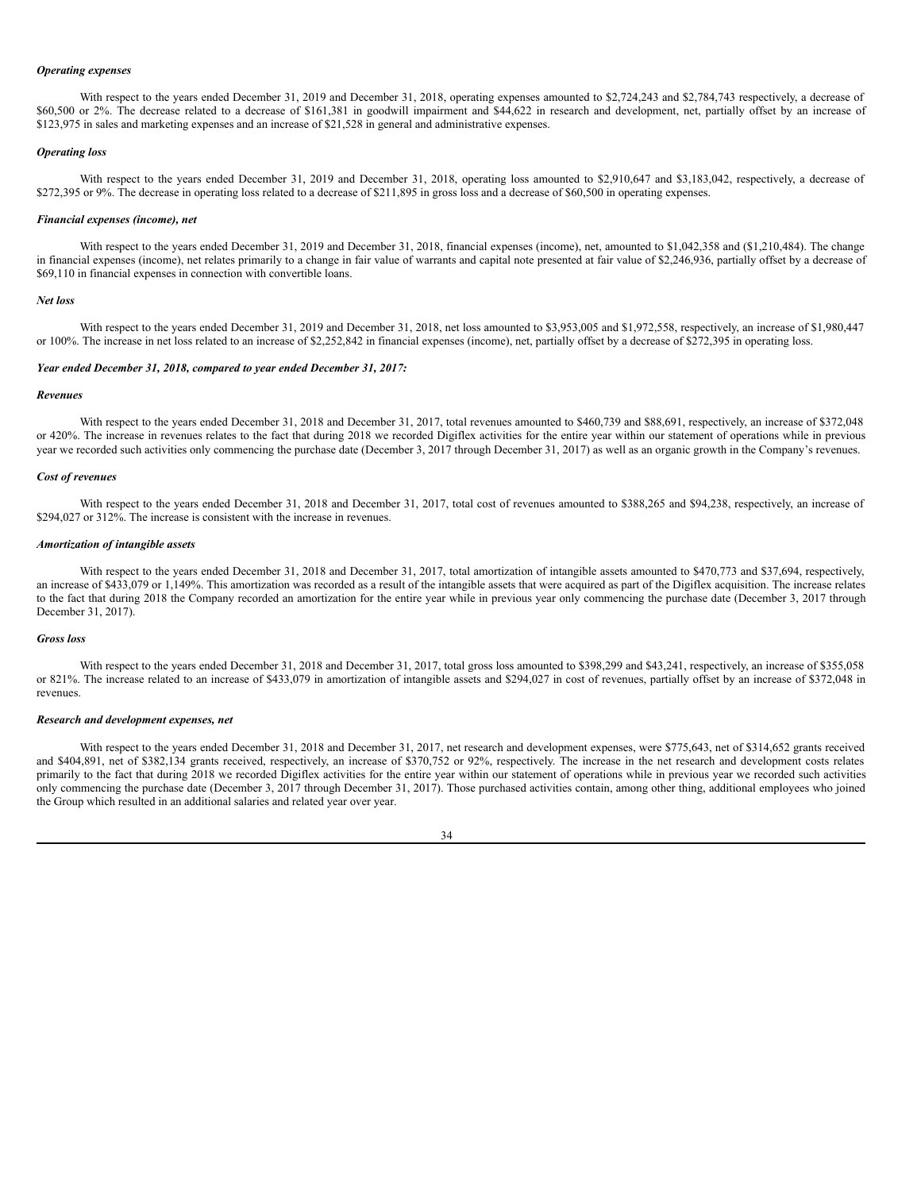*Operating expenses*

With respect to the years ended December 31, 2019 and December 31, 2018, operating expenses amounted to $2,724,243 and $2,784,743 respectively, a decrease of $60,500 or 2%. The decrease related to a decrease of $161,381 in goodwill impairment and $44,622 in research and development, net, partially offset by an increase of $123,975 in sales and marketing expenses and an increase of $21,528 in general and administrative expenses.

*Operating loss*

With respect to the years ended December 31, 2019 and December 31, 2018, operating loss amounted to $2,910,647 and $3,183,042, respectively, a decrease of $272,395 or 9%. The decrease in operating loss related to a decrease of $211,895 in gross loss and a decrease of $60,500 in operating expenses.

*Financial expenses (income), net*

With respect to the years ended December 31, 2019 and December 31, 2018, financial expenses (income), net, amounted to $1,042,358 and ($1,210,484). The change in financial expenses (income), net relates primarily to a change in fair value of warrants and capital note presented at fair value of $2,246,936, partially offset by a decrease of $69,110 in financial expenses in connection with convertible loans.

*Net loss*

With respect to the years ended December 31, 2019 and December 31, 2018, net loss amounted to $3,953,005 and $1,972,558, respectively, an increase of $1,980,447 or 100%. The increase in net loss related to an increase of $2,252,842 in financial expenses (income), net, partially offset by a decrease of $272,395 in operating loss.

***Year ended December 31, 2018, compared to year ended December 31, 2017:***

*Revenues*

With respect to the years ended December 31, 2018 and December 31, 2017, total revenues amounted to $460,739 and $88,691, respectively, an increase of $372,048 or 420%. The increase in revenues relates to the fact that during 2018 we recorded Digiflex activities for the entire year within our statement of operations while in previous year we recorded such activities only commencing the purchase date (December 3, 2017 through December 31, 2017) as well as an organic growth in the Company's revenues.

*Cost of revenues*

With respect to the years ended December 31, 2018 and December 31, 2017, total cost of revenues amounted to $388,265 and $94,238, respectively, an increase of $294,027 or 312%. The increase is consistent with the increase in revenues.

*Amortization of intangible assets*

With respect to the years ended December 31, 2018 and December 31, 2017, total amortization of intangible assets amounted to $470,773 and $37,694, respectively, an increase of $433,079 or 1,149%. This amortization was recorded as a result of the intangible assets that were acquired as part of the Digiflex acquisition. The increase relates to the fact that during 2018 the Company recorded an amortization for the entire year while in previous year only commencing the purchase date (December 3, 2017 through December 31, 2017).

*Gross loss*

With respect to the years ended December 31, 2018 and December 31, 2017, total gross loss amounted to $398,299 and $43,241, respectively, an increase of $355,058 or 821%. The increase related to an increase of $433,079 in amortization of intangible assets and $294,027 in cost of revenues, partially offset by an increase of $372,048 in revenues.

*Research and development expenses, net*

With respect to the years ended December 31, 2018 and December 31, 2017, net research and development expenses, were $775,643, net of $314,652 grants received and $404,891, net of $382,134 grants received, respectively, an increase of $370,752 or 92%, respectively. The increase in the net research and development costs relates primarily to the fact that during 2018 we recorded Digiflex activities for the entire year within our statement of operations while in previous year we recorded such activities only commencing the purchase date (December 3, 2017 through December 31, 2017). Those purchased activities contain, among other thing, additional employees who joined the Group which resulted in an additional salaries and related year over year.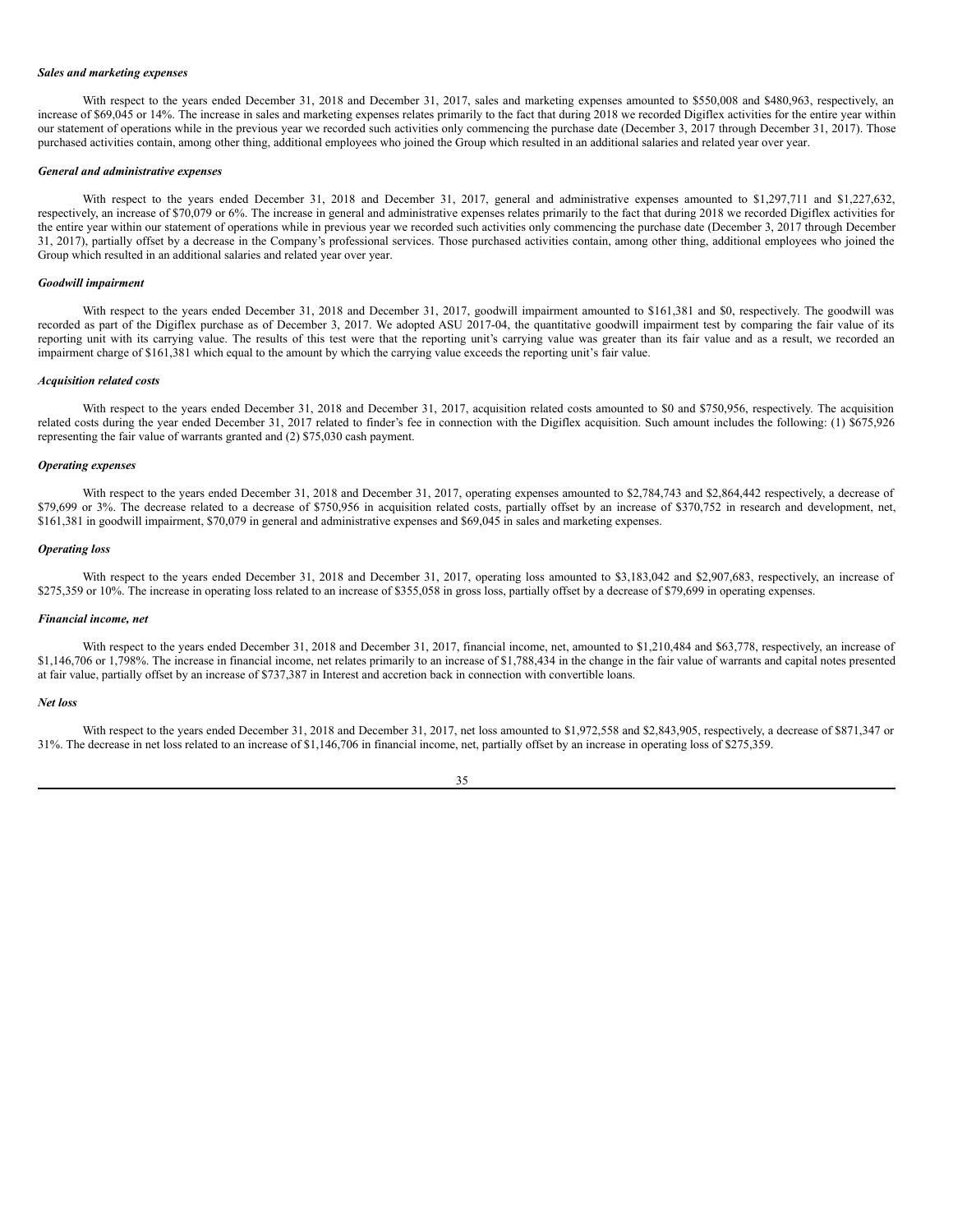*Sales and marketing expenses*

With respect to the years ended December 31, 2018 and December 31, 2017, sales and marketing expenses amounted to $550,008 and $480,963, respectively, an increase of $69,045 or 14%. The increase in sales and marketing expenses relates primarily to the fact that during 2018 we recorded Digiflex activities for the entire year within our statement of operations while in the previous year we recorded such activities only commencing the purchase date (December 3, 2017 through December 31, 2017). Those purchased activities contain, among other thing, additional employees who joined the Group which resulted in an additional salaries and related year over year.

*General and administrative expenses*

With respect to the years ended December 31, 2018 and December 31, 2017, general and administrative expenses amounted to $1,297,711 and $1,227,632, respectively, an increase of $70,079 or 6%. The increase in general and administrative expenses relates primarily to the fact that during 2018 we recorded Digiflex activities for the entire year within our statement of operations while in previous year we recorded such activities only commencing the purchase date (December 3, 2017 through December 31, 2017), partially offset by a decrease in the Company's professional services. Those purchased activities contain, among other thing, additional employees who joined the Group which resulted in an additional salaries and related year over year.

*Goodwill impairment*

With respect to the years ended December 31, 2018 and December 31, 2017, goodwill impairment amounted to $161,381 and $0, respectively. The goodwill was recorded as part of the Digiflex purchase as of December 3, 2017. We adopted ASU 2017-04, the quantitative goodwill impairment test by comparing the fair value of its reporting unit with its carrying value. The results of this test were that the reporting unit's carrying value was greater than its fair value and as a result, we recorded an impairment charge of $161,381 which equal to the amount by which the carrying value exceeds the reporting unit's fair value.

*Acquisition related costs*

With respect to the years ended December 31, 2018 and December 31, 2017, acquisition related costs amounted to $0 and $750,956, respectively. The acquisition related costs during the year ended December 31, 2017 related to finder's fee in connection with the Digiflex acquisition. Such amount includes the following: (1) $675,926 representing the fair value of warrants granted and (2) $75,030 cash payment.

*Operating expenses*

With respect to the years ended December 31, 2018 and December 31, 2017, operating expenses amounted to $2,784,743 and $2,864,442 respectively, a decrease of $79,699 or 3%. The decrease related to a decrease of $750,956 in acquisition related costs, partially offset by an increase of $370,752 in research and development, net, $161,381 in goodwill impairment, $70,079 in general and administrative expenses and $69,045 in sales and marketing expenses.

*Operating loss*

With respect to the years ended December 31, 2018 and December 31, 2017, operating loss amounted to $3,183,042 and $2,907,683, respectively, an increase of $275,359 or 10%. The increase in operating loss related to an increase of $355,058 in gross loss, partially offset by a decrease of $79,699 in operating expenses.

*Financial income, net*

With respect to the years ended December 31, 2018 and December 31, 2017, financial income, net, amounted to $1,210,484 and $63,778, respectively, an increase of $1,146,706 or 1,798%. The increase in financial income, net relates primarily to an increase of $1,788,434 in the change in the fair value of warrants and capital notes presented at fair value, partially offset by an increase of $737,387 in Interest and accretion back in connection with convertible loans.

*Net loss*

With respect to the years ended December 31, 2018 and December 31, 2017, net loss amounted to $1,972,558 and $2,843,905, respectively, a decrease of $871,347 or 31%. The decrease in net loss related to an increase of $1,146,706 in financial income, net, partially offset by an increase in operating loss of $275,359.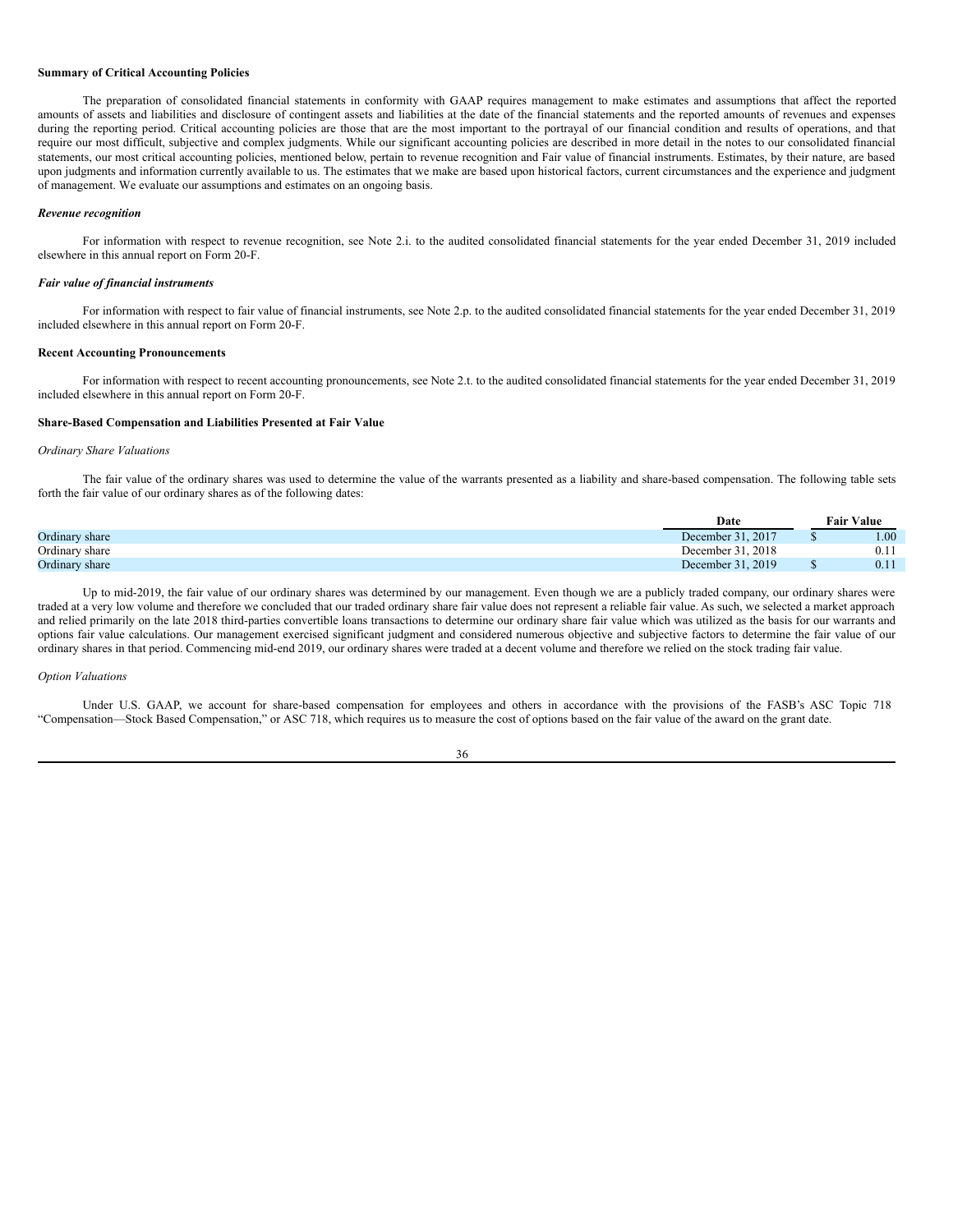**Summary of Critical Accounting Policies**

The preparation of consolidated financial statements in conformity with GAAP requires management to make estimates and assumptions that affect the reported amounts of assets and liabilities and disclosure of contingent assets and liabilities at the date of the financial statements and the reported amounts of revenues and expenses during the reporting period. Critical accounting policies are those that are the most important to the portrayal of our financial condition and results of operations, and that require our most difficult, subjective and complex judgments. While our significant accounting policies are described in more detail in the notes to our consolidated financial statements, our most critical accounting policies, mentioned below, pertain to revenue recognition and Fair value of financial instruments. Estimates, by their nature, are based upon judgments and information currently available to us. The estimates that we make are based upon historical factors, current circumstances and the experience and judgment of management. We evaluate our assumptions and estimates on an ongoing basis.

***Revenue recognition***

For information with respect to revenue recognition, see Note 2.i. to the audited consolidated financial statements for the year ended December 31, 2019 included elsewhere in this annual report on Form 20-F.

***Fair value of financial instruments***

For information with respect to fair value of financial instruments, see Note 2.p. to the audited consolidated financial statements for the year ended December 31, 2019 included elsewhere in this annual report on Form 20-F.

**Recent Accounting Pronouncements**

For information with respect to recent accounting pronouncements, see Note 2.t. to the audited consolidated financial statements for the year ended December 31, 2019 included elsewhere in this annual report on Form 20-F.

**Share-Based Compensation and Liabilities Presented at Fair Value**

*Ordinary Share Valuations*

The fair value of the ordinary shares was used to determine the value of the warrants presented as a liability and share-based compensation. The following table sets forth the fair value of our ordinary shares as of the following dates:

| | Date | Fair Value |
|---|---|---|
| Ordinary share | December 31, 2017 | $ 1.00 |
| Ordinary share | December 31, 2018 | 0.11 |
| Ordinary share | December 31, 2019 | $ 0.11 |

Up to mid-2019, the fair value of our ordinary shares was determined by our management. Even though we are a publicly traded company, our ordinary shares were traded at a very low volume and therefore we concluded that our traded ordinary share fair value does not represent a reliable fair value. As such, we selected a market approach and relied primarily on the late 2018 third-parties convertible loans transactions to determine our ordinary share fair value which was utilized as the basis for our warrants and options fair value calculations. Our management exercised significant judgment and considered numerous objective and subjective factors to determine the fair value of our ordinary shares in that period. Commencing mid-end 2019, our ordinary shares were traded at a decent volume and therefore we relied on the stock trading fair value.

*Option Valuations*

Under U.S. GAAP, we account for share-based compensation for employees and others in accordance with the provisions of the FASB's ASC Topic 718 "Compensation—Stock Based Compensation," or ASC 718, which requires us to measure the cost of options based on the fair value of the award on the grant date.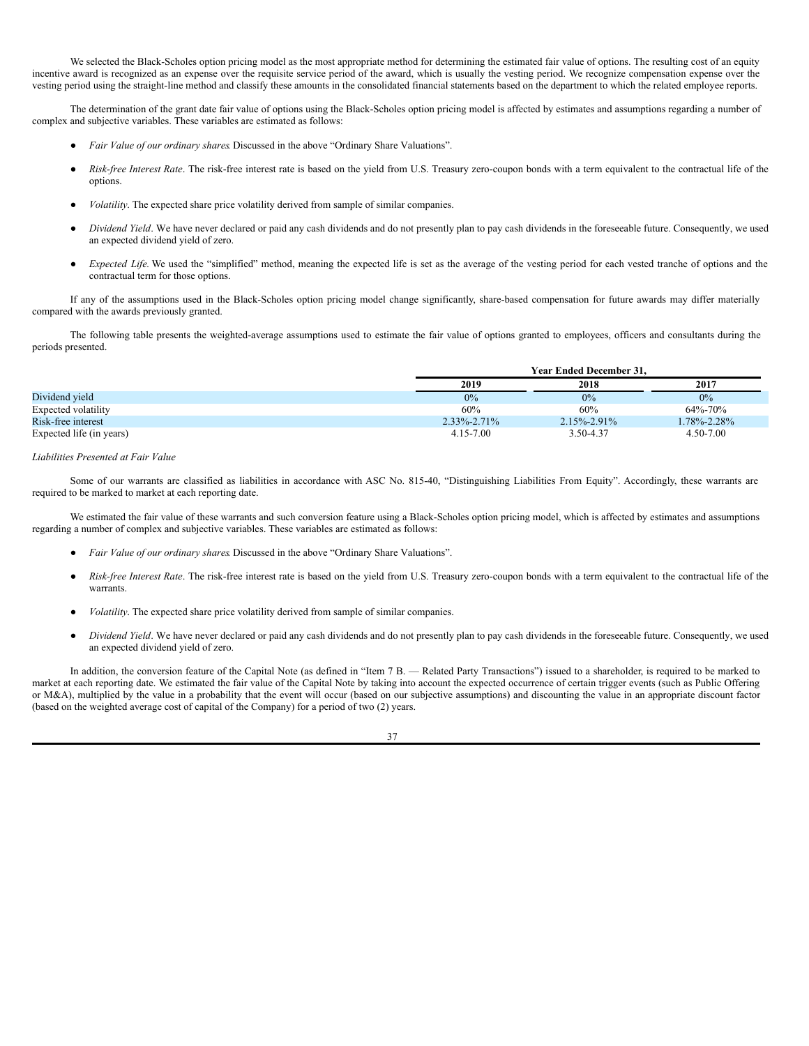We selected the Black-Scholes option pricing model as the most appropriate method for determining the estimated fair value of options. The resulting cost of an equity incentive award is recognized as an expense over the requisite service period of the award, which is usually the vesting period. We recognize compensation expense over the vesting period using the straight-line method and classify these amounts in the consolidated financial statements based on the department to which the related employee reports.

The determination of the grant date fair value of options using the Black-Scholes option pricing model is affected by estimates and assumptions regarding a number of complex and subjective variables. These variables are estimated as follows:

- *Fair Value of our ordinary shares*. Discussed in the above "Ordinary Share Valuations".
- *Risk-free Interest Rate*. The risk-free interest rate is based on the yield from U.S. Treasury zero-coupon bonds with a term equivalent to the contractual life of the options.
- *Volatility*. The expected share price volatility derived from sample of similar companies.
- *Dividend Yield*. We have never declared or paid any cash dividends and do not presently plan to pay cash dividends in the foreseeable future. Consequently, we used an expected dividend yield of zero.
- *Expected Life.* We used the "simplified" method, meaning the expected life is set as the average of the vesting period for each vested tranche of options and the contractual term for those options.

If any of the assumptions used in the Black-Scholes option pricing model change significantly, share-based compensation for future awards may differ materially compared with the awards previously granted.

The following table presents the weighted-average assumptions used to estimate the fair value of options granted to employees, officers and consultants during the periods presented.

| | Year Ended December 31, | | |
|---|---|---|---|
| | **2019** | **2018** | **2017** |
| Dividend yield | 0% | 0% | 0% |
| Expected volatility | 60% | 60% | 64%-70% |
| Risk-free interest | 2.33%-2.71% | 2.15%-2.91% | 1.78%-2.28% |
| Expected life (in years) | 4.15-7.00 | 3.50-4.37 | 4.50-7.00 |

*Liabilities Presented at Fair Value*

Some of our warrants are classified as liabilities in accordance with ASC No. 815-40, "Distinguishing Liabilities From Equity". Accordingly, these warrants are required to be marked to market at each reporting date.

We estimated the fair value of these warrants and such conversion feature using a Black-Scholes option pricing model, which is affected by estimates and assumptions regarding a number of complex and subjective variables. These variables are estimated as follows:

- *Fair Value of our ordinary shares*. Discussed in the above "Ordinary Share Valuations".
- *Risk-free Interest Rate*. The risk-free interest rate is based on the yield from U.S. Treasury zero-coupon bonds with a term equivalent to the contractual life of the warrants.
- *Volatility*. The expected share price volatility derived from sample of similar companies.
- *Dividend Yield*. We have never declared or paid any cash dividends and do not presently plan to pay cash dividends in the foreseeable future. Consequently, we used an expected dividend yield of zero.

In addition, the conversion feature of the Capital Note (as defined in "Item 7 B. — Related Party Transactions") issued to a shareholder, is required to be marked to market at each reporting date. We estimated the fair value of the Capital Note by taking into account the expected occurrence of certain trigger events (such as Public Offering or M&A), multiplied by the value in a probability that the event will occur (based on our subjective assumptions) and discounting the value in an appropriate discount factor (based on the weighted average cost of capital of the Company) for a period of two (2) years.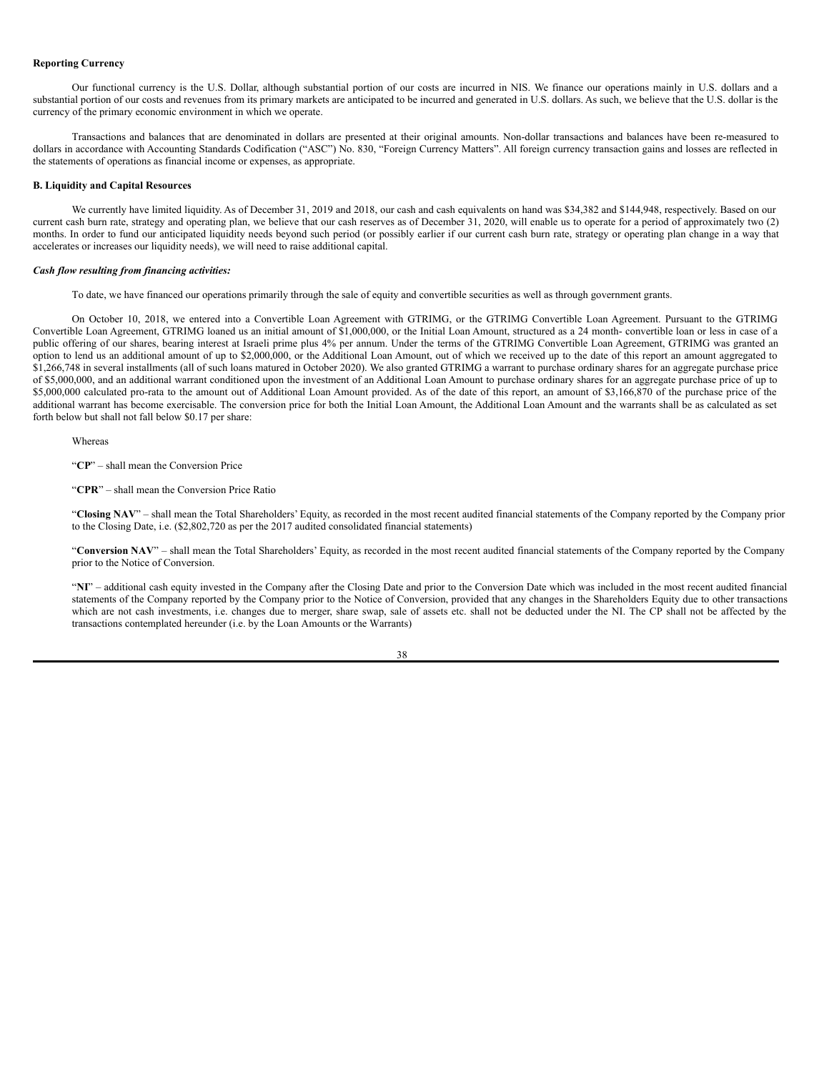**Reporting Currency**

Our functional currency is the U.S. Dollar, although substantial portion of our costs are incurred in NIS. We finance our operations mainly in U.S. dollars and a substantial portion of our costs and revenues from its primary markets are anticipated to be incurred and generated in U.S. dollars. As such, we believe that the U.S. dollar is the currency of the primary economic environment in which we operate.

Transactions and balances that are denominated in dollars are presented at their original amounts. Non-dollar transactions and balances have been re-measured to dollars in accordance with Accounting Standards Codification ("ASC") No. 830, "Foreign Currency Matters". All foreign currency transaction gains and losses are reflected in the statements of operations as financial income or expenses, as appropriate.

**B. Liquidity and Capital Resources**

We currently have limited liquidity. As of December 31, 2019 and 2018, our cash and cash equivalents on hand was $34,382 and $144,948, respectively. Based on our current cash burn rate, strategy and operating plan, we believe that our cash reserves as of December 31, 2020, will enable us to operate for a period of approximately two (2) months. In order to fund our anticipated liquidity needs beyond such period (or possibly earlier if our current cash burn rate, strategy or operating plan change in a way that accelerates or increases our liquidity needs), we will need to raise additional capital.

***Cash flow resulting from financing activities:***

To date, we have financed our operations primarily through the sale of equity and convertible securities as well as through government grants.

On October 10, 2018, we entered into a Convertible Loan Agreement with GTRIMG, or the GTRIMG Convertible Loan Agreement. Pursuant to the GTRIMG Convertible Loan Agreement, GTRIMG loaned us an initial amount of $1,000,000, or the Initial Loan Amount, structured as a 24 month- convertible loan or less in case of a public offering of our shares, bearing interest at Israeli prime plus 4% per annum. Under the terms of the GTRIMG Convertible Loan Agreement, GTRIMG was granted an option to lend us an additional amount of up to $2,000,000, or the Additional Loan Amount, out of which we received up to the date of this report an amount aggregated to $1,266,748 in several installments (all of such loans matured in October 2020). We also granted GTRIMG a warrant to purchase ordinary shares for an aggregate purchase price of $5,000,000, and an additional warrant conditioned upon the investment of an Additional Loan Amount to purchase ordinary shares for an aggregate purchase price of up to $5,000,000 calculated pro-rata to the amount out of Additional Loan Amount provided. As of the date of this report, an amount of $3,166,870 of the purchase price of the additional warrant has become exercisable. The conversion price for both the Initial Loan Amount, the Additional Loan Amount and the warrants shall be as calculated as set forth below but shall not fall below $0.17 per share:

Whereas

"**CP**" – shall mean the Conversion Price

"**CPR**" – shall mean the Conversion Price Ratio

"**Closing NAV**" – shall mean the Total Shareholders' Equity, as recorded in the most recent audited financial statements of the Company reported by the Company prior to the Closing Date, i.e. ($2,802,720 as per the 2017 audited consolidated financial statements)

"**Conversion NAV**" – shall mean the Total Shareholders' Equity, as recorded in the most recent audited financial statements of the Company reported by the Company prior to the Notice of Conversion.

"**NI**" – additional cash equity invested in the Company after the Closing Date and prior to the Conversion Date which was included in the most recent audited financial statements of the Company reported by the Company prior to the Notice of Conversion, provided that any changes in the Shareholders Equity due to other transactions which are not cash investments, i.e. changes due to merger, share swap, sale of assets etc. shall not be deducted under the NI. The CP shall not be affected by the transactions contemplated hereunder (i.e. by the Loan Amounts or the Warrants)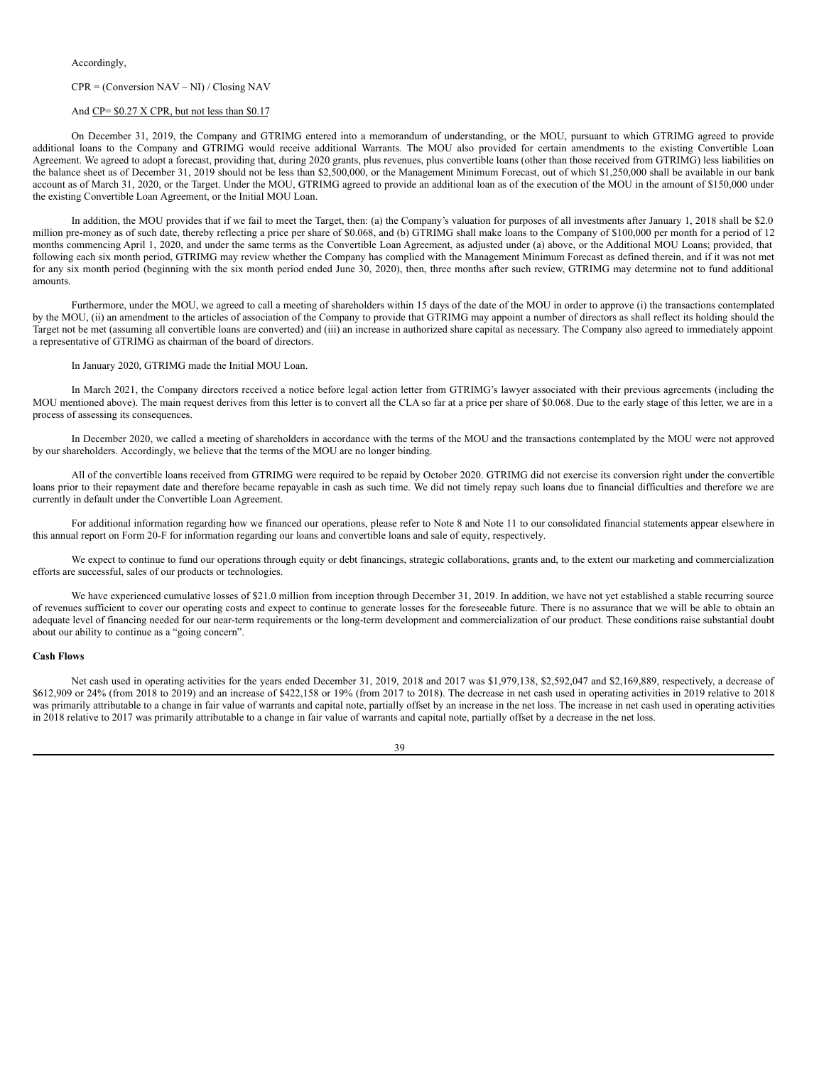Accordingly,

CPR = (Conversion NAV – NI) / Closing NAV

And CP= $0.27 X CPR, but not less than $0.17

On December 31, 2019, the Company and GTRIMG entered into a memorandum of understanding, or the MOU, pursuant to which GTRIMG agreed to provide additional loans to the Company and GTRIMG would receive additional Warrants. The MOU also provided for certain amendments to the existing Convertible Loan Agreement. We agreed to adopt a forecast, providing that, during 2020 grants, plus revenues, plus convertible loans (other than those received from GTRIMG) less liabilities on the balance sheet as of December 31, 2019 should not be less than $2,500,000, or the Management Minimum Forecast, out of which $1,250,000 shall be available in our bank account as of March 31, 2020, or the Target. Under the MOU, GTRIMG agreed to provide an additional loan as of the execution of the MOU in the amount of $150,000 under the existing Convertible Loan Agreement, or the Initial MOU Loan.

In addition, the MOU provides that if we fail to meet the Target, then: (a) the Company's valuation for purposes of all investments after January 1, 2018 shall be $2.0 million pre-money as of such date, thereby reflecting a price per share of $0.068, and (b) GTRIMG shall make loans to the Company of $100,000 per month for a period of 12 months commencing April 1, 2020, and under the same terms as the Convertible Loan Agreement, as adjusted under (a) above, or the Additional MOU Loans; provided, that following each six month period, GTRIMG may review whether the Company has complied with the Management Minimum Forecast as defined therein, and if it was not met for any six month period (beginning with the six month period ended June 30, 2020), then, three months after such review, GTRIMG may determine not to fund additional amounts.

Furthermore, under the MOU, we agreed to call a meeting of shareholders within 15 days of the date of the MOU in order to approve (i) the transactions contemplated by the MOU, (ii) an amendment to the articles of association of the Company to provide that GTRIMG may appoint a number of directors as shall reflect its holding should the Target not be met (assuming all convertible loans are converted) and (iii) an increase in authorized share capital as necessary. The Company also agreed to immediately appoint a representative of GTRIMG as chairman of the board of directors.

In January 2020, GTRIMG made the Initial MOU Loan.

In March 2021, the Company directors received a notice before legal action letter from GTRIMG's lawyer associated with their previous agreements (including the MOU mentioned above). The main request derives from this letter is to convert all the CLA so far at a price per share of $0.068. Due to the early stage of this letter, we are in a process of assessing its consequences.

In December 2020, we called a meeting of shareholders in accordance with the terms of the MOU and the transactions contemplated by the MOU were not approved by our shareholders. Accordingly, we believe that the terms of the MOU are no longer binding.

All of the convertible loans received from GTRIMG were required to be repaid by October 2020. GTRIMG did not exercise its conversion right under the convertible loans prior to their repayment date and therefore became repayable in cash as such time. We did not timely repay such loans due to financial difficulties and therefore we are currently in default under the Convertible Loan Agreement.

For additional information regarding how we financed our operations, please refer to Note 8 and Note 11 to our consolidated financial statements appear elsewhere in this annual report on Form 20-F for information regarding our loans and convertible loans and sale of equity, respectively.

We expect to continue to fund our operations through equity or debt financings, strategic collaborations, grants and, to the extent our marketing and commercialization efforts are successful, sales of our products or technologies.

We have experienced cumulative losses of $21.0 million from inception through December 31, 2019. In addition, we have not yet established a stable recurring source of revenues sufficient to cover our operating costs and expect to continue to generate losses for the foreseeable future. There is no assurance that we will be able to obtain an adequate level of financing needed for our near-term requirements or the long-term development and commercialization of our product. These conditions raise substantial doubt about our ability to continue as a "going concern".

**Cash Flows**

Net cash used in operating activities for the years ended December 31, 2019, 2018 and 2017 was $1,979,138, $2,592,047 and $2,169,889, respectively, a decrease of $612,909 or 24% (from 2018 to 2019) and an increase of $422,158 or 19% (from 2017 to 2018). The decrease in net cash used in operating activities in 2019 relative to 2018 was primarily attributable to a change in fair value of warrants and capital note, partially offset by an increase in the net loss. The increase in net cash used in operating activities in 2018 relative to 2017 was primarily attributable to a change in fair value of warrants and capital note, partially offset by a decrease in the net loss.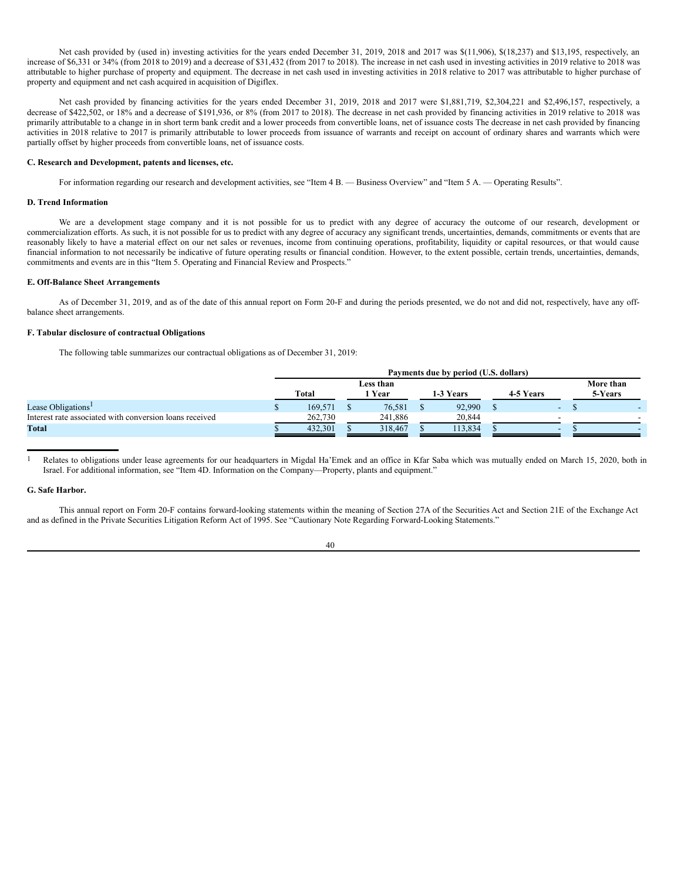Net cash provided by (used in) investing activities for the years ended December 31, 2019, 2018 and 2017 was $(11,906), $(18,237) and $13,195, respectively, an increase of $6,331 or 34% (from 2018 to 2019) and a decrease of $31,432 (from 2017 to 2018). The increase in net cash used in investing activities in 2019 relative to 2018 was attributable to higher purchase of property and equipment. The decrease in net cash used in investing activities in 2018 relative to 2017 was attributable to higher purchase of property and equipment and net cash acquired in acquisition of Digiflex.

Net cash provided by financing activities for the years ended December 31, 2019, 2018 and 2017 were $1,881,719, $2,304,221 and $2,496,157, respectively, a decrease of $422,502, or 18% and a decrease of $191,936, or 8% (from 2017 to 2018). The decrease in net cash provided by financing activities in 2019 relative to 2018 was primarily attributable to a change in in short term bank credit and a lower proceeds from convertible loans, net of issuance costs The decrease in net cash provided by financing activities in 2018 relative to 2017 is primarily attributable to lower proceeds from issuance of warrants and receipt on account of ordinary shares and warrants which were partially offset by higher proceeds from convertible loans, net of issuance costs.

### C. Research and Development, patents and licenses, etc.

For information regarding our research and development activities, see "Item 4 B. — Business Overview" and "Item 5 A. — Operating Results".

### D. Trend Information

We are a development stage company and it is not possible for us to predict with any degree of accuracy the outcome of our research, development or commercialization efforts. As such, it is not possible for us to predict with any degree of accuracy any significant trends, uncertainties, demands, commitments or events that are reasonably likely to have a material effect on our net sales or revenues, income from continuing operations, profitability, liquidity or capital resources, or that would cause financial information to not necessarily be indicative of future operating results or financial condition. However, to the extent possible, certain trends, uncertainties, demands, commitments and events are in this "Item 5. Operating and Financial Review and Prospects."

### E. Off-Balance Sheet Arrangements

As of December 31, 2019, and as of the date of this annual report on Form 20-F and during the periods presented, we do not and did not, respectively, have any off-balance sheet arrangements.

### F. Tabular disclosure of contractual Obligations

The following table summarizes our contractual obligations as of December 31, 2019:

| | Payments due by period (U.S. dollars) | | | | |
|---|---|---|---|---|---|
| | Total | Less than 1 Year | 1-3 Years | 4-5 Years | More than 5-Years |
| Lease Obligations[1] | $ 169,571 | $ 76,581 | $ 92,990 | $ - | $ - |
| Interest rate associated with conversion loans received | 262,730 | 241,886 | 20,844 | - | - |
| **Total** | $ 432,301 | $ 318,467 | $ 113,834 | $ - | $ - |

[1] Relates to obligations under lease agreements for our headquarters in Migdal Ha'Emek and an office in Kfar Saba which was mutually ended on March 15, 2020, both in Israel. For additional information, see "Item 4D. Information on the Company—Property, plants and equipment."

### G. Safe Harbor.

This annual report on Form 20-F contains forward-looking statements within the meaning of Section 27A of the Securities Act and Section 21E of the Exchange Act and as defined in the Private Securities Litigation Reform Act of 1995. See "Cautionary Note Regarding Forward-Looking Statements."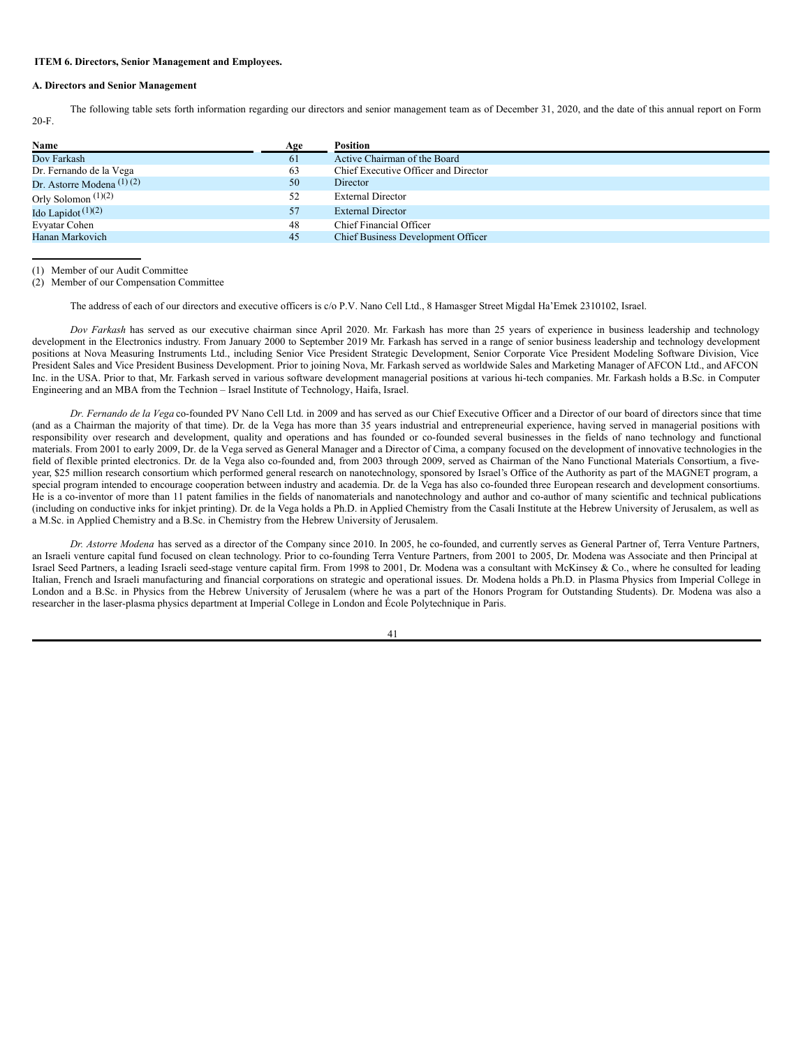### ITEM 6. Directors, Senior Management and Employees.

#### A. Directors and Senior Management

The following table sets forth information regarding our directors and senior management team as of December 31, 2020, and the date of this annual report on Form 20-F.

| Name | Age | Position |
|---|---|---|
| Dov Farkash | 61 | Active Chairman of the Board |
| Dr. Fernando de la Vega | 63 | Chief Executive Officer and Director |
| Dr. Astorre Modena (1) (2) | 50 | Director |
| Orly Solomon (1)(2) | 52 | External Director |
| Ido Lapidot (1)(2) | 57 | External Director |
| Evyatar Cohen | 48 | Chief Financial Officer |
| Hanan Markovich | 45 | Chief Business Development Officer |

(1) Member of our Audit Committee

(2) Member of our Compensation Committee

The address of each of our directors and executive officers is c/o P.V. Nano Cell Ltd., 8 Hamasger Street Migdal Ha'Emek 2310102, Israel.

*Dov Farkash* has served as our executive chairman since April 2020. Mr. Farkash has more than 25 years of experience in business leadership and technology development in the Electronics industry. From January 2000 to September 2019 Mr. Farkash has served in a range of senior business leadership and technology development positions at Nova Measuring Instruments Ltd., including Senior Vice President Strategic Development, Senior Corporate Vice President Modeling Software Division, Vice President Sales and Vice President Business Development. Prior to joining Nova, Mr. Farkash served as worldwide Sales and Marketing Manager of AFCON Ltd., and AFCON Inc. in the USA. Prior to that, Mr. Farkash served in various software development managerial positions at various hi-tech companies. Mr. Farkash holds a B.Sc. in Computer Engineering and an MBA from the Technion – Israel Institute of Technology, Haifa, Israel.

*Dr. Fernando de la Vega* co-founded PV Nano Cell Ltd. in 2009 and has served as our Chief Executive Officer and a Director of our board of directors since that time (and as a Chairman the majority of that time). Dr. de la Vega has more than 35 years industrial and entrepreneurial experience, having served in managerial positions with responsibility over research and development, quality and operations and has founded or co-founded several businesses in the fields of nano technology and functional materials. From 2001 to early 2009, Dr. de la Vega served as General Manager and a Director of Cima, a company focused on the development of innovative technologies in the field of flexible printed electronics. Dr. de la Vega also co-founded and, from 2003 through 2009, served as Chairman of the Nano Functional Materials Consortium, a five-year, $25 million research consortium which performed general research on nanotechnology, sponsored by Israel's Office of the Authority as part of the MAGNET program, a special program intended to encourage cooperation between industry and academia. Dr. de la Vega has also co-founded three European research and development consortiums. He is a co-inventor of more than 11 patent families in the fields of nanomaterials and nanotechnology and author and co-author of many scientific and technical publications (including on conductive inks for inkjet printing). Dr. de la Vega holds a Ph.D. in Applied Chemistry from the Casali Institute at the Hebrew University of Jerusalem, as well as a M.Sc. in Applied Chemistry and a B.Sc. in Chemistry from the Hebrew University of Jerusalem.

*Dr. Astorre Modena* has served as a director of the Company since 2010. In 2005, he co-founded, and currently serves as General Partner of, Terra Venture Partners, an Israeli venture capital fund focused on clean technology. Prior to co-founding Terra Venture Partners, from 2001 to 2005, Dr. Modena was Associate and then Principal at Israel Seed Partners, a leading Israeli seed-stage venture capital firm. From 1998 to 2001, Dr. Modena was a consultant with McKinsey & Co., where he consulted for leading Italian, French and Israeli manufacturing and financial corporations on strategic and operational issues. Dr. Modena holds a Ph.D. in Plasma Physics from Imperial College in London and a B.Sc. in Physics from the Hebrew University of Jerusalem (where he was a part of the Honors Program for Outstanding Students). Dr. Modena was also a researcher in the laser-plasma physics department at Imperial College in London and École Polytechnique in Paris.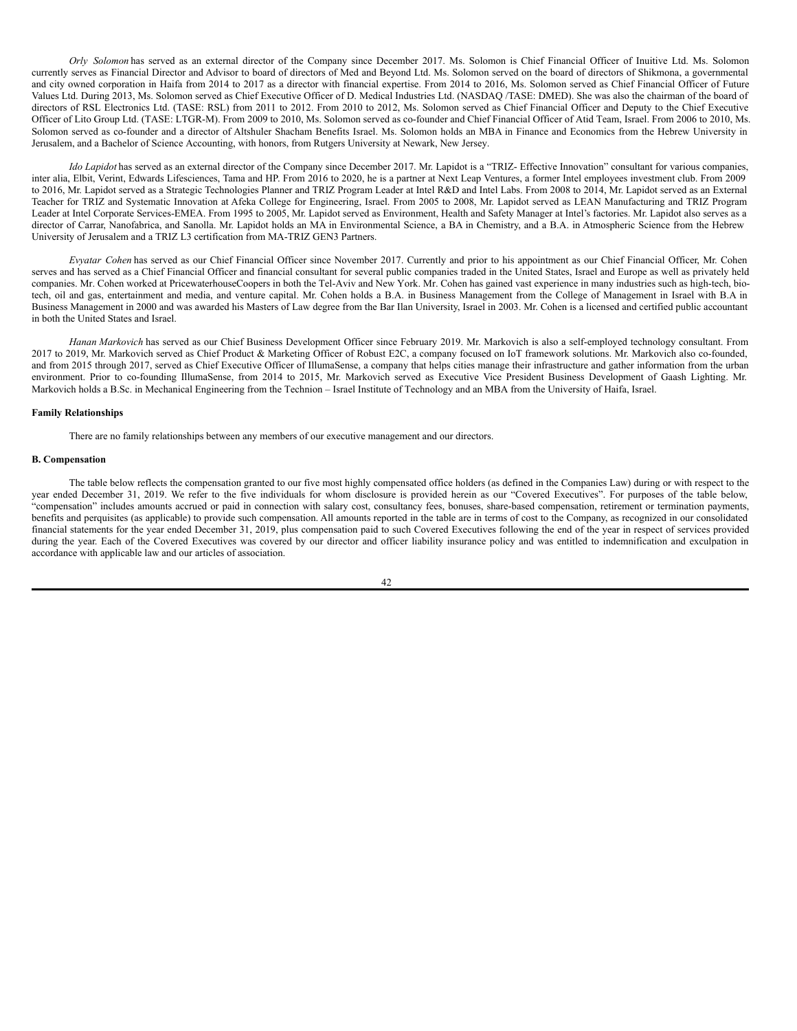*Orly Solomon* has served as an external director of the Company since December 2017. Ms. Solomon is Chief Financial Officer of Inuitive Ltd. Ms. Solomon currently serves as Financial Director and Advisor to board of directors of Med and Beyond Ltd. Ms. Solomon served on the board of directors of Shikmona, a governmental and city owned corporation in Haifa from 2014 to 2017 as a director with financial expertise. From 2014 to 2016, Ms. Solomon served as Chief Financial Officer of Future Values Ltd. During 2013, Ms. Solomon served as Chief Executive Officer of D. Medical Industries Ltd. (NASDAQ /TASE: DMED). She was also the chairman of the board of directors of RSL Electronics Ltd. (TASE: RSL) from 2011 to 2012. From 2010 to 2012, Ms. Solomon served as Chief Financial Officer and Deputy to the Chief Executive Officer of Lito Group Ltd. (TASE: LTGR-M). From 2009 to 2010, Ms. Solomon served as co-founder and Chief Financial Officer of Atid Team, Israel. From 2006 to 2010, Ms. Solomon served as co-founder and a director of Altshuler Shacham Benefits Israel. Ms. Solomon holds an MBA in Finance and Economics from the Hebrew University in Jerusalem, and a Bachelor of Science Accounting, with honors, from Rutgers University at Newark, New Jersey.

*Ido Lapidot* has served as an external director of the Company since December 2017. Mr. Lapidot is a "TRIZ- Effective Innovation" consultant for various companies, inter alia, Elbit, Verint, Edwards Lifesciences, Tama and HP. From 2016 to 2020, he is a partner at Next Leap Ventures, a former Intel employees investment club. From 2009 to 2016, Mr. Lapidot served as a Strategic Technologies Planner and TRIZ Program Leader at Intel R&D and Intel Labs. From 2008 to 2014, Mr. Lapidot served as an External Teacher for TRIZ and Systematic Innovation at Afeka College for Engineering, Israel. From 2005 to 2008, Mr. Lapidot served as LEAN Manufacturing and TRIZ Program Leader at Intel Corporate Services-EMEA. From 1995 to 2005, Mr. Lapidot served as Environment, Health and Safety Manager at Intel's factories. Mr. Lapidot also serves as a director of Carrar, Nanofabrica, and Sanolla. Mr. Lapidot holds an MA in Environmental Science, a BA in Chemistry, and a B.A. in Atmospheric Science from the Hebrew University of Jerusalem and a TRIZ L3 certification from MA-TRIZ GEN3 Partners.

*Evyatar Cohen* has served as our Chief Financial Officer since November 2017. Currently and prior to his appointment as our Chief Financial Officer, Mr. Cohen serves and has served as a Chief Financial Officer and financial consultant for several public companies traded in the United States, Israel and Europe as well as privately held companies. Mr. Cohen worked at PricewaterhouseCoopers in both the Tel-Aviv and New York. Mr. Cohen has gained vast experience in many industries such as high-tech, bio-tech, oil and gas, entertainment and media, and venture capital. Mr. Cohen holds a B.A. in Business Management from the College of Management in Israel with B.A in Business Management in 2000 and was awarded his Masters of Law degree from the Bar Ilan University, Israel in 2003. Mr. Cohen is a licensed and certified public accountant in both the United States and Israel.

*Hanan Markovich* has served as our Chief Business Development Officer since February 2019. Mr. Markovich is also a self-employed technology consultant. From 2017 to 2019, Mr. Markovich served as Chief Product & Marketing Officer of Robust E2C, a company focused on IoT framework solutions. Mr. Markovich also co-founded, and from 2015 through 2017, served as Chief Executive Officer of IllumaSense, a company that helps cities manage their infrastructure and gather information from the urban environment. Prior to co-founding IllumaSense, from 2014 to 2015, Mr. Markovich served as Executive Vice President Business Development of Gaash Lighting. Mr. Markovich holds a B.Sc. in Mechanical Engineering from the Technion – Israel Institute of Technology and an MBA from the University of Haifa, Israel.

**Family Relationships**

There are no family relationships between any members of our executive management and our directors.

**B. Compensation**

The table below reflects the compensation granted to our five most highly compensated office holders (as defined in the Companies Law) during or with respect to the year ended December 31, 2019. We refer to the five individuals for whom disclosure is provided herein as our "Covered Executives". For purposes of the table below, "compensation" includes amounts accrued or paid in connection with salary cost, consultancy fees, bonuses, share-based compensation, retirement or termination payments, benefits and perquisites (as applicable) to provide such compensation. All amounts reported in the table are in terms of cost to the Company, as recognized in our consolidated financial statements for the year ended December 31, 2019, plus compensation paid to such Covered Executives following the end of the year in respect of services provided during the year. Each of the Covered Executives was covered by our director and officer liability insurance policy and was entitled to indemnification and exculpation in accordance with applicable law and our articles of association.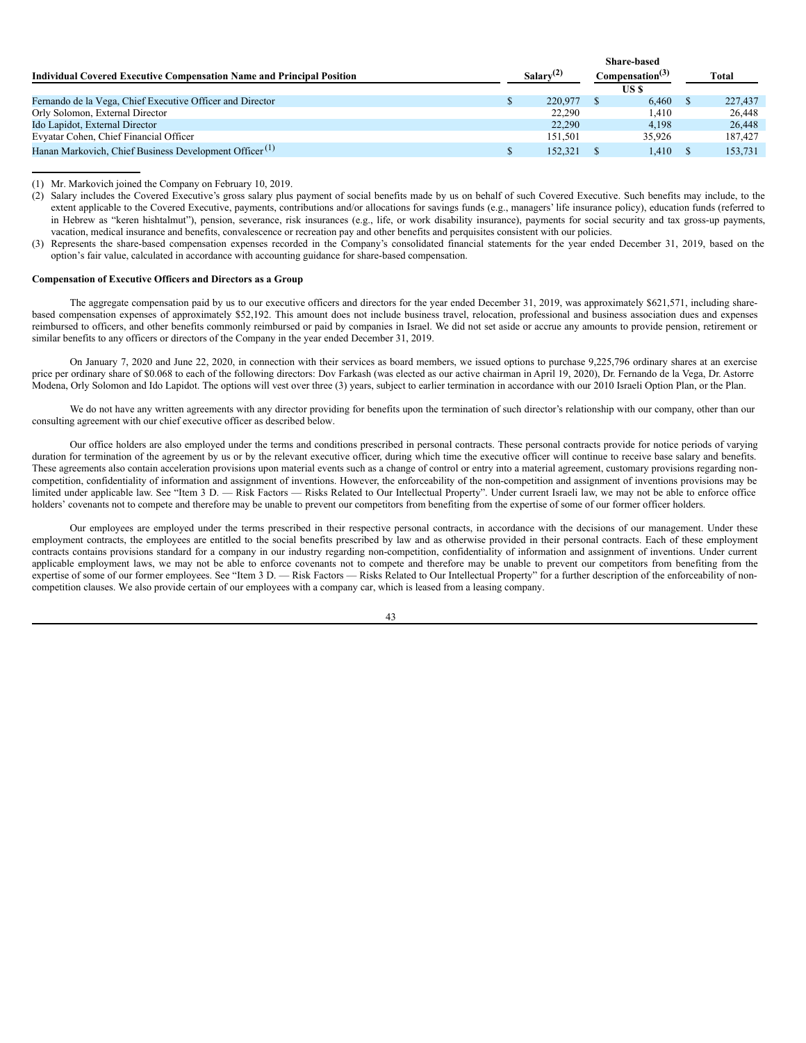| Individual Covered Executive Compensation Name and Principal Position | Salary[(2)] | Share-based Compensation[(3)] | Total |
|---|---|---|---|
| | | US $ | |
| Fernando de la Vega, Chief Executive Officer and Director | $ 220,977 | $ 6,460 | $ 227,437 |
| Orly Solomon, External Director | 22,290 | 1,410 | 26,448 |
| Ido Lapidot, External Director | 22,290 | 4,198 | 26,448 |
| Evyatar Cohen, Chief Financial Officer | 151,501 | 35,926 | 187,427 |
| Hanan Markovich, Chief Business Development Officer[(1)] | $ 152,321 | $ 1,410 | $ 153,731 |

(1) Mr. Markovich joined the Company on February 10, 2019.

(2) Salary includes the Covered Executive's gross salary plus payment of social benefits made by us on behalf of such Covered Executive. Such benefits may include, to the extent applicable to the Covered Executive, payments, contributions and/or allocations for savings funds (e.g., managers' life insurance policy), education funds (referred to in Hebrew as "keren hishtalmut"), pension, severance, risk insurances (e.g., life, or work disability insurance), payments for social security and tax gross-up payments, vacation, medical insurance and benefits, convalescence or recreation pay and other benefits and perquisites consistent with our policies.

(3) Represents the share-based compensation expenses recorded in the Company's consolidated financial statements for the year ended December 31, 2019, based on the option's fair value, calculated in accordance with accounting guidance for share-based compensation.

**Compensation of Executive Officers and Directors as a Group**

The aggregate compensation paid by us to our executive officers and directors for the year ended December 31, 2019, was approximately $621,571, including share-based compensation expenses of approximately $52,192. This amount does not include business travel, relocation, professional and business association dues and expenses reimbursed to officers, and other benefits commonly reimbursed or paid by companies in Israel. We did not set aside or accrue any amounts to provide pension, retirement or similar benefits to any officers or directors of the Company in the year ended December 31, 2019.

On January 7, 2020 and June 22, 2020, in connection with their services as board members, we issued options to purchase 9,225,796 ordinary shares at an exercise price per ordinary share of $0.068 to each of the following directors: Dov Farkash (was elected as our active chairman in April 19, 2020), Dr. Fernando de la Vega, Dr. Astorre Modena, Orly Solomon and Ido Lapidot. The options will vest over three (3) years, subject to earlier termination in accordance with our 2010 Israeli Option Plan, or the Plan.

We do not have any written agreements with any director providing for benefits upon the termination of such director's relationship with our company, other than our consulting agreement with our chief executive officer as described below.

Our office holders are also employed under the terms and conditions prescribed in personal contracts. These personal contracts provide for notice periods of varying duration for termination of the agreement by us or by the relevant executive officer, during which time the executive officer will continue to receive base salary and benefits. These agreements also contain acceleration provisions upon material events such as a change of control or entry into a material agreement, customary provisions regarding non-competition, confidentiality of information and assignment of inventions. However, the enforceability of the non-competition and assignment of inventions provisions may be limited under applicable law. See "Item 3 D. — Risk Factors — Risks Related to Our Intellectual Property". Under current Israeli law, we may not be able to enforce office holders' covenants not to compete and therefore may be unable to prevent our competitors from benefiting from the expertise of some of our former officer holders.

Our employees are employed under the terms prescribed in their respective personal contracts, in accordance with the decisions of our management. Under these employment contracts, the employees are entitled to the social benefits prescribed by law and as otherwise provided in their personal contracts. Each of these employment contracts contains provisions standard for a company in our industry regarding non-competition, confidentiality of information and assignment of inventions. Under current applicable employment laws, we may not be able to enforce covenants not to compete and therefore may be unable to prevent our competitors from benefiting from the expertise of some of our former employees. See "Item 3 D. — Risk Factors — Risks Related to Our Intellectual Property" for a further description of the enforceability of non-competition clauses. We also provide certain of our employees with a company car, which is leased from a leasing company.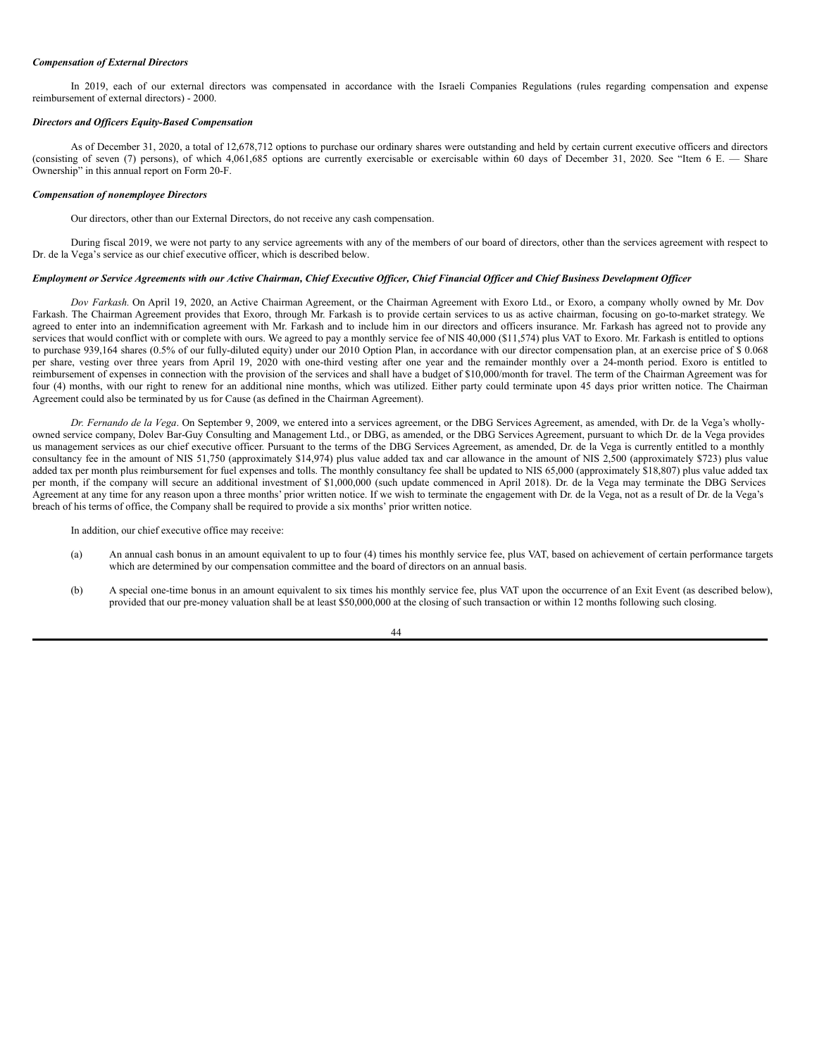***Compensation of External Directors***

In 2019, each of our external directors was compensated in accordance with the Israeli Companies Regulations (rules regarding compensation and expense reimbursement of external directors) - 2000.

***Directors and Officers Equity-Based Compensation***

As of December 31, 2020, a total of 12,678,712 options to purchase our ordinary shares were outstanding and held by certain current executive officers and directors (consisting of seven (7) persons), of which 4,061,685 options are currently exercisable or exercisable within 60 days of December 31, 2020. See "Item 6 E. — Share Ownership" in this annual report on Form 20-F.

***Compensation of nonemployee Directors***

Our directors, other than our External Directors, do not receive any cash compensation.

During fiscal 2019, we were not party to any service agreements with any of the members of our board of directors, other than the services agreement with respect to Dr. de la Vega's service as our chief executive officer, which is described below.

***Employment or Service Agreements with our Active Chairman, Chief Executive Officer, Chief Financial Officer and Chief Business Development Officer***

*Dov Farkash.* On April 19, 2020, an Active Chairman Agreement, or the Chairman Agreement with Exoro Ltd., or Exoro, a company wholly owned by Mr. Dov Farkash. The Chairman Agreement provides that Exoro, through Mr. Farkash is to provide certain services to us as active chairman, focusing on go-to-market strategy. We agreed to enter into an indemnification agreement with Mr. Farkash and to include him in our directors and officers insurance. Mr. Farkash has agreed not to provide any services that would conflict with or complete with ours. We agreed to pay a monthly service fee of NIS 40,000 ($11,574) plus VAT to Exoro. Mr. Farkash is entitled to options to purchase 939,164 shares (0.5% of our fully-diluted equity) under our 2010 Option Plan, in accordance with our director compensation plan, at an exercise price of $ 0.068 per share, vesting over three years from April 19, 2020 with one-third vesting after one year and the remainder monthly over a 24-month period. Exoro is entitled to reimbursement of expenses in connection with the provision of the services and shall have a budget of $10,000/month for travel. The term of the Chairman Agreement was for four (4) months, with our right to renew for an additional nine months, which was utilized. Either party could terminate upon 45 days prior written notice. The Chairman Agreement could also be terminated by us for Cause (as defined in the Chairman Agreement).

*Dr. Fernando de la Vega*. On September 9, 2009, we entered into a services agreement, or the DBG Services Agreement, as amended, with Dr. de la Vega's wholly-owned service company, Dolev Bar-Guy Consulting and Management Ltd., or DBG, as amended, or the DBG Services Agreement, pursuant to which Dr. de la Vega provides us management services as our chief executive officer. Pursuant to the terms of the DBG Services Agreement, as amended, Dr. de la Vega is currently entitled to a monthly consultancy fee in the amount of NIS 51,750 (approximately $14,974) plus value added tax and car allowance in the amount of NIS 2,500 (approximately $723) plus value added tax per month plus reimbursement for fuel expenses and tolls. The monthly consultancy fee shall be updated to NIS 65,000 (approximately $18,807) plus value added tax per month, if the company will secure an additional investment of $1,000,000 (such update commenced in April 2018). Dr. de la Vega may terminate the DBG Services Agreement at any time for any reason upon a three months' prior written notice. If we wish to terminate the engagement with Dr. de la Vega, not as a result of Dr. de la Vega's breach of his terms of office, the Company shall be required to provide a six months' prior written notice.

In addition, our chief executive office may receive:

(a) An annual cash bonus in an amount equivalent to up to four (4) times his monthly service fee, plus VAT, based on achievement of certain performance targets which are determined by our compensation committee and the board of directors on an annual basis.

(b) A special one-time bonus in an amount equivalent to six times his monthly service fee, plus VAT upon the occurrence of an Exit Event (as described below), provided that our pre-money valuation shall be at least $50,000,000 at the closing of such transaction or within 12 months following such closing.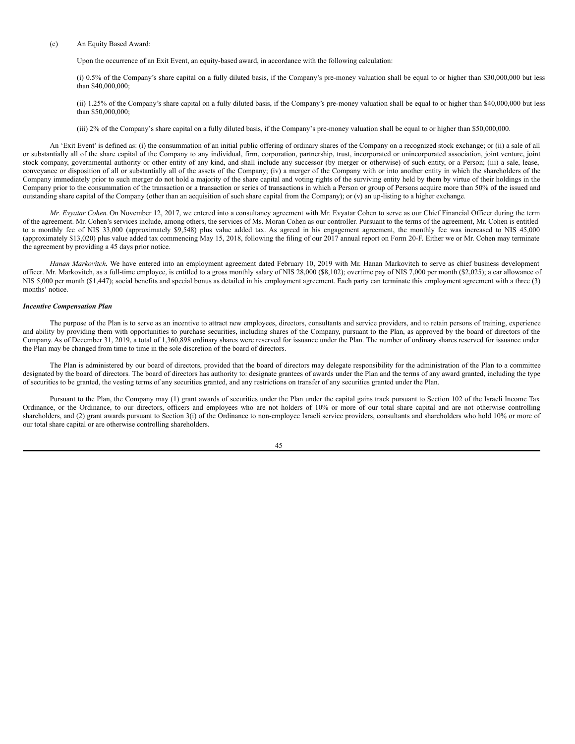(c) An Equity Based Award:

Upon the occurrence of an Exit Event, an equity-based award, in accordance with the following calculation:

(i) 0.5% of the Company's share capital on a fully diluted basis, if the Company's pre-money valuation shall be equal to or higher than $30,000,000 but less than $40,000,000;

(ii) 1.25% of the Company's share capital on a fully diluted basis, if the Company's pre-money valuation shall be equal to or higher than $40,000,000 but less than $50,000,000;

(iii) 2% of the Company's share capital on a fully diluted basis, if the Company's pre-money valuation shall be equal to or higher than $50,000,000.

An 'Exit Event' is defined as: (i) the consummation of an initial public offering of ordinary shares of the Company on a recognized stock exchange; or (ii) a sale of all or substantially all of the share capital of the Company to any individual, firm, corporation, partnership, trust, incorporated or unincorporated association, joint venture, joint stock company, governmental authority or other entity of any kind, and shall include any successor (by merger or otherwise) of such entity, or a Person; (iii) a sale, lease, conveyance or disposition of all or substantially all of the assets of the Company; (iv) a merger of the Company with or into another entity in which the shareholders of the Company immediately prior to such merger do not hold a majority of the share capital and voting rights of the surviving entity held by them by virtue of their holdings in the Company prior to the consummation of the transaction or a transaction or series of transactions in which a Person or group of Persons acquire more than 50% of the issued and outstanding share capital of the Company (other than an acquisition of such share capital from the Company); or (v) an up-listing to a higher exchange.

*Mr. Evyatar Cohen.* On November 12, 2017, we entered into a consultancy agreement with Mr. Evyatar Cohen to serve as our Chief Financial Officer during the term of the agreement. Mr. Cohen's services include, among others, the services of Ms. Moran Cohen as our controller. Pursuant to the terms of the agreement, Mr. Cohen is entitled to a monthly fee of NIS 33,000 (approximately $9,548) plus value added tax. As agreed in his engagement agreement, the monthly fee was increased to NIS 45,000 (approximately $13,020) plus value added tax commencing May 15, 2018, following the filing of our 2017 annual report on Form 20-F. Either we or Mr. Cohen may terminate the agreement by providing a 45 days prior notice.

*Hanan Markovitch.* We have entered into an employment agreement dated February 10, 2019 with Mr. Hanan Markovitch to serve as chief business development officer. Mr. Markovitch, as a full-time employee, is entitled to a gross monthly salary of NIS 28,000 ($8,102); overtime pay of NIS 7,000 per month ($2,025); a car allowance of NIS 5,000 per month ($1,447); social benefits and special bonus as detailed in his employment agreement. Each party can terminate this employment agreement with a three (3) months' notice.

***Incentive Compensation Plan***

The purpose of the Plan is to serve as an incentive to attract new employees, directors, consultants and service providers, and to retain persons of training, experience and ability by providing them with opportunities to purchase securities, including shares of the Company, pursuant to the Plan, as approved by the board of directors of the Company. As of December 31, 2019, a total of 1,360,898 ordinary shares were reserved for issuance under the Plan. The number of ordinary shares reserved for issuance under the Plan may be changed from time to time in the sole discretion of the board of directors.

The Plan is administered by our board of directors, provided that the board of directors may delegate responsibility for the administration of the Plan to a committee designated by the board of directors. The board of directors has authority to: designate grantees of awards under the Plan and the terms of any award granted, including the type of securities to be granted, the vesting terms of any securities granted, and any restrictions on transfer of any securities granted under the Plan.

Pursuant to the Plan, the Company may (1) grant awards of securities under the Plan under the capital gains track pursuant to Section 102 of the Israeli Income Tax Ordinance, or the Ordinance, to our directors, officers and employees who are not holders of 10% or more of our total share capital and are not otherwise controlling shareholders, and (2) grant awards pursuant to Section 3(i) of the Ordinance to non-employee Israeli service providers, consultants and shareholders who hold 10% or more of our total share capital or are otherwise controlling shareholders.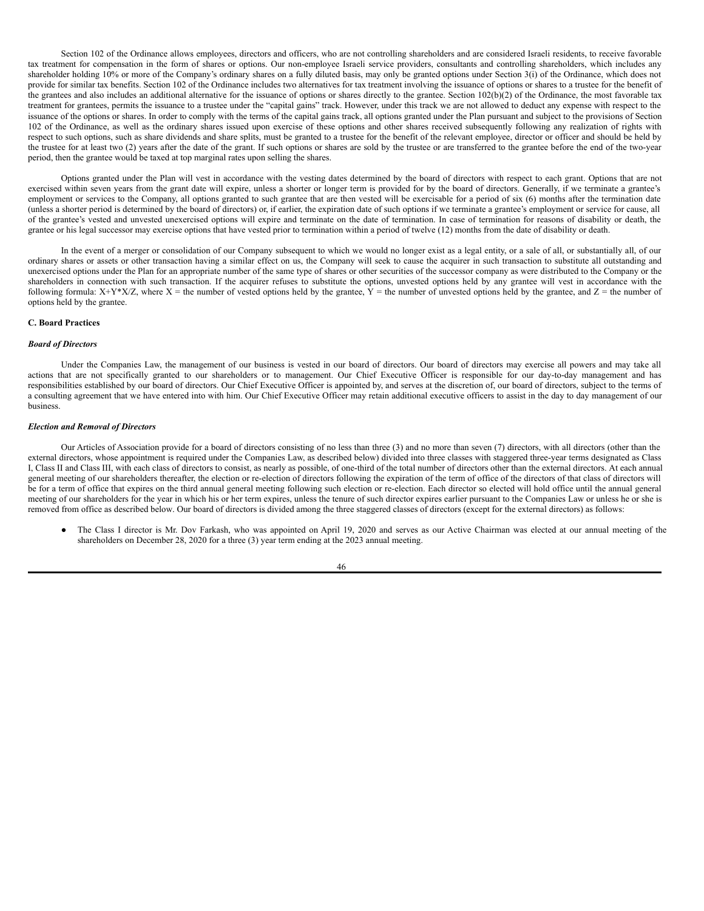Section 102 of the Ordinance allows employees, directors and officers, who are not controlling shareholders and are considered Israeli residents, to receive favorable tax treatment for compensation in the form of shares or options. Our non-employee Israeli service providers, consultants and controlling shareholders, which includes any shareholder holding 10% or more of the Company's ordinary shares on a fully diluted basis, may only be granted options under Section 3(i) of the Ordinance, which does not provide for similar tax benefits. Section 102 of the Ordinance includes two alternatives for tax treatment involving the issuance of options or shares to a trustee for the benefit of the grantees and also includes an additional alternative for the issuance of options or shares directly to the grantee. Section 102(b)(2) of the Ordinance, the most favorable tax treatment for grantees, permits the issuance to a trustee under the "capital gains" track. However, under this track we are not allowed to deduct any expense with respect to the issuance of the options or shares. In order to comply with the terms of the capital gains track, all options granted under the Plan pursuant and subject to the provisions of Section 102 of the Ordinance, as well as the ordinary shares issued upon exercise of these options and other shares received subsequently following any realization of rights with respect to such options, such as share dividends and share splits, must be granted to a trustee for the benefit of the relevant employee, director or officer and should be held by the trustee for at least two (2) years after the date of the grant. If such options or shares are sold by the trustee or are transferred to the grantee before the end of the two-year period, then the grantee would be taxed at top marginal rates upon selling the shares.

Options granted under the Plan will vest in accordance with the vesting dates determined by the board of directors with respect to each grant. Options that are not exercised within seven years from the grant date will expire, unless a shorter or longer term is provided for by the board of directors. Generally, if we terminate a grantee's employment or services to the Company, all options granted to such grantee that are then vested will be exercisable for a period of six (6) months after the termination date (unless a shorter period is determined by the board of directors) or, if earlier, the expiration date of such options if we terminate a grantee's employment or service for cause, all of the grantee's vested and unvested unexercised options will expire and terminate on the date of termination. In case of termination for reasons of disability or death, the grantee or his legal successor may exercise options that have vested prior to termination within a period of twelve (12) months from the date of disability or death.

In the event of a merger or consolidation of our Company subsequent to which we would no longer exist as a legal entity, or a sale of all, or substantially all, of our ordinary shares or assets or other transaction having a similar effect on us, the Company will seek to cause the acquirer in such transaction to substitute all outstanding and unexercised options under the Plan for an appropriate number of the same type of shares or other securities of the successor company as were distributed to the Company or the shareholders in connection with such transaction. If the acquirer refuses to substitute the options, unvested options held by any grantee will vest in accordance with the following formula: $X+Y*X/Z$, where X = the number of vested options held by the grantee, Y = the number of unvested options held by the grantee, and Z = the number of options held by the grantee.

### C. Board Practices

***Board of Directors***

Under the Companies Law, the management of our business is vested in our board of directors. Our board of directors may exercise all powers and may take all actions that are not specifically granted to our shareholders or to management. Our Chief Executive Officer is responsible for our day-to-day management and has responsibilities established by our board of directors. Our Chief Executive Officer is appointed by, and serves at the discretion of, our board of directors, subject to the terms of a consulting agreement that we have entered into with him. Our Chief Executive Officer may retain additional executive officers to assist in the day to day management of our business.

***Election and Removal of Directors***

Our Articles of Association provide for a board of directors consisting of no less than three (3) and no more than seven (7) directors, with all directors (other than the external directors, whose appointment is required under the Companies Law, as described below) divided into three classes with staggered three-year terms designated as Class I, Class II and Class III, with each class of directors to consist, as nearly as possible, of one-third of the total number of directors other than the external directors. At each annual general meeting of our shareholders thereafter, the election or re-election of directors following the expiration of the term of office of the directors of that class of directors will be for a term of office that expires on the third annual general meeting following such election or re-election. Each director so elected will hold office until the annual general meeting of our shareholders for the year in which his or her term expires, unless the tenure of such director expires earlier pursuant to the Companies Law or unless he or she is removed from office as described below. Our board of directors is divided among the three staggered classes of directors (except for the external directors) as follows:

- The Class I director is Mr. Dov Farkash, who was appointed on April 19, 2020 and serves as our Active Chairman was elected at our annual meeting of the shareholders on December 28, 2020 for a three (3) year term ending at the 2023 annual meeting.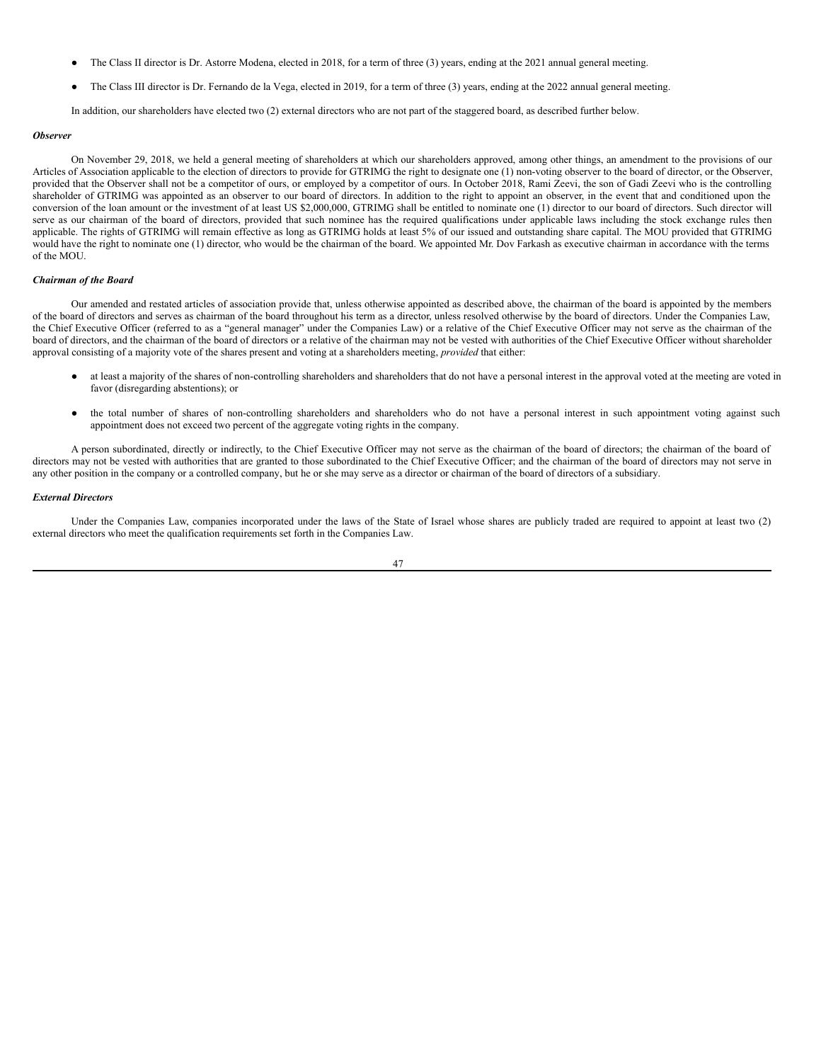- The Class II director is Dr. Astorre Modena, elected in 2018, for a term of three (3) years, ending at the 2021 annual general meeting.
- The Class III director is Dr. Fernando de la Vega, elected in 2019, for a term of three (3) years, ending at the 2022 annual general meeting.

In addition, our shareholders have elected two (2) external directors who are not part of the staggered board, as described further below.

***Observer***

On November 29, 2018, we held a general meeting of shareholders at which our shareholders approved, among other things, an amendment to the provisions of our Articles of Association applicable to the election of directors to provide for GTRIMG the right to designate one (1) non-voting observer to the board of director, or the Observer, provided that the Observer shall not be a competitor of ours, or employed by a competitor of ours. In October 2018, Rami Zeevi, the son of Gadi Zeevi who is the controlling shareholder of GTRIMG was appointed as an observer to our board of directors. In addition to the right to appoint an observer, in the event that and conditioned upon the conversion of the loan amount or the investment of at least US $2,000,000, GTRIMG shall be entitled to nominate one (1) director to our board of directors. Such director will serve as our chairman of the board of directors, provided that such nominee has the required qualifications under applicable laws including the stock exchange rules then applicable. The rights of GTRIMG will remain effective as long as GTRIMG holds at least 5% of our issued and outstanding share capital. The MOU provided that GTRIMG would have the right to nominate one (1) director, who would be the chairman of the board. We appointed Mr. Dov Farkash as executive chairman in accordance with the terms of the MOU.

***Chairman of the Board***

Our amended and restated articles of association provide that, unless otherwise appointed as described above, the chairman of the board is appointed by the members of the board of directors and serves as chairman of the board throughout his term as a director, unless resolved otherwise by the board of directors. Under the Companies Law, the Chief Executive Officer (referred to as a "general manager" under the Companies Law) or a relative of the Chief Executive Officer may not serve as the chairman of the board of directors, and the chairman of the board of directors or a relative of the chairman may not be vested with authorities of the Chief Executive Officer without shareholder approval consisting of a majority vote of the shares present and voting at a shareholders meeting, *provided* that either:

- at least a majority of the shares of non-controlling shareholders and shareholders that do not have a personal interest in the approval voted at the meeting are voted in favor (disregarding abstentions); or
- the total number of shares of non-controlling shareholders and shareholders who do not have a personal interest in such appointment voting against such appointment does not exceed two percent of the aggregate voting rights in the company.

A person subordinated, directly or indirectly, to the Chief Executive Officer may not serve as the chairman of the board of directors; the chairman of the board of directors may not be vested with authorities that are granted to those subordinated to the Chief Executive Officer; and the chairman of the board of directors may not serve in any other position in the company or a controlled company, but he or she may serve as a director or chairman of the board of directors of a subsidiary.

***External Directors***

Under the Companies Law, companies incorporated under the laws of the State of Israel whose shares are publicly traded are required to appoint at least two (2) external directors who meet the qualification requirements set forth in the Companies Law.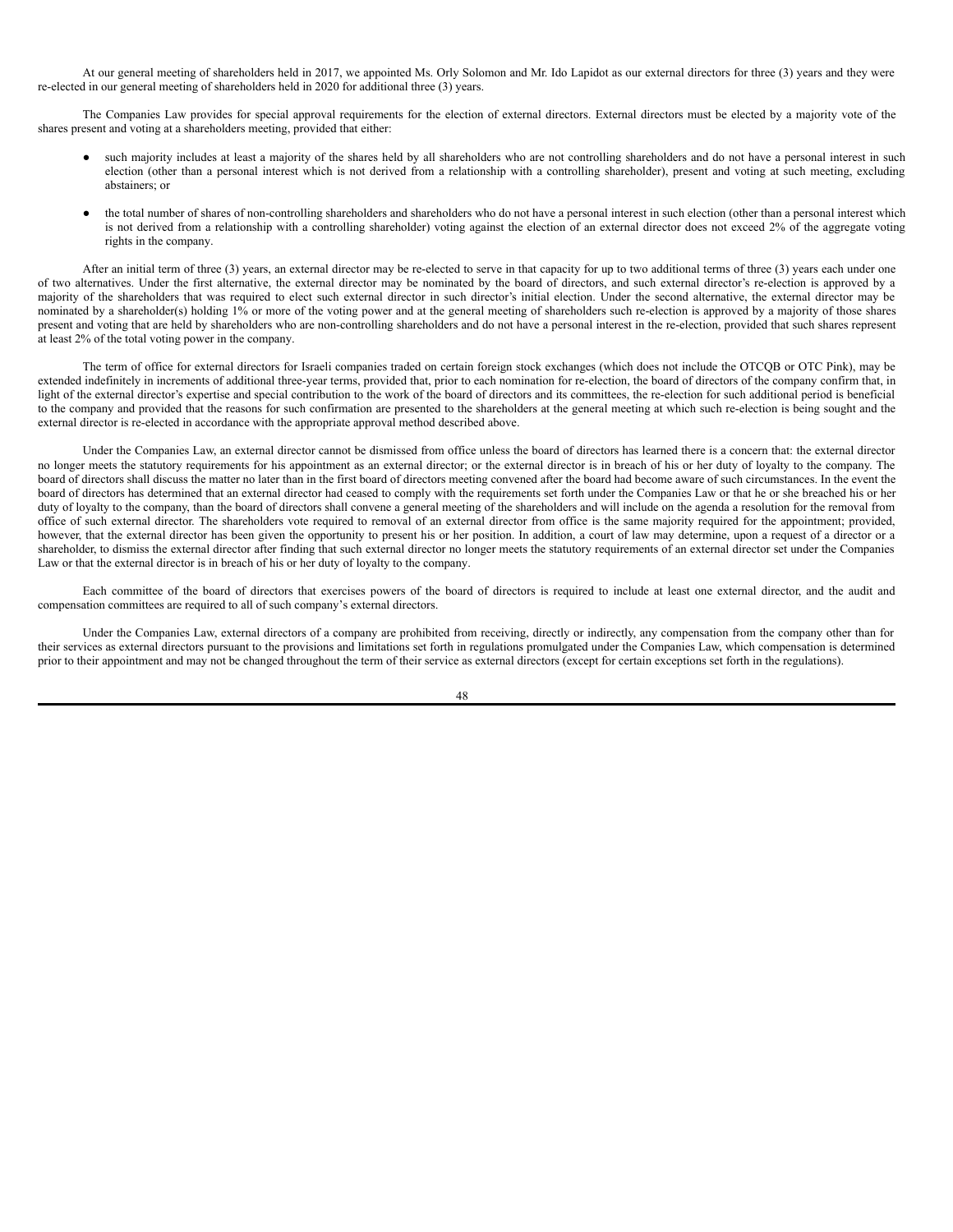At our general meeting of shareholders held in 2017, we appointed Ms. Orly Solomon and Mr. Ido Lapidot as our external directors for three (3) years and they were re-elected in our general meeting of shareholders held in 2020 for additional three (3) years.

The Companies Law provides for special approval requirements for the election of external directors. External directors must be elected by a majority vote of the shares present and voting at a shareholders meeting, provided that either:

- such majority includes at least a majority of the shares held by all shareholders who are not controlling shareholders and do not have a personal interest in such election (other than a personal interest which is not derived from a relationship with a controlling shareholder), present and voting at such meeting, excluding abstainers; or
- the total number of shares of non-controlling shareholders and shareholders who do not have a personal interest in such election (other than a personal interest which is not derived from a relationship with a controlling shareholder) voting against the election of an external director does not exceed 2% of the aggregate voting rights in the company.

After an initial term of three (3) years, an external director may be re-elected to serve in that capacity for up to two additional terms of three (3) years each under one of two alternatives. Under the first alternative, the external director may be nominated by the board of directors, and such external director's re-election is approved by a majority of the shareholders that was required to elect such external director in such director's initial election. Under the second alternative, the external director may be nominated by a shareholder(s) holding 1% or more of the voting power and at the general meeting of shareholders such re-election is approved by a majority of those shares present and voting that are held by shareholders who are non-controlling shareholders and do not have a personal interest in the re-election, provided that such shares represent at least 2% of the total voting power in the company.

The term of office for external directors for Israeli companies traded on certain foreign stock exchanges (which does not include the OTCQB or OTC Pink), may be extended indefinitely in increments of additional three-year terms, provided that, prior to each nomination for re-election, the board of directors of the company confirm that, in light of the external director's expertise and special contribution to the work of the board of directors and its committees, the re-election for such additional period is beneficial to the company and provided that the reasons for such confirmation are presented to the shareholders at the general meeting at which such re-election is being sought and the external director is re-elected in accordance with the appropriate approval method described above.

Under the Companies Law, an external director cannot be dismissed from office unless the board of directors has learned there is a concern that: the external director no longer meets the statutory requirements for his appointment as an external director; or the external director is in breach of his or her duty of loyalty to the company. The board of directors shall discuss the matter no later than in the first board of directors meeting convened after the board had become aware of such circumstances. In the event the board of directors has determined that an external director had ceased to comply with the requirements set forth under the Companies Law or that he or she breached his or her duty of loyalty to the company, than the board of directors shall convene a general meeting of the shareholders and will include on the agenda a resolution for the removal from office of such external director. The shareholders vote required to removal of an external director from office is the same majority required for the appointment; provided, however, that the external director has been given the opportunity to present his or her position. In addition, a court of law may determine, upon a request of a director or a shareholder, to dismiss the external director after finding that such external director no longer meets the statutory requirements of an external director set under the Companies Law or that the external director is in breach of his or her duty of loyalty to the company.

Each committee of the board of directors that exercises powers of the board of directors is required to include at least one external director, and the audit and compensation committees are required to all of such company's external directors.

Under the Companies Law, external directors of a company are prohibited from receiving, directly or indirectly, any compensation from the company other than for their services as external directors pursuant to the provisions and limitations set forth in regulations promulgated under the Companies Law, which compensation is determined prior to their appointment and may not be changed throughout the term of their service as external directors (except for certain exceptions set forth in the regulations).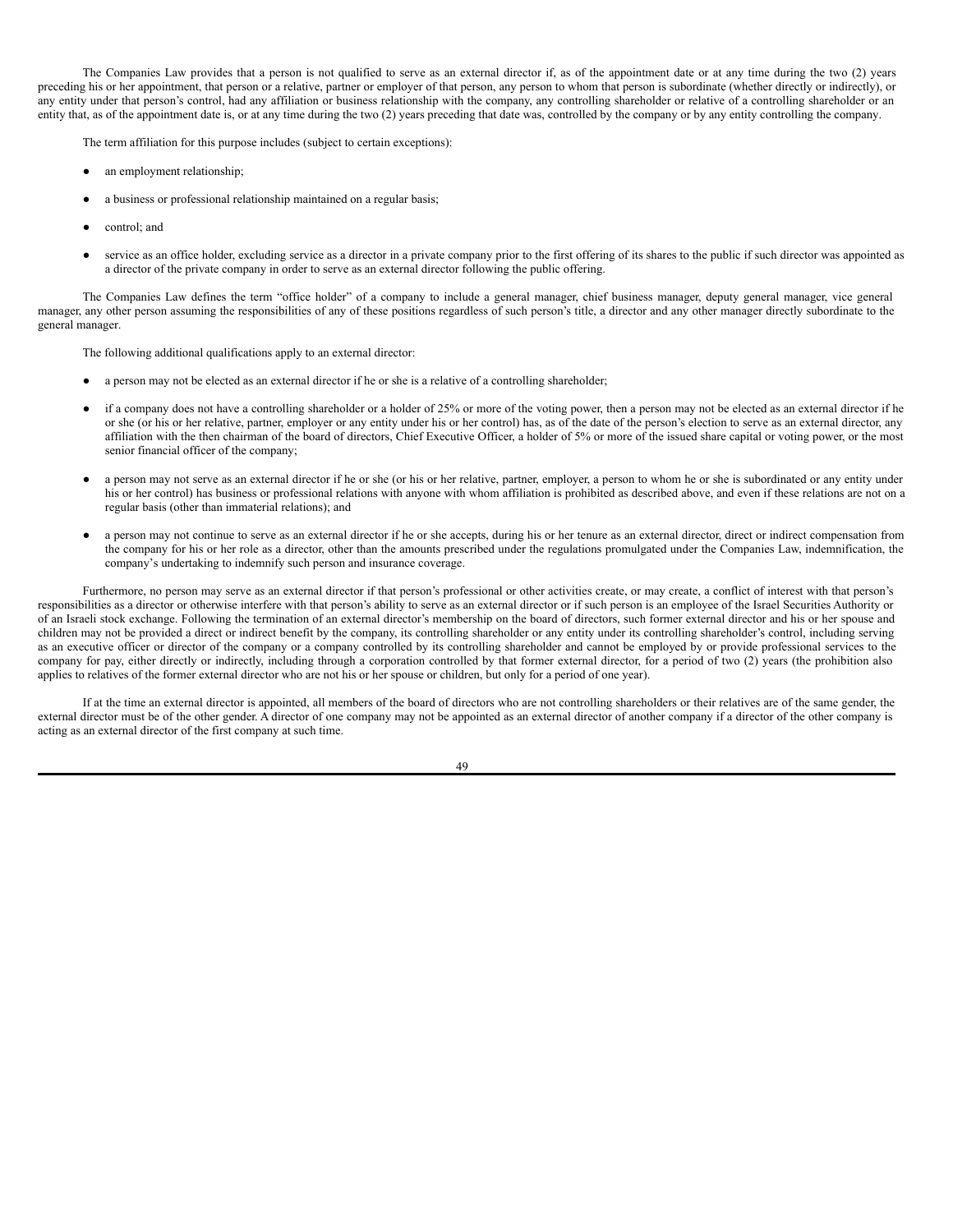The Companies Law provides that a person is not qualified to serve as an external director if, as of the appointment date or at any time during the two (2) years preceding his or her appointment, that person or a relative, partner or employer of that person, any person to whom that person is subordinate (whether directly or indirectly), or any entity under that person's control, had any affiliation or business relationship with the company, any controlling shareholder or relative of a controlling shareholder or an entity that, as of the appointment date is, or at any time during the two (2) years preceding that date was, controlled by the company or by any entity controlling the company.

The term affiliation for this purpose includes (subject to certain exceptions):

- an employment relationship;
- a business or professional relationship maintained on a regular basis;
- control; and
- service as an office holder, excluding service as a director in a private company prior to the first offering of its shares to the public if such director was appointed as a director of the private company in order to serve as an external director following the public offering.

The Companies Law defines the term "office holder" of a company to include a general manager, chief business manager, deputy general manager, vice general manager, any other person assuming the responsibilities of any of these positions regardless of such person's title, a director and any other manager directly subordinate to the general manager.

The following additional qualifications apply to an external director:

- a person may not be elected as an external director if he or she is a relative of a controlling shareholder;
- if a company does not have a controlling shareholder or a holder of 25% or more of the voting power, then a person may not be elected as an external director if he or she (or his or her relative, partner, employer or any entity under his or her control) has, as of the date of the person's election to serve as an external director, any affiliation with the then chairman of the board of directors, Chief Executive Officer, a holder of 5% or more of the issued share capital or voting power, or the most senior financial officer of the company;
- a person may not serve as an external director if he or she (or his or her relative, partner, employer, a person to whom he or she is subordinated or any entity under his or her control) has business or professional relations with anyone with whom affiliation is prohibited as described above, and even if these relations are not on a regular basis (other than immaterial relations); and
- a person may not continue to serve as an external director if he or she accepts, during his or her tenure as an external director, direct or indirect compensation from the company for his or her role as a director, other than the amounts prescribed under the regulations promulgated under the Companies Law, indemnification, the company's undertaking to indemnify such person and insurance coverage.

Furthermore, no person may serve as an external director if that person's professional or other activities create, or may create, a conflict of interest with that person's responsibilities as a director or otherwise interfere with that person's ability to serve as an external director or if such person is an employee of the Israel Securities Authority or of an Israeli stock exchange. Following the termination of an external director's membership on the board of directors, such former external director and his or her spouse and children may not be provided a direct or indirect benefit by the company, its controlling shareholder or any entity under its controlling shareholder's control, including serving as an executive officer or director of the company or a company controlled by its controlling shareholder and cannot be employed by or provide professional services to the company for pay, either directly or indirectly, including through a corporation controlled by that former external director, for a period of two (2) years (the prohibition also applies to relatives of the former external director who are not his or her spouse or children, but only for a period of one year).

If at the time an external director is appointed, all members of the board of directors who are not controlling shareholders or their relatives are of the same gender, the external director must be of the other gender. A director of one company may not be appointed as an external director of another company if a director of the other company is acting as an external director of the first company at such time.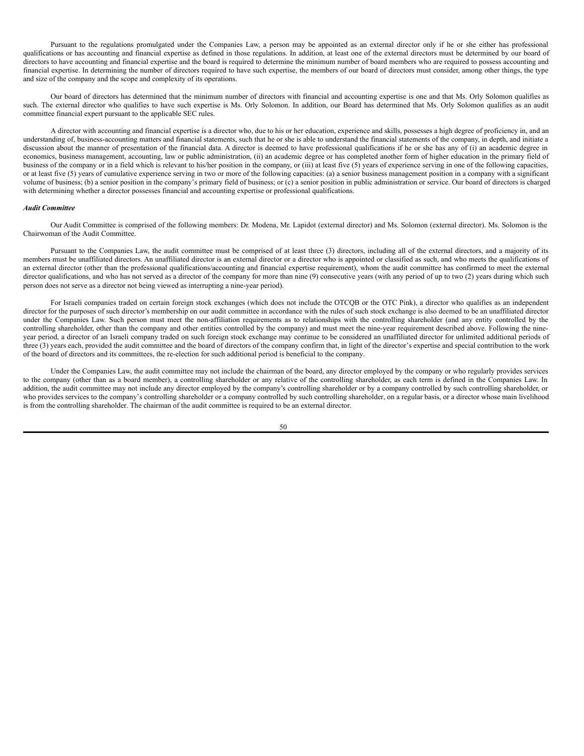Pursuant to the regulations promulgated under the Companies Law, a person may be appointed as an external director only if he or she either has professional qualifications or has accounting and financial expertise as defined in those regulations. In addition, at least one of the external directors must be determined by our board of directors to have accounting and financial expertise and the board is required to determine the minimum number of board members who are required to possess accounting and financial expertise. In determining the number of directors required to have such expertise, the members of our board of directors must consider, among other things, the type and size of the company and the scope and complexity of its operations.

Our board of directors has determined that the minimum number of directors with financial and accounting expertise is one and that Ms. Orly Solomon qualifies as such. The external director who qualifies to have such expertise is Ms. Orly Solomon. In addition, our Board has determined that Ms. Orly Solomon qualifies as an audit committee financial expert pursuant to the applicable SEC rules.

A director with accounting and financial expertise is a director who, due to his or her education, experience and skills, possesses a high degree of proficiency in, and an understanding of, business-accounting matters and financial statements, such that he or she is able to understand the financial statements of the company, in depth, and initiate a discussion about the manner of presentation of the financial data. A director is deemed to have professional qualifications if he or she has any of (i) an academic degree in economics, business management, accounting, law or public administration, (ii) an academic degree or has completed another form of higher education in the primary field of business of the company or in a field which is relevant to his/her position in the company, or (iii) at least five (5) years of experience serving in one of the following capacities, or at least five (5) years of cumulative experience serving in two or more of the following capacities: (a) a senior business management position in a company with a significant volume of business; (b) a senior position in the company's primary field of business; or (c) a senior position in public administration or service. Our board of directors is charged with determining whether a director possesses financial and accounting expertise or professional qualifications.

***Audit Committee***

Our Audit Committee is comprised of the following members: Dr. Modena, Mr. Lapidot (external director) and Ms. Solomon (external director). Ms. Solomon is the Chairwoman of the Audit Committee.

Pursuant to the Companies Law, the audit committee must be comprised of at least three (3) directors, including all of the external directors, and a majority of its members must be unaffiliated directors. An unaffiliated director is an external director or a director who is appointed or classified as such, and who meets the qualifications of an external director (other than the professional qualifications/accounting and financial expertise requirement), whom the audit committee has confirmed to meet the external director qualifications, and who has not served as a director of the company for more than nine (9) consecutive years (with any period of up to two (2) years during which such person does not serve as a director not being viewed as interrupting a nine-year period).

For Israeli companies traded on certain foreign stock exchanges (which does not include the OTCQB or the OTC Pink), a director who qualifies as an independent director for the purposes of such director's membership on our audit committee in accordance with the rules of such stock exchange is also deemed to be an unaffiliated director under the Companies Law. Such person must meet the non-affiliation requirements as to relationships with the controlling shareholder (and any entity controlled by the controlling shareholder, other than the company and other entities controlled by the company) and must meet the nine-year requirement described above. Following the nine-year period, a director of an Israeli company traded on such foreign stock exchange may continue to be considered an unaffiliated director for unlimited additional periods of three (3) years each, provided the audit committee and the board of directors of the company confirm that, in light of the director's expertise and special contribution to the work of the board of directors and its committees, the re-election for such additional period is beneficial to the company.

Under the Companies Law, the audit committee may not include the chairman of the board, any director employed by the company or who regularly provides services to the company (other than as a board member), a controlling shareholder or any relative of the controlling shareholder, as each term is defined in the Companies Law. In addition, the audit committee may not include any director employed by the company's controlling shareholder or by a company controlled by such controlling shareholder, or who provides services to the company's controlling shareholder or a company controlled by such controlling shareholder, on a regular basis, or a director whose main livelihood is from the controlling shareholder. The chairman of the audit committee is required to be an external director.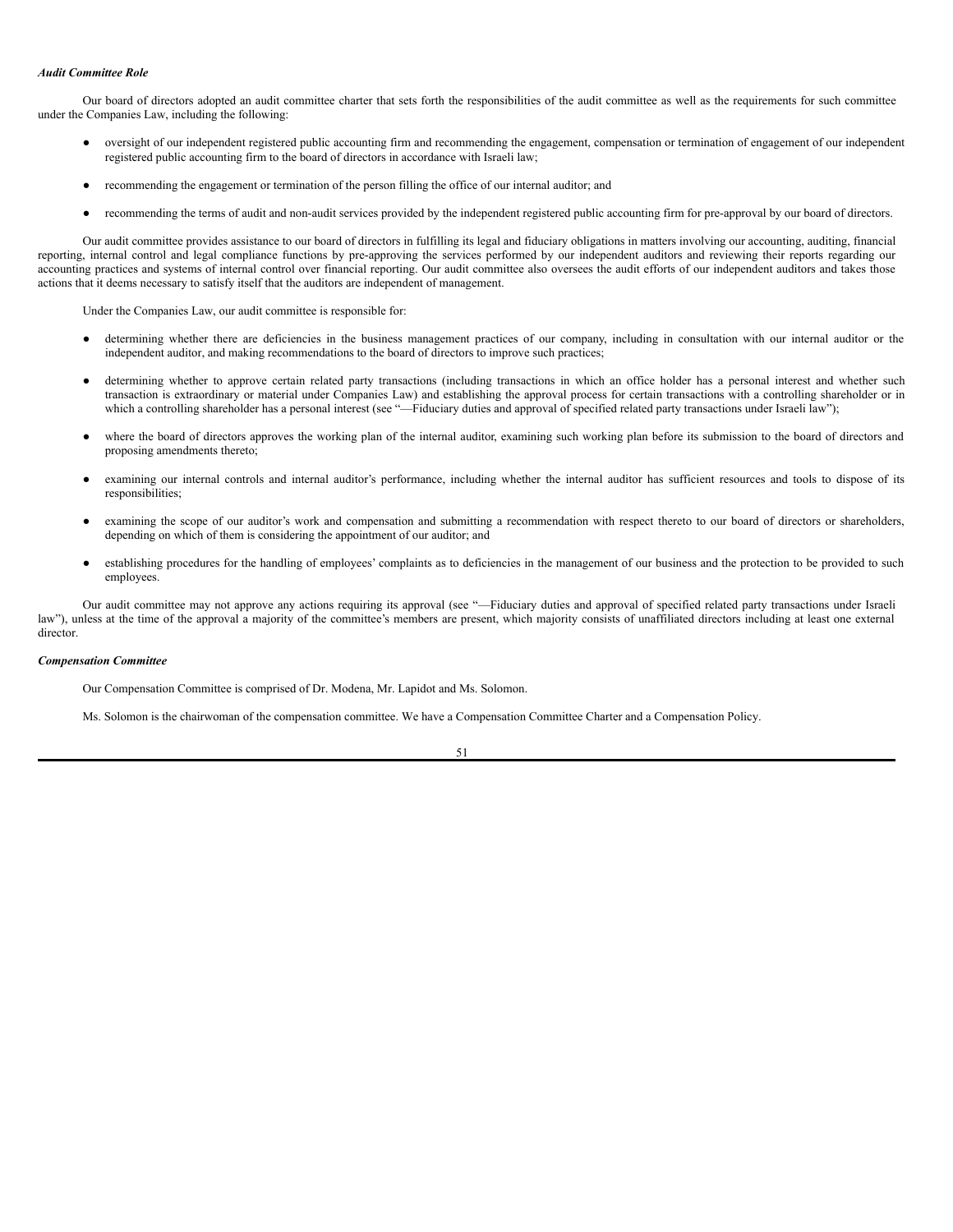***Audit Committee Role***

Our board of directors adopted an audit committee charter that sets forth the responsibilities of the audit committee as well as the requirements for such committee under the Companies Law, including the following:

- oversight of our independent registered public accounting firm and recommending the engagement, compensation or termination of engagement of our independent registered public accounting firm to the board of directors in accordance with Israeli law;
- recommending the engagement or termination of the person filling the office of our internal auditor; and
- recommending the terms of audit and non-audit services provided by the independent registered public accounting firm for pre-approval by our board of directors.

Our audit committee provides assistance to our board of directors in fulfilling its legal and fiduciary obligations in matters involving our accounting, auditing, financial reporting, internal control and legal compliance functions by pre-approving the services performed by our independent auditors and reviewing their reports regarding our accounting practices and systems of internal control over financial reporting. Our audit committee also oversees the audit efforts of our independent auditors and takes those actions that it deems necessary to satisfy itself that the auditors are independent of management.

Under the Companies Law, our audit committee is responsible for:

- determining whether there are deficiencies in the business management practices of our company, including in consultation with our internal auditor or the independent auditor, and making recommendations to the board of directors to improve such practices;
- determining whether to approve certain related party transactions (including transactions in which an office holder has a personal interest and whether such transaction is extraordinary or material under Companies Law) and establishing the approval process for certain transactions with a controlling shareholder or in which a controlling shareholder has a personal interest (see "—Fiduciary duties and approval of specified related party transactions under Israeli law");
- where the board of directors approves the working plan of the internal auditor, examining such working plan before its submission to the board of directors and proposing amendments thereto;
- examining our internal controls and internal auditor's performance, including whether the internal auditor has sufficient resources and tools to dispose of its responsibilities;
- examining the scope of our auditor's work and compensation and submitting a recommendation with respect thereto to our board of directors or shareholders, depending on which of them is considering the appointment of our auditor; and
- establishing procedures for the handling of employees' complaints as to deficiencies in the management of our business and the protection to be provided to such employees.

Our audit committee may not approve any actions requiring its approval (see "—Fiduciary duties and approval of specified related party transactions under Israeli law"), unless at the time of the approval a majority of the committee's members are present, which majority consists of unaffiliated directors including at least one external director.

***Compensation Committee***

Our Compensation Committee is comprised of Dr. Modena, Mr. Lapidot and Ms. Solomon.

Ms. Solomon is the chairwoman of the compensation committee. We have a Compensation Committee Charter and a Compensation Policy.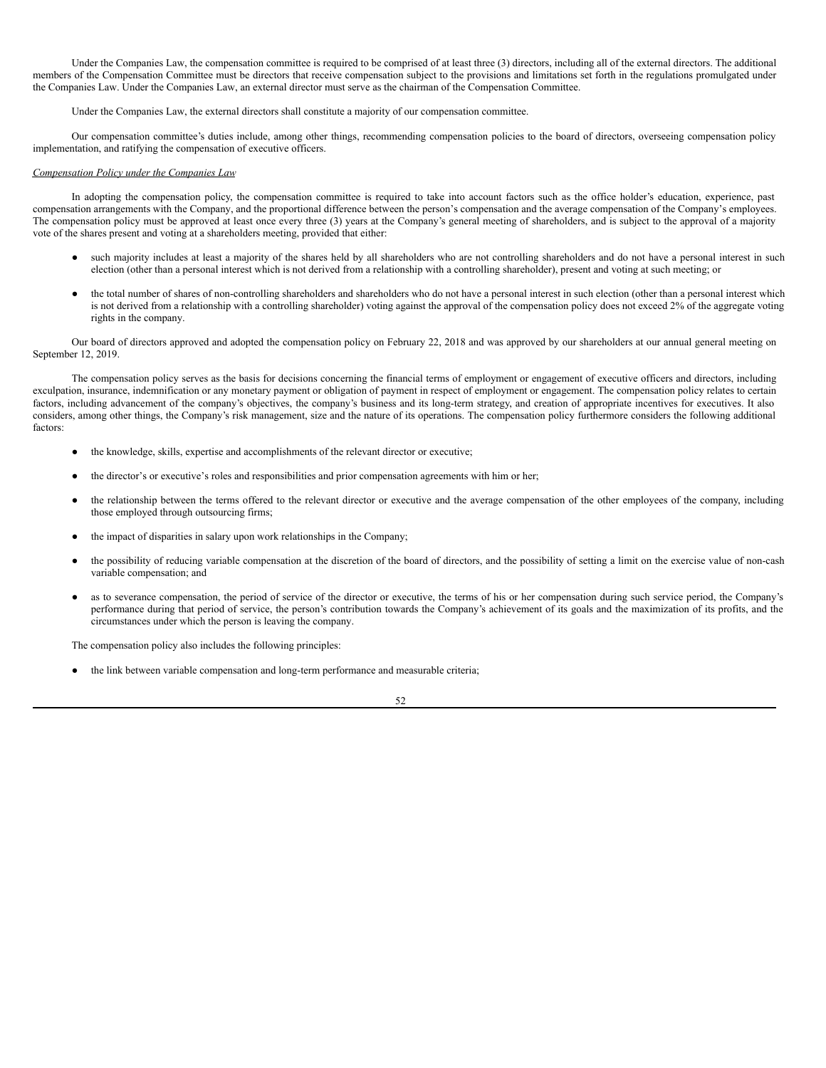Under the Companies Law, the compensation committee is required to be comprised of at least three (3) directors, including all of the external directors. The additional members of the Compensation Committee must be directors that receive compensation subject to the provisions and limitations set forth in the regulations promulgated under the Companies Law. Under the Companies Law, an external director must serve as the chairman of the Compensation Committee.

Under the Companies Law, the external directors shall constitute a majority of our compensation committee.

Our compensation committee's duties include, among other things, recommending compensation policies to the board of directors, overseeing compensation policy implementation, and ratifying the compensation of executive officers.

*Compensation Policy under the Companies Law*

In adopting the compensation policy, the compensation committee is required to take into account factors such as the office holder's education, experience, past compensation arrangements with the Company, and the proportional difference between the person's compensation and the average compensation of the Company's employees. The compensation policy must be approved at least once every three (3) years at the Company's general meeting of shareholders, and is subject to the approval of a majority vote of the shares present and voting at a shareholders meeting, provided that either:

- such majority includes at least a majority of the shares held by all shareholders who are not controlling shareholders and do not have a personal interest in such election (other than a personal interest which is not derived from a relationship with a controlling shareholder), present and voting at such meeting; or
- the total number of shares of non-controlling shareholders and shareholders who do not have a personal interest in such election (other than a personal interest which is not derived from a relationship with a controlling shareholder) voting against the approval of the compensation policy does not exceed 2% of the aggregate voting rights in the company.

Our board of directors approved and adopted the compensation policy on February 22, 2018 and was approved by our shareholders at our annual general meeting on September 12, 2019.

The compensation policy serves as the basis for decisions concerning the financial terms of employment or engagement of executive officers and directors, including exculpation, insurance, indemnification or any monetary payment or obligation of payment in respect of employment or engagement. The compensation policy relates to certain factors, including advancement of the company's objectives, the company's business and its long-term strategy, and creation of appropriate incentives for executives. It also considers, among other things, the Company's risk management, size and the nature of its operations. The compensation policy furthermore considers the following additional factors:

- the knowledge, skills, expertise and accomplishments of the relevant director or executive;
- the director's or executive's roles and responsibilities and prior compensation agreements with him or her;
- the relationship between the terms offered to the relevant director or executive and the average compensation of the other employees of the company, including those employed through outsourcing firms;
- the impact of disparities in salary upon work relationships in the Company;
- the possibility of reducing variable compensation at the discretion of the board of directors, and the possibility of setting a limit on the exercise value of non-cash variable compensation; and
- as to severance compensation, the period of service of the director or executive, the terms of his or her compensation during such service period, the Company's performance during that period of service, the person's contribution towards the Company's achievement of its goals and the maximization of its profits, and the circumstances under which the person is leaving the company.

The compensation policy also includes the following principles:

- the link between variable compensation and long-term performance and measurable criteria;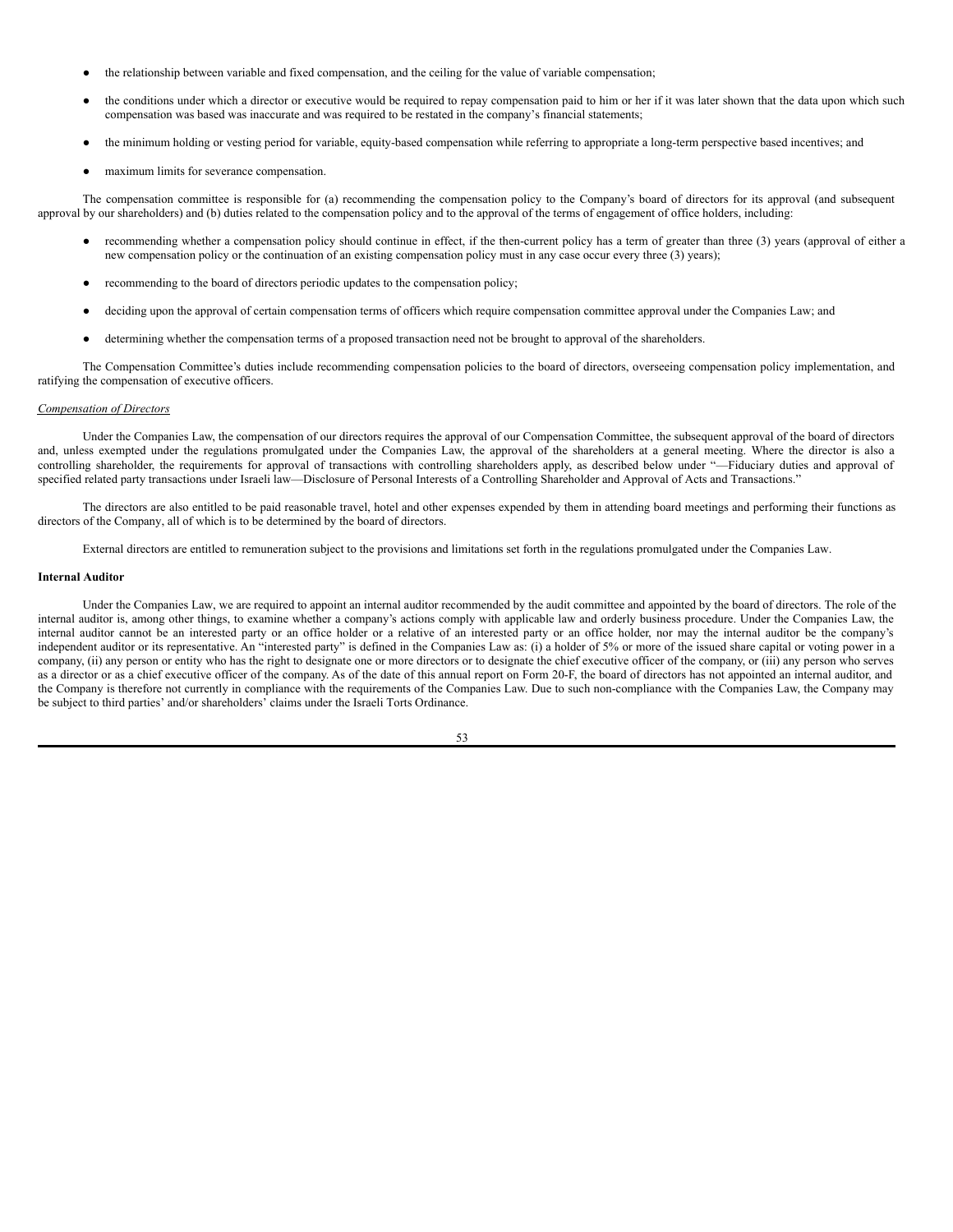- the relationship between variable and fixed compensation, and the ceiling for the value of variable compensation;
- the conditions under which a director or executive would be required to repay compensation paid to him or her if it was later shown that the data upon which such compensation was based was inaccurate and was required to be restated in the company's financial statements;
- the minimum holding or vesting period for variable, equity-based compensation while referring to appropriate a long-term perspective based incentives; and
- maximum limits for severance compensation.

The compensation committee is responsible for (a) recommending the compensation policy to the Company's board of directors for its approval (and subsequent approval by our shareholders) and (b) duties related to the compensation policy and to the approval of the terms of engagement of office holders, including:

- recommending whether a compensation policy should continue in effect, if the then-current policy has a term of greater than three (3) years (approval of either a new compensation policy or the continuation of an existing compensation policy must in any case occur every three (3) years);
- recommending to the board of directors periodic updates to the compensation policy;
- deciding upon the approval of certain compensation terms of officers which require compensation committee approval under the Companies Law; and
- determining whether the compensation terms of a proposed transaction need not be brought to approval of the shareholders.

The Compensation Committee's duties include recommending compensation policies to the board of directors, overseeing compensation policy implementation, and ratifying the compensation of executive officers.

*Compensation of Directors*

Under the Companies Law, the compensation of our directors requires the approval of our Compensation Committee, the subsequent approval of the board of directors and, unless exempted under the regulations promulgated under the Companies Law, the approval of the shareholders at a general meeting. Where the director is also a controlling shareholder, the requirements for approval of transactions with controlling shareholders apply, as described below under "—Fiduciary duties and approval of specified related party transactions under Israeli law—Disclosure of Personal Interests of a Controlling Shareholder and Approval of Acts and Transactions."

The directors are also entitled to be paid reasonable travel, hotel and other expenses expended by them in attending board meetings and performing their functions as directors of the Company, all of which is to be determined by the board of directors.

External directors are entitled to remuneration subject to the provisions and limitations set forth in the regulations promulgated under the Companies Law.

**Internal Auditor**

Under the Companies Law, we are required to appoint an internal auditor recommended by the audit committee and appointed by the board of directors. The role of the internal auditor is, among other things, to examine whether a company's actions comply with applicable law and orderly business procedure. Under the Companies Law, the internal auditor cannot be an interested party or an office holder or a relative of an interested party or an office holder, nor may the internal auditor be the company's independent auditor or its representative. An "interested party" is defined in the Companies Law as: (i) a holder of 5% or more of the issued share capital or voting power in a company, (ii) any person or entity who has the right to designate one or more directors or to designate the chief executive officer of the company, or (iii) any person who serves as a director or as a chief executive officer of the company. As of the date of this annual report on Form 20-F, the board of directors has not appointed an internal auditor, and the Company is therefore not currently in compliance with the requirements of the Companies Law. Due to such non-compliance with the Companies Law, the Company may be subject to third parties' and/or shareholders' claims under the Israeli Torts Ordinance.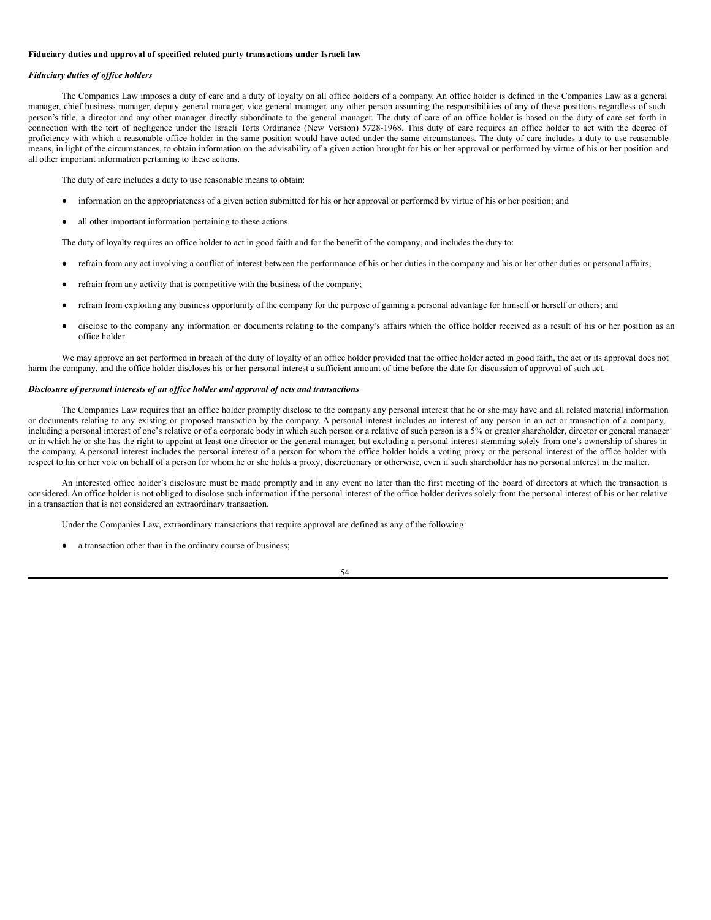**Fiduciary duties and approval of specified related party transactions under Israeli law**

***Fiduciary duties of office holders***

The Companies Law imposes a duty of care and a duty of loyalty on all office holders of a company. An office holder is defined in the Companies Law as a general manager, chief business manager, deputy general manager, vice general manager, any other person assuming the responsibilities of any of these positions regardless of such person's title, a director and any other manager directly subordinate to the general manager. The duty of care of an office holder is based on the duty of care set forth in connection with the tort of negligence under the Israeli Torts Ordinance (New Version) 5728-1968. This duty of care requires an office holder to act with the degree of proficiency with which a reasonable office holder in the same position would have acted under the same circumstances. The duty of care includes a duty to use reasonable means, in light of the circumstances, to obtain information on the advisability of a given action brought for his or her approval or performed by virtue of his or her position and all other important information pertaining to these actions.

The duty of care includes a duty to use reasonable means to obtain:

- information on the appropriateness of a given action submitted for his or her approval or performed by virtue of his or her position; and
- all other important information pertaining to these actions.

The duty of loyalty requires an office holder to act in good faith and for the benefit of the company, and includes the duty to:

- refrain from any act involving a conflict of interest between the performance of his or her duties in the company and his or her other duties or personal affairs;
- refrain from any activity that is competitive with the business of the company;
- refrain from exploiting any business opportunity of the company for the purpose of gaining a personal advantage for himself or herself or others; and
- disclose to the company any information or documents relating to the company's affairs which the office holder received as a result of his or her position as an office holder.

We may approve an act performed in breach of the duty of loyalty of an office holder provided that the office holder acted in good faith, the act or its approval does not harm the company, and the office holder discloses his or her personal interest a sufficient amount of time before the date for discussion of approval of such act.

***Disclosure of personal interests of an office holder and approval of acts and transactions***

The Companies Law requires that an office holder promptly disclose to the company any personal interest that he or she may have and all related material information or documents relating to any existing or proposed transaction by the company. A personal interest includes an interest of any person in an act or transaction of a company, including a personal interest of one's relative or of a corporate body in which such person or a relative of such person is a 5% or greater shareholder, director or general manager or in which he or she has the right to appoint at least one director or the general manager, but excluding a personal interest stemming solely from one's ownership of shares in the company. A personal interest includes the personal interest of a person for whom the office holder holds a voting proxy or the personal interest of the office holder with respect to his or her vote on behalf of a person for whom he or she holds a proxy, discretionary or otherwise, even if such shareholder has no personal interest in the matter.

An interested office holder's disclosure must be made promptly and in any event no later than the first meeting of the board of directors at which the transaction is considered. An office holder is not obliged to disclose such information if the personal interest of the office holder derives solely from the personal interest of his or her relative in a transaction that is not considered an extraordinary transaction.

Under the Companies Law, extraordinary transactions that require approval are defined as any of the following:

- a transaction other than in the ordinary course of business;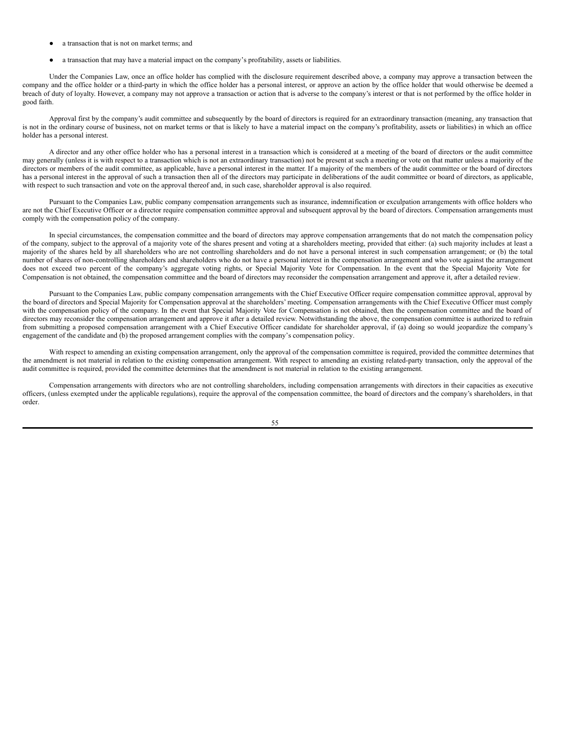- a transaction that is not on market terms; and
- a transaction that may have a material impact on the company's profitability, assets or liabilities.

Under the Companies Law, once an office holder has complied with the disclosure requirement described above, a company may approve a transaction between the company and the office holder or a third-party in which the office holder has a personal interest, or approve an action by the office holder that would otherwise be deemed a breach of duty of loyalty. However, a company may not approve a transaction or action that is adverse to the company's interest or that is not performed by the office holder in good faith.

Approval first by the company's audit committee and subsequently by the board of directors is required for an extraordinary transaction (meaning, any transaction that is not in the ordinary course of business, not on market terms or that is likely to have a material impact on the company's profitability, assets or liabilities) in which an office holder has a personal interest.

A director and any other office holder who has a personal interest in a transaction which is considered at a meeting of the board of directors or the audit committee may generally (unless it is with respect to a transaction which is not an extraordinary transaction) not be present at such a meeting or vote on that matter unless a majority of the directors or members of the audit committee, as applicable, have a personal interest in the matter. If a majority of the members of the audit committee or the board of directors has a personal interest in the approval of such a transaction then all of the directors may participate in deliberations of the audit committee or board of directors, as applicable, with respect to such transaction and vote on the approval thereof and, in such case, shareholder approval is also required.

Pursuant to the Companies Law, public company compensation arrangements such as insurance, indemnification or exculpation arrangements with office holders who are not the Chief Executive Officer or a director require compensation committee approval and subsequent approval by the board of directors. Compensation arrangements must comply with the compensation policy of the company.

In special circumstances, the compensation committee and the board of directors may approve compensation arrangements that do not match the compensation policy of the company, subject to the approval of a majority vote of the shares present and voting at a shareholders meeting, provided that either: (a) such majority includes at least a majority of the shares held by all shareholders who are not controlling shareholders and do not have a personal interest in such compensation arrangement; or (b) the total number of shares of non-controlling shareholders and shareholders who do not have a personal interest in the compensation arrangement and who vote against the arrangement does not exceed two percent of the company's aggregate voting rights, or Special Majority Vote for Compensation. In the event that the Special Majority Vote for Compensation is not obtained, the compensation committee and the board of directors may reconsider the compensation arrangement and approve it, after a detailed review.

Pursuant to the Companies Law, public company compensation arrangements with the Chief Executive Officer require compensation committee approval, approval by the board of directors and Special Majority for Compensation approval at the shareholders' meeting. Compensation arrangements with the Chief Executive Officer must comply with the compensation policy of the company. In the event that Special Majority Vote for Compensation is not obtained, then the compensation committee and the board of directors may reconsider the compensation arrangement and approve it after a detailed review. Notwithstanding the above, the compensation committee is authorized to refrain from submitting a proposed compensation arrangement with a Chief Executive Officer candidate for shareholder approval, if (a) doing so would jeopardize the company's engagement of the candidate and (b) the proposed arrangement complies with the company's compensation policy.

With respect to amending an existing compensation arrangement, only the approval of the compensation committee is required, provided the committee determines that the amendment is not material in relation to the existing compensation arrangement. With respect to amending an existing related-party transaction, only the approval of the audit committee is required, provided the committee determines that the amendment is not material in relation to the existing arrangement.

Compensation arrangements with directors who are not controlling shareholders, including compensation arrangements with directors in their capacities as executive officers, (unless exempted under the applicable regulations), require the approval of the compensation committee, the board of directors and the company's shareholders, in that order.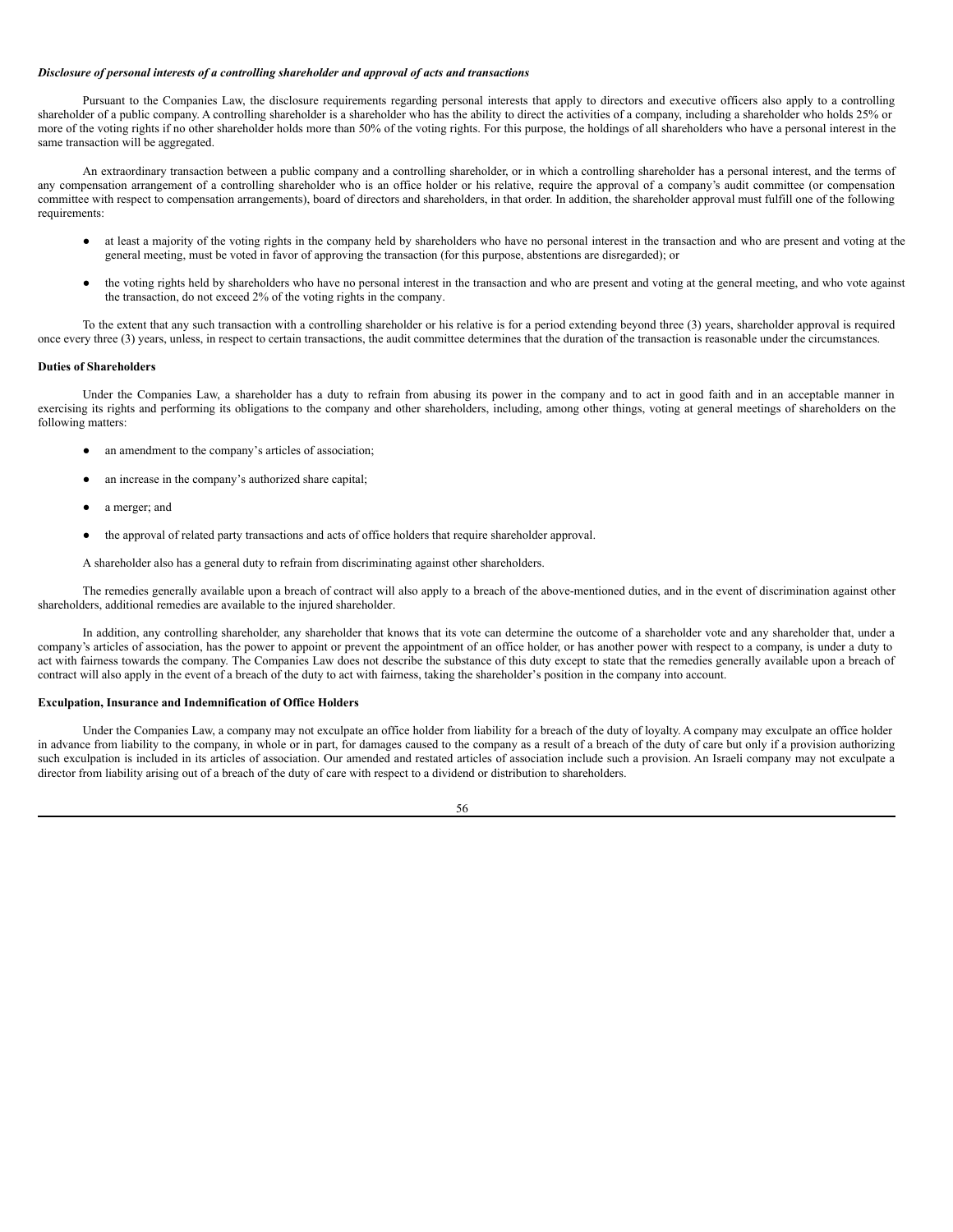***Disclosure of personal interests of a controlling shareholder and approval of acts and transactions***

Pursuant to the Companies Law, the disclosure requirements regarding personal interests that apply to directors and executive officers also apply to a controlling shareholder of a public company. A controlling shareholder is a shareholder who has the ability to direct the activities of a company, including a shareholder who holds 25% or more of the voting rights if no other shareholder holds more than 50% of the voting rights. For this purpose, the holdings of all shareholders who have a personal interest in the same transaction will be aggregated.

An extraordinary transaction between a public company and a controlling shareholder, or in which a controlling shareholder has a personal interest, and the terms of any compensation arrangement of a controlling shareholder who is an office holder or his relative, require the approval of a company's audit committee (or compensation committee with respect to compensation arrangements), board of directors and shareholders, in that order. In addition, the shareholder approval must fulfill one of the following requirements:

- at least a majority of the voting rights in the company held by shareholders who have no personal interest in the transaction and who are present and voting at the general meeting, must be voted in favor of approving the transaction (for this purpose, abstentions are disregarded); or
- the voting rights held by shareholders who have no personal interest in the transaction and who are present and voting at the general meeting, and who vote against the transaction, do not exceed 2% of the voting rights in the company.

To the extent that any such transaction with a controlling shareholder or his relative is for a period extending beyond three (3) years, shareholder approval is required once every three (3) years, unless, in respect to certain transactions, the audit committee determines that the duration of the transaction is reasonable under the circumstances.

**Duties of Shareholders**

Under the Companies Law, a shareholder has a duty to refrain from abusing its power in the company and to act in good faith and in an acceptable manner in exercising its rights and performing its obligations to the company and other shareholders, including, among other things, voting at general meetings of shareholders on the following matters:

- an amendment to the company's articles of association;
- an increase in the company's authorized share capital;
- a merger; and
- the approval of related party transactions and acts of office holders that require shareholder approval.

A shareholder also has a general duty to refrain from discriminating against other shareholders.

The remedies generally available upon a breach of contract will also apply to a breach of the above-mentioned duties, and in the event of discrimination against other shareholders, additional remedies are available to the injured shareholder.

In addition, any controlling shareholder, any shareholder that knows that its vote can determine the outcome of a shareholder vote and any shareholder that, under a company's articles of association, has the power to appoint or prevent the appointment of an office holder, or has another power with respect to a company, is under a duty to act with fairness towards the company. The Companies Law does not describe the substance of this duty except to state that the remedies generally available upon a breach of contract will also apply in the event of a breach of the duty to act with fairness, taking the shareholder's position in the company into account.

**Exculpation, Insurance and Indemnification of Office Holders**

Under the Companies Law, a company may not exculpate an office holder from liability for a breach of the duty of loyalty. A company may exculpate an office holder in advance from liability to the company, in whole or in part, for damages caused to the company as a result of a breach of the duty of care but only if a provision authorizing such exculpation is included in its articles of association. Our amended and restated articles of association include such a provision. An Israeli company may not exculpate a director from liability arising out of a breach of the duty of care with respect to a dividend or distribution to shareholders.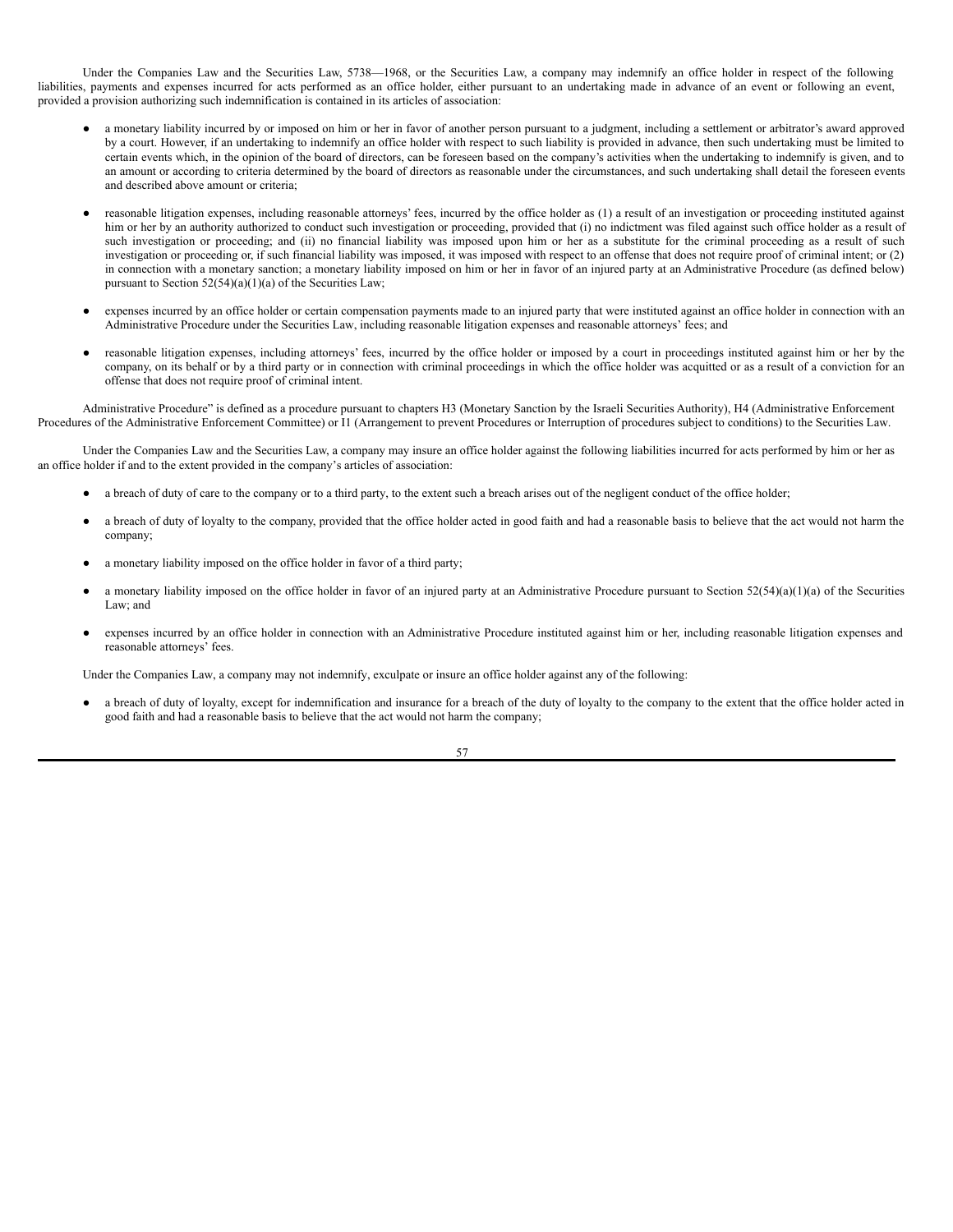Under the Companies Law and the Securities Law, 5738—1968, or the Securities Law, a company may indemnify an office holder in respect of the following liabilities, payments and expenses incurred for acts performed as an office holder, either pursuant to an undertaking made in advance of an event or following an event, provided a provision authorizing such indemnification is contained in its articles of association:

- a monetary liability incurred by or imposed on him or her in favor of another person pursuant to a judgment, including a settlement or arbitrator's award approved by a court. However, if an undertaking to indemnify an office holder with respect to such liability is provided in advance, then such undertaking must be limited to certain events which, in the opinion of the board of directors, can be foreseen based on the company's activities when the undertaking to indemnify is given, and to an amount or according to criteria determined by the board of directors as reasonable under the circumstances, and such undertaking shall detail the foreseen events and described above amount or criteria;

- reasonable litigation expenses, including reasonable attorneys' fees, incurred by the office holder as (1) a result of an investigation or proceeding instituted against him or her by an authority authorized to conduct such investigation or proceeding, provided that (i) no indictment was filed against such office holder as a result of such investigation or proceeding; and (ii) no financial liability was imposed upon him or her as a substitute for the criminal proceeding as a result of such investigation or proceeding or, if such financial liability was imposed, it was imposed with respect to an offense that does not require proof of criminal intent; or (2) in connection with a monetary sanction; a monetary liability imposed on him or her in favor of an injured party at an Administrative Procedure (as defined below) pursuant to Section 52(54)(a)(1)(a) of the Securities Law;

- expenses incurred by an office holder or certain compensation payments made to an injured party that were instituted against an office holder in connection with an Administrative Procedure under the Securities Law, including reasonable litigation expenses and reasonable attorneys' fees; and

- reasonable litigation expenses, including attorneys' fees, incurred by the office holder or imposed by a court in proceedings instituted against him or her by the company, on its behalf or by a third party or in connection with criminal proceedings in which the office holder was acquitted or as a result of a conviction for an offense that does not require proof of criminal intent.

Administrative Procedure" is defined as a procedure pursuant to chapters H3 (Monetary Sanction by the Israeli Securities Authority), H4 (Administrative Enforcement Procedures of the Administrative Enforcement Committee) or I1 (Arrangement to prevent Procedures or Interruption of procedures subject to conditions) to the Securities Law.

Under the Companies Law and the Securities Law, a company may insure an office holder against the following liabilities incurred for acts performed by him or her as an office holder if and to the extent provided in the company's articles of association:

- a breach of duty of care to the company or to a third party, to the extent such a breach arises out of the negligent conduct of the office holder;

- a breach of duty of loyalty to the company, provided that the office holder acted in good faith and had a reasonable basis to believe that the act would not harm the company;

- a monetary liability imposed on the office holder in favor of a third party;

- a monetary liability imposed on the office holder in favor of an injured party at an Administrative Procedure pursuant to Section 52(54)(a)(1)(a) of the Securities Law; and

- expenses incurred by an office holder in connection with an Administrative Procedure instituted against him or her, including reasonable litigation expenses and reasonable attorneys' fees.

Under the Companies Law, a company may not indemnify, exculpate or insure an office holder against any of the following:

- a breach of duty of loyalty, except for indemnification and insurance for a breach of the duty of loyalty to the company to the extent that the office holder acted in good faith and had a reasonable basis to believe that the act would not harm the company;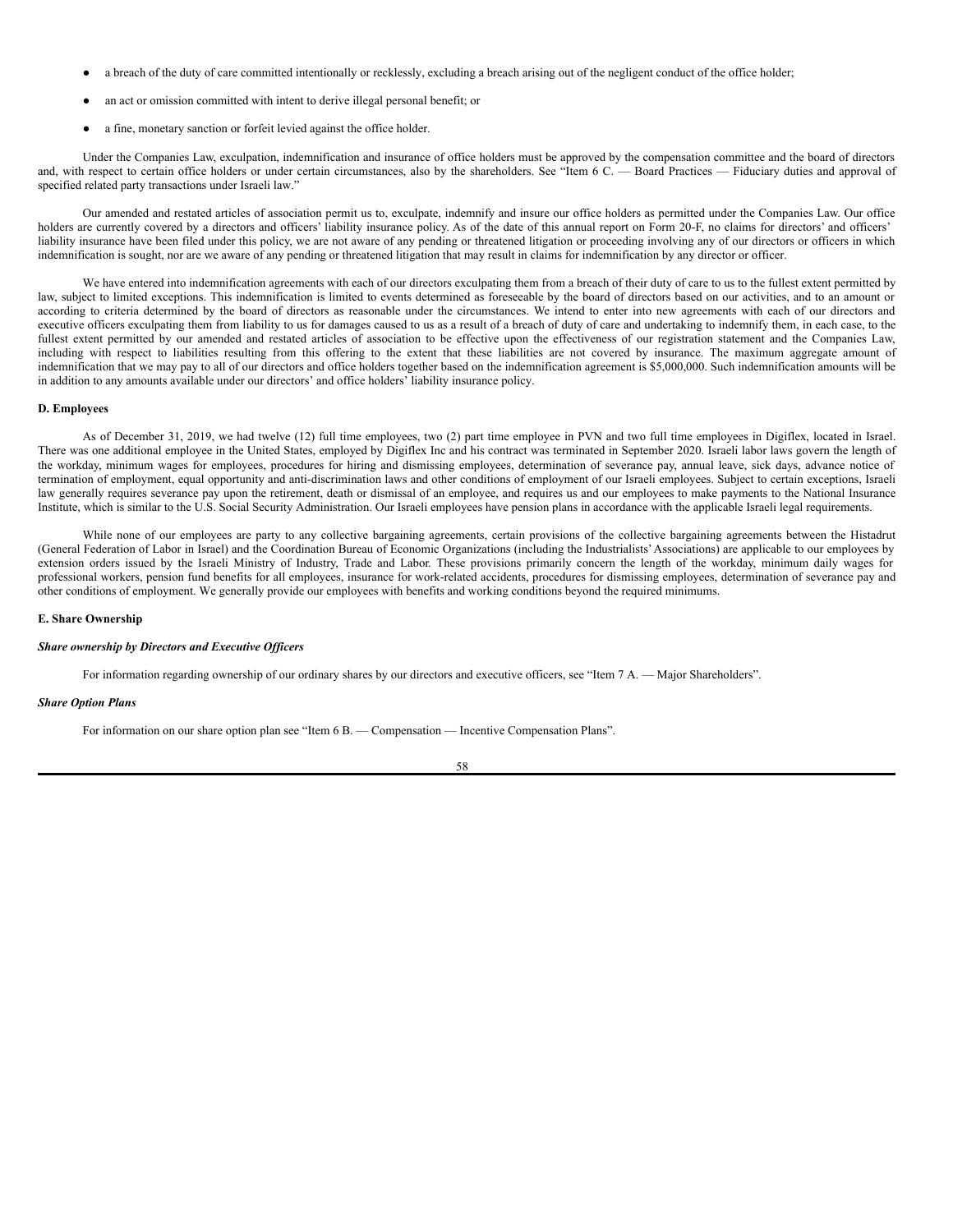- a breach of the duty of care committed intentionally or recklessly, excluding a breach arising out of the negligent conduct of the office holder;
- an act or omission committed with intent to derive illegal personal benefit; or
- a fine, monetary sanction or forfeit levied against the office holder.

Under the Companies Law, exculpation, indemnification and insurance of office holders must be approved by the compensation committee and the board of directors and, with respect to certain office holders or under certain circumstances, also by the shareholders. See "Item 6 C. — Board Practices — Fiduciary duties and approval of specified related party transactions under Israeli law."

Our amended and restated articles of association permit us to, exculpate, indemnify and insure our office holders as permitted under the Companies Law. Our office holders are currently covered by a directors and officers' liability insurance policy. As of the date of this annual report on Form 20-F, no claims for directors' and officers' liability insurance have been filed under this policy, we are not aware of any pending or threatened litigation or proceeding involving any of our directors or officers in which indemnification is sought, nor are we aware of any pending or threatened litigation that may result in claims for indemnification by any director or officer.

We have entered into indemnification agreements with each of our directors exculpating them from a breach of their duty of care to us to the fullest extent permitted by law, subject to limited exceptions. This indemnification is limited to events determined as foreseeable by the board of directors based on our activities, and to an amount or according to criteria determined by the board of directors as reasonable under the circumstances. We intend to enter into new agreements with each of our directors and executive officers exculpating them from liability to us for damages caused to us as a result of a breach of duty of care and undertaking to indemnify them, in each case, to the fullest extent permitted by our amended and restated articles of association to be effective upon the effectiveness of our registration statement and the Companies Law, including with respect to liabilities resulting from this offering to the extent that these liabilities are not covered by insurance. The maximum aggregate amount of indemnification that we may pay to all of our directors and office holders together based on the indemnification agreement is $5,000,000. Such indemnification amounts will be in addition to any amounts available under our directors' and office holders' liability insurance policy.

#### D. Employees

As of December 31, 2019, we had twelve (12) full time employees, two (2) part time employee in PVN and two full time employees in Digiflex, located in Israel. There was one additional employee in the United States, employed by Digiflex Inc and his contract was terminated in September 2020. Israeli labor laws govern the length of the workday, minimum wages for employees, procedures for hiring and dismissing employees, determination of severance pay, annual leave, sick days, advance notice of termination of employment, equal opportunity and anti-discrimination laws and other conditions of employment of our Israeli employees. Subject to certain exceptions, Israeli law generally requires severance pay upon the retirement, death or dismissal of an employee, and requires us and our employees to make payments to the National Insurance Institute, which is similar to the U.S. Social Security Administration. Our Israeli employees have pension plans in accordance with the applicable Israeli legal requirements.

While none of our employees are party to any collective bargaining agreements, certain provisions of the collective bargaining agreements between the Histadrut (General Federation of Labor in Israel) and the Coordination Bureau of Economic Organizations (including the Industrialists' Associations) are applicable to our employees by extension orders issued by the Israeli Ministry of Industry, Trade and Labor. These provisions primarily concern the length of the workday, minimum daily wages for professional workers, pension fund benefits for all employees, insurance for work-related accidents, procedures for dismissing employees, determination of severance pay and other conditions of employment. We generally provide our employees with benefits and working conditions beyond the required minimums.

#### E. Share Ownership

***Share ownership by Directors and Executive Officers***

For information regarding ownership of our ordinary shares by our directors and executive officers, see "Item 7 A. — Major Shareholders".

***Share Option Plans***

For information on our share option plan see "Item 6 B. — Compensation — Incentive Compensation Plans".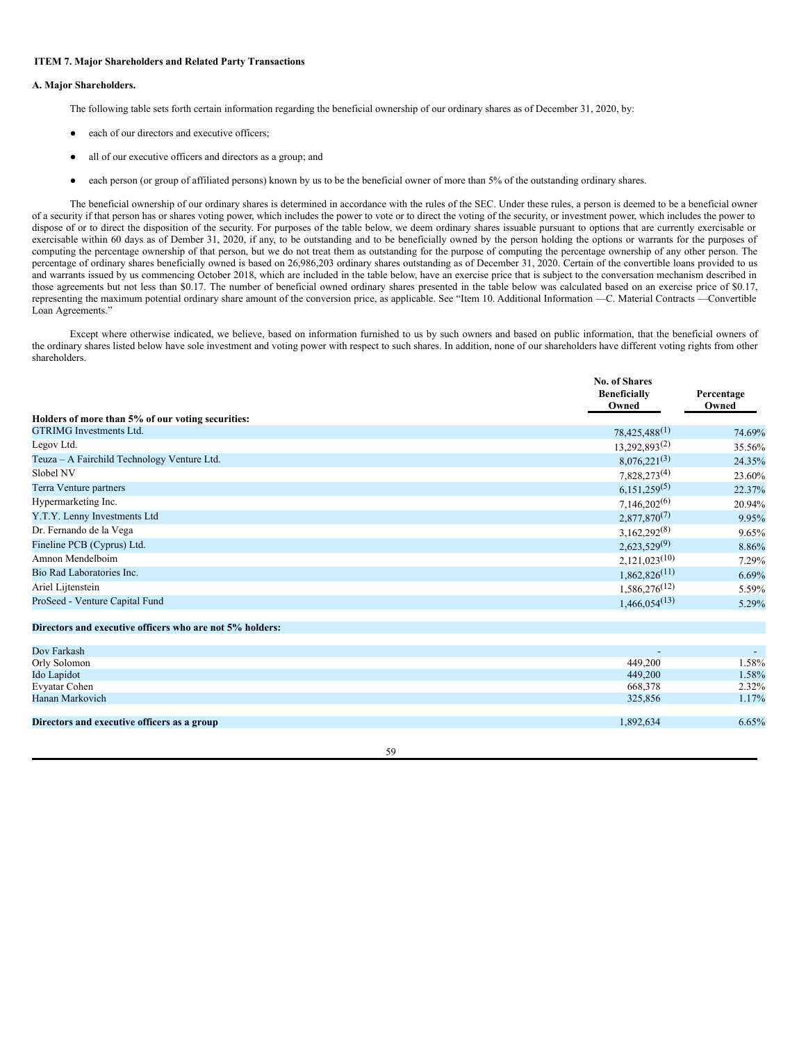## ITEM 7. Major Shareholders and Related Party Transactions

### A. Major Shareholders.

The following table sets forth certain information regarding the beneficial ownership of our ordinary shares as of December 31, 2020, by:

- each of our directors and executive officers;
- all of our executive officers and directors as a group; and
- each person (or group of affiliated persons) known by us to be the beneficial owner of more than 5% of the outstanding ordinary shares.

The beneficial ownership of our ordinary shares is determined in accordance with the rules of the SEC. Under these rules, a person is deemed to be a beneficial owner of a security if that person has or shares voting power, which includes the power to vote or to direct the voting of the security, or investment power, which includes the power to dispose of or to direct the disposition of the security. For purposes of the table below, we deem ordinary shares issuable pursuant to options that are currently exercisable or exercisable within 60 days as of Dember 31, 2020, if any, to be outstanding and to be beneficially owned by the person holding the options or warrants for the purposes of computing the percentage ownership of that person, but we do not treat them as outstanding for the purpose of computing the percentage ownership of any other person. The percentage of ordinary shares beneficially owned is based on 26,986,203 ordinary shares outstanding as of December 31, 2020. Certain of the convertible loans provided to us and warrants issued by us commencing October 2018, which are included in the table below, have an exercise price that is subject to the conversation mechanism described in those agreements but not less than $0.17. The number of beneficial owned ordinary shares presented in the table below was calculated based on an exercise price of $0.17, representing the maximum potential ordinary share amount of the conversion price, as applicable. See "Item 10. Additional Information —C. Material Contracts —Convertible Loan Agreements."

Except where otherwise indicated, we believe, based on information furnished to us by such owners and based on public information, that the beneficial owners of the ordinary shares listed below have sole investment and voting power with respect to such shares. In addition, none of our shareholders have different voting rights from other shareholders.

| | No. of Shares Beneficially Owned | Percentage Owned |
|---|---|---|
| **Holders of more than 5% of our voting securities:** | | |
| GTRIMG Investments Ltd. | 78,425,488(1) | 74.69% |
| Legov Ltd. | 13,292,893(2) | 35.56% |
| Teuza – A Fairchild Technology Venture Ltd. | 8,076,221(3) | 24.35% |
| Slobel NV | 7,828,273(4) | 23.60% |
| Terra Venture partners | 6,151,259(5) | 22.37% |
| Hypermarketing Inc. | 7,146,202(6) | 20.94% |
| Y.T.Y. Lenny Investments Ltd | 2,877,870(7) | 9.95% |
| Dr. Fernando de la Vega | 3,162,292(8) | 9.65% |
| Fineline PCB (Cyprus) Ltd. | 2,623,529(9) | 8.86% |
| Amnon Mendelboim | 2,121,023(10) | 7.29% |
| Bio Rad Laboratories Inc. | 1,862,826(11) | 6.69% |
| Ariel Lijtenstein | 1,586,276(12) | 5.59% |
| ProSeed - Venture Capital Fund | 1,466,054(13) | 5.29% |
| | | |
| **Directors and executive officers who are not 5% holders:** | | |
| | | |
| Dov Farkash | - | - |
| Orly Solomon | 449,200 | 1.58% |
| Ido Lapidot | 449,200 | 1.58% |
| Evyatar Cohen | 668,378 | 2.32% |
| Hanan Markovich | 325,856 | 1.17% |
| | | |
| **Directors and executive officers as a group** | 1,892,634 | 6.65% |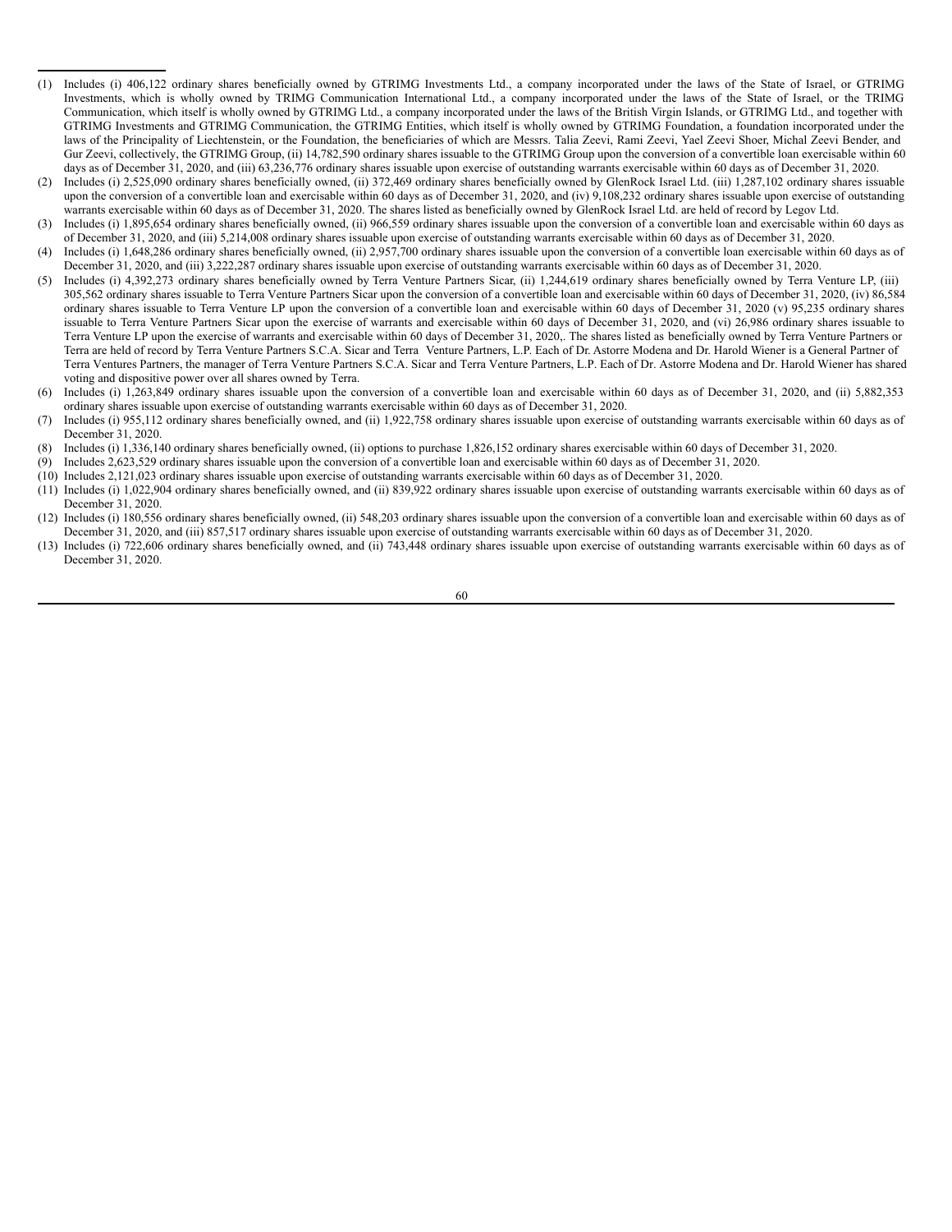(1) Includes (i) 406,122 ordinary shares beneficially owned by GTRIMG Investments Ltd., a company incorporated under the laws of the State of Israel, or GTRIMG Investments, which is wholly owned by TRIMG Communication International Ltd., a company incorporated under the laws of the State of Israel, or the TRIMG Communication, which itself is wholly owned by GTRIMG Ltd., a company incorporated under the laws of the British Virgin Islands, or GTRIMG Ltd., and together with GTRIMG Investments and GTRIMG Communication, the GTRIMG Entities, which itself is wholly owned by GTRIMG Foundation, a foundation incorporated under the laws of the Principality of Liechtenstein, or the Foundation, the beneficiaries of which are Messrs. Talia Zeevi, Rami Zeevi, Yael Zeevi Shoer, Michal Zeevi Bender, and Gur Zeevi, collectively, the GTRIMG Group, (ii) 14,782,590 ordinary shares issuable to the GTRIMG Group upon the conversion of a convertible loan exercisable within 60 days as of December 31, 2020, and (iii) 63,236,776 ordinary shares issuable upon exercise of outstanding warrants exercisable within 60 days as of December 31, 2020.

(2) Includes (i) 2,525,090 ordinary shares beneficially owned, (ii) 372,469 ordinary shares beneficially owned by GlenRock Israel Ltd. (iii) 1,287,102 ordinary shares issuable upon the conversion of a convertible loan and exercisable within 60 days as of December 31, 2020, and (iv) 9,108,232 ordinary shares issuable upon exercise of outstanding warrants exercisable within 60 days as of December 31, 2020. The shares listed as beneficially owned by GlenRock Israel Ltd. are held of record by Legov Ltd.

(3) Includes (i) 1,895,654 ordinary shares beneficially owned, (ii) 966,559 ordinary shares issuable upon the conversion of a convertible loan and exercisable within 60 days as of December 31, 2020, and (iii) 5,214,008 ordinary shares issuable upon exercise of outstanding warrants exercisable within 60 days as of December 31, 2020.

(4) Includes (i) 1,648,286 ordinary shares beneficially owned, (ii) 2,957,700 ordinary shares issuable upon the conversion of a convertible loan exercisable within 60 days as of December 31, 2020, and (iii) 3,222,287 ordinary shares issuable upon exercise of outstanding warrants exercisable within 60 days as of December 31, 2020.

(5) Includes (i) 4,392,273 ordinary shares beneficially owned by Terra Venture Partners Sicar, (ii) 1,244,619 ordinary shares beneficially owned by Terra Venture LP, (iii) 305,562 ordinary shares issuable to Terra Venture Partners Sicar upon the conversion of a convertible loan and exercisable within 60 days of December 31, 2020, (iv) 86,584 ordinary shares issuable to Terra Venture LP upon the conversion of a convertible loan and exercisable within 60 days of December 31, 2020 (v) 95,235 ordinary shares issuable to Terra Venture Partners Sicar upon the exercise of warrants and exercisable within 60 days of December 31, 2020, and (vi) 26,986 ordinary shares issuable to Terra Venture LP upon the exercise of warrants and exercisable within 60 days of December 31, 2020,. The shares listed as beneficially owned by Terra Venture Partners or Terra are held of record by Terra Venture Partners S.C.A. Sicar and Terra Venture Partners, L.P. Each of Dr. Astorre Modena and Dr. Harold Wiener is a General Partner of Terra Ventures Partners, the manager of Terra Venture Partners S.C.A. Sicar and Terra Venture Partners, L.P. Each of Dr. Astorre Modena and Dr. Harold Wiener has shared voting and dispositive power over all shares owned by Terra.

(6) Includes (i) 1,263,849 ordinary shares issuable upon the conversion of a convertible loan and exercisable within 60 days as of December 31, 2020, and (ii) 5,882,353 ordinary shares issuable upon exercise of outstanding warrants exercisable within 60 days as of December 31, 2020.

(7) Includes (i) 955,112 ordinary shares beneficially owned, and (ii) 1,922,758 ordinary shares issuable upon exercise of outstanding warrants exercisable within 60 days as of December 31, 2020.

(8) Includes (i) 1,336,140 ordinary shares beneficially owned, (ii) options to purchase 1,826,152 ordinary shares exercisable within 60 days of December 31, 2020.

(9) Includes 2,623,529 ordinary shares issuable upon the conversion of a convertible loan and exercisable within 60 days as of December 31, 2020.

(10) Includes 2,121,023 ordinary shares issuable upon exercise of outstanding warrants exercisable within 60 days as of December 31, 2020.

(11) Includes (i) 1,022,904 ordinary shares beneficially owned, and (ii) 839,922 ordinary shares issuable upon exercise of outstanding warrants exercisable within 60 days as of December 31, 2020.

(12) Includes (i) 180,556 ordinary shares beneficially owned, (ii) 548,203 ordinary shares issuable upon the conversion of a convertible loan and exercisable within 60 days as of December 31, 2020, and (iii) 857,517 ordinary shares issuable upon exercise of outstanding warrants exercisable within 60 days as of December 31, 2020.

(13) Includes (i) 722,606 ordinary shares beneficially owned, and (ii) 743,448 ordinary shares issuable upon exercise of outstanding warrants exercisable within 60 days as of December 31, 2020.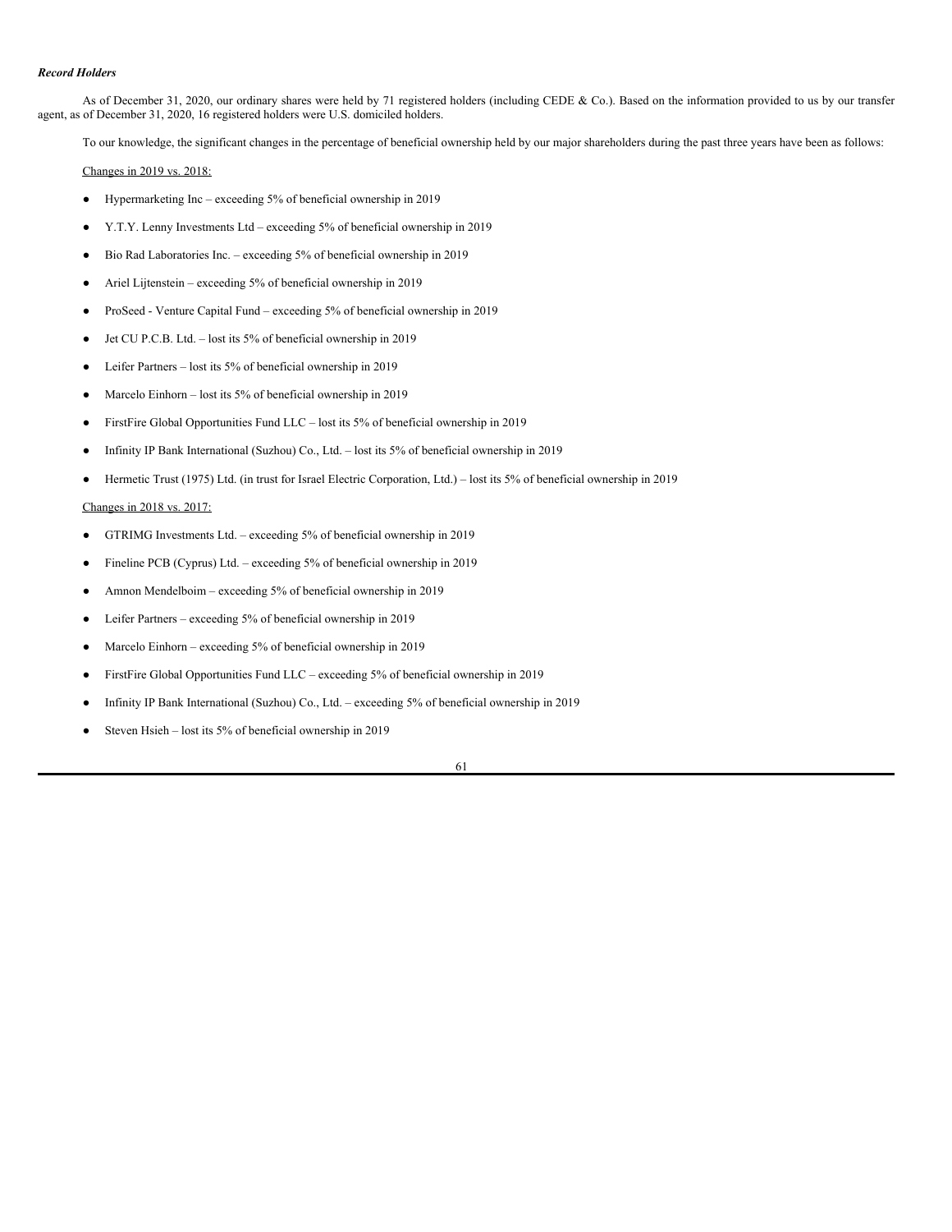***Record Holders***

As of December 31, 2020, our ordinary shares were held by 71 registered holders (including CEDE & Co.). Based on the information provided to us by our transfer agent, as of December 31, 2020, 16 registered holders were U.S. domiciled holders.

To our knowledge, the significant changes in the percentage of beneficial ownership held by our major shareholders during the past three years have been as follows:

Changes in 2019 vs. 2018:

- Hypermarketing Inc – exceeding 5% of beneficial ownership in 2019
- Y.T.Y. Lenny Investments Ltd – exceeding 5% of beneficial ownership in 2019
- Bio Rad Laboratories Inc. – exceeding 5% of beneficial ownership in 2019
- Ariel Lijtenstein – exceeding 5% of beneficial ownership in 2019
- ProSeed - Venture Capital Fund – exceeding 5% of beneficial ownership in 2019
- Jet CU P.C.B. Ltd. – lost its 5% of beneficial ownership in 2019
- Leifer Partners – lost its 5% of beneficial ownership in 2019
- Marcelo Einhorn – lost its 5% of beneficial ownership in 2019
- FirstFire Global Opportunities Fund LLC – lost its 5% of beneficial ownership in 2019
- Infinity IP Bank International (Suzhou) Co., Ltd. – lost its 5% of beneficial ownership in 2019
- Hermetic Trust (1975) Ltd. (in trust for Israel Electric Corporation, Ltd.) – lost its 5% of beneficial ownership in 2019

Changes in 2018 vs. 2017:

- GTRIMG Investments Ltd. – exceeding 5% of beneficial ownership in 2019
- Fineline PCB (Cyprus) Ltd. – exceeding 5% of beneficial ownership in 2019
- Amnon Mendelboim – exceeding 5% of beneficial ownership in 2019
- Leifer Partners – exceeding 5% of beneficial ownership in 2019
- Marcelo Einhorn – exceeding 5% of beneficial ownership in 2019
- FirstFire Global Opportunities Fund LLC – exceeding 5% of beneficial ownership in 2019
- Infinity IP Bank International (Suzhou) Co., Ltd. – exceeding 5% of beneficial ownership in 2019
- Steven Hsieh – lost its 5% of beneficial ownership in 2019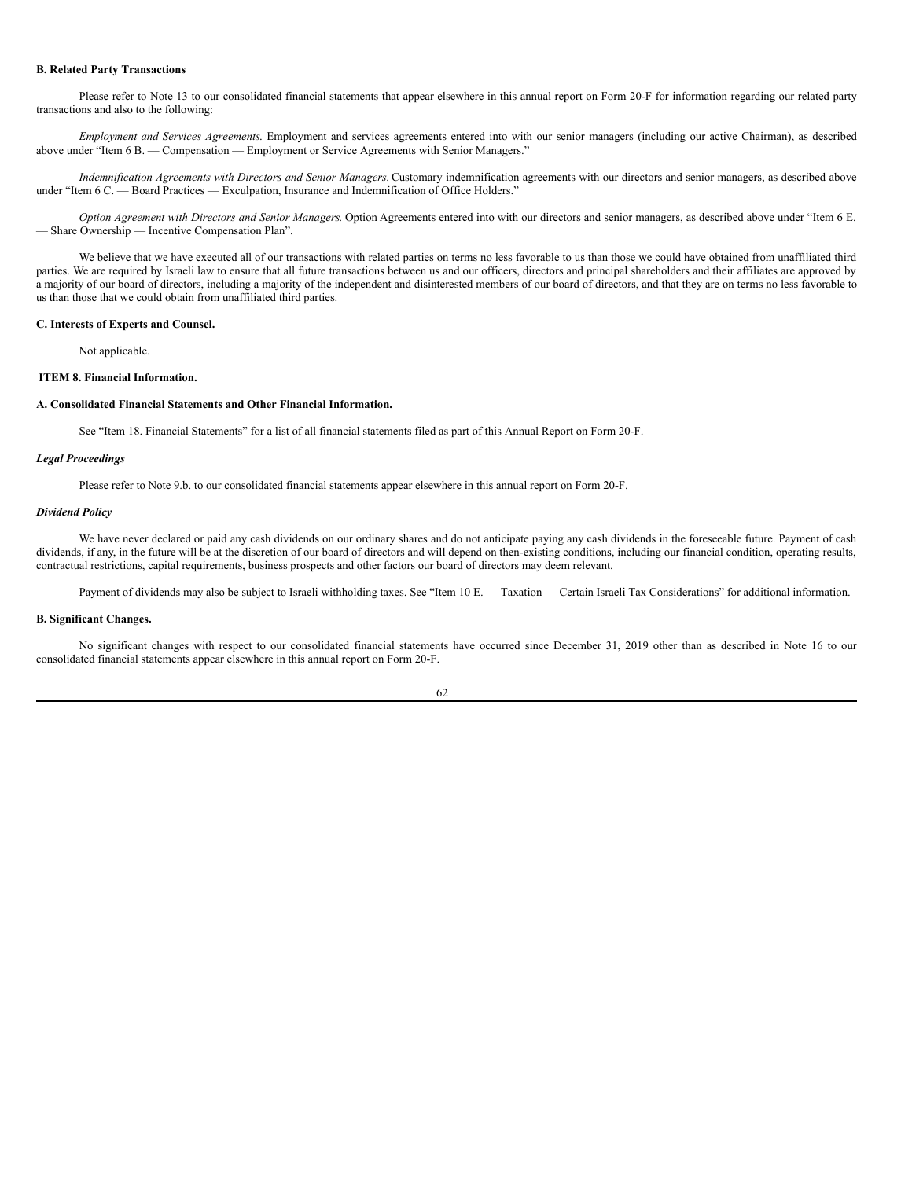**B. Related Party Transactions**

Please refer to Note 13 to our consolidated financial statements that appear elsewhere in this annual report on Form 20-F for information regarding our related party transactions and also to the following:

*Employment and Services Agreements.* Employment and services agreements entered into with our senior managers (including our active Chairman), as described above under "Item 6 B. — Compensation — Employment or Service Agreements with Senior Managers."

*Indemnification Agreements with Directors and Senior Managers.* Customary indemnification agreements with our directors and senior managers, as described above under "Item 6 C. — Board Practices — Exculpation, Insurance and Indemnification of Office Holders."

*Option Agreement with Directors and Senior Managers.* Option Agreements entered into with our directors and senior managers, as described above under "Item 6 E. — Share Ownership — Incentive Compensation Plan".

We believe that we have executed all of our transactions with related parties on terms no less favorable to us than those we could have obtained from unaffiliated third parties. We are required by Israeli law to ensure that all future transactions between us and our officers, directors and principal shareholders and their affiliates are approved by a majority of our board of directors, including a majority of the independent and disinterested members of our board of directors, and that they are on terms no less favorable to us than those that we could obtain from unaffiliated third parties.

**C. Interests of Experts and Counsel.**

Not applicable.

## ITEM 8. Financial Information.

**A. Consolidated Financial Statements and Other Financial Information.**

See "Item 18. Financial Statements" for a list of all financial statements filed as part of this Annual Report on Form 20-F.

***Legal Proceedings***

Please refer to Note 9.b. to our consolidated financial statements appear elsewhere in this annual report on Form 20-F.

***Dividend Policy***

We have never declared or paid any cash dividends on our ordinary shares and do not anticipate paying any cash dividends in the foreseeable future. Payment of cash dividends, if any, in the future will be at the discretion of our board of directors and will depend on then-existing conditions, including our financial condition, operating results, contractual restrictions, capital requirements, business prospects and other factors our board of directors may deem relevant.

Payment of dividends may also be subject to Israeli withholding taxes. See "Item 10 E. — Taxation — Certain Israeli Tax Considerations" for additional information.

**B. Significant Changes.**

No significant changes with respect to our consolidated financial statements have occurred since December 31, 2019 other than as described in Note 16 to our consolidated financial statements appear elsewhere in this annual report on Form 20-F.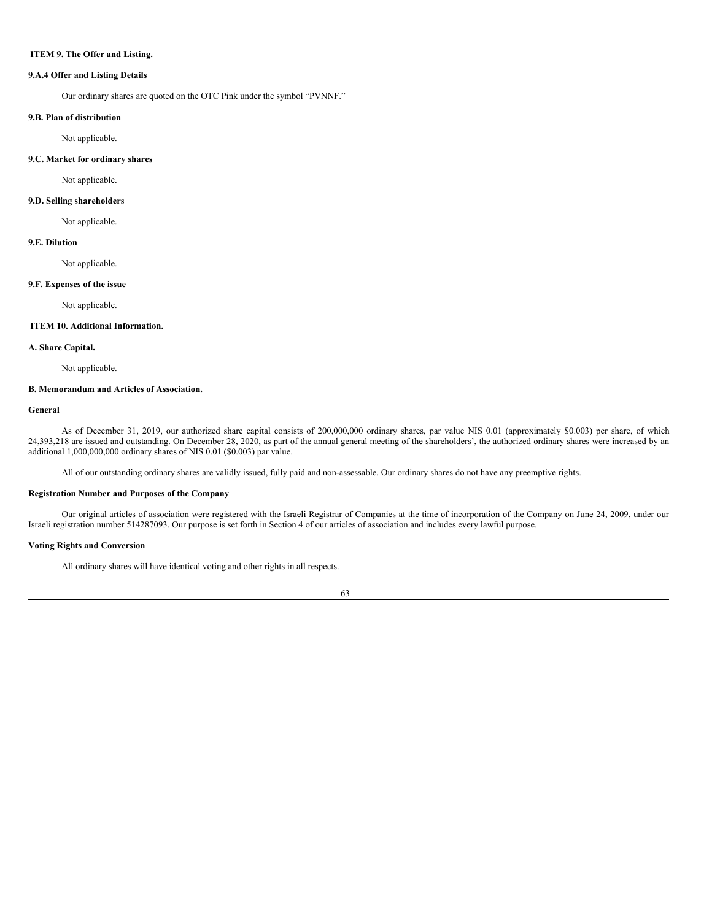## ITEM 9. The Offer and Listing.

### 9.A.4 Offer and Listing Details

Our ordinary shares are quoted on the OTC Pink under the symbol "PVNNF."

### 9.B. Plan of distribution

Not applicable.

### 9.C. Market for ordinary shares

Not applicable.

### 9.D. Selling shareholders

Not applicable.

### 9.E. Dilution

Not applicable.

### 9.F. Expenses of the issue

Not applicable.

## ITEM 10. Additional Information.

### A. Share Capital.

Not applicable.

### B. Memorandum and Articles of Association.

**General**

As of December 31, 2019, our authorized share capital consists of 200,000,000 ordinary shares, par value NIS 0.01 (approximately $0.003) per share, of which 24,393,218 are issued and outstanding. On December 28, 2020, as part of the annual general meeting of the shareholders', the authorized ordinary shares were increased by an additional 1,000,000,000 ordinary shares of NIS 0.01 ($0.003) par value.

All of our outstanding ordinary shares are validly issued, fully paid and non-assessable. Our ordinary shares do not have any preemptive rights.

**Registration Number and Purposes of the Company**

Our original articles of association were registered with the Israeli Registrar of Companies at the time of incorporation of the Company on June 24, 2009, under our Israeli registration number 514287093. Our purpose is set forth in Section 4 of our articles of association and includes every lawful purpose.

**Voting Rights and Conversion**

All ordinary shares will have identical voting and other rights in all respects.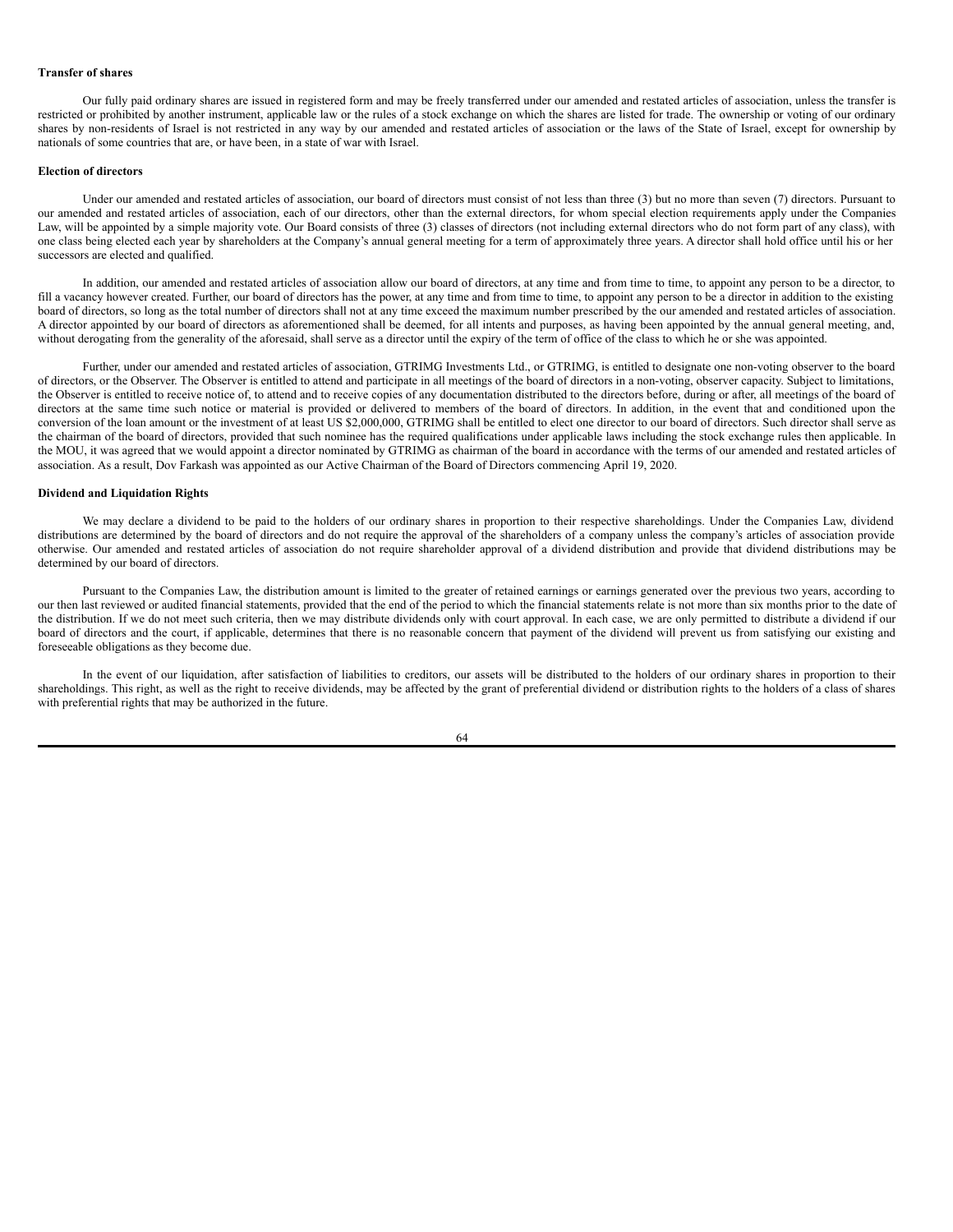**Transfer of shares**

Our fully paid ordinary shares are issued in registered form and may be freely transferred under our amended and restated articles of association, unless the transfer is restricted or prohibited by another instrument, applicable law or the rules of a stock exchange on which the shares are listed for trade. The ownership or voting of our ordinary shares by non-residents of Israel is not restricted in any way by our amended and restated articles of association or the laws of the State of Israel, except for ownership by nationals of some countries that are, or have been, in a state of war with Israel.

**Election of directors**

Under our amended and restated articles of association, our board of directors must consist of not less than three (3) but no more than seven (7) directors. Pursuant to our amended and restated articles of association, each of our directors, other than the external directors, for whom special election requirements apply under the Companies Law, will be appointed by a simple majority vote. Our Board consists of three (3) classes of directors (not including external directors who do not form part of any class), with one class being elected each year by shareholders at the Company's annual general meeting for a term of approximately three years. A director shall hold office until his or her successors are elected and qualified.

In addition, our amended and restated articles of association allow our board of directors, at any time and from time to time, to appoint any person to be a director, to fill a vacancy however created. Further, our board of directors has the power, at any time and from time to time, to appoint any person to be a director in addition to the existing board of directors, so long as the total number of directors shall not at any time exceed the maximum number prescribed by the our amended and restated articles of association. A director appointed by our board of directors as aforementioned shall be deemed, for all intents and purposes, as having been appointed by the annual general meeting, and, without derogating from the generality of the aforesaid, shall serve as a director until the expiry of the term of office of the class to which he or she was appointed.

Further, under our amended and restated articles of association, GTRIMG Investments Ltd., or GTRIMG, is entitled to designate one non-voting observer to the board of directors, or the Observer. The Observer is entitled to attend and participate in all meetings of the board of directors in a non-voting, observer capacity. Subject to limitations, the Observer is entitled to receive notice of, to attend and to receive copies of any documentation distributed to the directors before, during or after, all meetings of the board of directors at the same time such notice or material is provided or delivered to members of the board of directors. In addition, in the event that and conditioned upon the conversion of the loan amount or the investment of at least US $2,000,000, GTRIMG shall be entitled to elect one director to our board of directors. Such director shall serve as the chairman of the board of directors, provided that such nominee has the required qualifications under applicable laws including the stock exchange rules then applicable. In the MOU, it was agreed that we would appoint a director nominated by GTRIMG as chairman of the board in accordance with the terms of our amended and restated articles of association. As a result, Dov Farkash was appointed as our Active Chairman of the Board of Directors commencing April 19, 2020.

**Dividend and Liquidation Rights**

We may declare a dividend to be paid to the holders of our ordinary shares in proportion to their respective shareholdings. Under the Companies Law, dividend distributions are determined by the board of directors and do not require the approval of the shareholders of a company unless the company's articles of association provide otherwise. Our amended and restated articles of association do not require shareholder approval of a dividend distribution and provide that dividend distributions may be determined by our board of directors.

Pursuant to the Companies Law, the distribution amount is limited to the greater of retained earnings or earnings generated over the previous two years, according to our then last reviewed or audited financial statements, provided that the end of the period to which the financial statements relate is not more than six months prior to the date of the distribution. If we do not meet such criteria, then we may distribute dividends only with court approval. In each case, we are only permitted to distribute a dividend if our board of directors and the court, if applicable, determines that there is no reasonable concern that payment of the dividend will prevent us from satisfying our existing and foreseeable obligations as they become due.

In the event of our liquidation, after satisfaction of liabilities to creditors, our assets will be distributed to the holders of our ordinary shares in proportion to their shareholdings. This right, as well as the right to receive dividends, may be affected by the grant of preferential dividend or distribution rights to the holders of a class of shares with preferential rights that may be authorized in the future.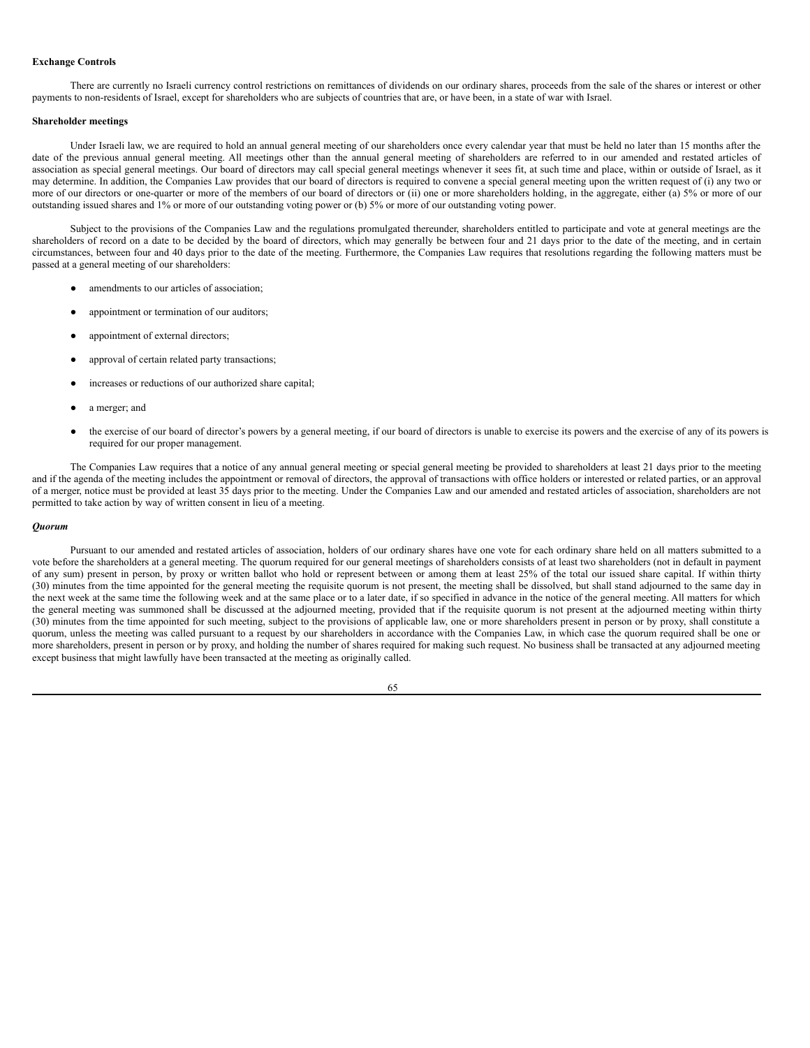**Exchange Controls**

There are currently no Israeli currency control restrictions on remittances of dividends on our ordinary shares, proceeds from the sale of the shares or interest or other payments to non-residents of Israel, except for shareholders who are subjects of countries that are, or have been, in a state of war with Israel.

**Shareholder meetings**

Under Israeli law, we are required to hold an annual general meeting of our shareholders once every calendar year that must be held no later than 15 months after the date of the previous annual general meeting. All meetings other than the annual general meeting of shareholders are referred to in our amended and restated articles of association as special general meetings. Our board of directors may call special general meetings whenever it sees fit, at such time and place, within or outside of Israel, as it may determine. In addition, the Companies Law provides that our board of directors is required to convene a special general meeting upon the written request of (i) any two or more of our directors or one-quarter or more of the members of our board of directors or (ii) one or more shareholders holding, in the aggregate, either (a) 5% or more of our outstanding issued shares and 1% or more of our outstanding voting power or (b) 5% or more of our outstanding voting power.

Subject to the provisions of the Companies Law and the regulations promulgated thereunder, shareholders entitled to participate and vote at general meetings are the shareholders of record on a date to be decided by the board of directors, which may generally be between four and 21 days prior to the date of the meeting, and in certain circumstances, between four and 40 days prior to the date of the meeting. Furthermore, the Companies Law requires that resolutions regarding the following matters must be passed at a general meeting of our shareholders:

- amendments to our articles of association;
- appointment or termination of our auditors;
- appointment of external directors;
- approval of certain related party transactions;
- increases or reductions of our authorized share capital;
- a merger; and
- the exercise of our board of director's powers by a general meeting, if our board of directors is unable to exercise its powers and the exercise of any of its powers is required for our proper management.

The Companies Law requires that a notice of any annual general meeting or special general meeting be provided to shareholders at least 21 days prior to the meeting and if the agenda of the meeting includes the appointment or removal of directors, the approval of transactions with office holders or interested or related parties, or an approval of a merger, notice must be provided at least 35 days prior to the meeting. Under the Companies Law and our amended and restated articles of association, shareholders are not permitted to take action by way of written consent in lieu of a meeting.

***Quorum***

Pursuant to our amended and restated articles of association, holders of our ordinary shares have one vote for each ordinary share held on all matters submitted to a vote before the shareholders at a general meeting. The quorum required for our general meetings of shareholders consists of at least two shareholders (not in default in payment of any sum) present in person, by proxy or written ballot who hold or represent between or among them at least 25% of the total our issued share capital. If within thirty (30) minutes from the time appointed for the general meeting the requisite quorum is not present, the meeting shall be dissolved, but shall stand adjourned to the same day in the next week at the same time the following week and at the same place or to a later date, if so specified in advance in the notice of the general meeting. All matters for which the general meeting was summoned shall be discussed at the adjourned meeting, provided that if the requisite quorum is not present at the adjourned meeting within thirty (30) minutes from the time appointed for such meeting, subject to the provisions of applicable law, one or more shareholders present in person or by proxy, shall constitute a quorum, unless the meeting was called pursuant to a request by our shareholders in accordance with the Companies Law, in which case the quorum required shall be one or more shareholders, present in person or by proxy, and holding the number of shares required for making such request. No business shall be transacted at any adjourned meeting except business that might lawfully have been transacted at the meeting as originally called.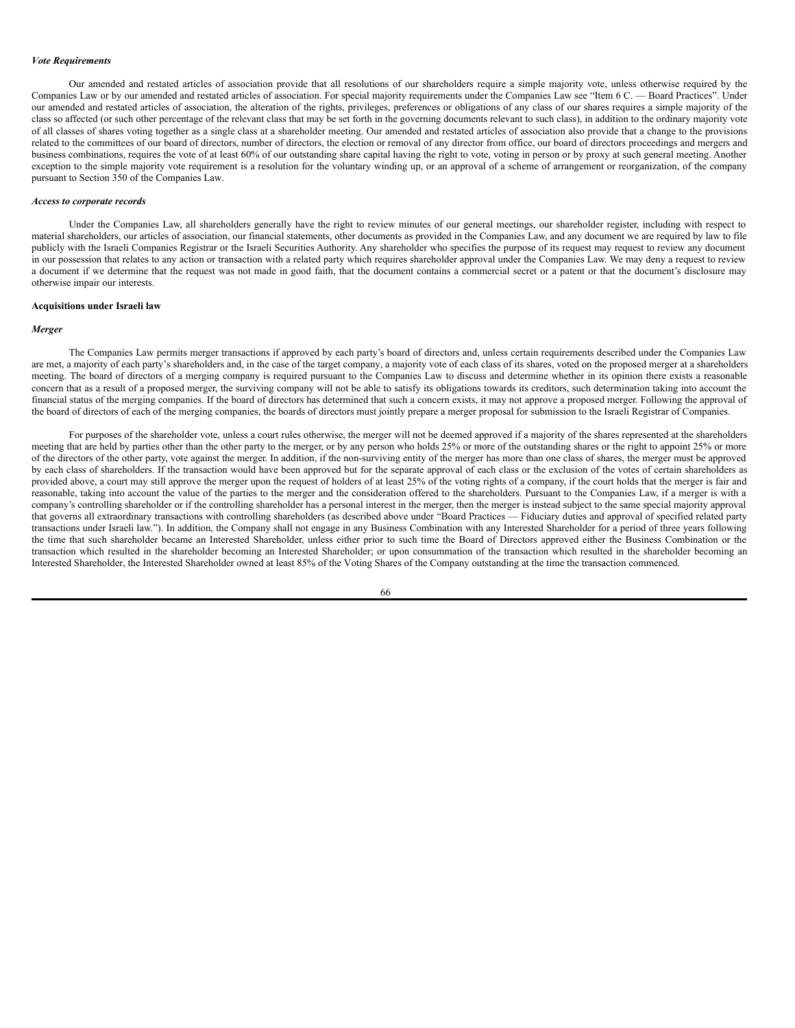*Vote Requirements*

Our amended and restated articles of association provide that all resolutions of our shareholders require a simple majority vote, unless otherwise required by the Companies Law or by our amended and restated articles of association. For special majority requirements under the Companies Law see "Item 6 C. — Board Practices". Under our amended and restated articles of association, the alteration of the rights, privileges, preferences or obligations of any class of our shares requires a simple majority of the class so affected (or such other percentage of the relevant class that may be set forth in the governing documents relevant to such class), in addition to the ordinary majority vote of all classes of shares voting together as a single class at a shareholder meeting. Our amended and restated articles of association also provide that a change to the provisions related to the committees of our board of directors, number of directors, the election or removal of any director from office, our board of directors proceedings and mergers and business combinations, requires the vote of at least 60% of our outstanding share capital having the right to vote, voting in person or by proxy at such general meeting. Another exception to the simple majority vote requirement is a resolution for the voluntary winding up, or an approval of a scheme of arrangement or reorganization, of the company pursuant to Section 350 of the Companies Law.

*Access to corporate records*

Under the Companies Law, all shareholders generally have the right to review minutes of our general meetings, our shareholder register, including with respect to material shareholders, our articles of association, our financial statements, other documents as provided in the Companies Law, and any document we are required by law to file publicly with the Israeli Companies Registrar or the Israeli Securities Authority. Any shareholder who specifies the purpose of its request may request to review any document in our possession that relates to any action or transaction with a related party which requires shareholder approval under the Companies Law. We may deny a request to review a document if we determine that the request was not made in good faith, that the document contains a commercial secret or a patent or that the document's disclosure may otherwise impair our interests.

**Acquisitions under Israeli law**

*Merger*

The Companies Law permits merger transactions if approved by each party's board of directors and, unless certain requirements described under the Companies Law are met, a majority of each party's shareholders and, in the case of the target company, a majority vote of each class of its shares, voted on the proposed merger at a shareholders meeting. The board of directors of a merging company is required pursuant to the Companies Law to discuss and determine whether in its opinion there exists a reasonable concern that as a result of a proposed merger, the surviving company will not be able to satisfy its obligations towards its creditors, such determination taking into account the financial status of the merging companies. If the board of directors has determined that such a concern exists, it may not approve a proposed merger. Following the approval of the board of directors of each of the merging companies, the boards of directors must jointly prepare a merger proposal for submission to the Israeli Registrar of Companies.

For purposes of the shareholder vote, unless a court rules otherwise, the merger will not be deemed approved if a majority of the shares represented at the shareholders meeting that are held by parties other than the other party to the merger, or by any person who holds 25% or more of the outstanding shares or the right to appoint 25% or more of the directors of the other party, vote against the merger. In addition, if the non-surviving entity of the merger has more than one class of shares, the merger must be approved by each class of shareholders. If the transaction would have been approved but for the separate approval of each class or the exclusion of the votes of certain shareholders as provided above, a court may still approve the merger upon the request of holders of at least 25% of the voting rights of a company, if the court holds that the merger is fair and reasonable, taking into account the value of the parties to the merger and the consideration offered to the shareholders. Pursuant to the Companies Law, if a merger is with a company's controlling shareholder or if the controlling shareholder has a personal interest in the merger, then the merger is instead subject to the same special majority approval that governs all extraordinary transactions with controlling shareholders (as described above under "Board Practices — Fiduciary duties and approval of specified related party transactions under Israeli law."). In addition, the Company shall not engage in any Business Combination with any Interested Shareholder for a period of three years following the time that such shareholder became an Interested Shareholder, unless either prior to such time the Board of Directors approved either the Business Combination or the transaction which resulted in the shareholder becoming an Interested Shareholder; or upon consummation of the transaction which resulted in the shareholder becoming an Interested Shareholder, the Interested Shareholder owned at least 85% of the Voting Shares of the Company outstanding at the time the transaction commenced.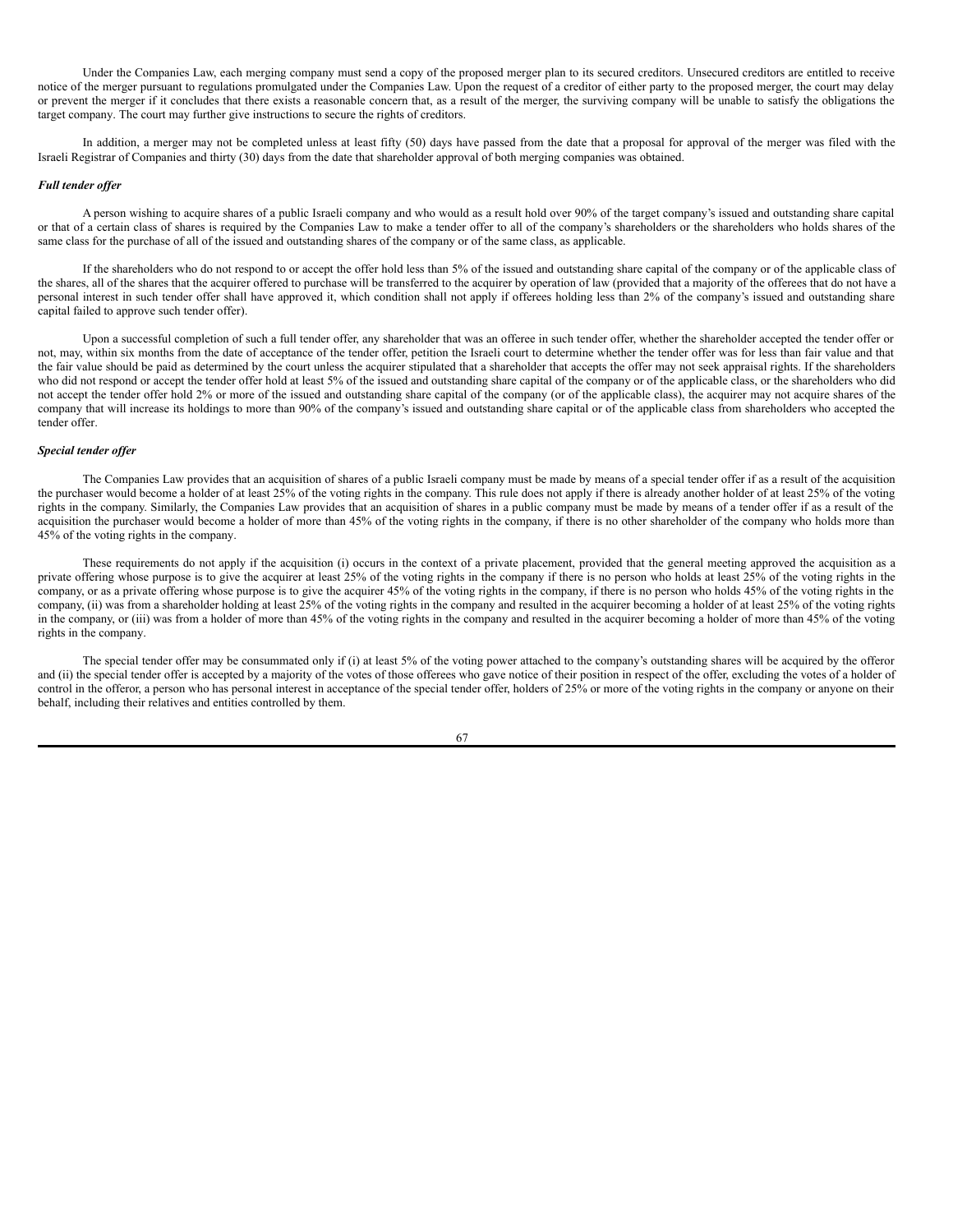Under the Companies Law, each merging company must send a copy of the proposed merger plan to its secured creditors. Unsecured creditors are entitled to receive notice of the merger pursuant to regulations promulgated under the Companies Law. Upon the request of a creditor of either party to the proposed merger, the court may delay or prevent the merger if it concludes that there exists a reasonable concern that, as a result of the merger, the surviving company will be unable to satisfy the obligations the target company. The court may further give instructions to secure the rights of creditors.

In addition, a merger may not be completed unless at least fifty (50) days have passed from the date that a proposal for approval of the merger was filed with the Israeli Registrar of Companies and thirty (30) days from the date that shareholder approval of both merging companies was obtained.

***Full tender offer***

A person wishing to acquire shares of a public Israeli company and who would as a result hold over 90% of the target company's issued and outstanding share capital or that of a certain class of shares is required by the Companies Law to make a tender offer to all of the company's shareholders or the shareholders who holds shares of the same class for the purchase of all of the issued and outstanding shares of the company or of the same class, as applicable.

If the shareholders who do not respond to or accept the offer hold less than 5% of the issued and outstanding share capital of the company or of the applicable class of the shares, all of the shares that the acquirer offered to purchase will be transferred to the acquirer by operation of law (provided that a majority of the offerees that do not have a personal interest in such tender offer shall have approved it, which condition shall not apply if offerees holding less than 2% of the company's issued and outstanding share capital failed to approve such tender offer).

Upon a successful completion of such a full tender offer, any shareholder that was an offeree in such tender offer, whether the shareholder accepted the tender offer or not, may, within six months from the date of acceptance of the tender offer, petition the Israeli court to determine whether the tender offer was for less than fair value and that the fair value should be paid as determined by the court unless the acquirer stipulated that a shareholder that accepts the offer may not seek appraisal rights. If the shareholders who did not respond or accept the tender offer hold at least 5% of the issued and outstanding share capital of the company or of the applicable class, or the shareholders who did not accept the tender offer hold 2% or more of the issued and outstanding share capital of the company (or of the applicable class), the acquirer may not acquire shares of the company that will increase its holdings to more than 90% of the company's issued and outstanding share capital or of the applicable class from shareholders who accepted the tender offer.

***Special tender offer***

The Companies Law provides that an acquisition of shares of a public Israeli company must be made by means of a special tender offer if as a result of the acquisition the purchaser would become a holder of at least 25% of the voting rights in the company. This rule does not apply if there is already another holder of at least 25% of the voting rights in the company. Similarly, the Companies Law provides that an acquisition of shares in a public company must be made by means of a tender offer if as a result of the acquisition the purchaser would become a holder of more than 45% of the voting rights in the company, if there is no other shareholder of the company who holds more than 45% of the voting rights in the company.

These requirements do not apply if the acquisition (i) occurs in the context of a private placement, provided that the general meeting approved the acquisition as a private offering whose purpose is to give the acquirer at least 25% of the voting rights in the company if there is no person who holds at least 25% of the voting rights in the company, or as a private offering whose purpose is to give the acquirer 45% of the voting rights in the company, if there is no person who holds 45% of the voting rights in the company, (ii) was from a shareholder holding at least 25% of the voting rights in the company and resulted in the acquirer becoming a holder of at least 25% of the voting rights in the company, or (iii) was from a holder of more than 45% of the voting rights in the company and resulted in the acquirer becoming a holder of more than 45% of the voting rights in the company.

The special tender offer may be consummated only if (i) at least 5% of the voting power attached to the company's outstanding shares will be acquired by the offeror and (ii) the special tender offer is accepted by a majority of the votes of those offerees who gave notice of their position in respect of the offer, excluding the votes of a holder of control in the offeror, a person who has personal interest in acceptance of the special tender offer, holders of 25% or more of the voting rights in the company or anyone on their behalf, including their relatives and entities controlled by them.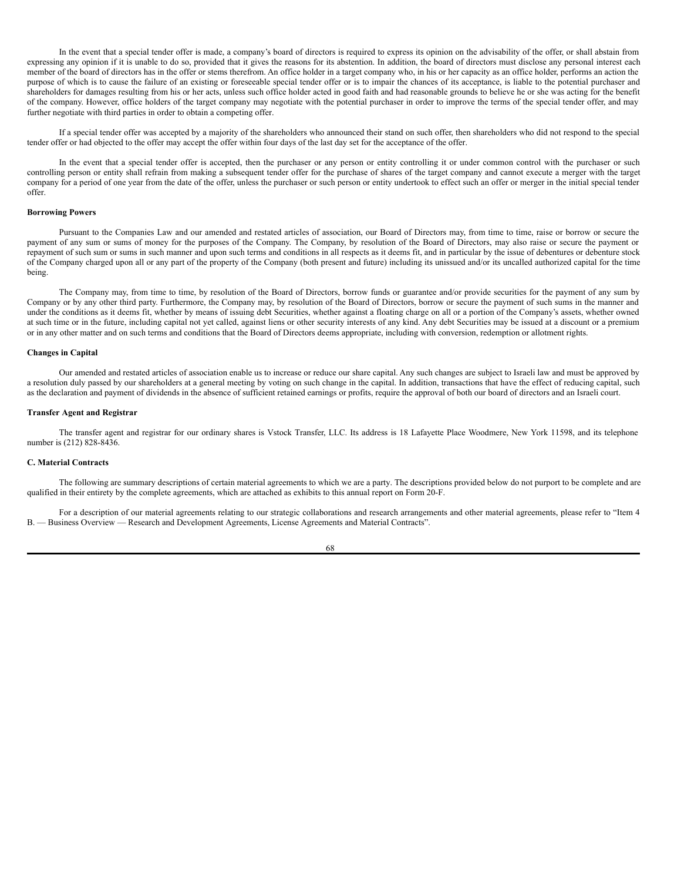In the event that a special tender offer is made, a company's board of directors is required to express its opinion on the advisability of the offer, or shall abstain from expressing any opinion if it is unable to do so, provided that it gives the reasons for its abstention. In addition, the board of directors must disclose any personal interest each member of the board of directors has in the offer or stems therefrom. An office holder in a target company who, in his or her capacity as an office holder, performs an action the purpose of which is to cause the failure of an existing or foreseeable special tender offer or is to impair the chances of its acceptance, is liable to the potential purchaser and shareholders for damages resulting from his or her acts, unless such office holder acted in good faith and had reasonable grounds to believe he or she was acting for the benefit of the company. However, office holders of the target company may negotiate with the potential purchaser in order to improve the terms of the special tender offer, and may further negotiate with third parties in order to obtain a competing offer.

If a special tender offer was accepted by a majority of the shareholders who announced their stand on such offer, then shareholders who did not respond to the special tender offer or had objected to the offer may accept the offer within four days of the last day set for the acceptance of the offer.

In the event that a special tender offer is accepted, then the purchaser or any person or entity controlling it or under common control with the purchaser or such controlling person or entity shall refrain from making a subsequent tender offer for the purchase of shares of the target company and cannot execute a merger with the target company for a period of one year from the date of the offer, unless the purchaser or such person or entity undertook to effect such an offer or merger in the initial special tender offer.

**Borrowing Powers**

Pursuant to the Companies Law and our amended and restated articles of association, our Board of Directors may, from time to time, raise or borrow or secure the payment of any sum or sums of money for the purposes of the Company. The Company, by resolution of the Board of Directors, may also raise or secure the payment or repayment of such sum or sums in such manner and upon such terms and conditions in all respects as it deems fit, and in particular by the issue of debentures or debenture stock of the Company charged upon all or any part of the property of the Company (both present and future) including its unissued and/or its uncalled authorized capital for the time being.

The Company may, from time to time, by resolution of the Board of Directors, borrow funds or guarantee and/or provide securities for the payment of any sum by Company or by any other third party. Furthermore, the Company may, by resolution of the Board of Directors, borrow or secure the payment of such sums in the manner and under the conditions as it deems fit, whether by means of issuing debt Securities, whether against a floating charge on all or a portion of the Company's assets, whether owned at such time or in the future, including capital not yet called, against liens or other security interests of any kind. Any debt Securities may be issued at a discount or a premium or in any other matter and on such terms and conditions that the Board of Directors deems appropriate, including with conversion, redemption or allotment rights.

**Changes in Capital**

Our amended and restated articles of association enable us to increase or reduce our share capital. Any such changes are subject to Israeli law and must be approved by a resolution duly passed by our shareholders at a general meeting by voting on such change in the capital. In addition, transactions that have the effect of reducing capital, such as the declaration and payment of dividends in the absence of sufficient retained earnings or profits, require the approval of both our board of directors and an Israeli court.

**Transfer Agent and Registrar**

The transfer agent and registrar for our ordinary shares is Vstock Transfer, LLC. Its address is 18 Lafayette Place Woodmere, New York 11598, and its telephone number is (212) 828-8436.

**C. Material Contracts**

The following are summary descriptions of certain material agreements to which we are a party. The descriptions provided below do not purport to be complete and are qualified in their entirety by the complete agreements, which are attached as exhibits to this annual report on Form 20-F.

For a description of our material agreements relating to our strategic collaborations and research arrangements and other material agreements, please refer to "Item 4 B. — Business Overview — Research and Development Agreements, License Agreements and Material Contracts".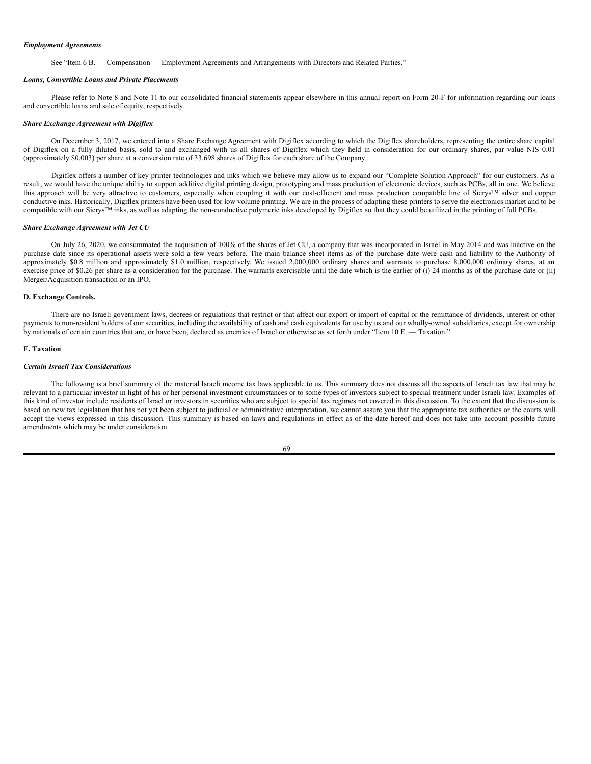***Employment Agreements***

See "Item 6 B. — Compensation — Employment Agreements and Arrangements with Directors and Related Parties."

***Loans, Convertible Loans and Private Placements***

Please refer to Note 8 and Note 11 to our consolidated financial statements appear elsewhere in this annual report on Form 20-F for information regarding our loans and convertible loans and sale of equity, respectively.

***Share Exchange Agreement with Digiflex***

On December 3, 2017, we entered into a Share Exchange Agreement with Digiflex according to which the Digiflex shareholders, representing the entire share capital of Digiflex on a fully diluted basis, sold to and exchanged with us all shares of Digiflex which they held in consideration for our ordinary shares, par value NIS 0.01 (approximately $0.003) per share at a conversion rate of 33.698 shares of Digiflex for each share of the Company.

Digiflex offers a number of key printer technologies and inks which we believe may allow us to expand our "Complete Solution Approach" for our customers. As a result, we would have the unique ability to support additive digital printing design, prototyping and mass production of electronic devices, such as PCBs, all in one. We believe this approach will be very attractive to customers, especially when coupling it with our cost-efficient and mass production compatible line of Sicrys™ silver and copper conductive inks. Historically, Digiflex printers have been used for low volume printing. We are in the process of adapting these printers to serve the electronics market and to be compatible with our Sicrys™ inks, as well as adapting the non-conductive polymeric inks developed by Digiflex so that they could be utilized in the printing of full PCBs.

***Share Exchange Agreement with Jet CU***

On July 26, 2020, we consummated the acquisition of 100% of the shares of Jet CU, a company that was incorporated in Israel in May 2014 and was inactive on the purchase date since its operational assets were sold a few years before. The main balance sheet items as of the purchase date were cash and liability to the Authority of approximately $0.8 million and approximately $1.0 million, respectively. We issued 2,000,000 ordinary shares and warrants to purchase 8,000,000 ordinary shares, at an exercise price of $0.26 per share as a consideration for the purchase. The warrants exercisable until the date which is the earlier of (i) 24 months as of the purchase date or (ii) Merger/Acquisition transaction or an IPO.

**D. Exchange Controls.**

There are no Israeli government laws, decrees or regulations that restrict or that affect our export or import of capital or the remittance of dividends, interest or other payments to non-resident holders of our securities, including the availability of cash and cash equivalents for use by us and our wholly-owned subsidiaries, except for ownership by nationals of certain countries that are, or have been, declared as enemies of Israel or otherwise as set forth under "Item 10 E. — Taxation."

**E. Taxation**

***Certain Israeli Tax Considerations***

The following is a brief summary of the material Israeli income tax laws applicable to us. This summary does not discuss all the aspects of Israeli tax law that may be relevant to a particular investor in light of his or her personal investment circumstances or to some types of investors subject to special treatment under Israeli law. Examples of this kind of investor include residents of Israel or investors in securities who are subject to special tax regimes not covered in this discussion. To the extent that the discussion is based on new tax legislation that has not yet been subject to judicial or administrative interpretation, we cannot assure you that the appropriate tax authorities or the courts will accept the views expressed in this discussion. This summary is based on laws and regulations in effect as of the date hereof and does not take into account possible future amendments which may be under consideration.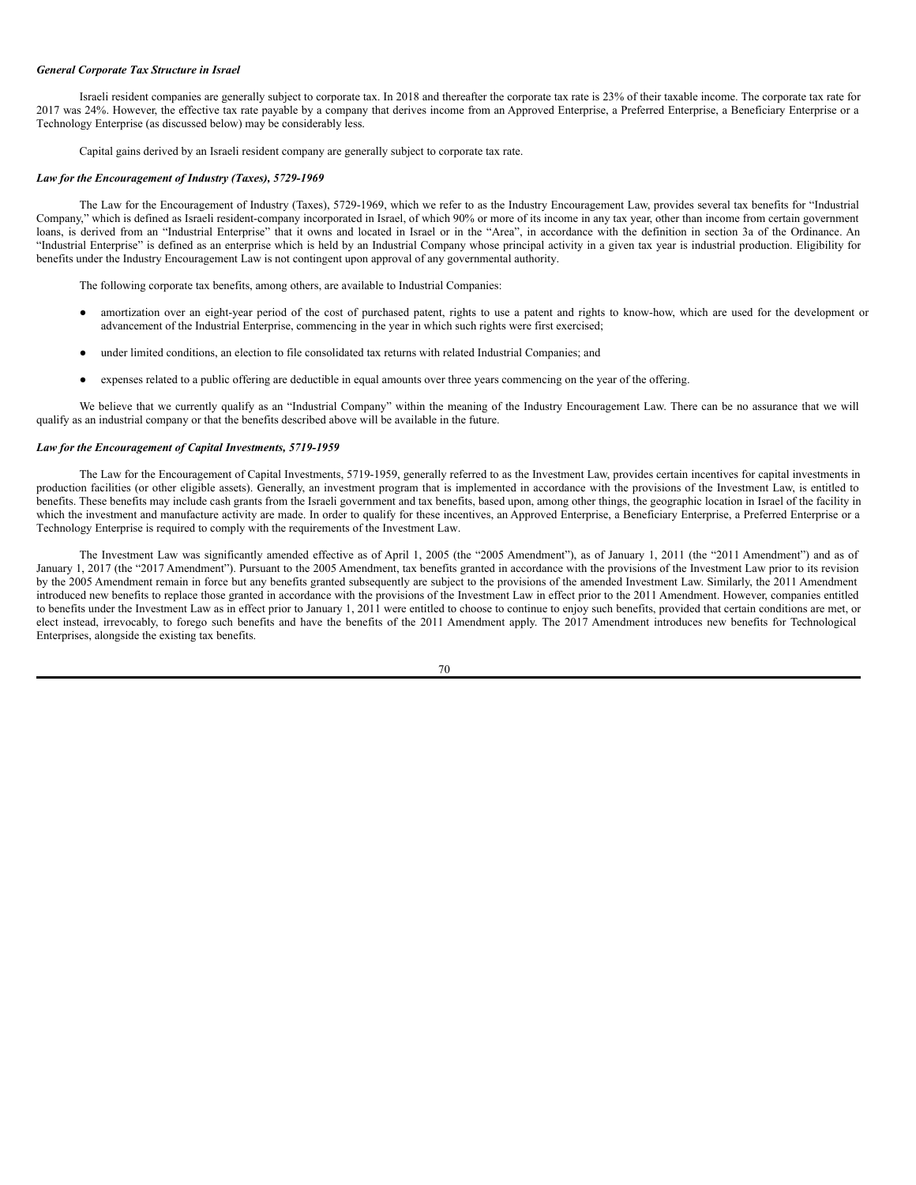***General Corporate Tax Structure in Israel***

Israeli resident companies are generally subject to corporate tax. In 2018 and thereafter the corporate tax rate is 23% of their taxable income. The corporate tax rate for 2017 was 24%. However, the effective tax rate payable by a company that derives income from an Approved Enterprise, a Preferred Enterprise, a Beneficiary Enterprise or a Technology Enterprise (as discussed below) may be considerably less.

Capital gains derived by an Israeli resident company are generally subject to corporate tax rate.

***Law for the Encouragement of Industry (Taxes), 5729-1969***

The Law for the Encouragement of Industry (Taxes), 5729-1969, which we refer to as the Industry Encouragement Law, provides several tax benefits for "Industrial Company," which is defined as Israeli resident-company incorporated in Israel, of which 90% or more of its income in any tax year, other than income from certain government loans, is derived from an "Industrial Enterprise" that it owns and located in Israel or in the "Area", in accordance with the definition in section 3a of the Ordinance. An "Industrial Enterprise" is defined as an enterprise which is held by an Industrial Company whose principal activity in a given tax year is industrial production. Eligibility for benefits under the Industry Encouragement Law is not contingent upon approval of any governmental authority.

The following corporate tax benefits, among others, are available to Industrial Companies:

- amortization over an eight-year period of the cost of purchased patent, rights to use a patent and rights to know-how, which are used for the development or advancement of the Industrial Enterprise, commencing in the year in which such rights were first exercised;
- under limited conditions, an election to file consolidated tax returns with related Industrial Companies; and
- expenses related to a public offering are deductible in equal amounts over three years commencing on the year of the offering.

We believe that we currently qualify as an "Industrial Company" within the meaning of the Industry Encouragement Law. There can be no assurance that we will qualify as an industrial company or that the benefits described above will be available in the future.

***Law for the Encouragement of Capital Investments, 5719-1959***

The Law for the Encouragement of Capital Investments, 5719-1959, generally referred to as the Investment Law, provides certain incentives for capital investments in production facilities (or other eligible assets). Generally, an investment program that is implemented in accordance with the provisions of the Investment Law, is entitled to benefits. These benefits may include cash grants from the Israeli government and tax benefits, based upon, among other things, the geographic location in Israel of the facility in which the investment and manufacture activity are made. In order to qualify for these incentives, an Approved Enterprise, a Beneficiary Enterprise, a Preferred Enterprise or a Technology Enterprise is required to comply with the requirements of the Investment Law.

The Investment Law was significantly amended effective as of April 1, 2005 (the "2005 Amendment"), as of January 1, 2011 (the "2011 Amendment") and as of January 1, 2017 (the "2017 Amendment"). Pursuant to the 2005 Amendment, tax benefits granted in accordance with the provisions of the Investment Law prior to its revision by the 2005 Amendment remain in force but any benefits granted subsequently are subject to the provisions of the amended Investment Law. Similarly, the 2011 Amendment introduced new benefits to replace those granted in accordance with the provisions of the Investment Law in effect prior to the 2011 Amendment. However, companies entitled to benefits under the Investment Law as in effect prior to January 1, 2011 were entitled to choose to continue to enjoy such benefits, provided that certain conditions are met, or elect instead, irrevocably, to forego such benefits and have the benefits of the 2011 Amendment apply. The 2017 Amendment introduces new benefits for Technological Enterprises, alongside the existing tax benefits.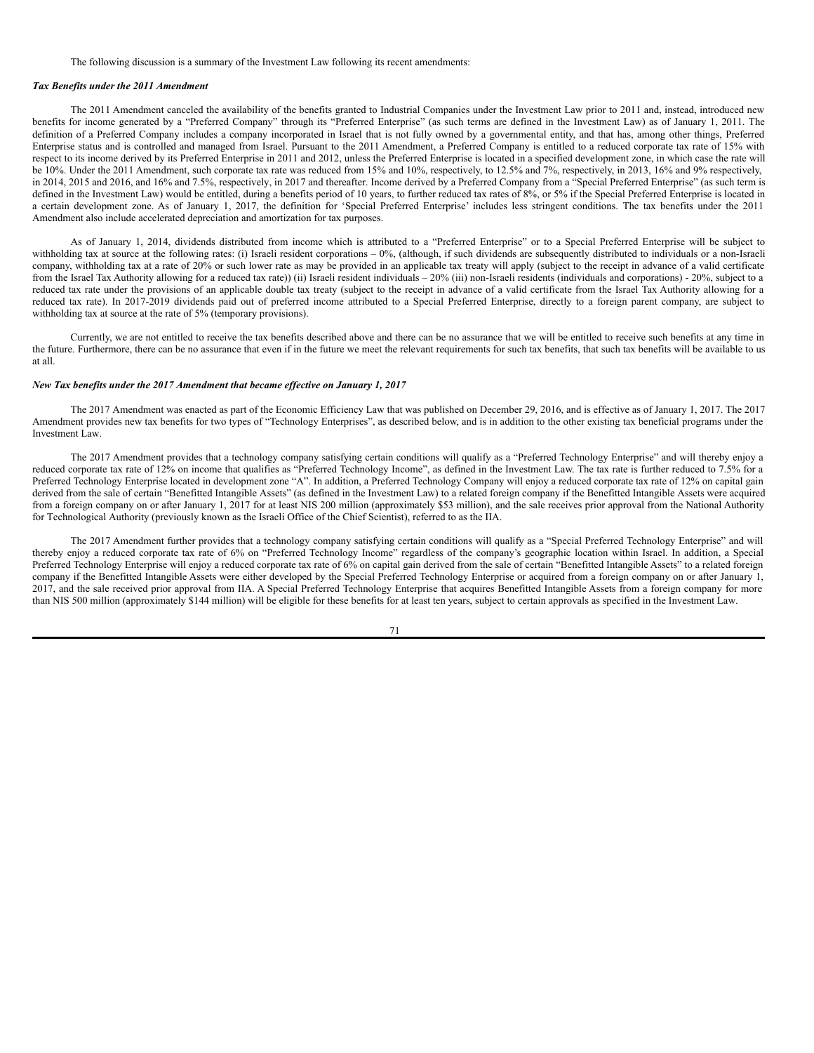The following discussion is a summary of the Investment Law following its recent amendments:

***Tax Benefits under the 2011 Amendment***

The 2011 Amendment canceled the availability of the benefits granted to Industrial Companies under the Investment Law prior to 2011 and, instead, introduced new benefits for income generated by a "Preferred Company" through its "Preferred Enterprise" (as such terms are defined in the Investment Law) as of January 1, 2011. The definition of a Preferred Company includes a company incorporated in Israel that is not fully owned by a governmental entity, and that has, among other things, Preferred Enterprise status and is controlled and managed from Israel. Pursuant to the 2011 Amendment, a Preferred Company is entitled to a reduced corporate tax rate of 15% with respect to its income derived by its Preferred Enterprise in 2011 and 2012, unless the Preferred Enterprise is located in a specified development zone, in which case the rate will be 10%. Under the 2011 Amendment, such corporate tax rate was reduced from 15% and 10%, respectively, to 12.5% and 7%, respectively, in 2013, 16% and 9% respectively, in 2014, 2015 and 2016, and 16% and 7.5%, respectively, in 2017 and thereafter. Income derived by a Preferred Company from a "Special Preferred Enterprise" (as such term is defined in the Investment Law) would be entitled, during a benefits period of 10 years, to further reduced tax rates of 8%, or 5% if the Special Preferred Enterprise is located in a certain development zone. As of January 1, 2017, the definition for 'Special Preferred Enterprise' includes less stringent conditions. The tax benefits under the 2011 Amendment also include accelerated depreciation and amortization for tax purposes.

As of January 1, 2014, dividends distributed from income which is attributed to a "Preferred Enterprise" or to a Special Preferred Enterprise will be subject to withholding tax at source at the following rates: (i) Israeli resident corporations – 0%, (although, if such dividends are subsequently distributed to individuals or a non-Israeli company, withholding tax at a rate of 20% or such lower rate as may be provided in an applicable tax treaty will apply (subject to the receipt in advance of a valid certificate from the Israel Tax Authority allowing for a reduced tax rate)) (ii) Israeli resident individuals – 20% (iii) non-Israeli residents (individuals and corporations) - 20%, subject to a reduced tax rate under the provisions of an applicable double tax treaty (subject to the receipt in advance of a valid certificate from the Israel Tax Authority allowing for a reduced tax rate). In 2017-2019 dividends paid out of preferred income attributed to a Special Preferred Enterprise, directly to a foreign parent company, are subject to withholding tax at source at the rate of 5% (temporary provisions).

Currently, we are not entitled to receive the tax benefits described above and there can be no assurance that we will be entitled to receive such benefits at any time in the future. Furthermore, there can be no assurance that even if in the future we meet the relevant requirements for such tax benefits, that such tax benefits will be available to us at all.

***New Tax benefits under the 2017 Amendment that became effective on January 1, 2017***

The 2017 Amendment was enacted as part of the Economic Efficiency Law that was published on December 29, 2016, and is effective as of January 1, 2017. The 2017 Amendment provides new tax benefits for two types of "Technology Enterprises", as described below, and is in addition to the other existing tax beneficial programs under the Investment Law.

The 2017 Amendment provides that a technology company satisfying certain conditions will qualify as a "Preferred Technology Enterprise" and will thereby enjoy a reduced corporate tax rate of 12% on income that qualifies as "Preferred Technology Income", as defined in the Investment Law. The tax rate is further reduced to 7.5% for a Preferred Technology Enterprise located in development zone "A". In addition, a Preferred Technology Company will enjoy a reduced corporate tax rate of 12% on capital gain derived from the sale of certain "Benefitted Intangible Assets" (as defined in the Investment Law) to a related foreign company if the Benefitted Intangible Assets were acquired from a foreign company on or after January 1, 2017 for at least NIS 200 million (approximately \$53 million), and the sale receives prior approval from the National Authority for Technological Authority (previously known as the Israeli Office of the Chief Scientist), referred to as the IIA.

The 2017 Amendment further provides that a technology company satisfying certain conditions will qualify as a "Special Preferred Technology Enterprise" and will thereby enjoy a reduced corporate tax rate of 6% on "Preferred Technology Income" regardless of the company's geographic location within Israel. In addition, a Special Preferred Technology Enterprise will enjoy a reduced corporate tax rate of 6% on capital gain derived from the sale of certain "Benefitted Intangible Assets" to a related foreign company if the Benefitted Intangible Assets were either developed by the Special Preferred Technology Enterprise or acquired from a foreign company on or after January 1, 2017, and the sale received prior approval from IIA. A Special Preferred Technology Enterprise that acquires Benefitted Intangible Assets from a foreign company for more than NIS 500 million (approximately \$144 million) will be eligible for these benefits for at least ten years, subject to certain approvals as specified in the Investment Law.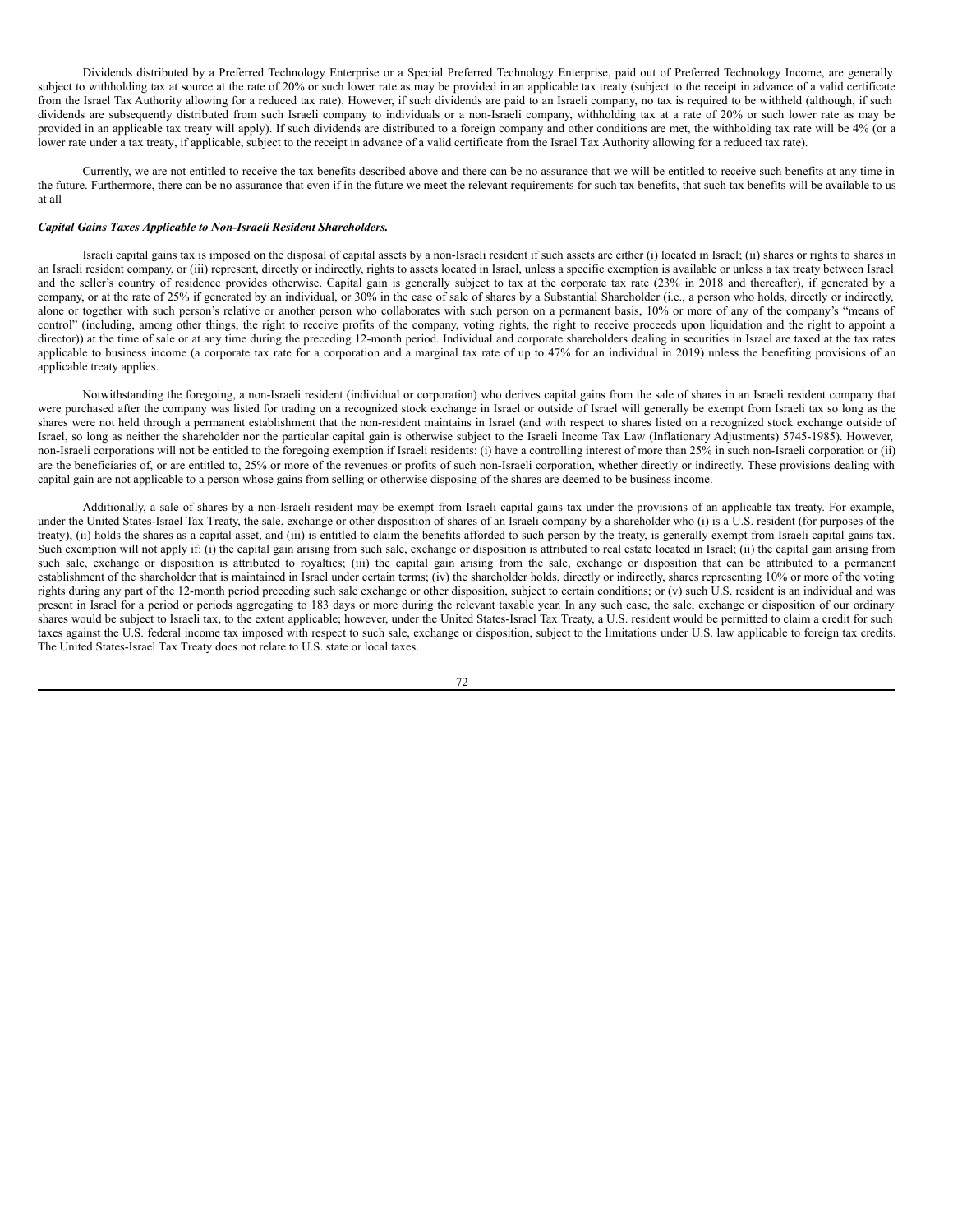Dividends distributed by a Preferred Technology Enterprise or a Special Preferred Technology Enterprise, paid out of Preferred Technology Income, are generally subject to withholding tax at source at the rate of 20% or such lower rate as may be provided in an applicable tax treaty (subject to the receipt in advance of a valid certificate from the Israel Tax Authority allowing for a reduced tax rate). However, if such dividends are paid to an Israeli company, no tax is required to be withheld (although, if such dividends are subsequently distributed from such Israeli company to individuals or a non-Israeli company, withholding tax at a rate of 20% or such lower rate as may be provided in an applicable tax treaty will apply). If such dividends are distributed to a foreign company and other conditions are met, the withholding tax rate will be 4% (or a lower rate under a tax treaty, if applicable, subject to the receipt in advance of a valid certificate from the Israel Tax Authority allowing for a reduced tax rate).

Currently, we are not entitled to receive the tax benefits described above and there can be no assurance that we will be entitled to receive such benefits at any time in the future. Furthermore, there can be no assurance that even if in the future we meet the relevant requirements for such tax benefits, that such tax benefits will be available to us at all

***Capital Gains Taxes Applicable to Non-Israeli Resident Shareholders.***

Israeli capital gains tax is imposed on the disposal of capital assets by a non-Israeli resident if such assets are either (i) located in Israel; (ii) shares or rights to shares in an Israeli resident company, or (iii) represent, directly or indirectly, rights to assets located in Israel, unless a specific exemption is available or unless a tax treaty between Israel and the seller's country of residence provides otherwise. Capital gain is generally subject to tax at the corporate tax rate (23% in 2018 and thereafter), if generated by a company, or at the rate of 25% if generated by an individual, or 30% in the case of sale of shares by a Substantial Shareholder (i.e., a person who holds, directly or indirectly, alone or together with such person's relative or another person who collaborates with such person on a permanent basis, 10% or more of any of the company's "means of control" (including, among other things, the right to receive profits of the company, voting rights, the right to receive proceeds upon liquidation and the right to appoint a director)) at the time of sale or at any time during the preceding 12-month period. Individual and corporate shareholders dealing in securities in Israel are taxed at the tax rates applicable to business income (a corporate tax rate for a corporation and a marginal tax rate of up to 47% for an individual in 2019) unless the benefiting provisions of an applicable treaty applies.

Notwithstanding the foregoing, a non-Israeli resident (individual or corporation) who derives capital gains from the sale of shares in an Israeli resident company that were purchased after the company was listed for trading on a recognized stock exchange in Israel or outside of Israel will generally be exempt from Israeli tax so long as the shares were not held through a permanent establishment that the non-resident maintains in Israel (and with respect to shares listed on a recognized stock exchange outside of Israel, so long as neither the shareholder nor the particular capital gain is otherwise subject to the Israeli Income Tax Law (Inflationary Adjustments) 5745-1985). However, non-Israeli corporations will not be entitled to the foregoing exemption if Israeli residents: (i) have a controlling interest of more than 25% in such non-Israeli corporation or (ii) are the beneficiaries of, or are entitled to, 25% or more of the revenues or profits of such non-Israeli corporation, whether directly or indirectly. These provisions dealing with capital gain are not applicable to a person whose gains from selling or otherwise disposing of the shares are deemed to be business income.

Additionally, a sale of shares by a non-Israeli resident may be exempt from Israeli capital gains tax under the provisions of an applicable tax treaty. For example, under the United States-Israel Tax Treaty, the sale, exchange or other disposition of shares of an Israeli company by a shareholder who (i) is a U.S. resident (for purposes of the treaty), (ii) holds the shares as a capital asset, and (iii) is entitled to claim the benefits afforded to such person by the treaty, is generally exempt from Israeli capital gains tax. Such exemption will not apply if: (i) the capital gain arising from such sale, exchange or disposition is attributed to real estate located in Israel; (ii) the capital gain arising from such sale, exchange or disposition is attributed to royalties; (iii) the capital gain arising from the sale, exchange or disposition that can be attributed to a permanent establishment of the shareholder that is maintained in Israel under certain terms; (iv) the shareholder holds, directly or indirectly, shares representing 10% or more of the voting rights during any part of the 12-month period preceding such sale exchange or other disposition, subject to certain conditions; or (v) such U.S. resident is an individual and was present in Israel for a period or periods aggregating to 183 days or more during the relevant taxable year. In any such case, the sale, exchange or disposition of our ordinary shares would be subject to Israeli tax, to the extent applicable; however, under the United States-Israel Tax Treaty, a U.S. resident would be permitted to claim a credit for such taxes against the U.S. federal income tax imposed with respect to such sale, exchange or disposition, subject to the limitations under U.S. law applicable to foreign tax credits. The United States-Israel Tax Treaty does not relate to U.S. state or local taxes.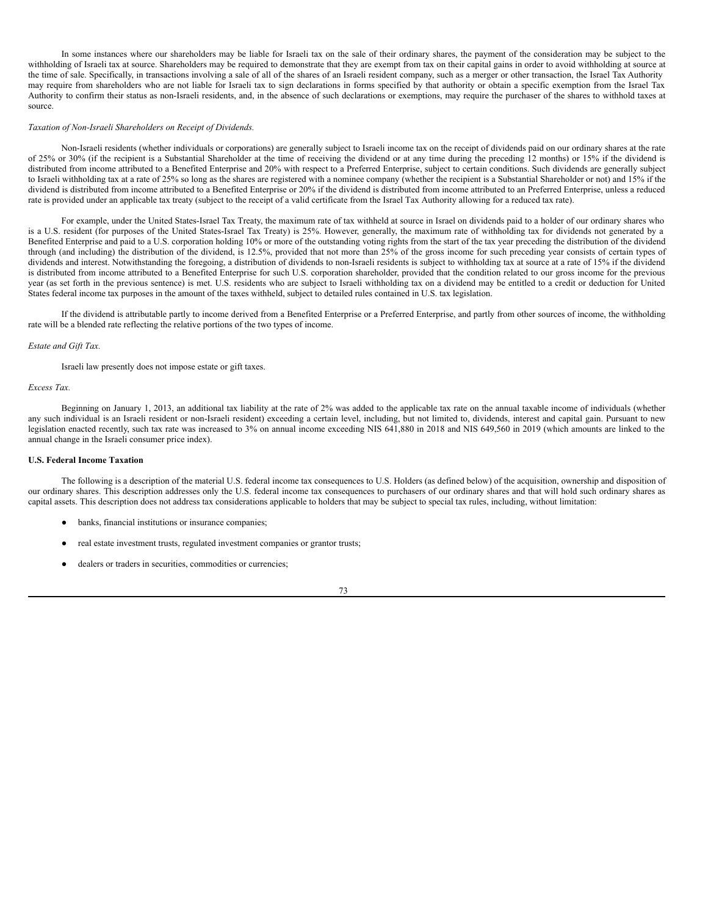In some instances where our shareholders may be liable for Israeli tax on the sale of their ordinary shares, the payment of the consideration may be subject to the withholding of Israeli tax at source. Shareholders may be required to demonstrate that they are exempt from tax on their capital gains in order to avoid withholding at source at the time of sale. Specifically, in transactions involving a sale of all of the shares of an Israeli resident company, such as a merger or other transaction, the Israel Tax Authority may require from shareholders who are not liable for Israeli tax to sign declarations in forms specified by that authority or obtain a specific exemption from the Israel Tax Authority to confirm their status as non-Israeli residents, and, in the absence of such declarations or exemptions, may require the purchaser of the shares to withhold taxes at source.

*Taxation of Non-Israeli Shareholders on Receipt of Dividends.*

Non-Israeli residents (whether individuals or corporations) are generally subject to Israeli income tax on the receipt of dividends paid on our ordinary shares at the rate of 25% or 30% (if the recipient is a Substantial Shareholder at the time of receiving the dividend or at any time during the preceding 12 months) or 15% if the dividend is distributed from income attributed to a Benefited Enterprise and 20% with respect to a Preferred Enterprise, subject to certain conditions. Such dividends are generally subject to Israeli withholding tax at a rate of 25% so long as the shares are registered with a nominee company (whether the recipient is a Substantial Shareholder or not) and 15% if the dividend is distributed from income attributed to a Benefited Enterprise or 20% if the dividend is distributed from income attributed to an Preferred Enterprise, unless a reduced rate is provided under an applicable tax treaty (subject to the receipt of a valid certificate from the Israel Tax Authority allowing for a reduced tax rate).

For example, under the United States-Israel Tax Treaty, the maximum rate of tax withheld at source in Israel on dividends paid to a holder of our ordinary shares who is a U.S. resident (for purposes of the United States-Israel Tax Treaty) is 25%. However, generally, the maximum rate of withholding tax for dividends not generated by a Benefited Enterprise and paid to a U.S. corporation holding 10% or more of the outstanding voting rights from the start of the tax year preceding the distribution of the dividend through (and including) the distribution of the dividend, is 12.5%, provided that not more than 25% of the gross income for such preceding year consists of certain types of dividends and interest. Notwithstanding the foregoing, a distribution of dividends to non-Israeli residents is subject to withholding tax at source at a rate of 15% if the dividend is distributed from income attributed to a Benefited Enterprise for such U.S. corporation shareholder, provided that the condition related to our gross income for the previous year (as set forth in the previous sentence) is met. U.S. residents who are subject to Israeli withholding tax on a dividend may be entitled to a credit or deduction for United States federal income tax purposes in the amount of the taxes withheld, subject to detailed rules contained in U.S. tax legislation.

If the dividend is attributable partly to income derived from a Benefited Enterprise or a Preferred Enterprise, and partly from other sources of income, the withholding rate will be a blended rate reflecting the relative portions of the two types of income.

*Estate and Gift Tax.*

Israeli law presently does not impose estate or gift taxes.

*Excess Tax.*

Beginning on January 1, 2013, an additional tax liability at the rate of 2% was added to the applicable tax rate on the annual taxable income of individuals (whether any such individual is an Israeli resident or non-Israeli resident) exceeding a certain level, including, but not limited to, dividends, interest and capital gain. Pursuant to new legislation enacted recently, such tax rate was increased to 3% on annual income exceeding NIS 641,880 in 2018 and NIS 649,560 in 2019 (which amounts are linked to the annual change in the Israeli consumer price index).

**U.S. Federal Income Taxation**

The following is a description of the material U.S. federal income tax consequences to U.S. Holders (as defined below) of the acquisition, ownership and disposition of our ordinary shares. This description addresses only the U.S. federal income tax consequences to purchasers of our ordinary shares and that will hold such ordinary shares as capital assets. This description does not address tax considerations applicable to holders that may be subject to special tax rules, including, without limitation:

- banks, financial institutions or insurance companies;
- real estate investment trusts, regulated investment companies or grantor trusts;
- dealers or traders in securities, commodities or currencies;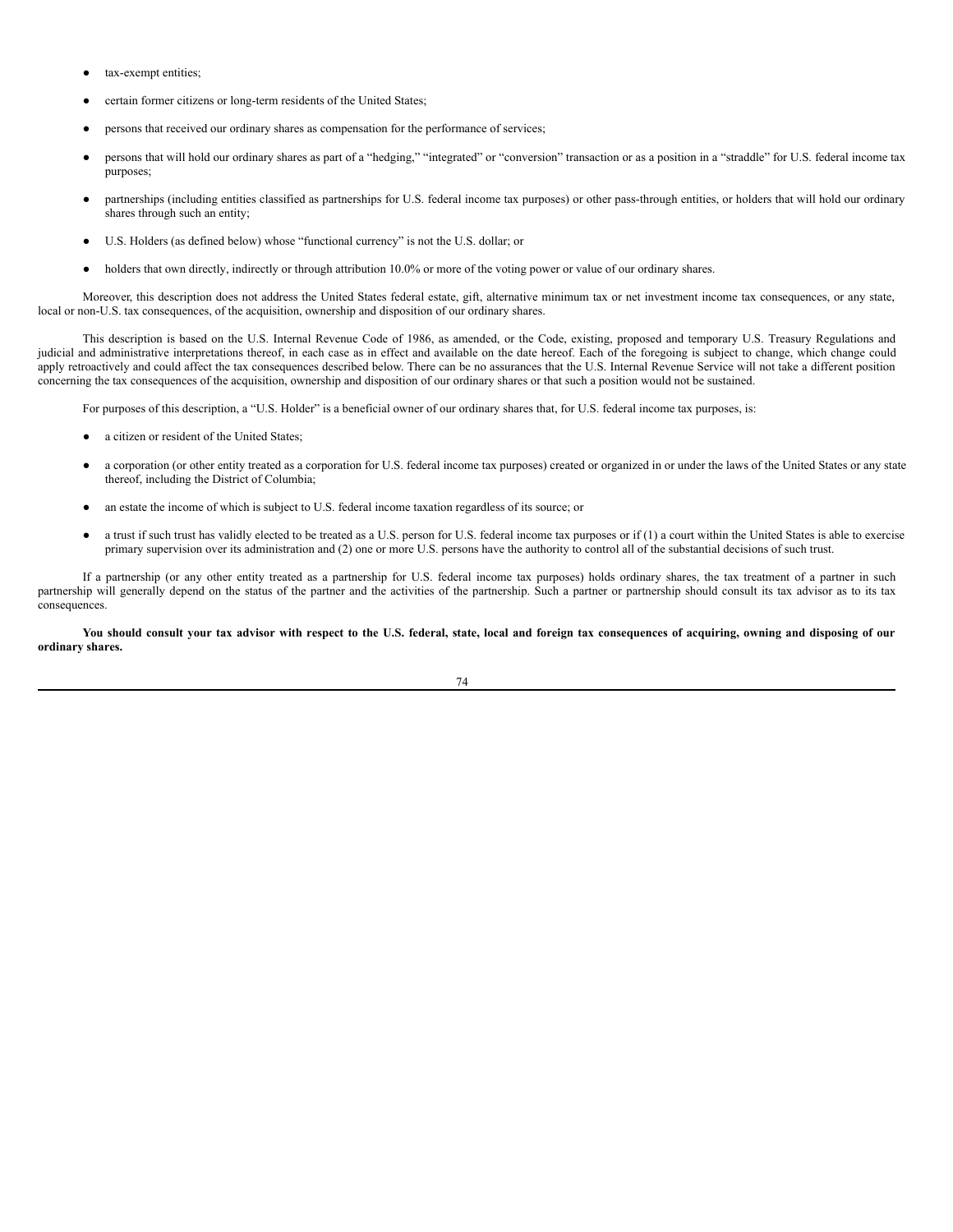- tax-exempt entities;
- certain former citizens or long-term residents of the United States;
- persons that received our ordinary shares as compensation for the performance of services;
- persons that will hold our ordinary shares as part of a "hedging," "integrated" or "conversion" transaction or as a position in a "straddle" for U.S. federal income tax purposes;
- partnerships (including entities classified as partnerships for U.S. federal income tax purposes) or other pass-through entities, or holders that will hold our ordinary shares through such an entity;
- U.S. Holders (as defined below) whose "functional currency" is not the U.S. dollar; or
- holders that own directly, indirectly or through attribution 10.0% or more of the voting power or value of our ordinary shares.

Moreover, this description does not address the United States federal estate, gift, alternative minimum tax or net investment income tax consequences, or any state, local or non-U.S. tax consequences, of the acquisition, ownership and disposition of our ordinary shares.

This description is based on the U.S. Internal Revenue Code of 1986, as amended, or the Code, existing, proposed and temporary U.S. Treasury Regulations and judicial and administrative interpretations thereof, in each case as in effect and available on the date hereof. Each of the foregoing is subject to change, which change could apply retroactively and could affect the tax consequences described below. There can be no assurances that the U.S. Internal Revenue Service will not take a different position concerning the tax consequences of the acquisition, ownership and disposition of our ordinary shares or that such a position would not be sustained.

For purposes of this description, a "U.S. Holder" is a beneficial owner of our ordinary shares that, for U.S. federal income tax purposes, is:

- a citizen or resident of the United States;
- a corporation (or other entity treated as a corporation for U.S. federal income tax purposes) created or organized in or under the laws of the United States or any state thereof, including the District of Columbia;
- an estate the income of which is subject to U.S. federal income taxation regardless of its source; or
- a trust if such trust has validly elected to be treated as a U.S. person for U.S. federal income tax purposes or if (1) a court within the United States is able to exercise primary supervision over its administration and (2) one or more U.S. persons have the authority to control all of the substantial decisions of such trust.

If a partnership (or any other entity treated as a partnership for U.S. federal income tax purposes) holds ordinary shares, the tax treatment of a partner in such partnership will generally depend on the status of the partner and the activities of the partnership. Such a partner or partnership should consult its tax advisor as to its tax consequences.

**You should consult your tax advisor with respect to the U.S. federal, state, local and foreign tax consequences of acquiring, owning and disposing of our ordinary shares.**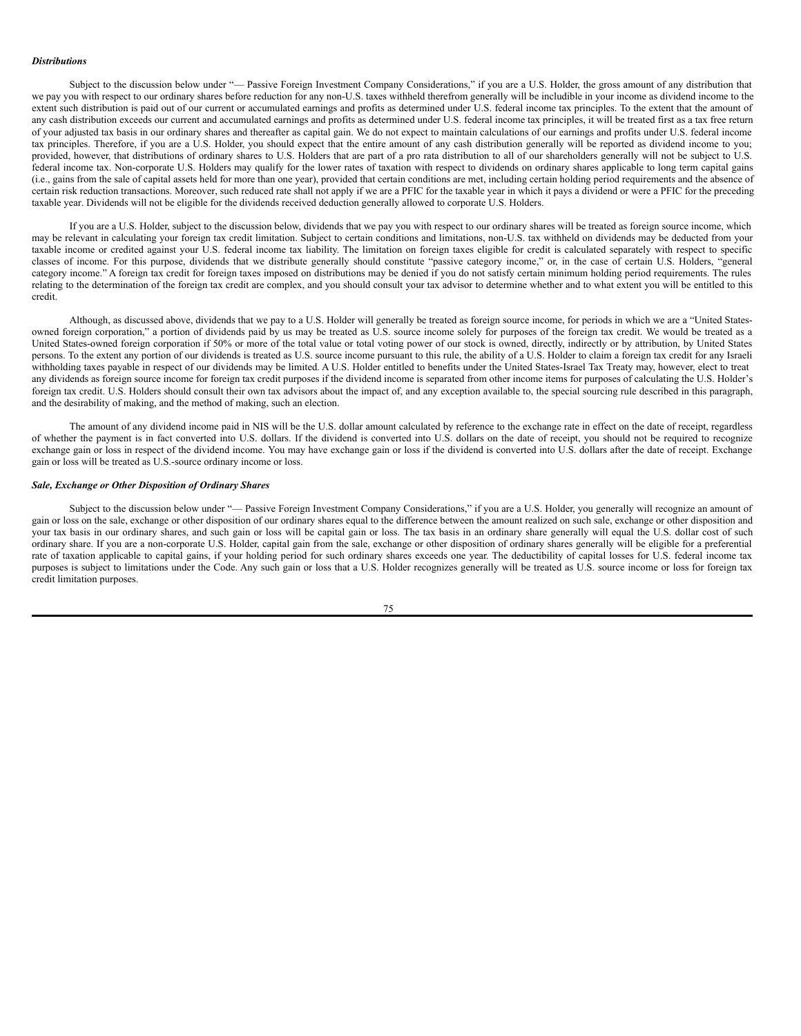***Distributions***

Subject to the discussion below under "— Passive Foreign Investment Company Considerations," if you are a U.S. Holder, the gross amount of any distribution that we pay you with respect to our ordinary shares before reduction for any non-U.S. taxes withheld therefrom generally will be includible in your income as dividend income to the extent such distribution is paid out of our current or accumulated earnings and profits as determined under U.S. federal income tax principles. To the extent that the amount of any cash distribution exceeds our current and accumulated earnings and profits as determined under U.S. federal income tax principles, it will be treated first as a tax free return of your adjusted tax basis in our ordinary shares and thereafter as capital gain. We do not expect to maintain calculations of our earnings and profits under U.S. federal income tax principles. Therefore, if you are a U.S. Holder, you should expect that the entire amount of any cash distribution generally will be reported as dividend income to you; provided, however, that distributions of ordinary shares to U.S. Holders that are part of a pro rata distribution to all of our shareholders generally will not be subject to U.S. federal income tax. Non-corporate U.S. Holders may qualify for the lower rates of taxation with respect to dividends on ordinary shares applicable to long term capital gains (i.e., gains from the sale of capital assets held for more than one year), provided that certain conditions are met, including certain holding period requirements and the absence of certain risk reduction transactions. Moreover, such reduced rate shall not apply if we are a PFIC for the taxable year in which it pays a dividend or were a PFIC for the preceding taxable year. Dividends will not be eligible for the dividends received deduction generally allowed to corporate U.S. Holders.

If you are a U.S. Holder, subject to the discussion below, dividends that we pay you with respect to our ordinary shares will be treated as foreign source income, which may be relevant in calculating your foreign tax credit limitation. Subject to certain conditions and limitations, non-U.S. tax withheld on dividends may be deducted from your taxable income or credited against your U.S. federal income tax liability. The limitation on foreign taxes eligible for credit is calculated separately with respect to specific classes of income. For this purpose, dividends that we distribute generally should constitute "passive category income," or, in the case of certain U.S. Holders, "general category income." A foreign tax credit for foreign taxes imposed on distributions may be denied if you do not satisfy certain minimum holding period requirements. The rules relating to the determination of the foreign tax credit are complex, and you should consult your tax advisor to determine whether and to what extent you will be entitled to this credit.

Although, as discussed above, dividends that we pay to a U.S. Holder will generally be treated as foreign source income, for periods in which we are a "United States-owned foreign corporation," a portion of dividends paid by us may be treated as U.S. source income solely for purposes of the foreign tax credit. We would be treated as a United States-owned foreign corporation if 50% or more of the total value or total voting power of our stock is owned, directly, indirectly or by attribution, by United States persons. To the extent any portion of our dividends is treated as U.S. source income pursuant to this rule, the ability of a U.S. Holder to claim a foreign tax credit for any Israeli withholding taxes payable in respect of our dividends may be limited. A U.S. Holder entitled to benefits under the United States-Israel Tax Treaty may, however, elect to treat any dividends as foreign source income for foreign tax credit purposes if the dividend income is separated from other income items for purposes of calculating the U.S. Holder's foreign tax credit. U.S. Holders should consult their own tax advisors about the impact of, and any exception available to, the special sourcing rule described in this paragraph, and the desirability of making, and the method of making, such an election.

The amount of any dividend income paid in NIS will be the U.S. dollar amount calculated by reference to the exchange rate in effect on the date of receipt, regardless of whether the payment is in fact converted into U.S. dollars. If the dividend is converted into U.S. dollars on the date of receipt, you should not be required to recognize exchange gain or loss in respect of the dividend income. You may have exchange gain or loss if the dividend is converted into U.S. dollars after the date of receipt. Exchange gain or loss will be treated as U.S.-source ordinary income or loss.

***Sale, Exchange or Other Disposition of Ordinary Shares***

Subject to the discussion below under "— Passive Foreign Investment Company Considerations," if you are a U.S. Holder, you generally will recognize an amount of gain or loss on the sale, exchange or other disposition of our ordinary shares equal to the difference between the amount realized on such sale, exchange or other disposition and your tax basis in our ordinary shares, and such gain or loss will be capital gain or loss. The tax basis in an ordinary share generally will equal the U.S. dollar cost of such ordinary share. If you are a non-corporate U.S. Holder, capital gain from the sale, exchange or other disposition of ordinary shares generally will be eligible for a preferential rate of taxation applicable to capital gains, if your holding period for such ordinary shares exceeds one year. The deductibility of capital losses for U.S. federal income tax purposes is subject to limitations under the Code. Any such gain or loss that a U.S. Holder recognizes generally will be treated as U.S. source income or loss for foreign tax credit limitation purposes.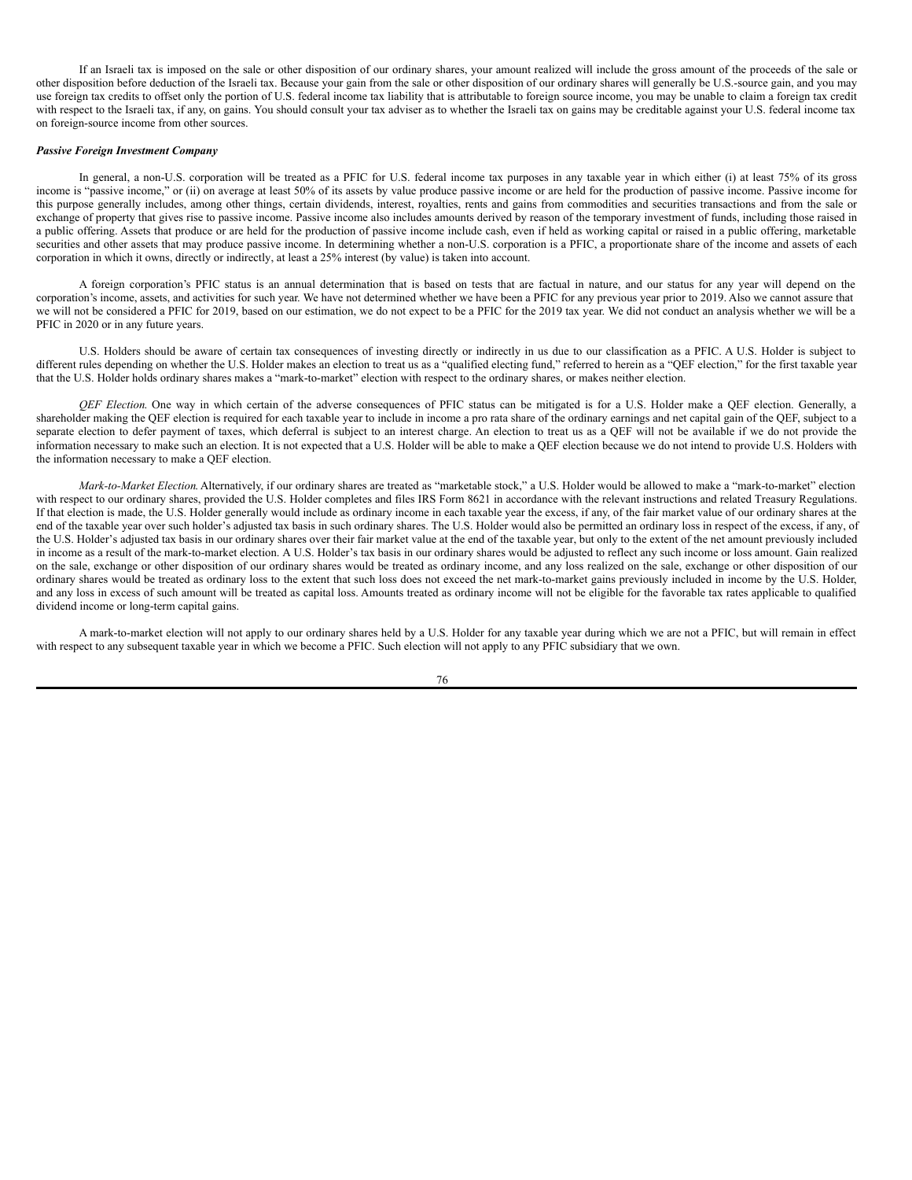If an Israeli tax is imposed on the sale or other disposition of our ordinary shares, your amount realized will include the gross amount of the proceeds of the sale or other disposition before deduction of the Israeli tax. Because your gain from the sale or other disposition of our ordinary shares will generally be U.S.-source gain, and you may use foreign tax credits to offset only the portion of U.S. federal income tax liability that is attributable to foreign source income, you may be unable to claim a foreign tax credit with respect to the Israeli tax, if any, on gains. You should consult your tax adviser as to whether the Israeli tax on gains may be creditable against your U.S. federal income tax on foreign-source income from other sources.

***Passive Foreign Investment Company***

In general, a non-U.S. corporation will be treated as a PFIC for U.S. federal income tax purposes in any taxable year in which either (i) at least 75% of its gross income is "passive income," or (ii) on average at least 50% of its assets by value produce passive income or are held for the production of passive income. Passive income for this purpose generally includes, among other things, certain dividends, interest, royalties, rents and gains from commodities and securities transactions and from the sale or exchange of property that gives rise to passive income. Passive income also includes amounts derived by reason of the temporary investment of funds, including those raised in a public offering. Assets that produce or are held for the production of passive income include cash, even if held as working capital or raised in a public offering, marketable securities and other assets that may produce passive income. In determining whether a non-U.S. corporation is a PFIC, a proportionate share of the income and assets of each corporation in which it owns, directly or indirectly, at least a 25% interest (by value) is taken into account.

A foreign corporation's PFIC status is an annual determination that is based on tests that are factual in nature, and our status for any year will depend on the corporation's income, assets, and activities for such year. We have not determined whether we have been a PFIC for any previous year prior to 2019. Also we cannot assure that we will not be considered a PFIC for 2019, based on our estimation, we do not expect to be a PFIC for the 2019 tax year. We did not conduct an analysis whether we will be a PFIC in 2020 or in any future years.

U.S. Holders should be aware of certain tax consequences of investing directly or indirectly in us due to our classification as a PFIC. A U.S. Holder is subject to different rules depending on whether the U.S. Holder makes an election to treat us as a "qualified electing fund," referred to herein as a "QEF election," for the first taxable year that the U.S. Holder holds ordinary shares makes a "mark-to-market" election with respect to the ordinary shares, or makes neither election.

*QEF Election.* One way in which certain of the adverse consequences of PFIC status can be mitigated is for a U.S. Holder make a QEF election. Generally, a shareholder making the QEF election is required for each taxable year to include in income a pro rata share of the ordinary earnings and net capital gain of the QEF, subject to a separate election to defer payment of taxes, which deferral is subject to an interest charge. An election to treat us as a QEF will not be available if we do not provide the information necessary to make such an election. It is not expected that a U.S. Holder will be able to make a QEF election because we do not intend to provide U.S. Holders with the information necessary to make a QEF election.

*Mark-to-Market Election.* Alternatively, if our ordinary shares are treated as "marketable stock," a U.S. Holder would be allowed to make a "mark-to-market" election with respect to our ordinary shares, provided the U.S. Holder completes and files IRS Form 8621 in accordance with the relevant instructions and related Treasury Regulations. If that election is made, the U.S. Holder generally would include as ordinary income in each taxable year the excess, if any, of the fair market value of our ordinary shares at the end of the taxable year over such holder's adjusted tax basis in such ordinary shares. The U.S. Holder would also be permitted an ordinary loss in respect of the excess, if any, of the U.S. Holder's adjusted tax basis in our ordinary shares over their fair market value at the end of the taxable year, but only to the extent of the net amount previously included in income as a result of the mark-to-market election. A U.S. Holder's tax basis in our ordinary shares would be adjusted to reflect any such income or loss amount. Gain realized on the sale, exchange or other disposition of our ordinary shares would be treated as ordinary income, and any loss realized on the sale, exchange or other disposition of our ordinary shares would be treated as ordinary loss to the extent that such loss does not exceed the net mark-to-market gains previously included in income by the U.S. Holder, and any loss in excess of such amount will be treated as capital loss. Amounts treated as ordinary income will not be eligible for the favorable tax rates applicable to qualified dividend income or long-term capital gains.

A mark-to-market election will not apply to our ordinary shares held by a U.S. Holder for any taxable year during which we are not a PFIC, but will remain in effect with respect to any subsequent taxable year in which we become a PFIC. Such election will not apply to any PFIC subsidiary that we own.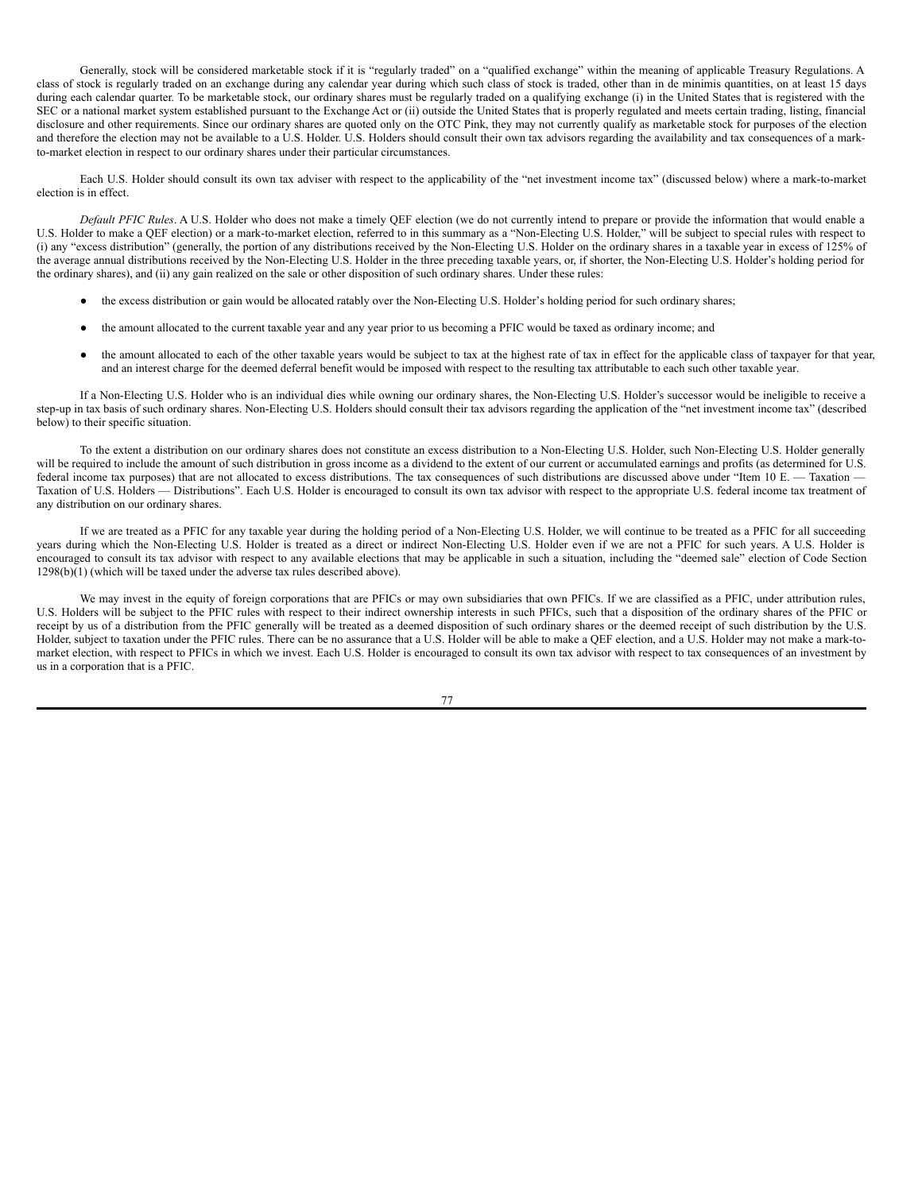Generally, stock will be considered marketable stock if it is "regularly traded" on a "qualified exchange" within the meaning of applicable Treasury Regulations. A class of stock is regularly traded on an exchange during any calendar year during which such class of stock is traded, other than in de minimis quantities, on at least 15 days during each calendar quarter. To be marketable stock, our ordinary shares must be regularly traded on a qualifying exchange (i) in the United States that is registered with the SEC or a national market system established pursuant to the Exchange Act or (ii) outside the United States that is properly regulated and meets certain trading, listing, financial disclosure and other requirements. Since our ordinary shares are quoted only on the OTC Pink, they may not currently qualify as marketable stock for purposes of the election and therefore the election may not be available to a U.S. Holder. U.S. Holders should consult their own tax advisors regarding the availability and tax consequences of a mark-to-market election in respect to our ordinary shares under their particular circumstances.

Each U.S. Holder should consult its own tax adviser with respect to the applicability of the "net investment income tax" (discussed below) where a mark-to-market election is in effect.

*Default PFIC Rules*. A U.S. Holder who does not make a timely QEF election (we do not currently intend to prepare or provide the information that would enable a U.S. Holder to make a QEF election) or a mark-to-market election, referred to in this summary as a "Non-Electing U.S. Holder," will be subject to special rules with respect to (i) any "excess distribution" (generally, the portion of any distributions received by the Non-Electing U.S. Holder on the ordinary shares in a taxable year in excess of 125% of the average annual distributions received by the Non-Electing U.S. Holder in the three preceding taxable years, or, if shorter, the Non-Electing U.S. Holder's holding period for the ordinary shares), and (ii) any gain realized on the sale or other disposition of such ordinary shares. Under these rules:

- the excess distribution or gain would be allocated ratably over the Non-Electing U.S. Holder's holding period for such ordinary shares;
- the amount allocated to the current taxable year and any year prior to us becoming a PFIC would be taxed as ordinary income; and
- the amount allocated to each of the other taxable years would be subject to tax at the highest rate of tax in effect for the applicable class of taxpayer for that year, and an interest charge for the deemed deferral benefit would be imposed with respect to the resulting tax attributable to each such other taxable year.

If a Non-Electing U.S. Holder who is an individual dies while owning our ordinary shares, the Non-Electing U.S. Holder's successor would be ineligible to receive a step-up in tax basis of such ordinary shares. Non-Electing U.S. Holders should consult their tax advisors regarding the application of the "net investment income tax" (described below) to their specific situation.

To the extent a distribution on our ordinary shares does not constitute an excess distribution to a Non-Electing U.S. Holder, such Non-Electing U.S. Holder generally will be required to include the amount of such distribution in gross income as a dividend to the extent of our current or accumulated earnings and profits (as determined for U.S. federal income tax purposes) that are not allocated to excess distributions. The tax consequences of such distributions are discussed above under "Item 10 E. — Taxation — Taxation of U.S. Holders — Distributions". Each U.S. Holder is encouraged to consult its own tax advisor with respect to the appropriate U.S. federal income tax treatment of any distribution on our ordinary shares.

If we are treated as a PFIC for any taxable year during the holding period of a Non-Electing U.S. Holder, we will continue to be treated as a PFIC for all succeeding years during which the Non-Electing U.S. Holder is treated as a direct or indirect Non-Electing U.S. Holder even if we are not a PFIC for such years. A U.S. Holder is encouraged to consult its tax advisor with respect to any available elections that may be applicable in such a situation, including the "deemed sale" election of Code Section 1298(b)(1) (which will be taxed under the adverse tax rules described above).

We may invest in the equity of foreign corporations that are PFICs or may own subsidiaries that own PFICs. If we are classified as a PFIC, under attribution rules, U.S. Holders will be subject to the PFIC rules with respect to their indirect ownership interests in such PFICs, such that a disposition of the ordinary shares of the PFIC or receipt by us of a distribution from the PFIC generally will be treated as a deemed disposition of such ordinary shares or the deemed receipt of such distribution by the U.S. Holder, subject to taxation under the PFIC rules. There can be no assurance that a U.S. Holder will be able to make a QEF election, and a U.S. Holder may not make a mark-to-market election, with respect to PFICs in which we invest. Each U.S. Holder is encouraged to consult its own tax advisor with respect to tax consequences of an investment by us in a corporation that is a PFIC.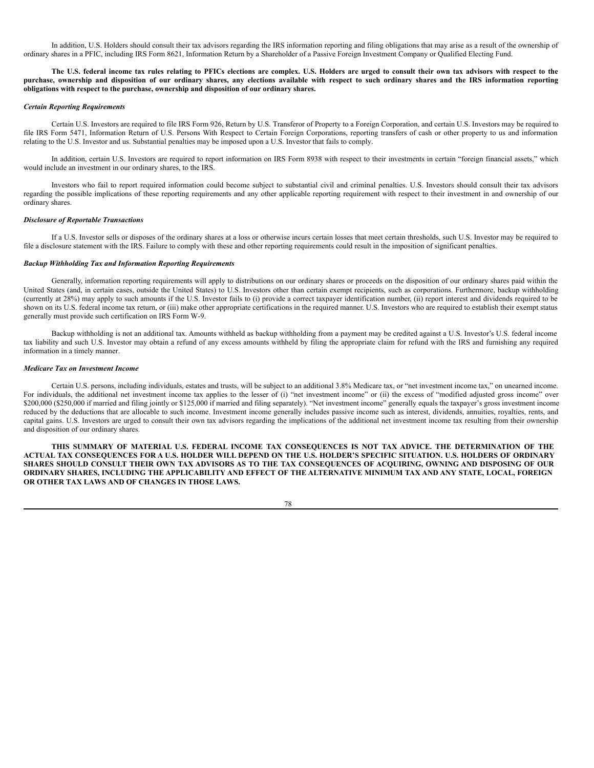In addition, U.S. Holders should consult their tax advisors regarding the IRS information reporting and filing obligations that may arise as a result of the ownership of ordinary shares in a PFIC, including IRS Form 8621, Information Return by a Shareholder of a Passive Foreign Investment Company or Qualified Electing Fund.

**The U.S. federal income tax rules relating to PFICs elections are complex. U.S. Holders are urged to consult their own tax advisors with respect to the purchase, ownership and disposition of our ordinary shares, any elections available with respect to such ordinary shares and the IRS information reporting obligations with respect to the purchase, ownership and disposition of our ordinary shares.**

***Certain Reporting Requirements***

Certain U.S. Investors are required to file IRS Form 926, Return by U.S. Transferor of Property to a Foreign Corporation, and certain U.S. Investors may be required to file IRS Form 5471, Information Return of U.S. Persons With Respect to Certain Foreign Corporations, reporting transfers of cash or other property to us and information relating to the U.S. Investor and us. Substantial penalties may be imposed upon a U.S. Investor that fails to comply.

In addition, certain U.S. Investors are required to report information on IRS Form 8938 with respect to their investments in certain "foreign financial assets," which would include an investment in our ordinary shares, to the IRS.

Investors who fail to report required information could become subject to substantial civil and criminal penalties. U.S. Investors should consult their tax advisors regarding the possible implications of these reporting requirements and any other applicable reporting requirement with respect to their investment in and ownership of our ordinary shares.

***Disclosure of Reportable Transactions***

If a U.S. Investor sells or disposes of the ordinary shares at a loss or otherwise incurs certain losses that meet certain thresholds, such U.S. Investor may be required to file a disclosure statement with the IRS. Failure to comply with these and other reporting requirements could result in the imposition of significant penalties.

***Backup Withholding Tax and Information Reporting Requirements***

Generally, information reporting requirements will apply to distributions on our ordinary shares or proceeds on the disposition of our ordinary shares paid within the United States (and, in certain cases, outside the United States) to U.S. Investors other than certain exempt recipients, such as corporations. Furthermore, backup withholding (currently at 28%) may apply to such amounts if the U.S. Investor fails to (i) provide a correct taxpayer identification number, (ii) report interest and dividends required to be shown on its U.S. federal income tax return, or (iii) make other appropriate certifications in the required manner. U.S. Investors who are required to establish their exempt status generally must provide such certification on IRS Form W-9.

Backup withholding is not an additional tax. Amounts withheld as backup withholding from a payment may be credited against a U.S. Investor's U.S. federal income tax liability and such U.S. Investor may obtain a refund of any excess amounts withheld by filing the appropriate claim for refund with the IRS and furnishing any required information in a timely manner.

***Medicare Tax on Investment Income***

Certain U.S. persons, including individuals, estates and trusts, will be subject to an additional 3.8% Medicare tax, or "net investment income tax," on unearned income. For individuals, the additional net investment income tax applies to the lesser of (i) "net investment income" or (ii) the excess of "modified adjusted gross income" over $200,000 ($250,000 if married and filing jointly or $125,000 if married and filing separately). "Net investment income" generally equals the taxpayer's gross investment income reduced by the deductions that are allocable to such income. Investment income generally includes passive income such as interest, dividends, annuities, royalties, rents, and capital gains. U.S. Investors are urged to consult their own tax advisors regarding the implications of the additional net investment income tax resulting from their ownership and disposition of our ordinary shares.

**THIS SUMMARY OF MATERIAL U.S. FEDERAL INCOME TAX CONSEQUENCES IS NOT TAX ADVICE. THE DETERMINATION OF THE ACTUAL TAX CONSEQUENCES FOR A U.S. HOLDER WILL DEPEND ON THE U.S. HOLDER'S SPECIFIC SITUATION. U.S. HOLDERS OF ORDINARY SHARES SHOULD CONSULT THEIR OWN TAX ADVISORS AS TO THE TAX CONSEQUENCES OF ACQUIRING, OWNING AND DISPOSING OF OUR ORDINARY SHARES, INCLUDING THE APPLICABILITY AND EFFECT OF THE ALTERNATIVE MINIMUM TAX AND ANY STATE, LOCAL, FOREIGN OR OTHER TAX LAWS AND OF CHANGES IN THOSE LAWS.**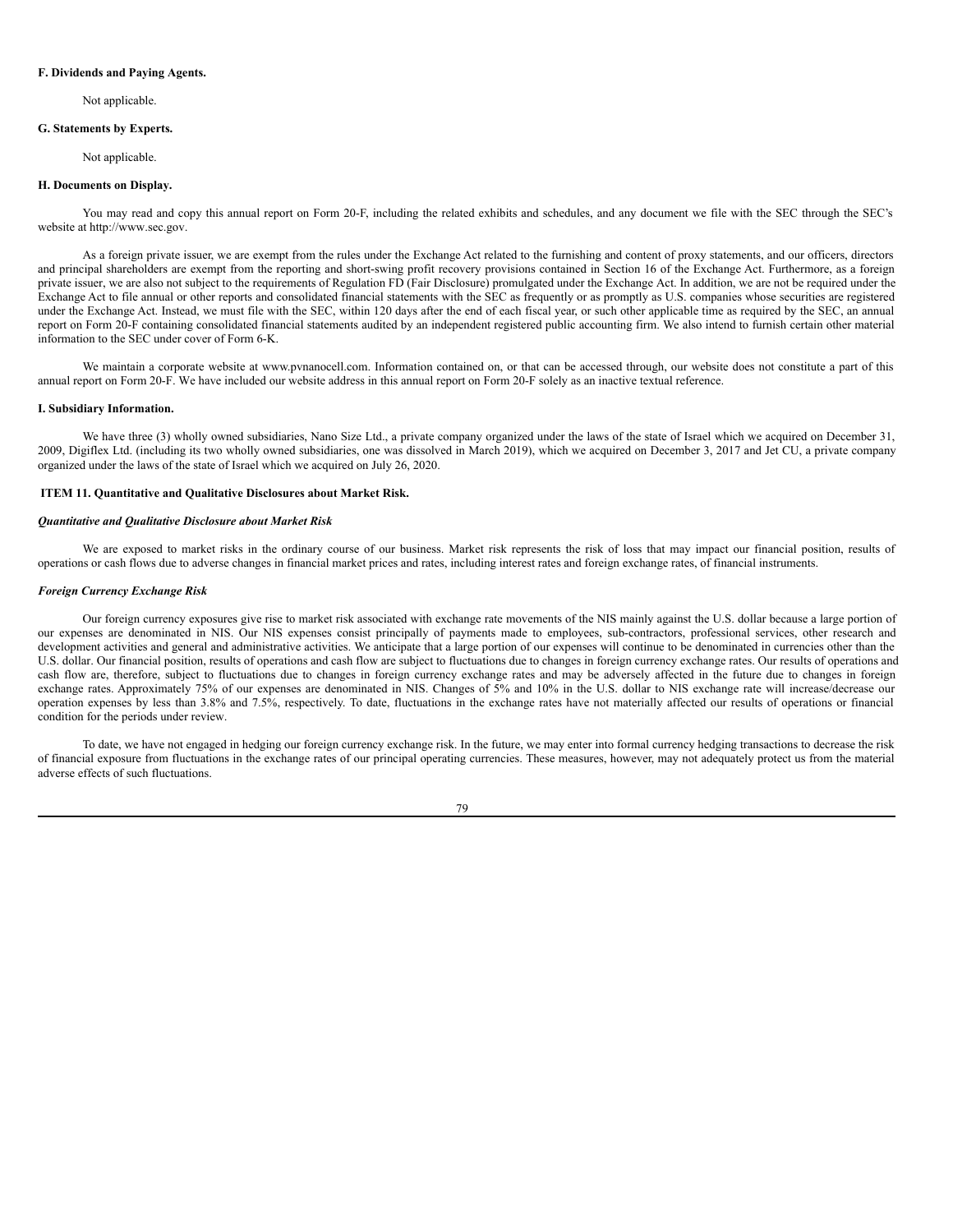**F. Dividends and Paying Agents.**

Not applicable.

**G. Statements by Experts.**

Not applicable.

**H. Documents on Display.**

You may read and copy this annual report on Form 20-F, including the related exhibits and schedules, and any document we file with the SEC through the SEC's website at http://www.sec.gov.

As a foreign private issuer, we are exempt from the rules under the Exchange Act related to the furnishing and content of proxy statements, and our officers, directors and principal shareholders are exempt from the reporting and short-swing profit recovery provisions contained in Section 16 of the Exchange Act. Furthermore, as a foreign private issuer, we are also not subject to the requirements of Regulation FD (Fair Disclosure) promulgated under the Exchange Act. In addition, we are not be required under the Exchange Act to file annual or other reports and consolidated financial statements with the SEC as frequently or as promptly as U.S. companies whose securities are registered under the Exchange Act. Instead, we must file with the SEC, within 120 days after the end of each fiscal year, or such other applicable time as required by the SEC, an annual report on Form 20-F containing consolidated financial statements audited by an independent registered public accounting firm. We also intend to furnish certain other material information to the SEC under cover of Form 6-K.

We maintain a corporate website at www.pvnanocell.com. Information contained on, or that can be accessed through, our website does not constitute a part of this annual report on Form 20-F. We have included our website address in this annual report on Form 20-F solely as an inactive textual reference.

**I. Subsidiary Information.**

We have three (3) wholly owned subsidiaries, Nano Size Ltd., a private company organized under the laws of the state of Israel which we acquired on December 31, 2009, Digiflex Ltd. (including its two wholly owned subsidiaries, one was dissolved in March 2019), which we acquired on December 3, 2017 and Jet CU, a private company organized under the laws of the state of Israel which we acquired on July 26, 2020.

## ITEM 11. Quantitative and Qualitative Disclosures about Market Risk.

***Quantitative and Qualitative Disclosure about Market Risk***

We are exposed to market risks in the ordinary course of our business. Market risk represents the risk of loss that may impact our financial position, results of operations or cash flows due to adverse changes in financial market prices and rates, including interest rates and foreign exchange rates, of financial instruments.

***Foreign Currency Exchange Risk***

Our foreign currency exposures give rise to market risk associated with exchange rate movements of the NIS mainly against the U.S. dollar because a large portion of our expenses are denominated in NIS. Our NIS expenses consist principally of payments made to employees, sub-contractors, professional services, other research and development activities and general and administrative activities. We anticipate that a large portion of our expenses will continue to be denominated in currencies other than the U.S. dollar. Our financial position, results of operations and cash flow are subject to fluctuations due to changes in foreign currency exchange rates. Our results of operations and cash flow are, therefore, subject to fluctuations due to changes in foreign currency exchange rates and may be adversely affected in the future due to changes in foreign exchange rates. Approximately 75% of our expenses are denominated in NIS. Changes of 5% and 10% in the U.S. dollar to NIS exchange rate will increase/decrease our operation expenses by less than 3.8% and 7.5%, respectively. To date, fluctuations in the exchange rates have not materially affected our results of operations or financial condition for the periods under review.

To date, we have not engaged in hedging our foreign currency exchange risk. In the future, we may enter into formal currency hedging transactions to decrease the risk of financial exposure from fluctuations in the exchange rates of our principal operating currencies. These measures, however, may not adequately protect us from the material adverse effects of such fluctuations.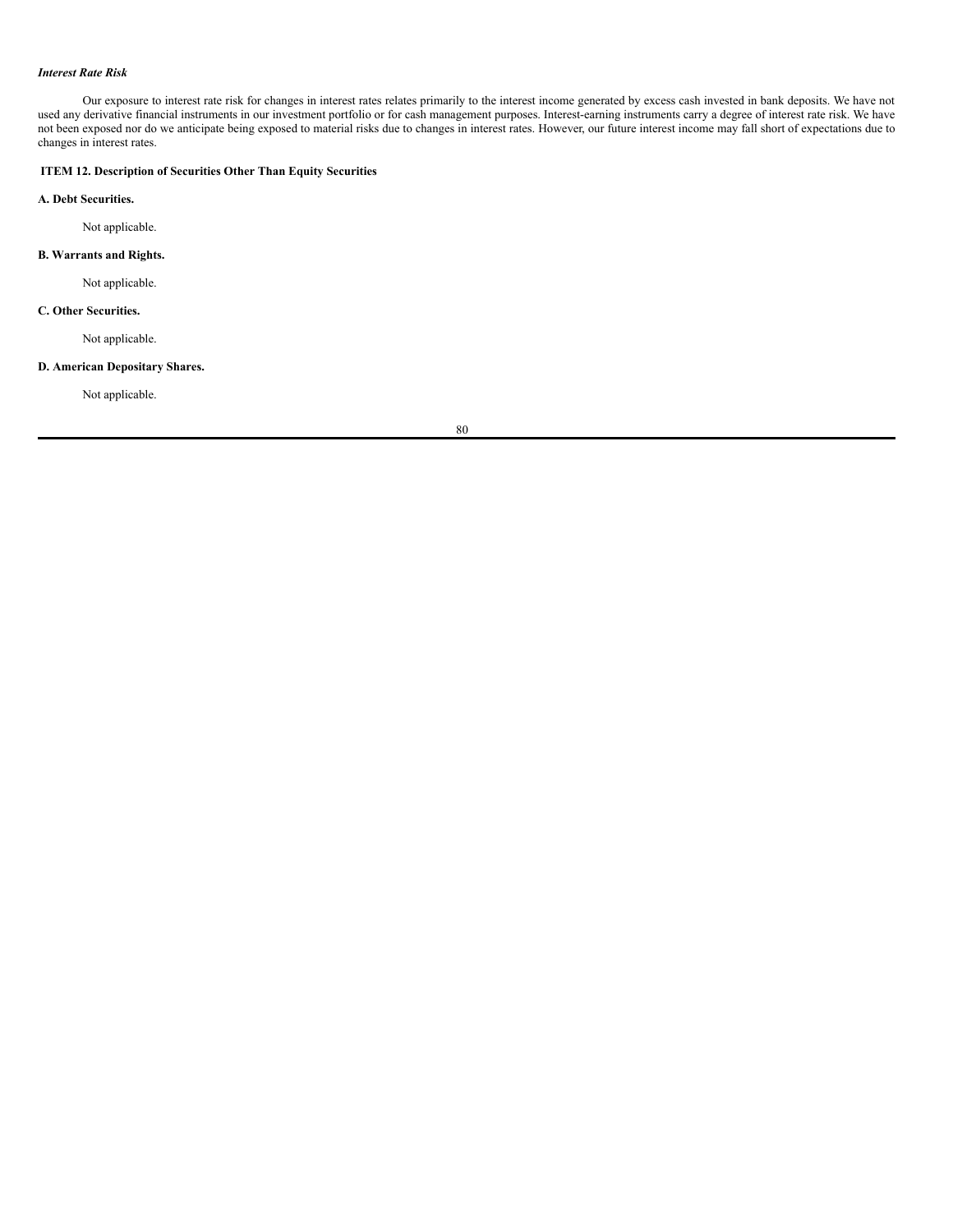*Interest Rate Risk*

Our exposure to interest rate risk for changes in interest rates relates primarily to the interest income generated by excess cash invested in bank deposits. We have not used any derivative financial instruments in our investment portfolio or for cash management purposes. Interest-earning instruments carry a degree of interest rate risk. We have not been exposed nor do we anticipate being exposed to material risks due to changes in interest rates. However, our future interest income may fall short of expectations due to changes in interest rates.

## ITEM 12. Description of Securities Other Than Equity Securities

### A. Debt Securities.

Not applicable.

### B. Warrants and Rights.

Not applicable.

### C. Other Securities.

Not applicable.

### D. American Depositary Shares.

Not applicable.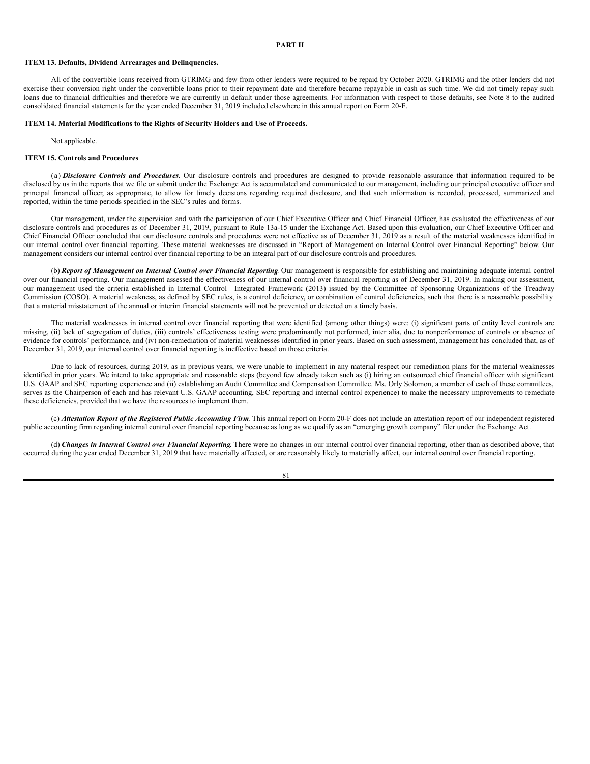## PART II

### ITEM 13. Defaults, Dividend Arrearages and Delinquencies.

All of the convertible loans received from GTRIMG and few from other lenders were required to be repaid by October 2020. GTRIMG and the other lenders did not exercise their conversion right under the convertible loans prior to their repayment date and therefore became repayable in cash as such time. We did not timely repay such loans due to financial difficulties and therefore we are currently in default under those agreements. For information with respect to those defaults, see Note 8 to the audited consolidated financial statements for the year ended December 31, 2019 included elsewhere in this annual report on Form 20-F.

### ITEM 14. Material Modifications to the Rights of Security Holders and Use of Proceeds.

Not applicable.

### ITEM 15. Controls and Procedures

(a) ***Disclosure Controls and Procedures***. Our disclosure controls and procedures are designed to provide reasonable assurance that information required to be disclosed by us in the reports that we file or submit under the Exchange Act is accumulated and communicated to our management, including our principal executive officer and principal financial officer, as appropriate, to allow for timely decisions regarding required disclosure, and that such information is recorded, processed, summarized and reported, within the time periods specified in the SEC's rules and forms.

Our management, under the supervision and with the participation of our Chief Executive Officer and Chief Financial Officer, has evaluated the effectiveness of our disclosure controls and procedures as of December 31, 2019, pursuant to Rule 13a-15 under the Exchange Act. Based upon this evaluation, our Chief Executive Officer and Chief Financial Officer concluded that our disclosure controls and procedures were not effective as of December 31, 2019 as a result of the material weaknesses identified in our internal control over financial reporting. These material weaknesses are discussed in "Report of Management on Internal Control over Financial Reporting" below. Our management considers our internal control over financial reporting to be an integral part of our disclosure controls and procedures.

(b) ***Report of Management on Internal Control over Financial Reporting***. Our management is responsible for establishing and maintaining adequate internal control over our financial reporting. Our management assessed the effectiveness of our internal control over financial reporting as of December 31, 2019. In making our assessment, our management used the criteria established in Internal Control—Integrated Framework (2013) issued by the Committee of Sponsoring Organizations of the Treadway Commission (COSO). A material weakness, as defined by SEC rules, is a control deficiency, or combination of control deficiencies, such that there is a reasonable possibility that a material misstatement of the annual or interim financial statements will not be prevented or detected on a timely basis.

The material weaknesses in internal control over financial reporting that were identified (among other things) were: (i) significant parts of entity level controls are missing, (ii) lack of segregation of duties, (iii) controls' effectiveness testing were predominantly not performed, inter alia, due to nonperformance of controls or absence of evidence for controls' performance, and (iv) non-remediation of material weaknesses identified in prior years. Based on such assessment, management has concluded that, as of December 31, 2019, our internal control over financial reporting is ineffective based on those criteria.

Due to lack of resources, during 2019, as in previous years, we were unable to implement in any material respect our remediation plans for the material weaknesses identified in prior years. We intend to take appropriate and reasonable steps (beyond few already taken such as (i) hiring an outsourced chief financial officer with significant U.S. GAAP and SEC reporting experience and (ii) establishing an Audit Committee and Compensation Committee. Ms. Orly Solomon, a member of each of these committees, serves as the Chairperson of each and has relevant U.S. GAAP accounting, SEC reporting and internal control experience) to make the necessary improvements to remediate these deficiencies, provided that we have the resources to implement them.

(c) ***Attestation Report of the Registered Public Accounting Firm***. This annual report on Form 20-F does not include an attestation report of our independent registered public accounting firm regarding internal control over financial reporting because as long as we qualify as an "emerging growth company" filer under the Exchange Act.

(d) ***Changes in Internal Control over Financial Reporting***. There were no changes in our internal control over financial reporting, other than as described above, that occurred during the year ended December 31, 2019 that have materially affected, or are reasonably likely to materially affect, our internal control over financial reporting.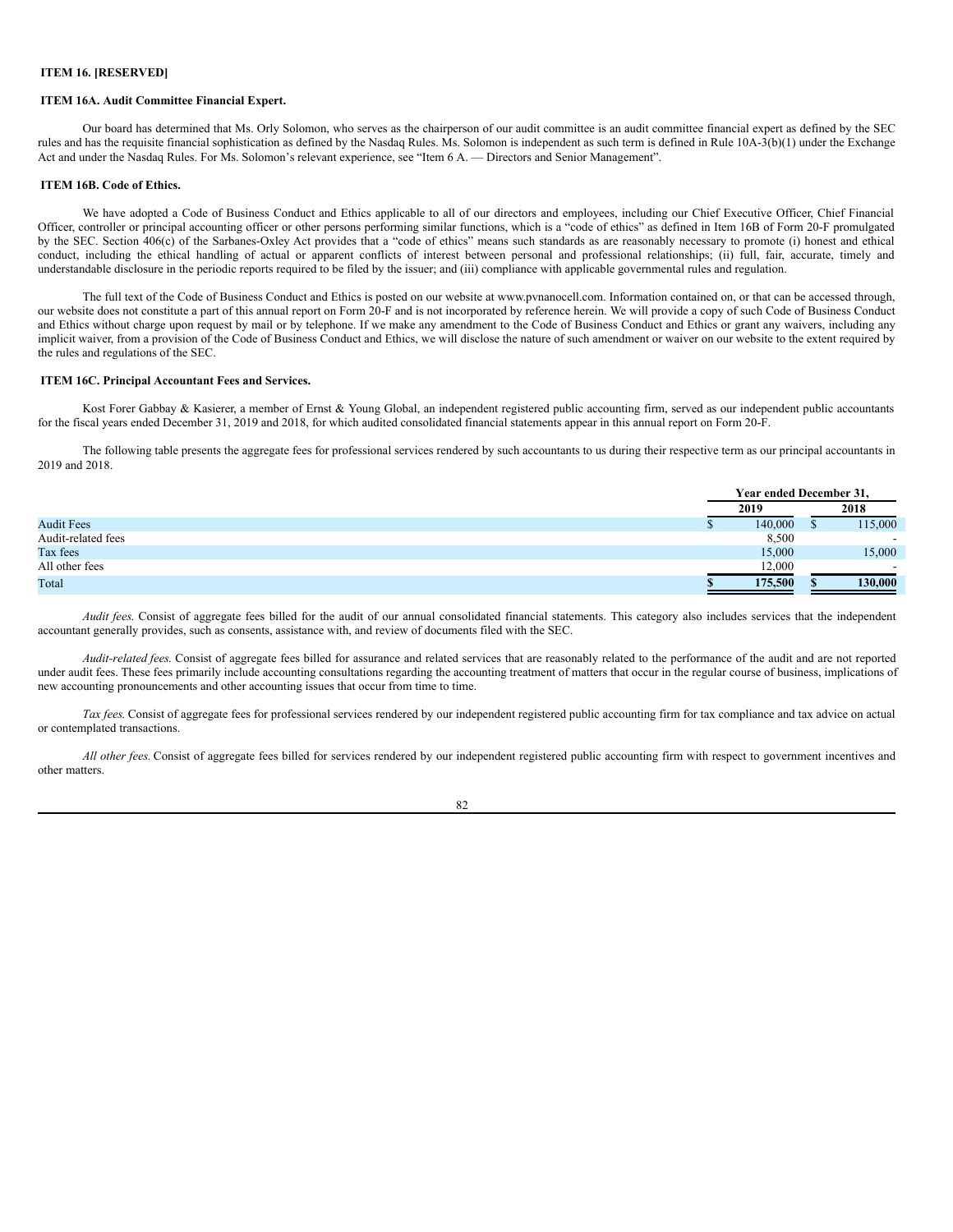### ITEM 16. [RESERVED]

### ITEM 16A. Audit Committee Financial Expert.

Our board has determined that Ms. Orly Solomon, who serves as the chairperson of our audit committee is an audit committee financial expert as defined by the SEC rules and has the requisite financial sophistication as defined by the Nasdaq Rules. Ms. Solomon is independent as such term is defined in Rule 10A-3(b)(1) under the Exchange Act and under the Nasdaq Rules. For Ms. Solomon's relevant experience, see "Item 6 A. — Directors and Senior Management".

### ITEM 16B. Code of Ethics.

We have adopted a Code of Business Conduct and Ethics applicable to all of our directors and employees, including our Chief Executive Officer, Chief Financial Officer, controller or principal accounting officer or other persons performing similar functions, which is a "code of ethics" as defined in Item 16B of Form 20-F promulgated by the SEC. Section 406(c) of the Sarbanes-Oxley Act provides that a "code of ethics" means such standards as are reasonably necessary to promote (i) honest and ethical conduct, including the ethical handling of actual or apparent conflicts of interest between personal and professional relationships; (ii) full, fair, accurate, timely and understandable disclosure in the periodic reports required to be filed by the issuer; and (iii) compliance with applicable governmental rules and regulation.

The full text of the Code of Business Conduct and Ethics is posted on our website at www.pvnanocell.com. Information contained on, or that can be accessed through, our website does not constitute a part of this annual report on Form 20-F and is not incorporated by reference herein. We will provide a copy of such Code of Business Conduct and Ethics without charge upon request by mail or by telephone. If we make any amendment to the Code of Business Conduct and Ethics or grant any waivers, including any implicit waiver, from a provision of the Code of Business Conduct and Ethics, we will disclose the nature of such amendment or waiver on our website to the extent required by the rules and regulations of the SEC.

### ITEM 16C. Principal Accountant Fees and Services.

Kost Forer Gabbay & Kasierer, a member of Ernst & Young Global, an independent registered public accounting firm, served as our independent public accountants for the fiscal years ended December 31, 2019 and 2018, for which audited consolidated financial statements appear in this annual report on Form 20-F.

The following table presents the aggregate fees for professional services rendered by such accountants to us during their respective term as our principal accountants in 2019 and 2018.

| | Year ended December 31, | |
|---|---|---|
| | 2019 | 2018 |
| Audit Fees | $ 140,000 | $ 115,000 |
| Audit-related fees | 8,500 | - |
| Tax fees | 15,000 | 15,000 |
| All other fees | 12,000 | - |
| Total | **$ 175,500** | **$ 130,000** |

*Audit fees.* Consist of aggregate fees billed for the audit of our annual consolidated financial statements. This category also includes services that the independent accountant generally provides, such as consents, assistance with, and review of documents filed with the SEC.

*Audit-related fees.* Consist of aggregate fees billed for assurance and related services that are reasonably related to the performance of the audit and are not reported under audit fees. These fees primarily include accounting consultations regarding the accounting treatment of matters that occur in the regular course of business, implications of new accounting pronouncements and other accounting issues that occur from time to time.

*Tax fees.* Consist of aggregate fees for professional services rendered by our independent registered public accounting firm for tax compliance and tax advice on actual or contemplated transactions.

*All other fees.* Consist of aggregate fees billed for services rendered by our independent registered public accounting firm with respect to government incentives and other matters.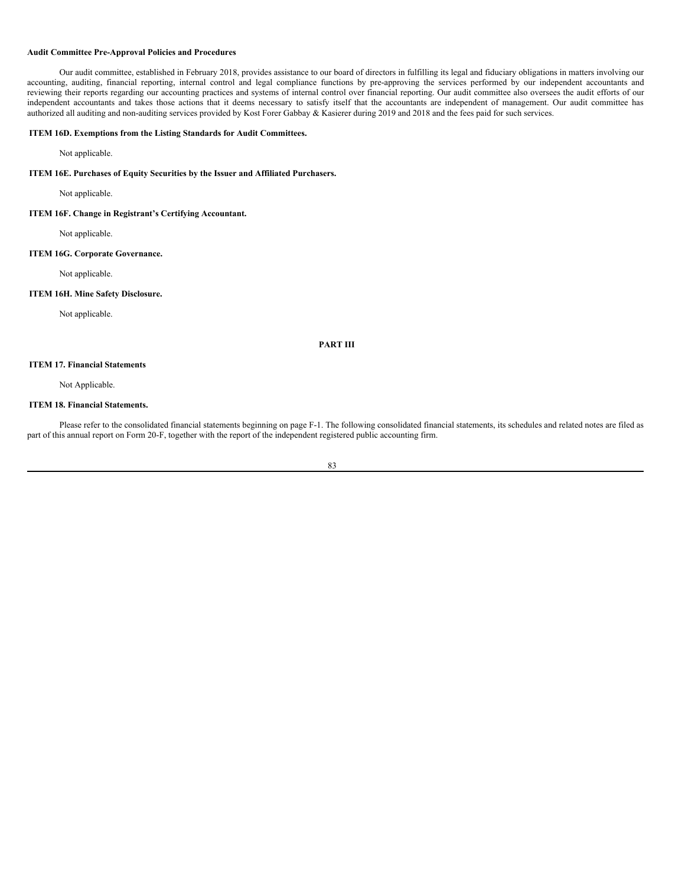**Audit Committee Pre-Approval Policies and Procedures**

Our audit committee, established in February 2018, provides assistance to our board of directors in fulfilling its legal and fiduciary obligations in matters involving our accounting, auditing, financial reporting, internal control and legal compliance functions by pre-approving the services performed by our independent accountants and reviewing their reports regarding our accounting practices and systems of internal control over financial reporting. Our audit committee also oversees the audit efforts of our independent accountants and takes those actions that it deems necessary to satisfy itself that the accountants are independent of management. Our audit committee has authorized all auditing and non-auditing services provided by Kost Forer Gabbay & Kasierer during 2019 and 2018 and the fees paid for such services.

**ITEM 16D. Exemptions from the Listing Standards for Audit Committees.**

Not applicable.

**ITEM 16E. Purchases of Equity Securities by the Issuer and Affiliated Purchasers.**

Not applicable.

**ITEM 16F. Change in Registrant's Certifying Accountant.**

Not applicable.

**ITEM 16G. Corporate Governance.**

Not applicable.

**ITEM 16H. Mine Safety Disclosure.**

Not applicable.

## PART III

**ITEM 17. Financial Statements**

Not Applicable.

**ITEM 18. Financial Statements.**

Please refer to the consolidated financial statements beginning on page F-1. The following consolidated financial statements, its schedules and related notes are filed as part of this annual report on Form 20-F, together with the report of the independent registered public accounting firm.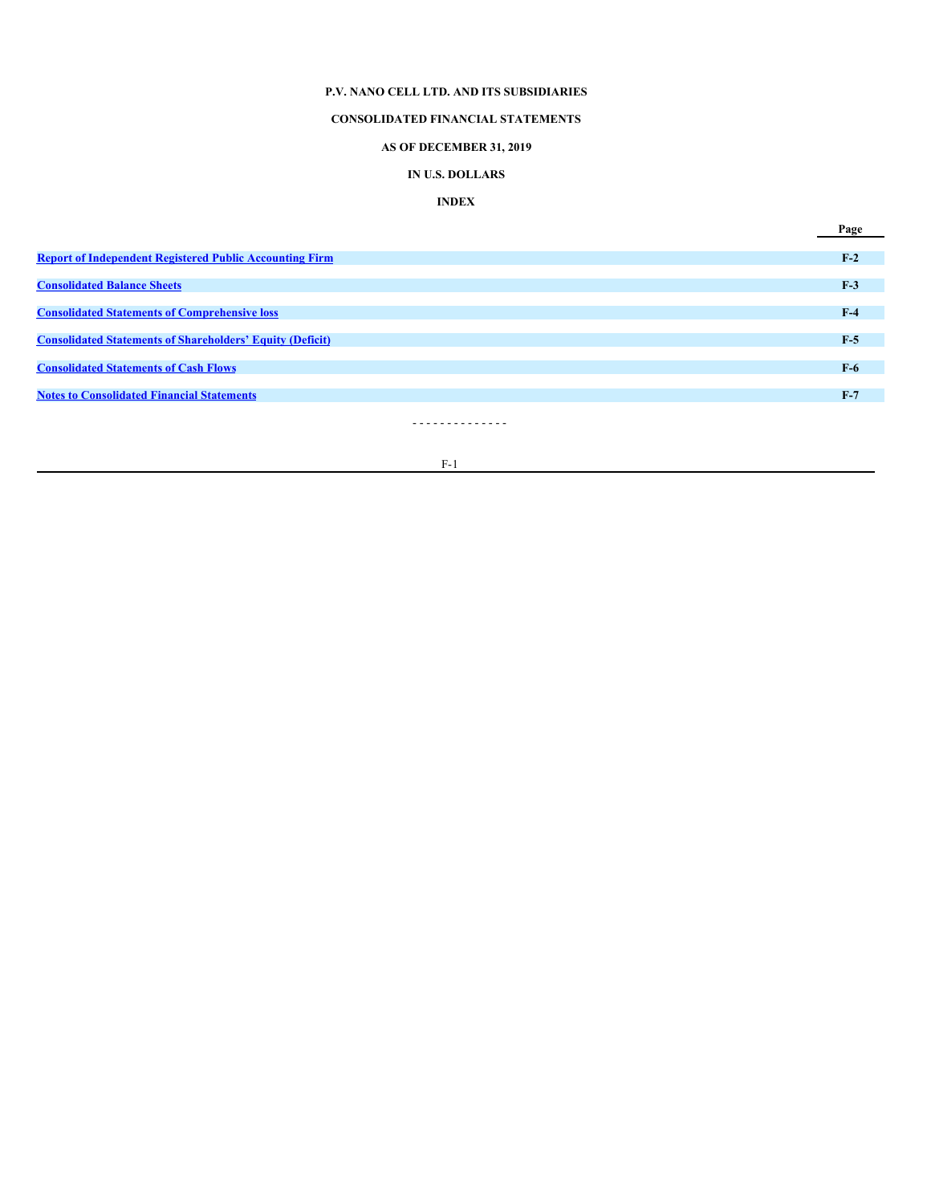**P.V. NANO CELL LTD. AND ITS SUBSIDIARIES**

**CONSOLIDATED FINANCIAL STATEMENTS**

**AS OF DECEMBER 31, 2019**

**IN U.S. DOLLARS**

**INDEX**

| | Page |
|---|---|
| Report of Independent Registered Public Accounting Firm | F-2 |
| Consolidated Balance Sheets | F-3 |
| Consolidated Statements of Comprehensive loss | F-4 |
| Consolidated Statements of Shareholders' Equity (Deficit) | F-5 |
| Consolidated Statements of Cash Flows | F-6 |
| Notes to Consolidated Financial Statements | F-7 |

- - - - - - - - - - - - - -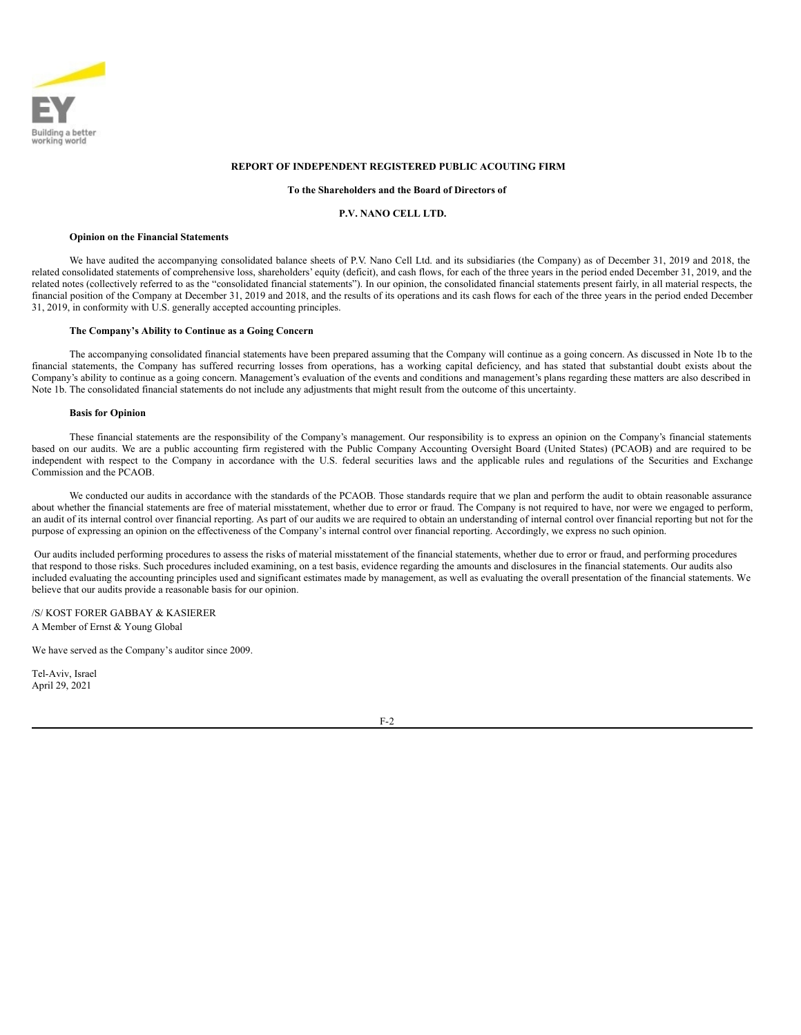**REPORT OF INDEPENDENT REGISTERED PUBLIC ACOUTING FIRM**

**To the Shareholders and the Board of Directors of**

**P.V. NANO CELL LTD.**

**Opinion on the Financial Statements**

We have audited the accompanying consolidated balance sheets of P.V. Nano Cell Ltd. and its subsidiaries (the Company) as of December 31, 2019 and 2018, the related consolidated statements of comprehensive loss, shareholders' equity (deficit), and cash flows, for each of the three years in the period ended December 31, 2019, and the related notes (collectively referred to as the "consolidated financial statements"). In our opinion, the consolidated financial statements present fairly, in all material respects, the financial position of the Company at December 31, 2019 and 2018, and the results of its operations and its cash flows for each of the three years in the period ended December 31, 2019, in conformity with U.S. generally accepted accounting principles.

**The Company's Ability to Continue as a Going Concern**

The accompanying consolidated financial statements have been prepared assuming that the Company will continue as a going concern. As discussed in Note 1b to the financial statements, the Company has suffered recurring losses from operations, has a working capital deficiency, and has stated that substantial doubt exists about the Company's ability to continue as a going concern. Management's evaluation of the events and conditions and management's plans regarding these matters are also described in Note 1b. The consolidated financial statements do not include any adjustments that might result from the outcome of this uncertainty.

**Basis for Opinion**

These financial statements are the responsibility of the Company's management. Our responsibility is to express an opinion on the Company's financial statements based on our audits. We are a public accounting firm registered with the Public Company Accounting Oversight Board (United States) (PCAOB) and are required to be independent with respect to the Company in accordance with the U.S. federal securities laws and the applicable rules and regulations of the Securities and Exchange Commission and the PCAOB.

We conducted our audits in accordance with the standards of the PCAOB. Those standards require that we plan and perform the audit to obtain reasonable assurance about whether the financial statements are free of material misstatement, whether due to error or fraud. The Company is not required to have, nor were we engaged to perform, an audit of its internal control over financial reporting. As part of our audits we are required to obtain an understanding of internal control over financial reporting but not for the purpose of expressing an opinion on the effectiveness of the Company's internal control over financial reporting. Accordingly, we express no such opinion.

Our audits included performing procedures to assess the risks of material misstatement of the financial statements, whether due to error or fraud, and performing procedures that respond to those risks. Such procedures included examining, on a test basis, evidence regarding the amounts and disclosures in the financial statements. Our audits also included evaluating the accounting principles used and significant estimates made by management, as well as evaluating the overall presentation of the financial statements. We believe that our audits provide a reasonable basis for our opinion.

/S/ KOST FORER GABBAY & KASIERER
A Member of Ernst & Young Global

We have served as the Company's auditor since 2009.

Tel-Aviv, Israel
April 29, 2021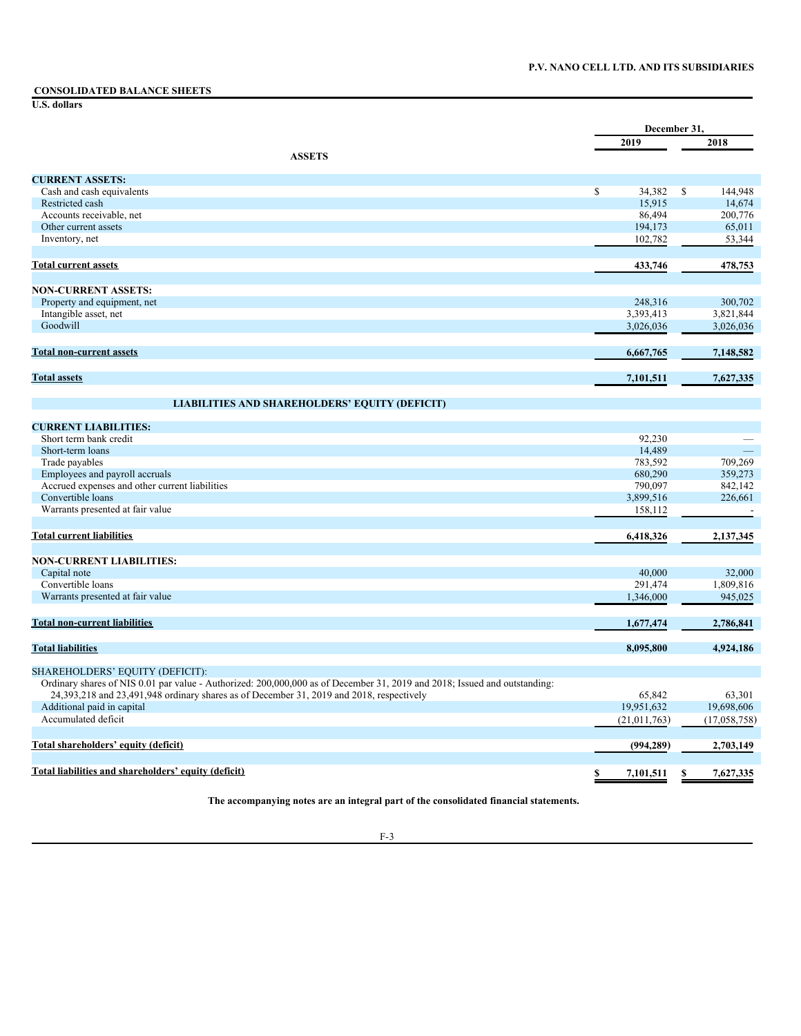**P.V. NANO CELL LTD. AND ITS SUBSIDIARIES**

## CONSOLIDATED BALANCE SHEETS

**U.S. dollars**

| | December 31, | |
|---|---|---|
| | 2019 | 2018 |
| **ASSETS** | | |
| **CURRENT ASSETS:** | | |
| Cash and cash equivalents | $ 34,382 | $ 144,948 |
| Restricted cash | 15,915 | 14,674 |
| Accounts receivable, net | 86,494 | 200,776 |
| Other current assets | 194,173 | 65,011 |
| Inventory, net | 102,782 | 53,344 |
| **Total current assets** | **433,746** | **478,753** |
| **NON-CURRENT ASSETS:** | | |
| Property and equipment, net | 248,316 | 300,702 |
| Intangible asset, net | 3,393,413 | 3,821,844 |
| Goodwill | 3,026,036 | 3,026,036 |
| **Total non-current assets** | **6,667,765** | **7,148,582** |
| **Total assets** | **7,101,511** | **7,627,335** |
| **LIABILITIES AND SHAREHOLDERS' EQUITY (DEFICIT)** | | |
| **CURRENT LIABILITIES:** | | |
| Short term bank credit | 92,230 | — |
| Short-term loans | 14,489 | — |
| Trade payables | 783,592 | 709,269 |
| Employees and payroll accruals | 680,290 | 359,273 |
| Accrued expenses and other current liabilities | 790,097 | 842,142 |
| Convertible loans | 3,899,516 | 226,661 |
| Warrants presented at fair value | 158,112 | - |
| **Total current liabilities** | **6,418,326** | **2,137,345** |
| **NON-CURRENT LIABILITIES:** | | |
| Capital note | 40,000 | 32,000 |
| Convertible loans | 291,474 | 1,809,816 |
| Warrants presented at fair value | 1,346,000 | 945,025 |
| **Total non-current liabilities** | **1,677,474** | **2,786,841** |
| **Total liabilities** | **8,095,800** | **4,924,186** |
| SHAREHOLDERS' EQUITY (DEFICIT): | | |
| Ordinary shares of NIS 0.01 par value - Authorized: 200,000,000 as of December 31, 2019 and 2018; Issued and outstanding: 24,393,218 and 23,491,948 ordinary shares as of December 31, 2019 and 2018, respectively | 65,842 | 63,301 |
| Additional paid in capital | 19,951,632 | 19,698,606 |
| Accumulated deficit | (21,011,763) | (17,058,758) |
| **Total shareholders' equity (deficit)** | **(994,289)** | **2,703,149** |
| **Total liabilities and shareholders' equity (deficit)** | **$ 7,101,511** | **$ 7,627,335** |

**The accompanying notes are an integral part of the consolidated financial statements.**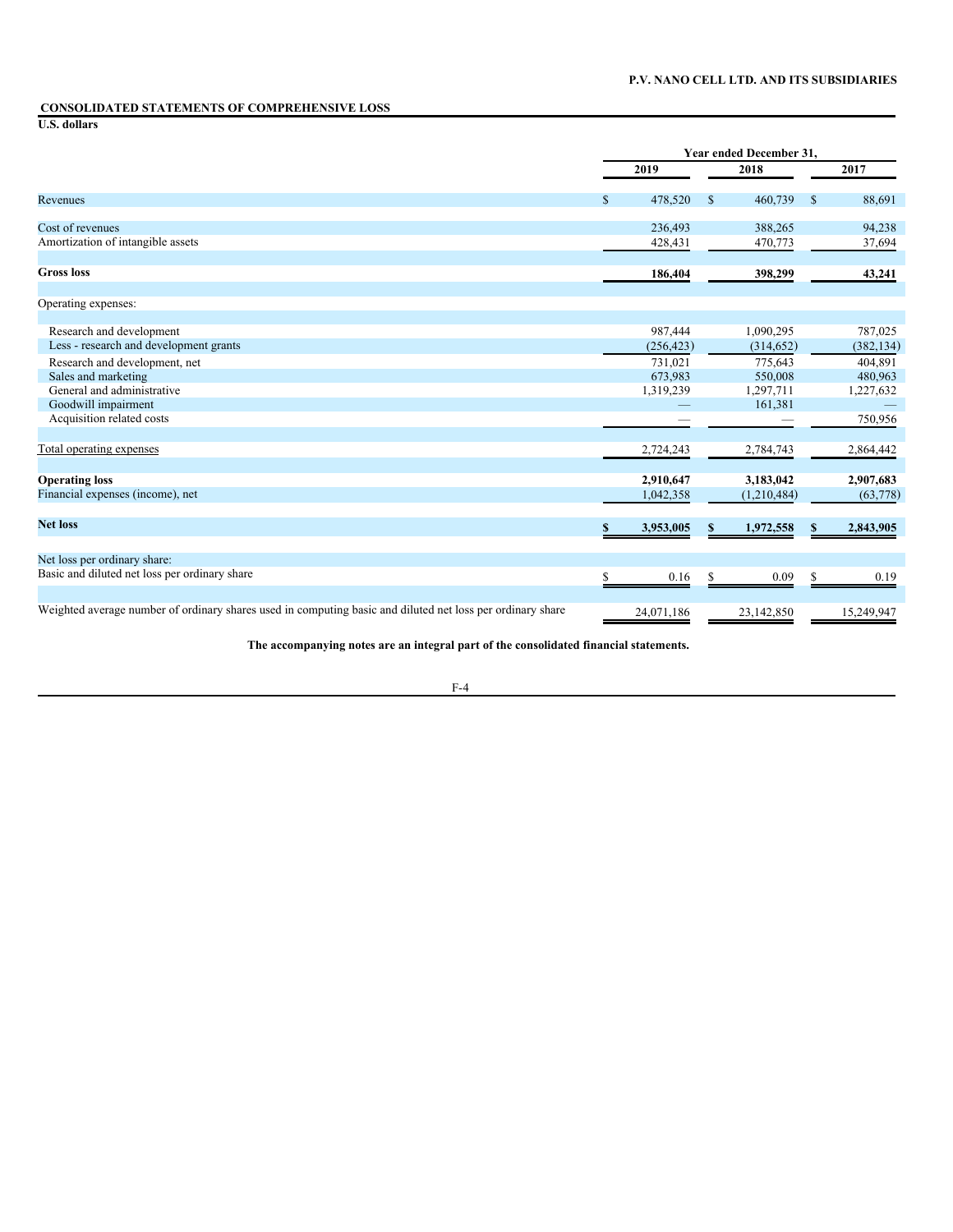P.V. NANO CELL LTD. AND ITS SUBSIDIARIES

## CONSOLIDATED STATEMENTS OF COMPREHENSIVE LOSS

**U.S. dollars**

| | Year ended December 31, | | |
|---|---|---|---|
| | **2019** | **2018** | **2017** |
| Revenues | $ 478,520 | $ 460,739 | $ 88,691 |
| Cost of revenues | 236,493 | 388,265 | 94,238 |
| Amortization of intangible assets | 428,431 | 470,773 | 37,694 |
| **Gross loss** | **186,404** | **398,299** | **43,241** |
| Operating expenses: | | | |
| Research and development | 987,444 | 1,090,295 | 787,025 |
| Less - research and development grants | (256,423) | (314,652) | (382,134) |
| Research and development, net | 731,021 | 775,643 | 404,891 |
| Sales and marketing | 673,983 | 550,008 | 480,963 |
| General and administrative | 1,319,239 | 1,297,711 | 1,227,632 |
| Goodwill impairment | — | 161,381 | — |
| Acquisition related costs | — | — | 750,956 |
| Total operating expenses | 2,724,243 | 2,784,743 | 2,864,442 |
| **Operating loss** | **2,910,647** | **3,183,042** | **2,907,683** |
| Financial expenses (income), net | 1,042,358 | (1,210,484) | (63,778) |
| **Net loss** | **$ 3,953,005** | **$ 1,972,558** | **$ 2,843,905** |
| Net loss per ordinary share: | | | |
| Basic and diluted net loss per ordinary share | $ 0.16 | $ 0.09 | $ 0.19 |
| Weighted average number of ordinary shares used in computing basic and diluted net loss per ordinary share | 24,071,186 | 23,142,850 | 15,249,947 |

**The accompanying notes are an integral part of the consolidated financial statements.**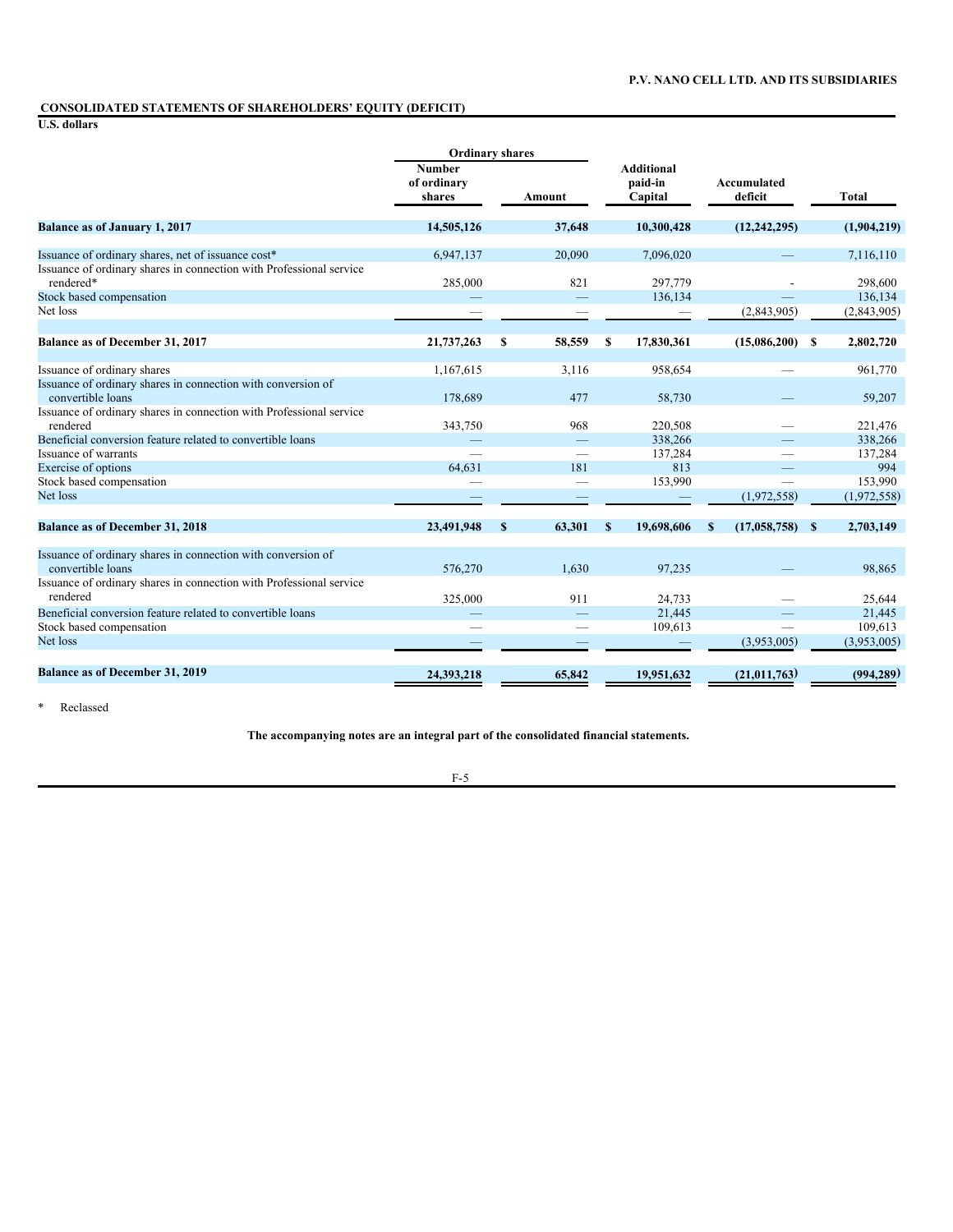## CONSOLIDATED STATEMENTS OF SHAREHOLDERS' EQUITY (DEFICIT)

**U.S. dollars**

| | Ordinary shares | | | | |
|---|---|---|---|---|---|
| | Number of ordinary shares | Amount | Additional paid-in Capital | Accumulated deficit | Total |
| **Balance as of January 1, 2017** | **14,505,126** | **37,648** | **10,300,428** | **(12,242,295)** | **(1,904,219)** |
| Issuance of ordinary shares, net of issuance cost* | 6,947,137 | 20,090 | 7,096,020 | — | 7,116,110 |
| Issuance of ordinary shares in connection with Professional service rendered* | 285,000 | 821 | 297,779 | - | 298,600 |
| Stock based compensation | — | — | 136,134 | — | 136,134 |
| Net loss | — | — | — | (2,843,905) | (2,843,905) |
| **Balance as of December 31, 2017** | **21,737,263** | **$ 58,559** | **$ 17,830,361** | **(15,086,200)** | **$ 2,802,720** |
| Issuance of ordinary shares | 1,167,615 | 3,116 | 958,654 | — | 961,770 |
| Issuance of ordinary shares in connection with conversion of convertible loans | 178,689 | 477 | 58,730 | — | 59,207 |
| Issuance of ordinary shares in connection with Professional service rendered | 343,750 | 968 | 220,508 | — | 221,476 |
| Beneficial conversion feature related to convertible loans | — | — | 338,266 | — | 338,266 |
| Issuance of warrants | — | — | 137,284 | — | 137,284 |
| Exercise of options | 64,631 | 181 | 813 | — | 994 |
| Stock based compensation | — | — | 153,990 | — | 153,990 |
| Net loss | — | — | — | (1,972,558) | (1,972,558) |
| **Balance as of December 31, 2018** | **23,491,948** | **$ 63,301** | **$ 19,698,606** | **$ (17,058,758)** | **$ 2,703,149** |
| Issuance of ordinary shares in connection with conversion of convertible loans | 576,270 | 1,630 | 97,235 | — | 98,865 |
| Issuance of ordinary shares in connection with Professional service rendered | 325,000 | 911 | 24,733 | — | 25,644 |
| Beneficial conversion feature related to convertible loans | — | — | 21,445 | — | 21,445 |
| Stock based compensation | — | — | 109,613 | — | 109,613 |
| Net loss | — | — | — | (3,953,005) | (3,953,005) |
| **Balance as of December 31, 2019** | **24,393,218** | **65,842** | **19,951,632** | **(21,011,763)** | **(994,289)** |

\* Reclassed

**The accompanying notes are an integral part of the consolidated financial statements.**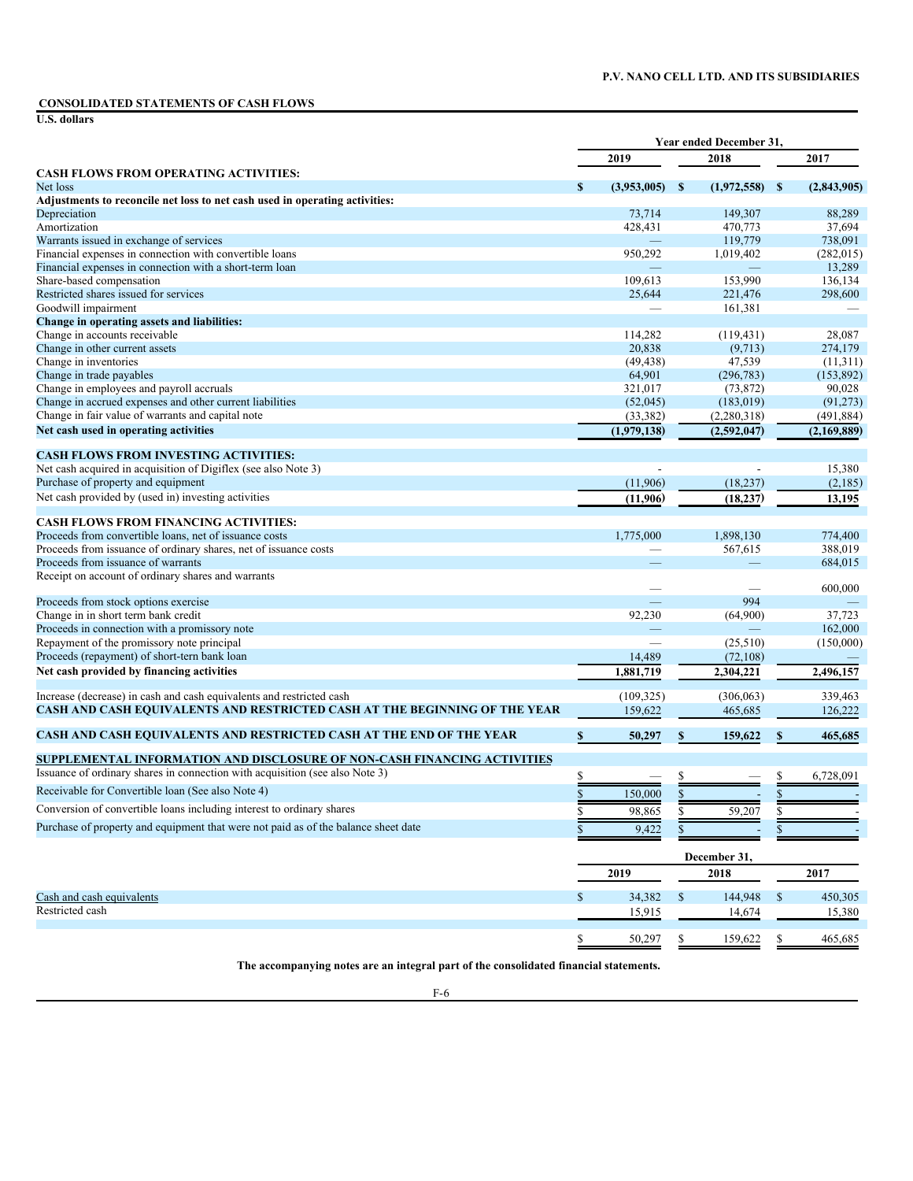P.V. NANO CELL LTD. AND ITS SUBSIDIARIES

## CONSOLIDATED STATEMENTS OF CASH FLOWS

**U.S. dollars**

| | Year ended December 31, | | |
|---|---|---|---|
| | 2019 | 2018 | 2017 |
| **CASH FLOWS FROM OPERATING ACTIVITIES:** | | | |
| Net loss | **$ (3,953,005)** | **$ (1,972,558)** | **$ (2,843,905)** |
| **Adjustments to reconcile net loss to net cash used in operating activities:** | | | |
| Depreciation | 73,714 | 149,307 | 88,289 |
| Amortization | 428,431 | 470,773 | 37,694 |
| Warrants issued in exchange of services | — | 119,779 | 738,091 |
| Financial expenses in connection with convertible loans | 950,292 | 1,019,402 | (282,015) |
| Financial expenses in connection with a short-term loan | — | — | 13,289 |
| Share-based compensation | 109,613 | 153,990 | 136,134 |
| Restricted shares issued for services | 25,644 | 221,476 | 298,600 |
| Goodwill impairment | — | 161,381 | — |
| **Change in operating assets and liabilities:** | | | |
| Change in accounts receivable | 114,282 | (119,431) | 28,087 |
| Change in other current assets | 20,838 | (9,713) | 274,179 |
| Change in inventories | (49,438) | 47,539 | (11,311) |
| Change in trade payables | 64,901 | (296,783) | (153,892) |
| Change in employees and payroll accruals | 321,017 | (73,872) | 90,028 |
| Change in accrued expenses and other current liabilities | (52,045) | (183,019) | (91,273) |
| Change in fair value of warrants and capital note | (33,382) | (2,280,318) | (491,884) |
| **Net cash used in operating activities** | **(1,979,138)** | **(2,592,047)** | **(2,169,889)** |
| **CASH FLOWS FROM INVESTING ACTIVITIES:** | | | |
| Net cash acquired in acquisition of Digiflex (see also Note 3) | - | - | 15,380 |
| Purchase of property and equipment | (11,906) | (18,237) | (2,185) |
| Net cash provided by (used in) investing activities | **(11,906)** | **(18,237)** | **13,195** |
| **CASH FLOWS FROM FINANCING ACTIVITIES:** | | | |
| Proceeds from convertible loans, net of issuance costs | 1,775,000 | 1,898,130 | 774,400 |
| Proceeds from issuance of ordinary shares, net of issuance costs | — | 567,615 | 388,019 |
| Proceeds from issuance of warrants | — | — | 684,015 |
| Receipt on account of ordinary shares and warrants | — | — | 600,000 |
| Proceeds from stock options exercise | — | 994 | — |
| Change in in short term bank credit | 92,230 | (64,900) | 37,723 |
| Proceeds in connection with a promissory note | — | — | 162,000 |
| Repayment of the promissory note principal | — | (25,510) | (150,000) |
| Proceeds (repayment) of short-tern bank loan | 14,489 | (72,108) | — |
| **Net cash provided by financing activities** | **1,881,719** | **2,304,221** | **2,496,157** |
| Increase (decrease) in cash and cash equivalents and restricted cash | (109,325) | (306,063) | 339,463 |
| **CASH AND CASH EQUIVALENTS AND RESTRICTED CASH AT THE BEGINNING OF THE YEAR** | 159,622 | 465,685 | 126,222 |
| **CASH AND CASH EQUIVALENTS AND RESTRICTED CASH AT THE END OF THE YEAR** | **$ 50,297** | **$ 159,622** | **$ 465,685** |
| **SUPPLEMENTAL INFORMATION AND DISCLOSURE OF NON-CASH FINANCING ACTIVITIES** | | | |
| Issuance of ordinary shares in connection with acquisition (see also Note 3) | $ — | $ — | $ 6,728,091 |
| Receivable for Convertible loan (See also Note 4) | $ 150,000 | $ - | $ - |
| Conversion of convertible loans including interest to ordinary shares | $ 98,865 | $ 59,207 | $ - |
| Purchase of property and equipment that were not paid as of the balance sheet date | $ 9,422 | $ - | $ - |

| | December 31, | | |
|---|---|---|---|
| | 2019 | 2018 | 2017 |
| Cash and cash equivalents | $ 34,382 | $ 144,948 | $ 450,305 |
| Restricted cash | 15,915 | 14,674 | 15,380 |
| | $ 50,297 | $ 159,622 | $ 465,685 |

**The accompanying notes are an integral part of the consolidated financial statements.**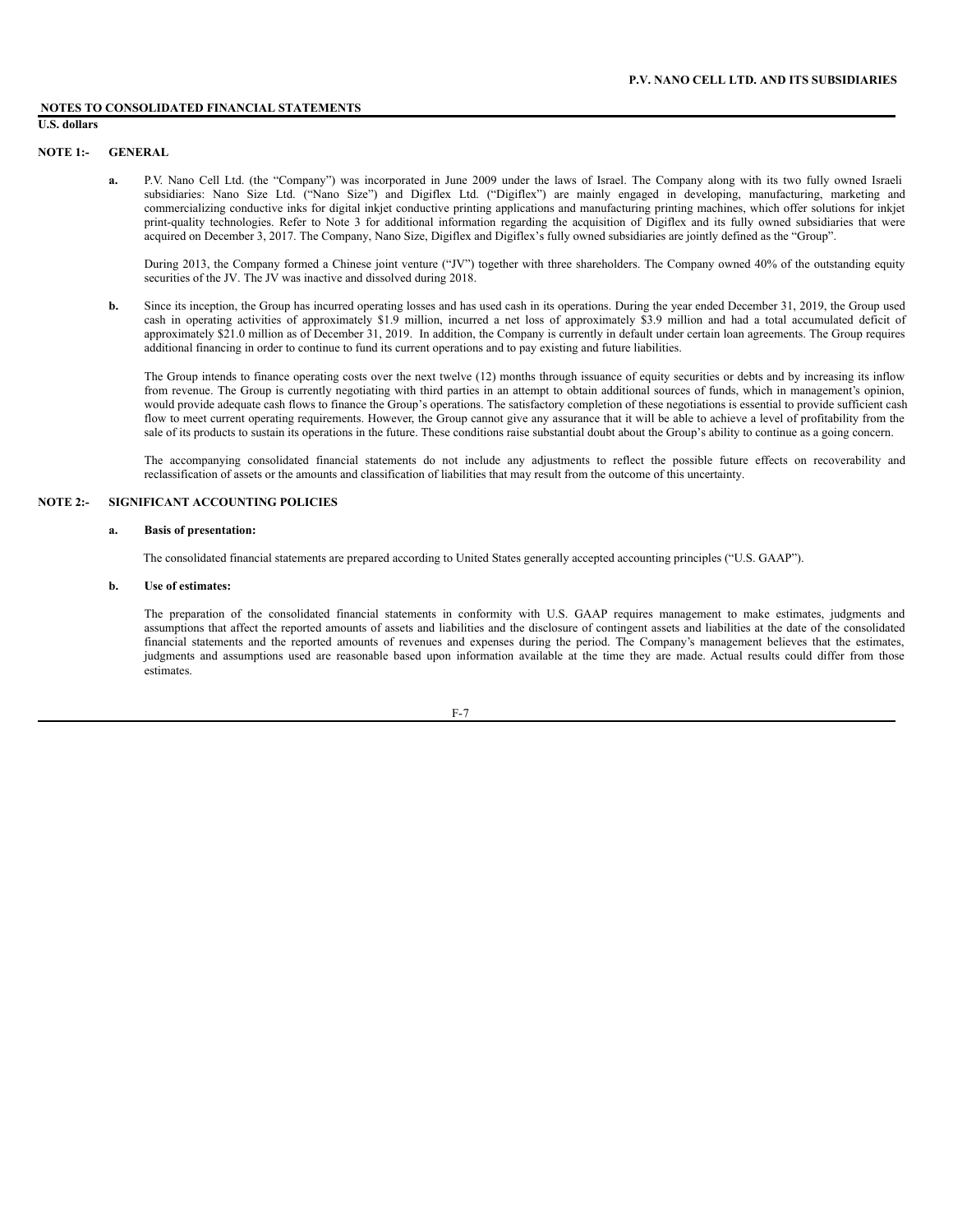**NOTES TO CONSOLIDATED FINANCIAL STATEMENTS**

**U.S. dollars**

## NOTE 1:- GENERAL

**a.** P.V. Nano Cell Ltd. (the "Company") was incorporated in June 2009 under the laws of Israel. The Company along with its two fully owned Israeli subsidiaries: Nano Size Ltd. ("Nano Size") and Digiflex Ltd. ("Digiflex") are mainly engaged in developing, manufacturing, marketing and commercializing conductive inks for digital inkjet conductive printing applications and manufacturing printing machines, which offer solutions for inkjet print-quality technologies. Refer to Note 3 for additional information regarding the acquisition of Digiflex and its fully owned subsidiaries that were acquired on December 3, 2017. The Company, Nano Size, Digiflex and Digiflex's fully owned subsidiaries are jointly defined as the "Group".

During 2013, the Company formed a Chinese joint venture ("JV") together with three shareholders. The Company owned 40% of the outstanding equity securities of the JV. The JV was inactive and dissolved during 2018.

**b.** Since its inception, the Group has incurred operating losses and has used cash in its operations. During the year ended December 31, 2019, the Group used cash in operating activities of approximately $1.9 million, incurred a net loss of approximately $3.9 million and had a total accumulated deficit of approximately $21.0 million as of December 31, 2019. In addition, the Company is currently in default under certain loan agreements. The Group requires additional financing in order to continue to fund its current operations and to pay existing and future liabilities.

The Group intends to finance operating costs over the next twelve (12) months through issuance of equity securities or debts and by increasing its inflow from revenue. The Group is currently negotiating with third parties in an attempt to obtain additional sources of funds, which in management's opinion, would provide adequate cash flows to finance the Group's operations. The satisfactory completion of these negotiations is essential to provide sufficient cash flow to meet current operating requirements. However, the Group cannot give any assurance that it will be able to achieve a level of profitability from the sale of its products to sustain its operations in the future. These conditions raise substantial doubt about the Group's ability to continue as a going concern.

The accompanying consolidated financial statements do not include any adjustments to reflect the possible future effects on recoverability and reclassification of assets or the amounts and classification of liabilities that may result from the outcome of this uncertainty.

## NOTE 2:- SIGNIFICANT ACCOUNTING POLICIES

**a. Basis of presentation:**

The consolidated financial statements are prepared according to United States generally accepted accounting principles ("U.S. GAAP").

**b. Use of estimates:**

The preparation of the consolidated financial statements in conformity with U.S. GAAP requires management to make estimates, judgments and assumptions that affect the reported amounts of assets and liabilities and the disclosure of contingent assets and liabilities at the date of the consolidated financial statements and the reported amounts of revenues and expenses during the period. The Company's management believes that the estimates, judgments and assumptions used are reasonable based upon information available at the time they are made. Actual results could differ from those estimates.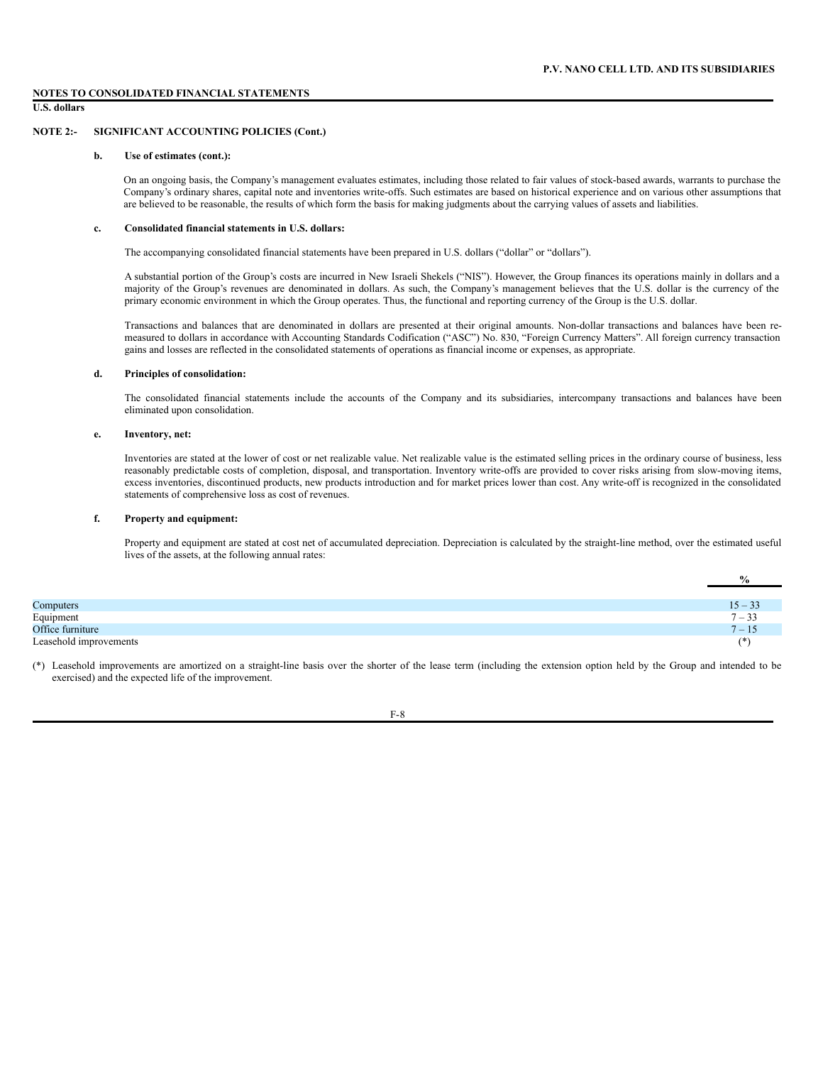**NOTES TO CONSOLIDATED FINANCIAL STATEMENTS**

**U.S. dollars**

**NOTE 2:- SIGNIFICANT ACCOUNTING POLICIES (Cont.)**

**b. Use of estimates (cont.):**

On an ongoing basis, the Company's management evaluates estimates, including those related to fair values of stock-based awards, warrants to purchase the Company's ordinary shares, capital note and inventories write-offs. Such estimates are based on historical experience and on various other assumptions that are believed to be reasonable, the results of which form the basis for making judgments about the carrying values of assets and liabilities.

**c. Consolidated financial statements in U.S. dollars:**

The accompanying consolidated financial statements have been prepared in U.S. dollars ("dollar" or "dollars").

A substantial portion of the Group's costs are incurred in New Israeli Shekels ("NIS"). However, the Group finances its operations mainly in dollars and a majority of the Group's revenues are denominated in dollars. As such, the Company's management believes that the U.S. dollar is the currency of the primary economic environment in which the Group operates. Thus, the functional and reporting currency of the Group is the U.S. dollar.

Transactions and balances that are denominated in dollars are presented at their original amounts. Non-dollar transactions and balances have been re-measured to dollars in accordance with Accounting Standards Codification ("ASC") No. 830, "Foreign Currency Matters". All foreign currency transaction gains and losses are reflected in the consolidated statements of operations as financial income or expenses, as appropriate.

**d. Principles of consolidation:**

The consolidated financial statements include the accounts of the Company and its subsidiaries, intercompany transactions and balances have been eliminated upon consolidation.

**e. Inventory, net:**

Inventories are stated at the lower of cost or net realizable value. Net realizable value is the estimated selling prices in the ordinary course of business, less reasonably predictable costs of completion, disposal, and transportation. Inventory write-offs are provided to cover risks arising from slow-moving items, excess inventories, discontinued products, new products introduction and for market prices lower than cost. Any write-off is recognized in the consolidated statements of comprehensive loss as cost of revenues.

**f. Property and equipment:**

Property and equipment are stated at cost net of accumulated depreciation. Depreciation is calculated by the straight-line method, over the estimated useful lives of the assets, at the following annual rates:

| | % |
|---|---|
| Computers | 15 – 33 |
| Equipment | 7 – 33 |
| Office furniture | 7 – 15 |
| Leasehold improvements | (*) |

(*) Leasehold improvements are amortized on a straight-line basis over the shorter of the lease term (including the extension option held by the Group and intended to be exercised) and the expected life of the improvement.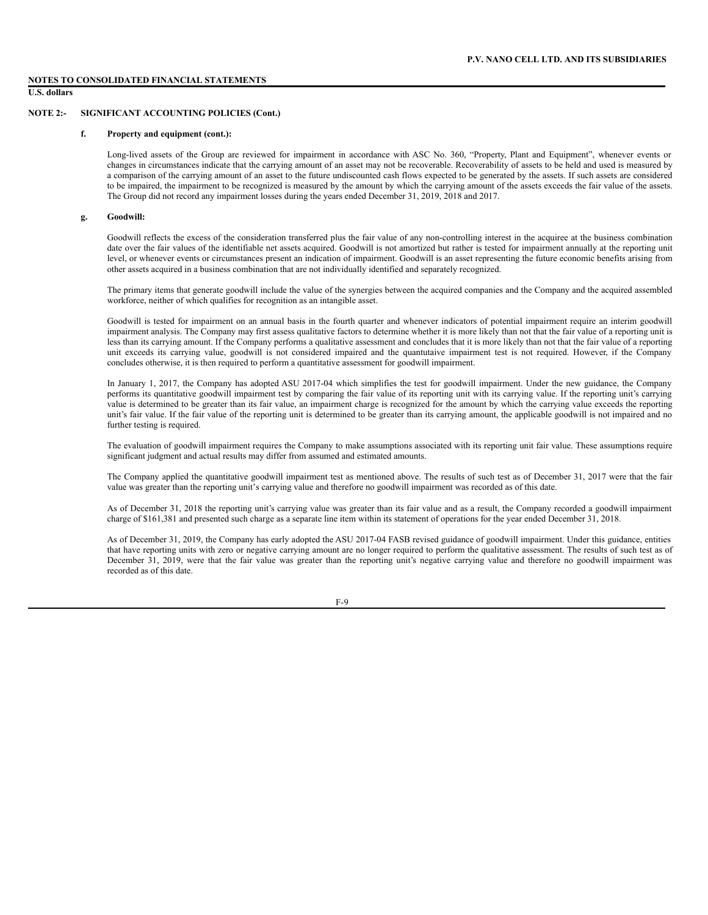**NOTES TO CONSOLIDATED FINANCIAL STATEMENTS**

**U.S. dollars**

**NOTE 2:- SIGNIFICANT ACCOUNTING POLICIES (Cont.)**

**f. Property and equipment (cont.):**

Long-lived assets of the Group are reviewed for impairment in accordance with ASC No. 360, "Property, Plant and Equipment", whenever events or changes in circumstances indicate that the carrying amount of an asset may not be recoverable. Recoverability of assets to be held and used is measured by a comparison of the carrying amount of an asset to the future undiscounted cash flows expected to be generated by the assets. If such assets are considered to be impaired, the impairment to be recognized is measured by the amount by which the carrying amount of the assets exceeds the fair value of the assets. The Group did not record any impairment losses during the years ended December 31, 2019, 2018 and 2017.

**g. Goodwill:**

Goodwill reflects the excess of the consideration transferred plus the fair value of any non-controlling interest in the acquiree at the business combination date over the fair values of the identifiable net assets acquired. Goodwill is not amortized but rather is tested for impairment annually at the reporting unit level, or whenever events or circumstances present an indication of impairment. Goodwill is an asset representing the future economic benefits arising from other assets acquired in a business combination that are not individually identified and separately recognized.

The primary items that generate goodwill include the value of the synergies between the acquired companies and the Company and the acquired assembled workforce, neither of which qualifies for recognition as an intangible asset.

Goodwill is tested for impairment on an annual basis in the fourth quarter and whenever indicators of potential impairment require an interim goodwill impairment analysis. The Company may first assess qualitative factors to determine whether it is more likely than not that the fair value of a reporting unit is less than its carrying amount. If the Company performs a qualitative assessment and concludes that it is more likely than not that the fair value of a reporting unit exceeds its carrying value, goodwill is not considered impaired and the quantutaive impairment test is not required. However, if the Company concludes otherwise, it is then required to perform a quantitative assessment for goodwill impairment.

In January 1, 2017, the Company has adopted ASU 2017-04 which simplifies the test for goodwill impairment. Under the new guidance, the Company performs its quantitative goodwill impairment test by comparing the fair value of its reporting unit with its carrying value. If the reporting unit's carrying value is determined to be greater than its fair value, an impairment charge is recognized for the amount by which the carrying value exceeds the reporting unit's fair value. If the fair value of the reporting unit is determined to be greater than its carrying amount, the applicable goodwill is not impaired and no further testing is required.

The evaluation of goodwill impairment requires the Company to make assumptions associated with its reporting unit fair value. These assumptions require significant judgment and actual results may differ from assumed and estimated amounts.

The Company applied the quantitative goodwill impairment test as mentioned above. The results of such test as of December 31, 2017 were that the fair value was greater than the reporting unit's carrying value and therefore no goodwill impairment was recorded as of this date.

As of December 31, 2018 the reporting unit's carrying value was greater than its fair value and as a result, the Company recorded a goodwill impairment charge of $161,381 and presented such charge as a separate line item within its statement of operations for the year ended December 31, 2018.

As of December 31, 2019, the Company has early adopted the ASU 2017-04 FASB revised guidance of goodwill impairment. Under this guidance, entities that have reporting units with zero or negative carrying amount are no longer required to perform the qualitative assessment. The results of such test as of December 31, 2019, were that the fair value was greater than the reporting unit's negative carrying value and therefore no goodwill impairment was recorded as of this date.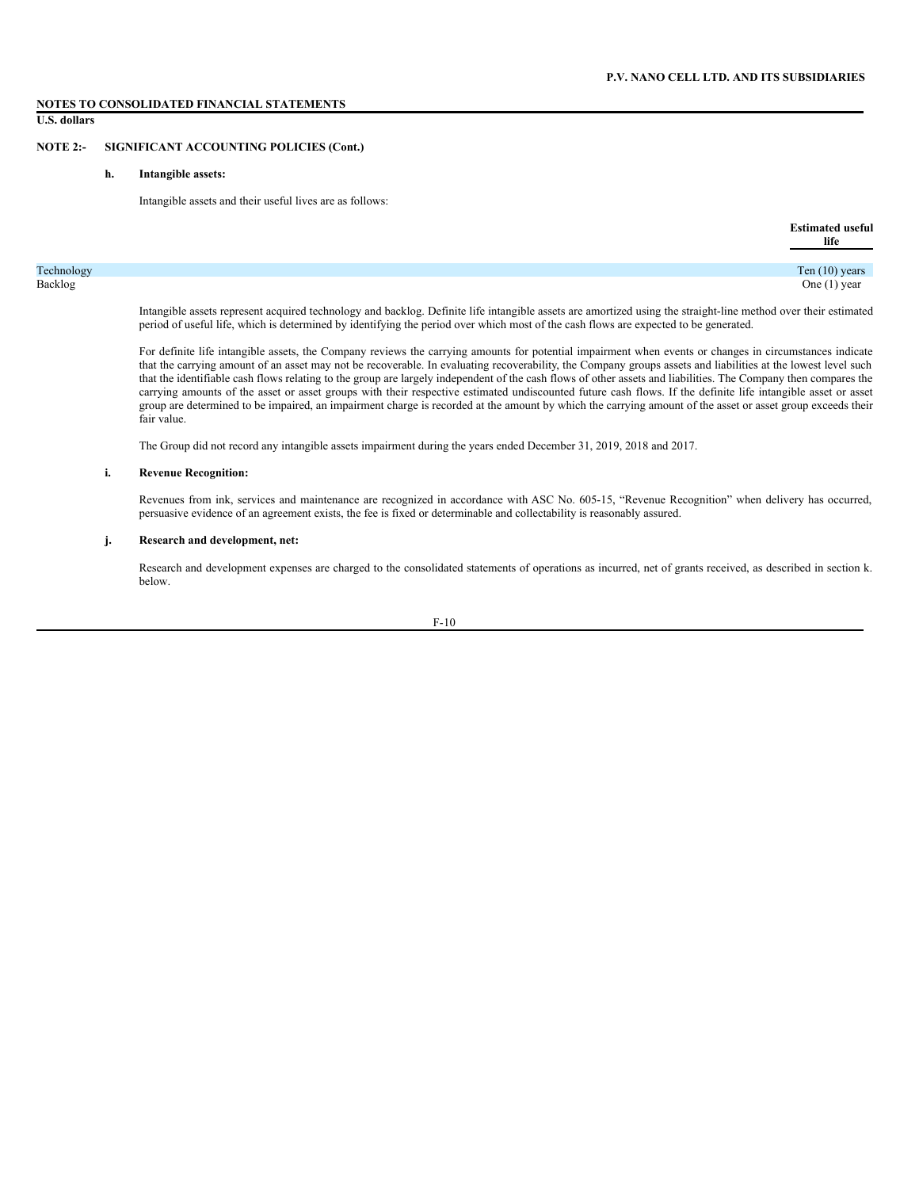**NOTES TO CONSOLIDATED FINANCIAL STATEMENTS**
**U.S. dollars**

## NOTE 2:- SIGNIFICANT ACCOUNTING POLICIES (Cont.)

### h. Intangible assets:

Intangible assets and their useful lives are as follows:

| | Estimated useful life |
|---|---|
| Technology | Ten (10) years |
| Backlog | One (1) year |

Intangible assets represent acquired technology and backlog. Definite life intangible assets are amortized using the straight-line method over their estimated period of useful life, which is determined by identifying the period over which most of the cash flows are expected to be generated.

For definite life intangible assets, the Company reviews the carrying amounts for potential impairment when events or changes in circumstances indicate that the carrying amount of an asset may not be recoverable. In evaluating recoverability, the Company groups assets and liabilities at the lowest level such that the identifiable cash flows relating to the group are largely independent of the cash flows of other assets and liabilities. The Company then compares the carrying amounts of the asset or asset groups with their respective estimated undiscounted future cash flows. If the definite life intangible asset or asset group are determined to be impaired, an impairment charge is recorded at the amount by which the carrying amount of the asset or asset group exceeds their fair value.

The Group did not record any intangible assets impairment during the years ended December 31, 2019, 2018 and 2017.

### i. Revenue Recognition:

Revenues from ink, services and maintenance are recognized in accordance with ASC No. 605-15, "Revenue Recognition" when delivery has occurred, persuasive evidence of an agreement exists, the fee is fixed or determinable and collectability is reasonably assured.

### j. Research and development, net:

Research and development expenses are charged to the consolidated statements of operations as incurred, net of grants received, as described in section k. below.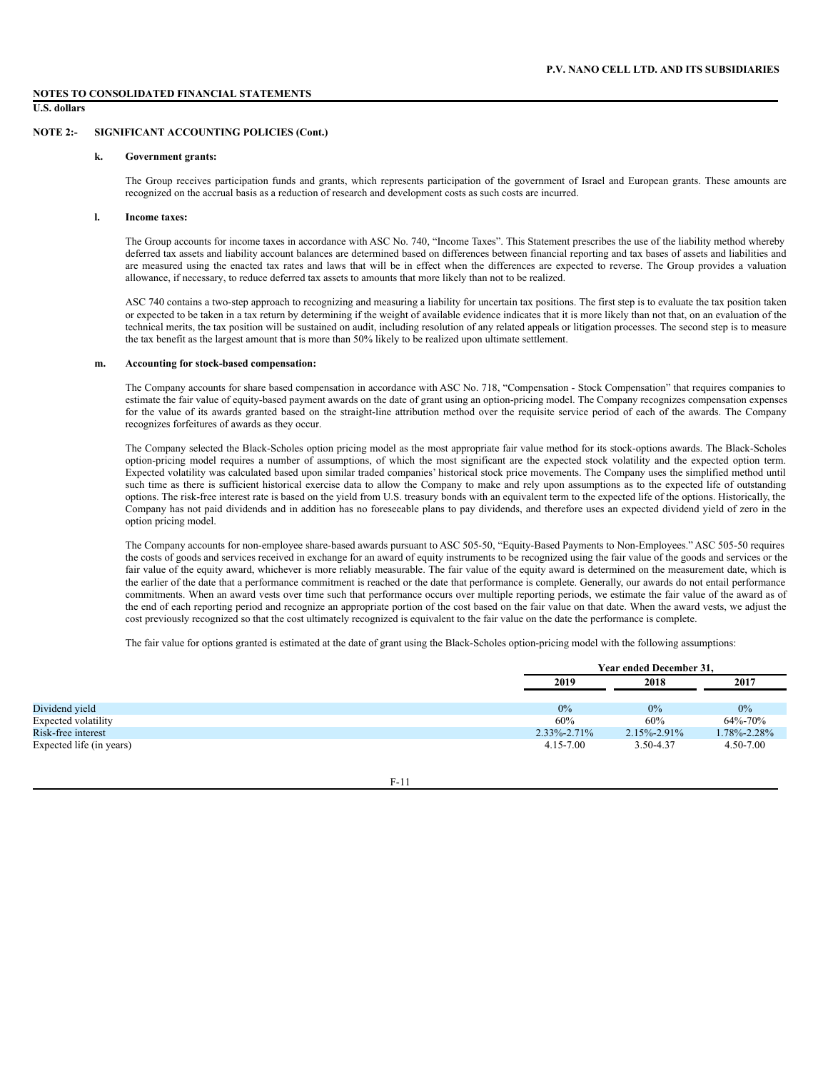**NOTES TO CONSOLIDATED FINANCIAL STATEMENTS**

**U.S. dollars**

**NOTE 2:- SIGNIFICANT ACCOUNTING POLICIES (Cont.)**

**k. Government grants:**

The Group receives participation funds and grants, which represents participation of the government of Israel and European grants. These amounts are recognized on the accrual basis as a reduction of research and development costs as such costs are incurred.

**l. Income taxes:**

The Group accounts for income taxes in accordance with ASC No. 740, "Income Taxes". This Statement prescribes the use of the liability method whereby deferred tax assets and liability account balances are determined based on differences between financial reporting and tax bases of assets and liabilities and are measured using the enacted tax rates and laws that will be in effect when the differences are expected to reverse. The Group provides a valuation allowance, if necessary, to reduce deferred tax assets to amounts that more likely than not to be realized.

ASC 740 contains a two-step approach to recognizing and measuring a liability for uncertain tax positions. The first step is to evaluate the tax position taken or expected to be taken in a tax return by determining if the weight of available evidence indicates that it is more likely than not that, on an evaluation of the technical merits, the tax position will be sustained on audit, including resolution of any related appeals or litigation processes. The second step is to measure the tax benefit as the largest amount that is more than 50% likely to be realized upon ultimate settlement.

**m. Accounting for stock-based compensation:**

The Company accounts for share based compensation in accordance with ASC No. 718, "Compensation - Stock Compensation" that requires companies to estimate the fair value of equity-based payment awards on the date of grant using an option-pricing model. The Company recognizes compensation expenses for the value of its awards granted based on the straight-line attribution method over the requisite service period of each of the awards. The Company recognizes forfeitures of awards as they occur.

The Company selected the Black-Scholes option pricing model as the most appropriate fair value method for its stock-options awards. The Black-Scholes option-pricing model requires a number of assumptions, of which the most significant are the expected stock volatility and the expected option term. Expected volatility was calculated based upon similar traded companies' historical stock price movements. The Company uses the simplified method until such time as there is sufficient historical exercise data to allow the Company to make and rely upon assumptions as to the expected life of outstanding options. The risk-free interest rate is based on the yield from U.S. treasury bonds with an equivalent term to the expected life of the options. Historically, the Company has not paid dividends and in addition has no foreseeable plans to pay dividends, and therefore uses an expected dividend yield of zero in the option pricing model.

The Company accounts for non-employee share-based awards pursuant to ASC 505-50, "Equity-Based Payments to Non-Employees." ASC 505-50 requires the costs of goods and services received in exchange for an award of equity instruments to be recognized using the fair value of the goods and services or the fair value of the equity award, whichever is more reliably measurable. The fair value of the equity award is determined on the measurement date, which is the earlier of the date that a performance commitment is reached or the date that performance is complete. Generally, our awards do not entail performance commitments. When an award vests over time such that performance occurs over multiple reporting periods, we estimate the fair value of the award as of the end of each reporting period and recognize an appropriate portion of the cost based on the fair value on that date. When the award vests, we adjust the cost previously recognized so that the cost ultimately recognized is equivalent to the fair value on the date the performance is complete.

The fair value for options granted is estimated at the date of grant using the Black-Scholes option-pricing model with the following assumptions:

| | Year ended December 31, | | |
|---|---|---|---|
| | 2019 | 2018 | 2017 |
| Dividend yield | 0% | 0% | 0% |
| Expected volatility | 60% | 60% | 64%-70% |
| Risk-free interest | 2.33%-2.71% | 2.15%-2.91% | 1.78%-2.28% |
| Expected life (in years) | 4.15-7.00 | 3.50-4.37 | 4.50-7.00 |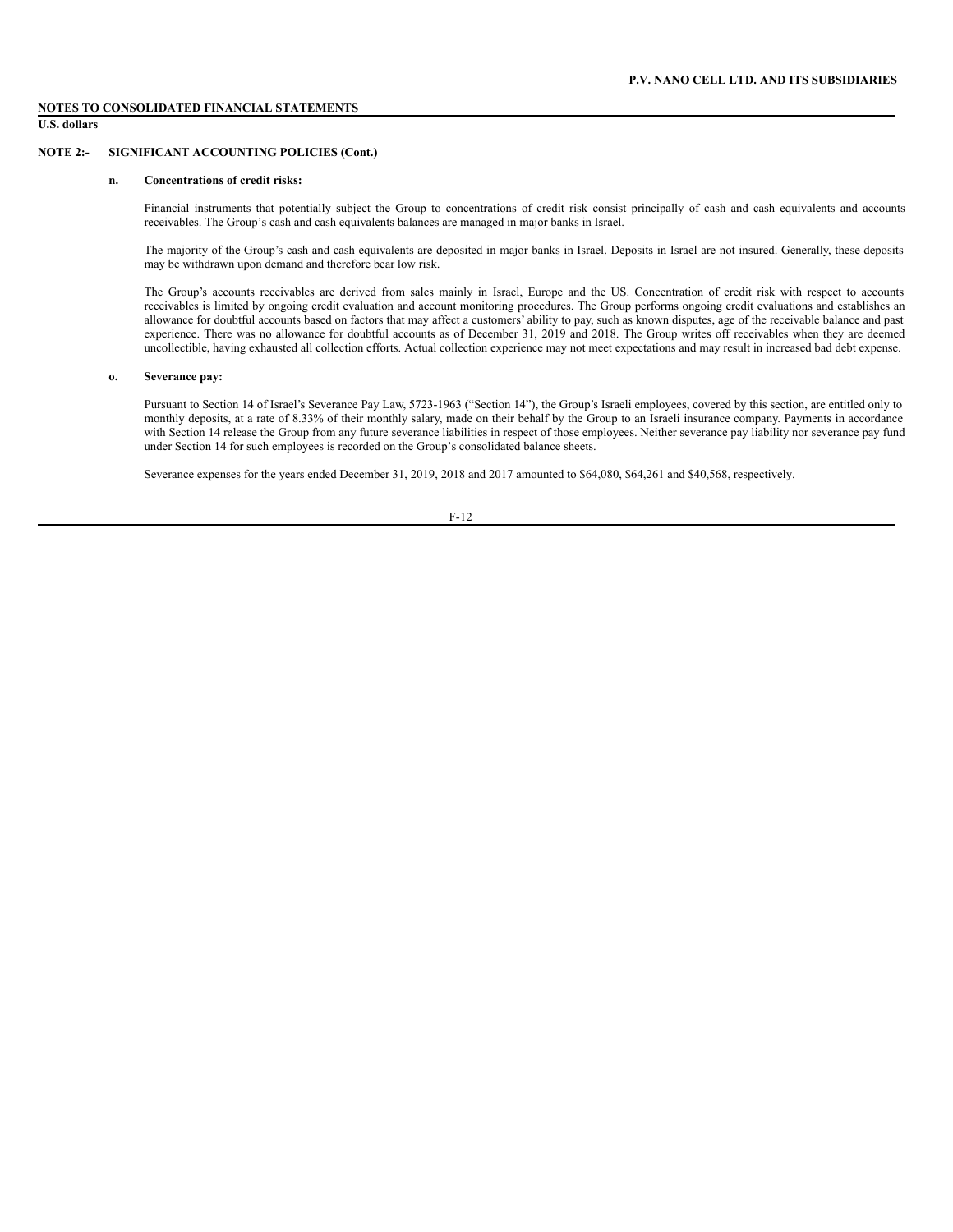**NOTES TO CONSOLIDATED FINANCIAL STATEMENTS**
**U.S. dollars**

**NOTE 2:- SIGNIFICANT ACCOUNTING POLICIES (Cont.)**

**n. Concentrations of credit risks:**

Financial instruments that potentially subject the Group to concentrations of credit risk consist principally of cash and cash equivalents and accounts receivables. The Group's cash and cash equivalents balances are managed in major banks in Israel.

The majority of the Group's cash and cash equivalents are deposited in major banks in Israel. Deposits in Israel are not insured. Generally, these deposits may be withdrawn upon demand and therefore bear low risk.

The Group's accounts receivables are derived from sales mainly in Israel, Europe and the US. Concentration of credit risk with respect to accounts receivables is limited by ongoing credit evaluation and account monitoring procedures. The Group performs ongoing credit evaluations and establishes an allowance for doubtful accounts based on factors that may affect a customers' ability to pay, such as known disputes, age of the receivable balance and past experience. There was no allowance for doubtful accounts as of December 31, 2019 and 2018. The Group writes off receivables when they are deemed uncollectible, having exhausted all collection efforts. Actual collection experience may not meet expectations and may result in increased bad debt expense.

**o. Severance pay:**

Pursuant to Section 14 of Israel's Severance Pay Law, 5723-1963 ("Section 14"), the Group's Israeli employees, covered by this section, are entitled only to monthly deposits, at a rate of 8.33% of their monthly salary, made on their behalf by the Group to an Israeli insurance company. Payments in accordance with Section 14 release the Group from any future severance liabilities in respect of those employees. Neither severance pay liability nor severance pay fund under Section 14 for such employees is recorded on the Group's consolidated balance sheets.

Severance expenses for the years ended December 31, 2019, 2018 and 2017 amounted to $64,080, $64,261 and $40,568, respectively.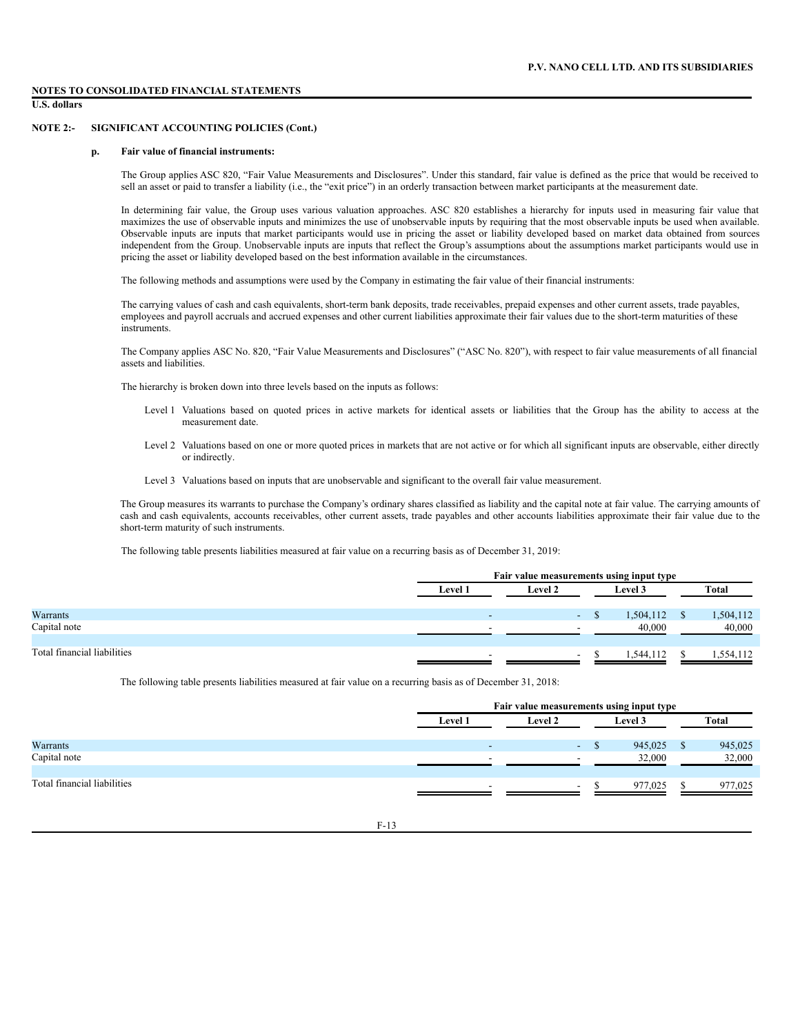**NOTES TO CONSOLIDATED FINANCIAL STATEMENTS**

**U.S. dollars**

**NOTE 2:- SIGNIFICANT ACCOUNTING POLICIES (Cont.)**

**p. Fair value of financial instruments:**

The Group applies ASC 820, "Fair Value Measurements and Disclosures". Under this standard, fair value is defined as the price that would be received to sell an asset or paid to transfer a liability (i.e., the "exit price") in an orderly transaction between market participants at the measurement date.

In determining fair value, the Group uses various valuation approaches. ASC 820 establishes a hierarchy for inputs used in measuring fair value that maximizes the use of observable inputs and minimizes the use of unobservable inputs by requiring that the most observable inputs be used when available. Observable inputs are inputs that market participants would use in pricing the asset or liability developed based on market data obtained from sources independent from the Group. Unobservable inputs are inputs that reflect the Group's assumptions about the assumptions market participants would use in pricing the asset or liability developed based on the best information available in the circumstances.

The following methods and assumptions were used by the Company in estimating the fair value of their financial instruments:

The carrying values of cash and cash equivalents, short-term bank deposits, trade receivables, prepaid expenses and other current assets, trade payables, employees and payroll accruals and accrued expenses and other current liabilities approximate their fair values due to the short-term maturities of these instruments.

The Company applies ASC No. 820, "Fair Value Measurements and Disclosures" ("ASC No. 820"), with respect to fair value measurements of all financial assets and liabilities.

The hierarchy is broken down into three levels based on the inputs as follows:

- Level 1 Valuations based on quoted prices in active markets for identical assets or liabilities that the Group has the ability to access at the measurement date.
- Level 2 Valuations based on one or more quoted prices in markets that are not active or for which all significant inputs are observable, either directly or indirectly.
- Level 3 Valuations based on inputs that are unobservable and significant to the overall fair value measurement.

The Group measures its warrants to purchase the Company's ordinary shares classified as liability and the capital note at fair value. The carrying amounts of cash and cash equivalents, accounts receivables, other current assets, trade payables and other accounts liabilities approximate their fair value due to the short-term maturity of such instruments.

The following table presents liabilities measured at fair value on a recurring basis as of December 31, 2019:

| | Fair value measurements using input type | | | |
|---|---|---|---|---|
| | Level 1 | Level 2 | Level 3 | Total |
| Warrants | - | - | $ 1,504,112 | $ 1,504,112 |
| Capital note | - | - | 40,000 | 40,000 |
| Total financial liabilities | - | - | $ 1,544,112 | $ 1,554,112 |

The following table presents liabilities measured at fair value on a recurring basis as of December 31, 2018:

| | Fair value measurements using input type | | | |
|---|---|---|---|---|
| | Level 1 | Level 2 | Level 3 | Total |
| Warrants | - | - | $ 945,025 | $ 945,025 |
| Capital note | - | - | 32,000 | 32,000 |
| Total financial liabilities | - | - | $ 977,025 | $ 977,025 |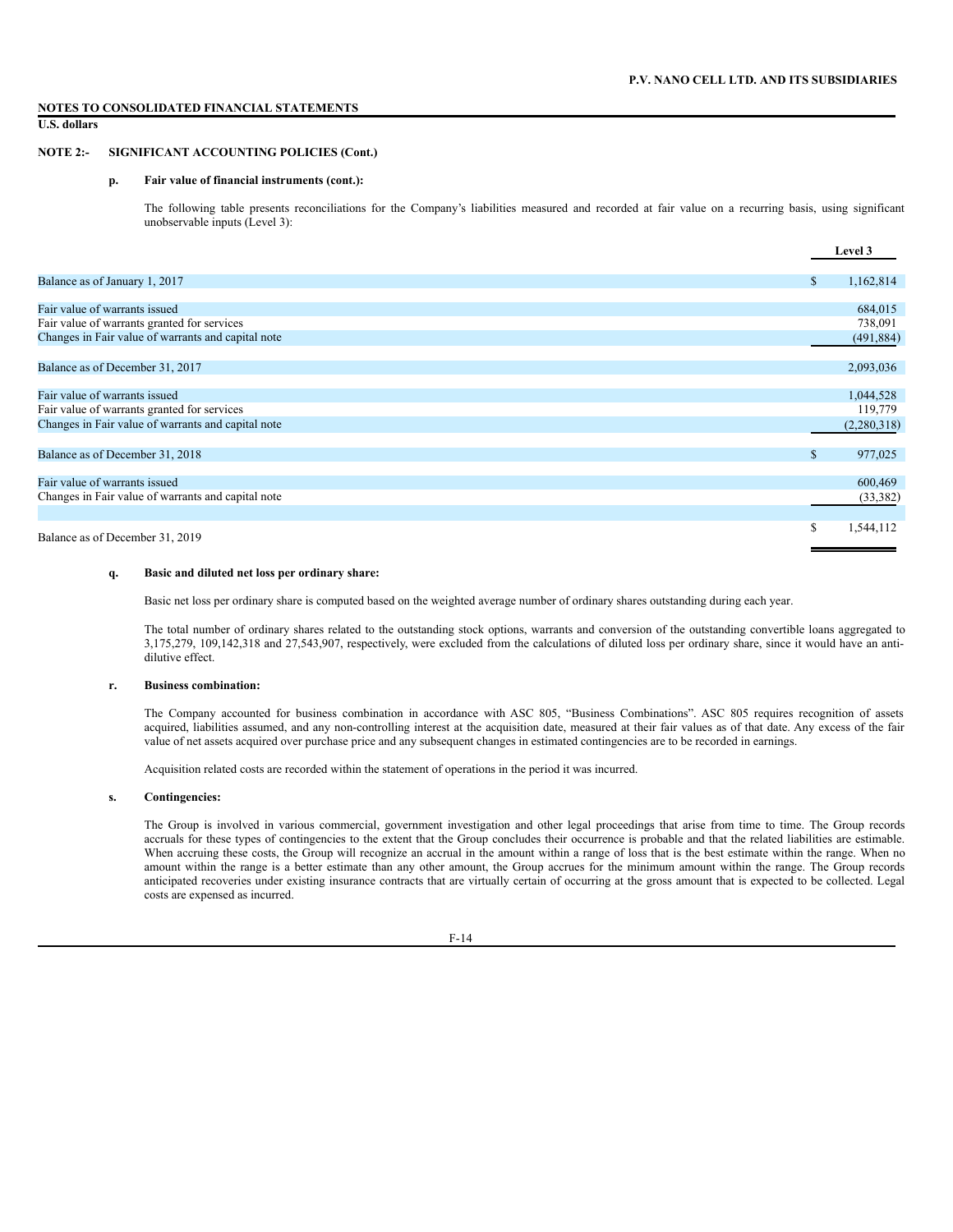**NOTES TO CONSOLIDATED FINANCIAL STATEMENTS**

**U.S. dollars**

**NOTE 2:- SIGNIFICANT ACCOUNTING POLICIES (Cont.)**

**p. Fair value of financial instruments (cont.):**

The following table presents reconciliations for the Company's liabilities measured and recorded at fair value on a recurring basis, using significant unobservable inputs (Level 3):

| | Level 3 |
|---|---|
| Balance as of January 1, 2017 | $ 1,162,814 |
| Fair value of warrants issued | 684,015 |
| Fair value of warrants granted for services | 738,091 |
| Changes in Fair value of warrants and capital note | (491,884) |
| Balance as of December 31, 2017 | 2,093,036 |
| Fair value of warrants issued | 1,044,528 |
| Fair value of warrants granted for services | 119,779 |
| Changes in Fair value of warrants and capital note | (2,280,318) |
| Balance as of December 31, 2018 | $ 977,025 |
| Fair value of warrants issued | 600,469 |
| Changes in Fair value of warrants and capital note | (33,382) |
| Balance as of December 31, 2019 | $ 1,544,112 |

**q. Basic and diluted net loss per ordinary share:**

Basic net loss per ordinary share is computed based on the weighted average number of ordinary shares outstanding during each year.

The total number of ordinary shares related to the outstanding stock options, warrants and conversion of the outstanding convertible loans aggregated to 3,175,279, 109,142,318 and 27,543,907, respectively, were excluded from the calculations of diluted loss per ordinary share, since it would have an anti-dilutive effect.

**r. Business combination:**

The Company accounted for business combination in accordance with ASC 805, "Business Combinations". ASC 805 requires recognition of assets acquired, liabilities assumed, and any non-controlling interest at the acquisition date, measured at their fair values as of that date. Any excess of the fair value of net assets acquired over purchase price and any subsequent changes in estimated contingencies are to be recorded in earnings.

Acquisition related costs are recorded within the statement of operations in the period it was incurred.

**s. Contingencies:**

The Group is involved in various commercial, government investigation and other legal proceedings that arise from time to time. The Group records accruals for these types of contingencies to the extent that the Group concludes their occurrence is probable and that the related liabilities are estimable. When accruing these costs, the Group will recognize an accrual in the amount within a range of loss that is the best estimate within the range. When no amount within the range is a better estimate than any other amount, the Group accrues for the minimum amount within the range. The Group records anticipated recoveries under existing insurance contracts that are virtually certain of occurring at the gross amount that is expected to be collected. Legal costs are expensed as incurred.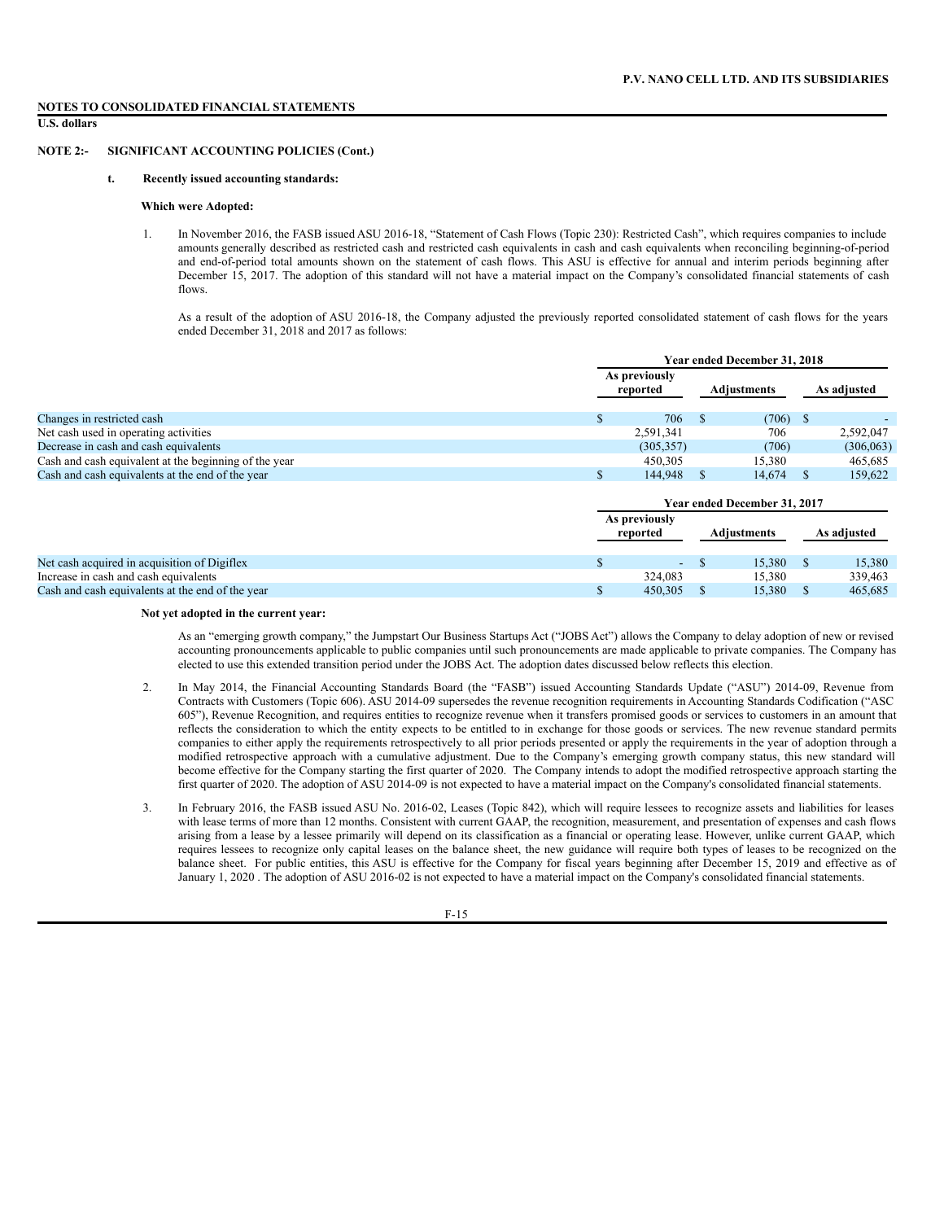**NOTES TO CONSOLIDATED FINANCIAL STATEMENTS**

**U.S. dollars**

**NOTE 2:- SIGNIFICANT ACCOUNTING POLICIES (Cont.)**

**t. Recently issued accounting standards:**

**Which were Adopted:**

1. In November 2016, the FASB issued ASU 2016-18, "Statement of Cash Flows (Topic 230): Restricted Cash", which requires companies to include amounts generally described as restricted cash and restricted cash equivalents in cash and cash equivalents when reconciling beginning-of-period and end-of-period total amounts shown on the statement of cash flows. This ASU is effective for annual and interim periods beginning after December 15, 2017. The adoption of this standard will not have a material impact on the Company's consolidated financial statements of cash flows.

   As a result of the adoption of ASU 2016-18, the Company adjusted the previously reported consolidated statement of cash flows for the years ended December 31, 2018 and 2017 as follows:

| | Year ended December 31, 2018 | | |
|---|---|---|---|
| | As previously reported | Adjustments | As adjusted |
| Changes in restricted cash | $ 706 | $ (706) | $ - |
| Net cash used in operating activities | 2,591,341 | 706 | 2,592,047 |
| Decrease in cash and cash equivalents | (305,357) | (706) | (306,063) |
| Cash and cash equivalent at the beginning of the year | 450,305 | 15,380 | 465,685 |
| Cash and cash equivalents at the end of the year | $ 144,948 | $ 14,674 | $ 159,622 |

| | Year ended December 31, 2017 | | |
|---|---|---|---|
| | As previously reported | Adjustments | As adjusted |
| Net cash acquired in acquisition of Digiflex | $ - | $ 15,380 | $ 15,380 |
| Increase in cash and cash equivalents | 324,083 | 15,380 | 339,463 |
| Cash and cash equivalents at the end of the year | $ 450,305 | $ 15,380 | $ 465,685 |

**Not yet adopted in the current year:**

As an "emerging growth company," the Jumpstart Our Business Startups Act ("JOBS Act") allows the Company to delay adoption of new or revised accounting pronouncements applicable to public companies until such pronouncements are made applicable to private companies. The Company has elected to use this extended transition period under the JOBS Act. The adoption dates discussed below reflects this election.

2. In May 2014, the Financial Accounting Standards Board (the "FASB") issued Accounting Standards Update ("ASU") 2014-09, Revenue from Contracts with Customers (Topic 606). ASU 2014-09 supersedes the revenue recognition requirements in Accounting Standards Codification ("ASC 605"), Revenue Recognition, and requires entities to recognize revenue when it transfers promised goods or services to customers in an amount that reflects the consideration to which the entity expects to be entitled to in exchange for those goods or services. The new revenue standard permits companies to either apply the requirements retrospectively to all prior periods presented or apply the requirements in the year of adoption through a modified retrospective approach with a cumulative adjustment. Due to the Company's emerging growth company status, this new standard will become effective for the Company starting the first quarter of 2020. The Company intends to adopt the modified retrospective approach starting the first quarter of 2020. The adoption of ASU 2014-09 is not expected to have a material impact on the Company's consolidated financial statements.

3. In February 2016, the FASB issued ASU No. 2016-02, Leases (Topic 842), which will require lessees to recognize assets and liabilities for leases with lease terms of more than 12 months. Consistent with current GAAP, the recognition, measurement, and presentation of expenses and cash flows arising from a lease by a lessee primarily will depend on its classification as a financial or operating lease. However, unlike current GAAP, which requires lessees to recognize only capital leases on the balance sheet, the new guidance will require both types of leases to be recognized on the balance sheet. For public entities, this ASU is effective for the Company for fiscal years beginning after December 15, 2019 and effective as of January 1, 2020 . The adoption of ASU 2016-02 is not expected to have a material impact on the Company's consolidated financial statements.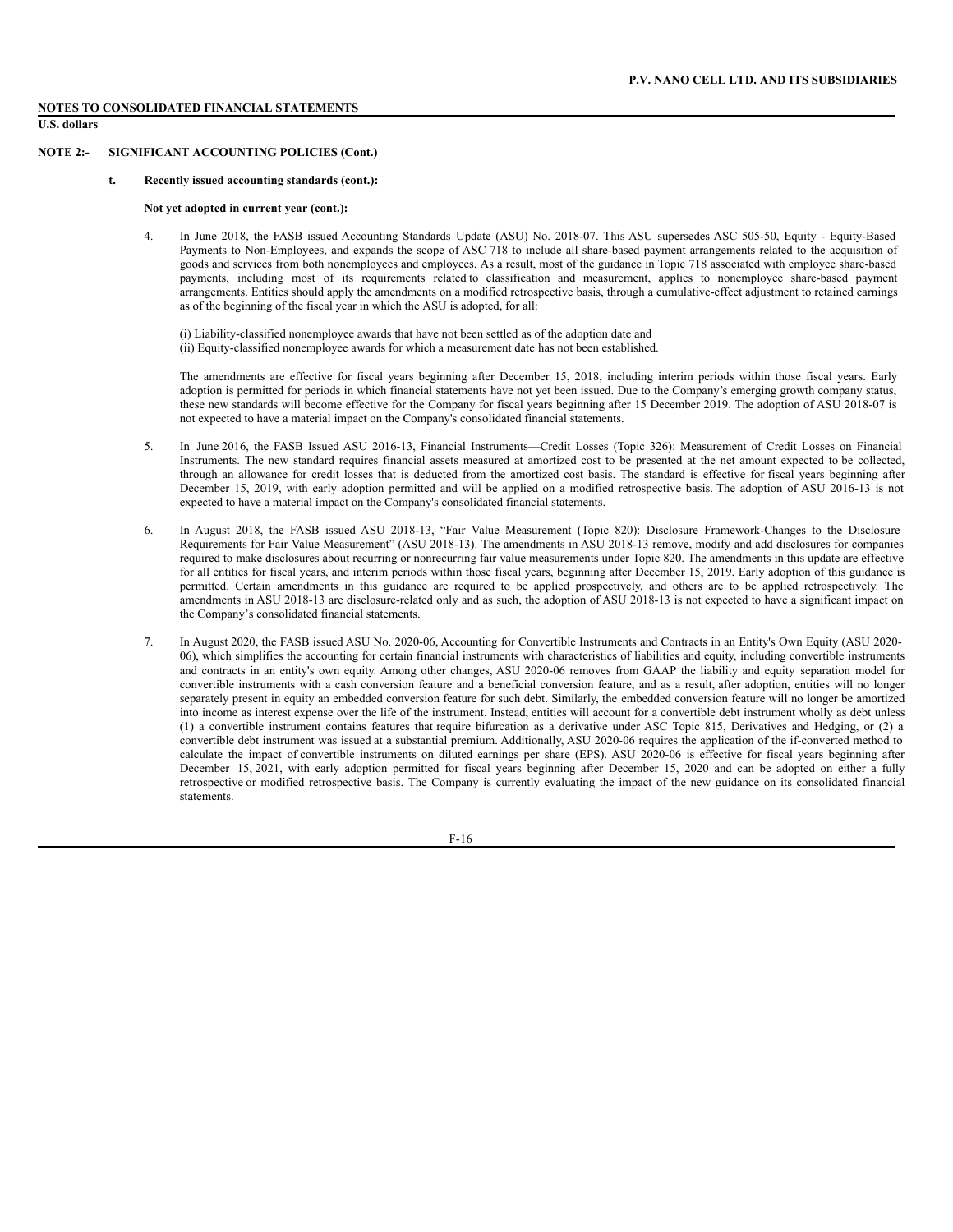**NOTES TO CONSOLIDATED FINANCIAL STATEMENTS**

**U.S. dollars**

**NOTE 2:- SIGNIFICANT ACCOUNTING POLICIES (Cont.)**

**t. Recently issued accounting standards (cont.):**

**Not yet adopted in current year (cont.):**

4. In June 2018, the FASB issued Accounting Standards Update (ASU) No. 2018-07. This ASU supersedes ASC 505-50, Equity - Equity-Based Payments to Non-Employees, and expands the scope of ASC 718 to include all share-based payment arrangements related to the acquisition of goods and services from both nonemployees and employees. As a result, most of the guidance in Topic 718 associated with employee share-based payments, including most of its requirements related to classification and measurement, applies to nonemployee share-based payment arrangements. Entities should apply the amendments on a modified retrospective basis, through a cumulative-effect adjustment to retained earnings as of the beginning of the fiscal year in which the ASU is adopted, for all:

   (i) Liability-classified nonemployee awards that have not been settled as of the adoption date and
   (ii) Equity-classified nonemployee awards for which a measurement date has not been established.

   The amendments are effective for fiscal years beginning after December 15, 2018, including interim periods within those fiscal years. Early adoption is permitted for periods in which financial statements have not yet been issued. Due to the Company's emerging growth company status, these new standards will become effective for the Company for fiscal years beginning after 15 December 2019. The adoption of ASU 2018-07 is not expected to have a material impact on the Company's consolidated financial statements.

5. In June 2016, the FASB Issued ASU 2016-13, Financial Instruments—Credit Losses (Topic 326): Measurement of Credit Losses on Financial Instruments. The new standard requires financial assets measured at amortized cost to be presented at the net amount expected to be collected, through an allowance for credit losses that is deducted from the amortized cost basis. The standard is effective for fiscal years beginning after December 15, 2019, with early adoption permitted and will be applied on a modified retrospective basis. The adoption of ASU 2016-13 is not expected to have a material impact on the Company's consolidated financial statements.

6. In August 2018, the FASB issued ASU 2018-13, "Fair Value Measurement (Topic 820): Disclosure Framework-Changes to the Disclosure Requirements for Fair Value Measurement" (ASU 2018-13). The amendments in ASU 2018-13 remove, modify and add disclosures for companies required to make disclosures about recurring or nonrecurring fair value measurements under Topic 820. The amendments in this update are effective for all entities for fiscal years, and interim periods within those fiscal years, beginning after December 15, 2019. Early adoption of this guidance is permitted. Certain amendments in this guidance are required to be applied prospectively, and others are to be applied retrospectively. The amendments in ASU 2018-13 are disclosure-related only and as such, the adoption of ASU 2018-13 is not expected to have a significant impact on the Company's consolidated financial statements.

7. In August 2020, the FASB issued ASU No. 2020-06, Accounting for Convertible Instruments and Contracts in an Entity's Own Equity (ASU 2020-06), which simplifies the accounting for certain financial instruments with characteristics of liabilities and equity, including convertible instruments and contracts in an entity's own equity. Among other changes, ASU 2020-06 removes from GAAP the liability and equity separation model for convertible instruments with a cash conversion feature and a beneficial conversion feature, and as a result, after adoption, entities will no longer separately present in equity an embedded conversion feature for such debt. Similarly, the embedded conversion feature will no longer be amortized into income as interest expense over the life of the instrument. Instead, entities will account for a convertible debt instrument wholly as debt unless (1) a convertible instrument contains features that require bifurcation as a derivative under ASC Topic 815, Derivatives and Hedging, or (2) a convertible debt instrument was issued at a substantial premium. Additionally, ASU 2020-06 requires the application of the if-converted method to calculate the impact of convertible instruments on diluted earnings per share (EPS). ASU 2020-06 is effective for fiscal years beginning after December 15, 2021, with early adoption permitted for fiscal years beginning after December 15, 2020 and can be adopted on either a fully retrospective or modified retrospective basis. The Company is currently evaluating the impact of the new guidance on its consolidated financial statements.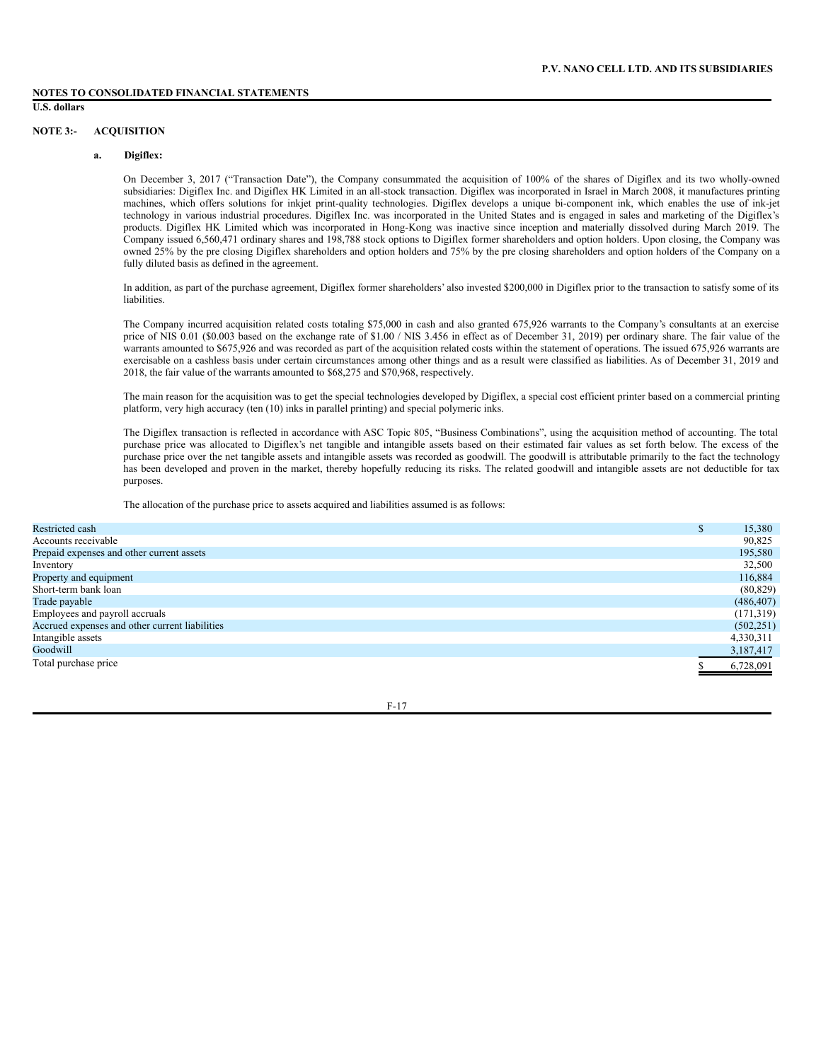**NOTES TO CONSOLIDATED FINANCIAL STATEMENTS**

**U.S. dollars**

## NOTE 3:- ACQUISITION

### a. Digiflex:

On December 3, 2017 ("Transaction Date"), the Company consummated the acquisition of 100% of the shares of Digiflex and its two wholly-owned subsidiaries: Digiflex Inc. and Digiflex HK Limited in an all-stock transaction. Digiflex was incorporated in Israel in March 2008, it manufactures printing machines, which offers solutions for inkjet print-quality technologies. Digiflex develops a unique bi-component ink, which enables the use of ink-jet technology in various industrial procedures. Digiflex Inc. was incorporated in the United States and is engaged in sales and marketing of the Digiflex's products. Digiflex HK Limited which was incorporated in Hong-Kong was inactive since inception and materially dissolved during March 2019. The Company issued 6,560,471 ordinary shares and 198,788 stock options to Digiflex former shareholders and option holders. Upon closing, the Company was owned 25% by the pre closing Digiflex shareholders and option holders and 75% by the pre closing shareholders and option holders of the Company on a fully diluted basis as defined in the agreement.

In addition, as part of the purchase agreement, Digiflex former shareholders' also invested $200,000 in Digiflex prior to the transaction to satisfy some of its liabilities.

The Company incurred acquisition related costs totaling $75,000 in cash and also granted 675,926 warrants to the Company's consultants at an exercise price of NIS 0.01 ($0.003 based on the exchange rate of $1.00 / NIS 3.456 in effect as of December 31, 2019) per ordinary share. The fair value of the warrants amounted to $675,926 and was recorded as part of the acquisition related costs within the statement of operations. The issued 675,926 warrants are exercisable on a cashless basis under certain circumstances among other things and as a result were classified as liabilities. As of December 31, 2019 and 2018, the fair value of the warrants amounted to $68,275 and $70,968, respectively.

The main reason for the acquisition was to get the special technologies developed by Digiflex, a special cost efficient printer based on a commercial printing platform, very high accuracy (ten (10) inks in parallel printing) and special polymeric inks.

The Digiflex transaction is reflected in accordance with ASC Topic 805, "Business Combinations", using the acquisition method of accounting. The total purchase price was allocated to Digiflex's net tangible and intangible assets based on their estimated fair values as set forth below. The excess of the purchase price over the net tangible assets and intangible assets was recorded as goodwill. The goodwill is attributable primarily to the fact the technology has been developed and proven in the market, thereby hopefully reducing its risks. The related goodwill and intangible assets are not deductible for tax purposes.

The allocation of the purchase price to assets acquired and liabilities assumed is as follows:

| | |
|---|---|
| Restricted cash | $ 15,380 |
| Accounts receivable | 90,825 |
| Prepaid expenses and other current assets | 195,580 |
| Inventory | 32,500 |
| Property and equipment | 116,884 |
| Short-term bank loan | (80,829) |
| Trade payable | (486,407) |
| Employees and payroll accruals | (171,319) |
| Accrued expenses and other current liabilities | (502,251) |
| Intangible assets | 4,330,311 |
| Goodwill | 3,187,417 |
| Total purchase price | $ 6,728,091 |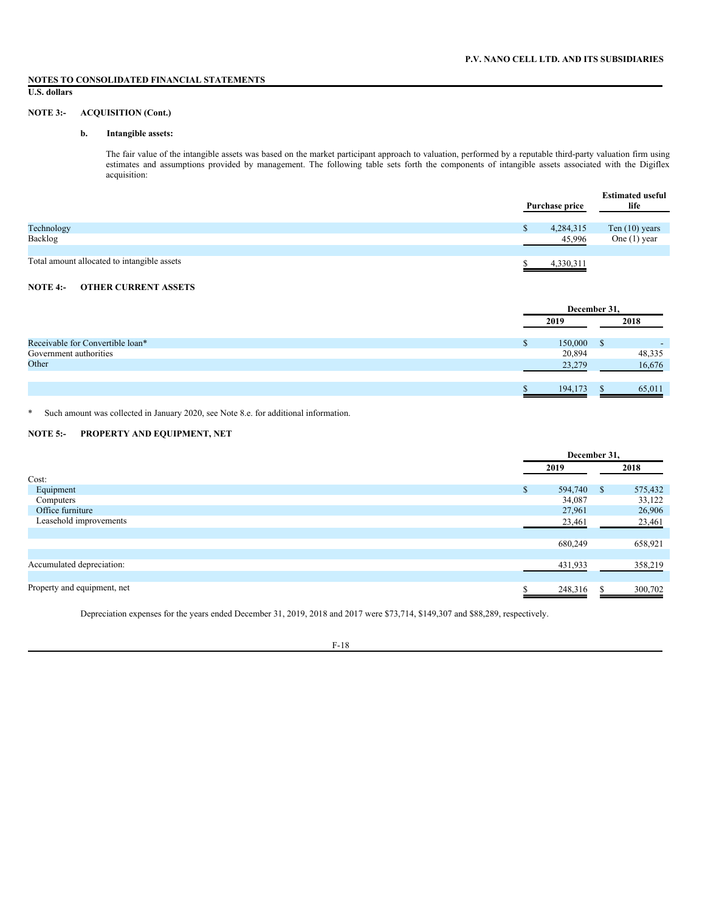**NOTES TO CONSOLIDATED FINANCIAL STATEMENTS**

**U.S. dollars**

**NOTE 3:- ACQUISITION (Cont.)**

**b. Intangible assets:**

The fair value of the intangible assets was based on the market participant approach to valuation, performed by a reputable third-party valuation firm using estimates and assumptions provided by management. The following table sets forth the components of intangible assets associated with the Digiflex acquisition:

| | Purchase price | Estimated useful life |
|---|---|---|
| Technology | $ 4,284,315 | Ten (10) years |
| Backlog | 45,996 | One (1) year |
| Total amount allocated to intangible assets | $ 4,330,311 | |

**NOTE 4:- OTHER CURRENT ASSETS**

| | December 31, | |
|---|---|---|
| | 2019 | 2018 |
| Receivable for Convertible loan* | $ 150,000 | $ - |
| Government authorities | 20,894 | 48,335 |
| Other | 23,279 | 16,676 |
| | $ 194,173 | $ 65,011 |

\* Such amount was collected in January 2020, see Note 8.e. for additional information.

**NOTE 5:- PROPERTY AND EQUIPMENT, NET**

| | December 31, | |
|---|---|---|
| | 2019 | 2018 |
| Cost: | | |
| Equipment | $ 594,740 | $ 575,432 |
| Computers | 34,087 | 33,122 |
| Office furniture | 27,961 | 26,906 |
| Leasehold improvements | 23,461 | 23,461 |
| | 680,249 | 658,921 |
| Accumulated depreciation: | 431,933 | 358,219 |
| Property and equipment, net | $ 248,316 | $ 300,702 |

Depreciation expenses for the years ended December 31, 2019, 2018 and 2017 were $73,714, $149,307 and $88,289, respectively.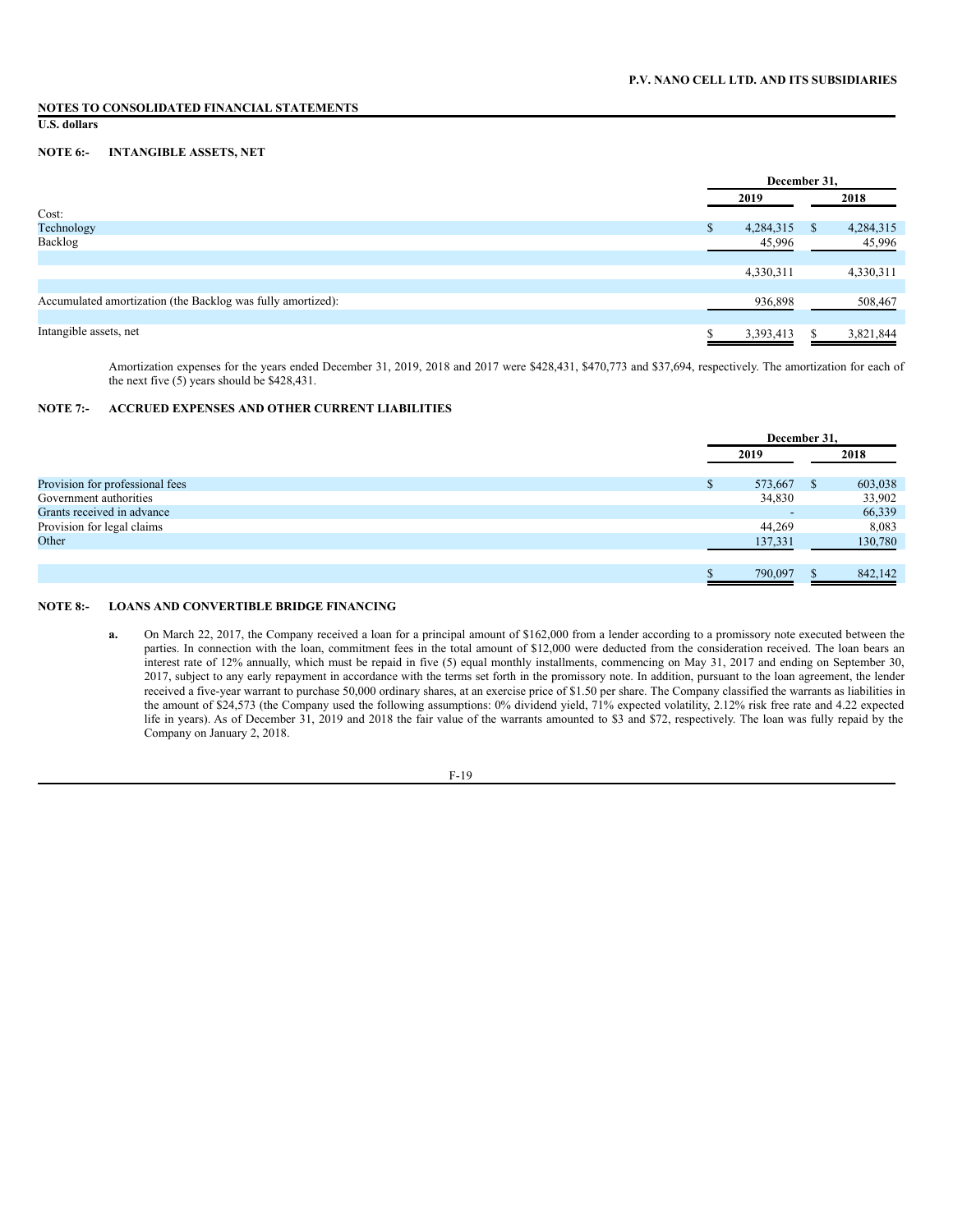**NOTES TO CONSOLIDATED FINANCIAL STATEMENTS**

**U.S. dollars**

## NOTE 6:- INTANGIBLE ASSETS, NET

| | December 31, | |
|---|---|---|
| | 2019 | 2018 |
| Cost: | | |
| Technology | $ 4,284,315 | $ 4,284,315 |
| Backlog | 45,996 | 45,996 |
| | 4,330,311 | 4,330,311 |
| Accumulated amortization (the Backlog was fully amortized): | 936,898 | 508,467 |
| Intangible assets, net | $ 3,393,413 | $ 3,821,844 |

Amortization expenses for the years ended December 31, 2019, 2018 and 2017 were $428,431, $470,773 and $37,694, respectively. The amortization for each of the next five (5) years should be $428,431.

## NOTE 7:- ACCRUED EXPENSES AND OTHER CURRENT LIABILITIES

| | December 31, | |
|---|---|---|
| | 2019 | 2018 |
| Provision for professional fees | $ 573,667 | $ 603,038 |
| Government authorities | 34,830 | 33,902 |
| Grants received in advance | - | 66,339 |
| Provision for legal claims | 44,269 | 8,083 |
| Other | 137,331 | 130,780 |
| | $ 790,097 | $ 842,142 |

## NOTE 8:- LOANS AND CONVERTIBLE BRIDGE FINANCING

**a.** On March 22, 2017, the Company received a loan for a principal amount of $162,000 from a lender according to a promissory note executed between the parties. In connection with the loan, commitment fees in the total amount of $12,000 were deducted from the consideration received. The loan bears an interest rate of 12% annually, which must be repaid in five (5) equal monthly installments, commencing on May 31, 2017 and ending on September 30, 2017, subject to any early repayment in accordance with the terms set forth in the promissory note. In addition, pursuant to the loan agreement, the lender received a five-year warrant to purchase 50,000 ordinary shares, at an exercise price of $1.50 per share. The Company classified the warrants as liabilities in the amount of $24,573 (the Company used the following assumptions: 0% dividend yield, 71% expected volatility, 2.12% risk free rate and 4.22 expected life in years). As of December 31, 2019 and 2018 the fair value of the warrants amounted to $3 and $72, respectively. The loan was fully repaid by the Company on January 2, 2018.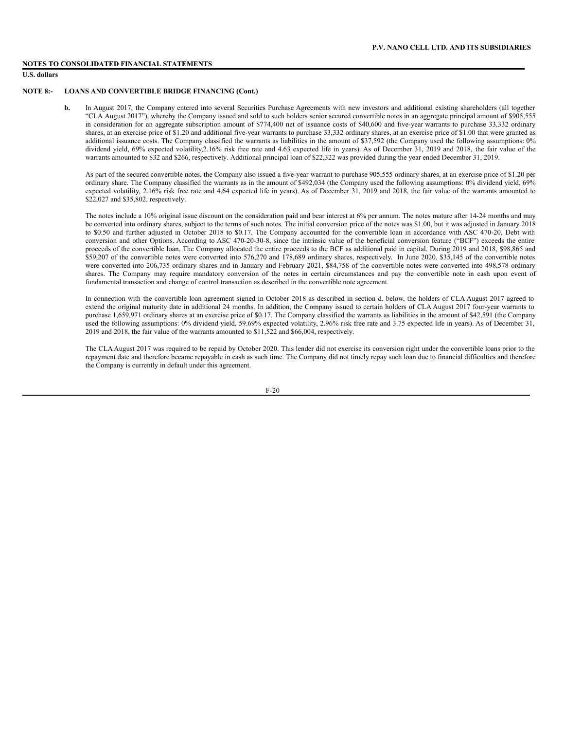**NOTES TO CONSOLIDATED FINANCIAL STATEMENTS**

**U.S. dollars**

**NOTE 8:- LOANS AND CONVERTIBLE BRIDGE FINANCING (Cont.)**

**b.** In August 2017, the Company entered into several Securities Purchase Agreements with new investors and additional existing shareholders (all together "CLA August 2017"), whereby the Company issued and sold to such holders senior secured convertible notes in an aggregate principal amount of $905,555 in consideration for an aggregate subscription amount of $774,400 net of issuance costs of $40,600 and five-year warrants to purchase 33,332 ordinary shares, at an exercise price of $1.20 and additional five-year warrants to purchase 33,332 ordinary shares, at an exercise price of $1.00 that were granted as additional issuance costs. The Company classified the warrants as liabilities in the amount of $37,592 (the Company used the following assumptions: 0% dividend yield, 69% expected volatility,2.16% risk free rate and 4.63 expected life in years). As of December 31, 2019 and 2018, the fair value of the warrants amounted to $32 and $266, respectively. Additional principal loan of $22,322 was provided during the year ended December 31, 2019.

As part of the secured convertible notes, the Company also issued a five-year warrant to purchase 905,555 ordinary shares, at an exercise price of $1.20 per ordinary share. The Company classified the warrants as in the amount of $492,034 (the Company used the following assumptions: 0% dividend yield, 69% expected volatility, 2.16% risk free rate and 4.64 expected life in years). As of December 31, 2019 and 2018, the fair value of the warrants amounted to $22,027 and $35,802, respectively.

The notes include a 10% original issue discount on the consideration paid and bear interest at 6% per annum. The notes mature after 14-24 months and may be converted into ordinary shares, subject to the terms of such notes. The initial conversion price of the notes was $1.00, but it was adjusted in January 2018 to $0.50 and further adjusted in October 2018 to $0.17. The Company accounted for the convertible loan in accordance with ASC 470-20, Debt with conversion and other Options. According to ASC 470-20-30-8, since the intrinsic value of the beneficial conversion feature ("BCF") exceeds the entire proceeds of the convertible loan, The Company allocated the entire proceeds to the BCF as additional paid in capital. During 2019 and 2018, $98,865 and $59,207 of the convertible notes were converted into 576,270 and 178,689 ordinary shares, respectively. In June 2020, $35,145 of the convertible notes were converted into 206,735 ordinary shares and in January and February 2021, $84,758 of the convertible notes were converted into 498,578 ordinary shares. The Company may require mandatory conversion of the notes in certain circumstances and pay the convertible note in cash upon event of fundamental transaction and change of control transaction as described in the convertible note agreement.

In connection with the convertible loan agreement signed in October 2018 as described in section d. below, the holders of CLA August 2017 agreed to extend the original maturity date in additional 24 months. In addition, the Company issued to certain holders of CLA August 2017 four-year warrants to purchase 1,659,971 ordinary shares at an exercise price of $0.17. The Company classified the warrants as liabilities in the amount of $42,591 (the Company used the following assumptions: 0% dividend yield, 59.69% expected volatility, 2.96% risk free rate and 3.75 expected life in years). As of December 31, 2019 and 2018, the fair value of the warrants amounted to $11,522 and $66,004, respectively.

The CLA August 2017 was required to be repaid by October 2020. This lender did not exercise its conversion right under the convertible loans prior to the repayment date and therefore became repayable in cash as such time. The Company did not timely repay such loan due to financial difficulties and therefore the Company is currently in default under this agreement.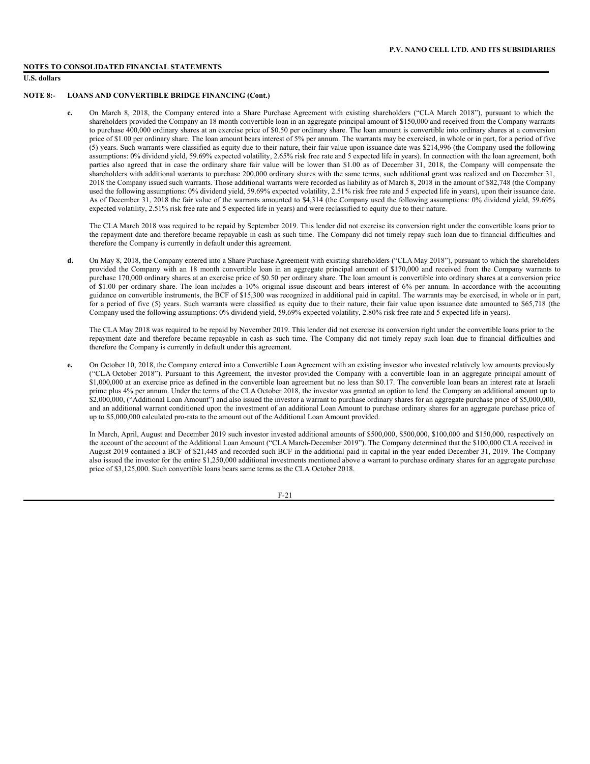**NOTES TO CONSOLIDATED FINANCIAL STATEMENTS**

**U.S. dollars**

**NOTE 8:- LOANS AND CONVERTIBLE BRIDGE FINANCING (Cont.)**

**c.** On March 8, 2018, the Company entered into a Share Purchase Agreement with existing shareholders ("CLA March 2018"), pursuant to which the shareholders provided the Company an 18 month convertible loan in an aggregate principal amount of $150,000 and received from the Company warrants to purchase 400,000 ordinary shares at an exercise price of $0.50 per ordinary share. The loan amount is convertible into ordinary shares at a conversion price of $1.00 per ordinary share. The loan amount bears interest of 5% per annum. The warrants may be exercised, in whole or in part, for a period of five (5) years. Such warrants were classified as equity due to their nature, their fair value upon issuance date was $214,996 (the Company used the following assumptions: 0% dividend yield, 59.69% expected volatility, 2.65% risk free rate and 5 expected life in years). In connection with the loan agreement, both parties also agreed that in case the ordinary share fair value will be lower than $1.00 as of December 31, 2018, the Company will compensate the shareholders with additional warrants to purchase 200,000 ordinary shares with the same terms, such additional grant was realized and on December 31, 2018 the Company issued such warrants. Those additional warrants were recorded as liability as of March 8, 2018 in the amount of $82,748 (the Company used the following assumptions: 0% dividend yield, 59.69% expected volatility, 2.51% risk free rate and 5 expected life in years), upon their issuance date. As of December 31, 2018 the fair value of the warrants amounted to $4,314 (the Company used the following assumptions: 0% dividend yield, 59.69% expected volatility, 2.51% risk free rate and 5 expected life in years) and were reclassified to equity due to their nature.

The CLA March 2018 was required to be repaid by September 2019. This lender did not exercise its conversion right under the convertible loans prior to the repayment date and therefore became repayable in cash as such time. The Company did not timely repay such loan due to financial difficulties and therefore the Company is currently in default under this agreement.

**d.** On May 8, 2018, the Company entered into a Share Purchase Agreement with existing shareholders ("CLA May 2018"), pursuant to which the shareholders provided the Company with an 18 month convertible loan in an aggregate principal amount of $170,000 and received from the Company warrants to purchase 170,000 ordinary shares at an exercise price of $0.50 per ordinary share. The loan amount is convertible into ordinary shares at a conversion price of $1.00 per ordinary share. The loan includes a 10% original issue discount and bears interest of 6% per annum. In accordance with the accounting guidance on convertible instruments, the BCF of $15,300 was recognized in additional paid in capital. The warrants may be exercised, in whole or in part, for a period of five (5) years. Such warrants were classified as equity due to their nature, their fair value upon issuance date amounted to $65,718 (the Company used the following assumptions: 0% dividend yield, 59.69% expected volatility, 2.80% risk free rate and 5 expected life in years).

The CLA May 2018 was required to be repaid by November 2019. This lender did not exercise its conversion right under the convertible loans prior to the repayment date and therefore became repayable in cash as such time. The Company did not timely repay such loan due to financial difficulties and therefore the Company is currently in default under this agreement.

**e.** On October 10, 2018, the Company entered into a Convertible Loan Agreement with an existing investor who invested relatively low amounts previously ("CLA October 2018"). Pursuant to this Agreement, the investor provided the Company with a convertible loan in an aggregate principal amount of $1,000,000 at an exercise price as defined in the convertible loan agreement but no less than $0.17. The convertible loan bears an interest rate at Israeli prime plus 4% per annum. Under the terms of the CLA October 2018, the investor was granted an option to lend the Company an additional amount up to $2,000,000, ("Additional Loan Amount") and also issued the investor a warrant to purchase ordinary shares for an aggregate purchase price of $5,000,000, and an additional warrant conditioned upon the investment of an additional Loan Amount to purchase ordinary shares for an aggregate purchase price of up to $5,000,000 calculated pro-rata to the amount out of the Additional Loan Amount provided.

In March, April, August and December 2019 such investor invested additional amounts of $500,000, $500,000, $100,000 and $150,000, respectively on the account of the account of the Additional Loan Amount ("CLA March-December 2019"). The Company determined that the $100,000 CLA received in August 2019 contained a BCF of $21,445 and recorded such BCF in the additional paid in capital in the year ended December 31, 2019. The Company also issued the investor for the entire $1,250,000 additional investments mentioned above a warrant to purchase ordinary shares for an aggregate purchase price of $3,125,000. Such convertible loans bears same terms as the CLA October 2018.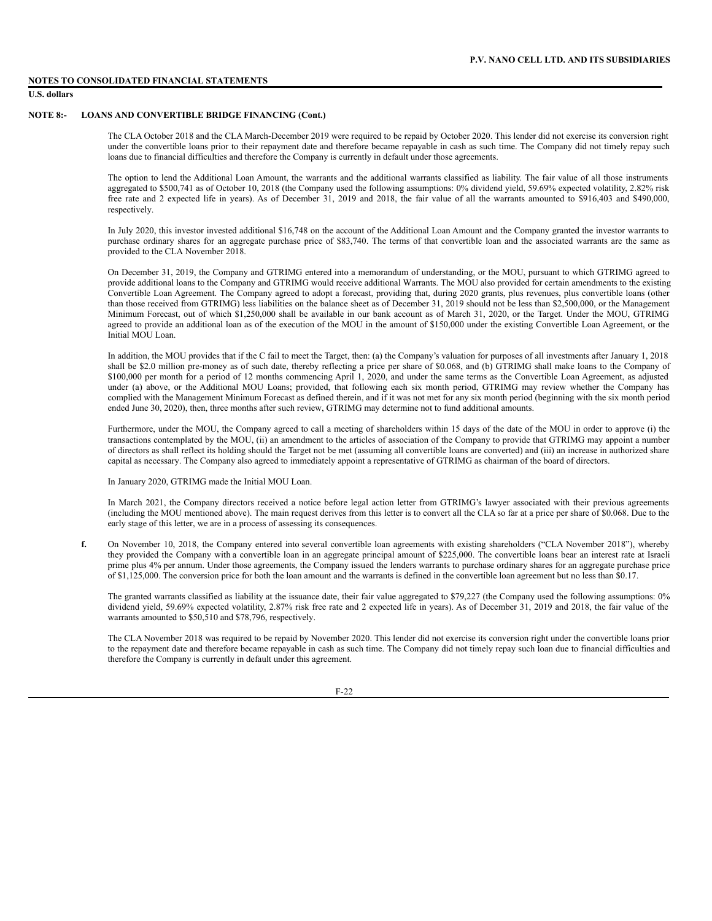**NOTES TO CONSOLIDATED FINANCIAL STATEMENTS**

**U.S. dollars**

**NOTE 8:- LOANS AND CONVERTIBLE BRIDGE FINANCING (Cont.)**

The CLA October 2018 and the CLA March-December 2019 were required to be repaid by October 2020. This lender did not exercise its conversion right under the convertible loans prior to their repayment date and therefore became repayable in cash as such time. The Company did not timely repay such loans due to financial difficulties and therefore the Company is currently in default under those agreements.

The option to lend the Additional Loan Amount, the warrants and the additional warrants classified as liability. The fair value of all those instruments aggregated to $500,741 as of October 10, 2018 (the Company used the following assumptions: 0% dividend yield, 59.69% expected volatility, 2.82% risk free rate and 2 expected life in years). As of December 31, 2019 and 2018, the fair value of all the warrants amounted to $916,403 and $490,000, respectively.

In July 2020, this investor invested additional $16,748 on the account of the Additional Loan Amount and the Company granted the investor warrants to purchase ordinary shares for an aggregate purchase price of $83,740. The terms of that convertible loan and the associated warrants are the same as provided to the CLA November 2018.

On December 31, 2019, the Company and GTRIMG entered into a memorandum of understanding, or the MOU, pursuant to which GTRIMG agreed to provide additional loans to the Company and GTRIMG would receive additional Warrants. The MOU also provided for certain amendments to the existing Convertible Loan Agreement. The Company agreed to adopt a forecast, providing that, during 2020 grants, plus revenues, plus convertible loans (other than those received from GTRIMG) less liabilities on the balance sheet as of December 31, 2019 should not be less than $2,500,000, or the Management Minimum Forecast, out of which $1,250,000 shall be available in our bank account as of March 31, 2020, or the Target. Under the MOU, GTRIMG agreed to provide an additional loan as of the execution of the MOU in the amount of $150,000 under the existing Convertible Loan Agreement, or the Initial MOU Loan.

In addition, the MOU provides that if the C fail to meet the Target, then: (a) the Company's valuation for purposes of all investments after January 1, 2018 shall be $2.0 million pre-money as of such date, thereby reflecting a price per share of $0.068, and (b) GTRIMG shall make loans to the Company of $100,000 per month for a period of 12 months commencing April 1, 2020, and under the same terms as the Convertible Loan Agreement, as adjusted under (a) above, or the Additional MOU Loans; provided, that following each six month period, GTRIMG may review whether the Company has complied with the Management Minimum Forecast as defined therein, and if it was not met for any six month period (beginning with the six month period ended June 30, 2020), then, three months after such review, GTRIMG may determine not to fund additional amounts.

Furthermore, under the MOU, the Company agreed to call a meeting of shareholders within 15 days of the date of the MOU in order to approve (i) the transactions contemplated by the MOU, (ii) an amendment to the articles of association of the Company to provide that GTRIMG may appoint a number of directors as shall reflect its holding should the Target not be met (assuming all convertible loans are converted) and (iii) an increase in authorized share capital as necessary. The Company also agreed to immediately appoint a representative of GTRIMG as chairman of the board of directors.

In January 2020, GTRIMG made the Initial MOU Loan.

In March 2021, the Company directors received a notice before legal action letter from GTRIMG's lawyer associated with their previous agreements (including the MOU mentioned above). The main request derives from this letter is to convert all the CLA so far at a price per share of $0.068. Due to the early stage of this letter, we are in a process of assessing its consequences.

**f.** On November 10, 2018, the Company entered into several convertible loan agreements with existing shareholders ("CLA November 2018"), whereby they provided the Company with a convertible loan in an aggregate principal amount of $225,000. The convertible loans bear an interest rate at Israeli prime plus 4% per annum. Under those agreements, the Company issued the lenders warrants to purchase ordinary shares for an aggregate purchase price of $1,125,000. The conversion price for both the loan amount and the warrants is defined in the convertible loan agreement but no less than $0.17.

The granted warrants classified as liability at the issuance date, their fair value aggregated to $79,227 (the Company used the following assumptions: 0% dividend yield, 59.69% expected volatility, 2.87% risk free rate and 2 expected life in years). As of December 31, 2019 and 2018, the fair value of the warrants amounted to $50,510 and $78,796, respectively.

The CLA November 2018 was required to be repaid by November 2020. This lender did not exercise its conversion right under the convertible loans prior to the repayment date and therefore became repayable in cash as such time. The Company did not timely repay such loan due to financial difficulties and therefore the Company is currently in default under this agreement.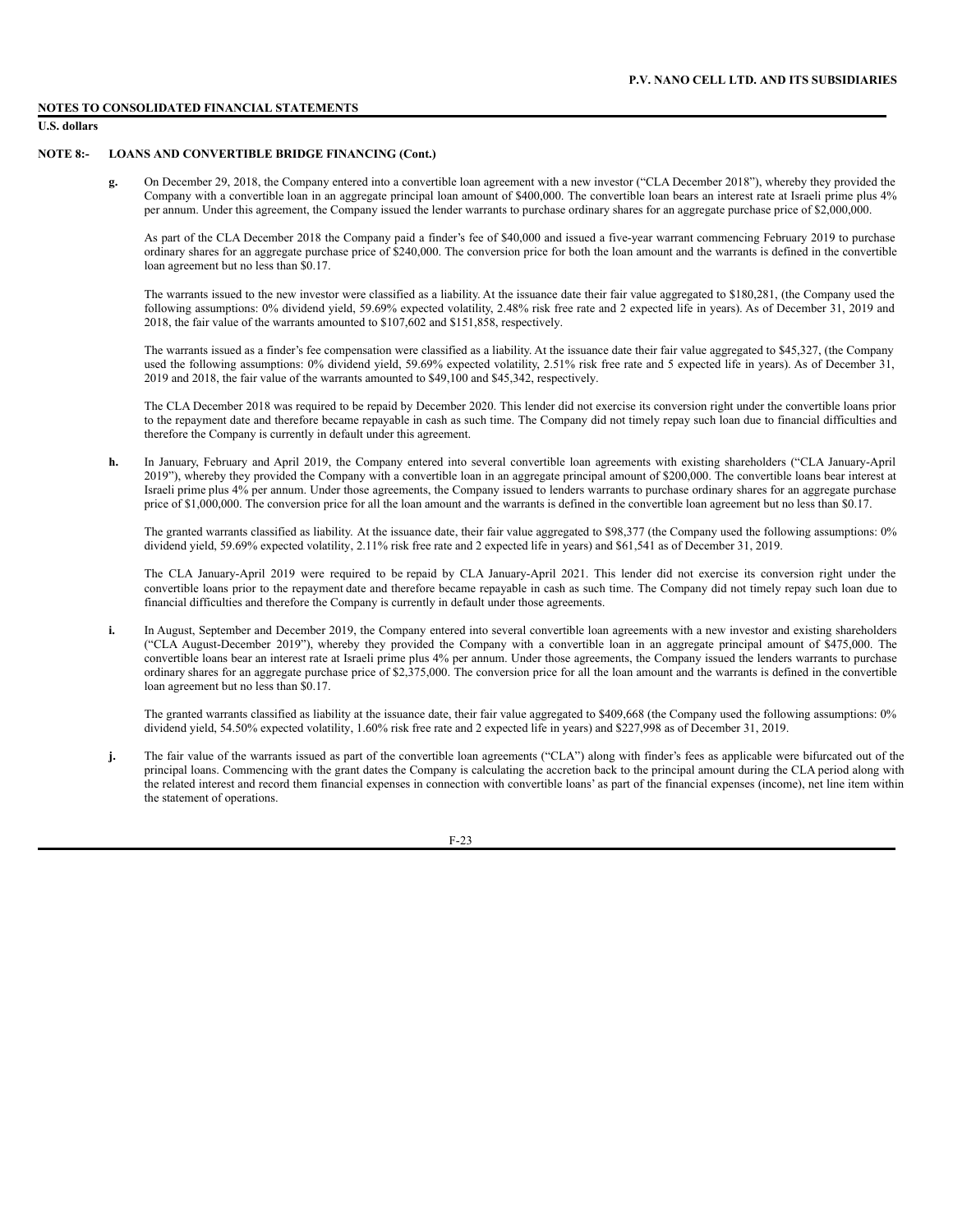**NOTES TO CONSOLIDATED FINANCIAL STATEMENTS**

**U.S. dollars**

**NOTE 8:- LOANS AND CONVERTIBLE BRIDGE FINANCING (Cont.)**

**g.** On December 29, 2018, the Company entered into a convertible loan agreement with a new investor ("CLA December 2018"), whereby they provided the Company with a convertible loan in an aggregate principal loan amount of $400,000. The convertible loan bears an interest rate at Israeli prime plus 4% per annum. Under this agreement, the Company issued the lender warrants to purchase ordinary shares for an aggregate purchase price of $2,000,000.

As part of the CLA December 2018 the Company paid a finder's fee of $40,000 and issued a five-year warrant commencing February 2019 to purchase ordinary shares for an aggregate purchase price of $240,000. The conversion price for both the loan amount and the warrants is defined in the convertible loan agreement but no less than $0.17.

The warrants issued to the new investor were classified as a liability. At the issuance date their fair value aggregated to $180,281, (the Company used the following assumptions: 0% dividend yield, 59.69% expected volatility, 2.48% risk free rate and 2 expected life in years). As of December 31, 2019 and 2018, the fair value of the warrants amounted to $107,602 and $151,858, respectively.

The warrants issued as a finder's fee compensation were classified as a liability. At the issuance date their fair value aggregated to $45,327, (the Company used the following assumptions: 0% dividend yield, 59.69% expected volatility, 2.51% risk free rate and 5 expected life in years). As of December 31, 2019 and 2018, the fair value of the warrants amounted to $49,100 and $45,342, respectively.

The CLA December 2018 was required to be repaid by December 2020. This lender did not exercise its conversion right under the convertible loans prior to the repayment date and therefore became repayable in cash as such time. The Company did not timely repay such loan due to financial difficulties and therefore the Company is currently in default under this agreement.

**h.** In January, February and April 2019, the Company entered into several convertible loan agreements with existing shareholders ("CLA January-April 2019"), whereby they provided the Company with a convertible loan in an aggregate principal amount of $200,000. The convertible loans bear interest at Israeli prime plus 4% per annum. Under those agreements, the Company issued to lenders warrants to purchase ordinary shares for an aggregate purchase price of $1,000,000. The conversion price for all the loan amount and the warrants is defined in the convertible loan agreement but no less than $0.17.

The granted warrants classified as liability. At the issuance date, their fair value aggregated to $98,377 (the Company used the following assumptions: 0% dividend yield, 59.69% expected volatility, 2.11% risk free rate and 2 expected life in years) and $61,541 as of December 31, 2019.

The CLA January-April 2019 were required to be repaid by CLA January-April 2021. This lender did not exercise its conversion right under the convertible loans prior to the repayment date and therefore became repayable in cash as such time. The Company did not timely repay such loan due to financial difficulties and therefore the Company is currently in default under those agreements.

**i.** In August, September and December 2019, the Company entered into several convertible loan agreements with a new investor and existing shareholders ("CLA August-December 2019"), whereby they provided the Company with a convertible loan in an aggregate principal amount of $475,000. The convertible loans bear an interest rate at Israeli prime plus 4% per annum. Under those agreements, the Company issued the lenders warrants to purchase ordinary shares for an aggregate purchase price of $2,375,000. The conversion price for all the loan amount and the warrants is defined in the convertible loan agreement but no less than $0.17.

The granted warrants classified as liability at the issuance date, their fair value aggregated to $409,668 (the Company used the following assumptions: 0% dividend yield, 54.50% expected volatility, 1.60% risk free rate and 2 expected life in years) and $227,998 as of December 31, 2019.

**j.** The fair value of the warrants issued as part of the convertible loan agreements ("CLA") along with finder's fees as applicable were bifurcated out of the principal loans. Commencing with the grant dates the Company is calculating the accretion back to the principal amount during the CLA period along with the related interest and record them financial expenses in connection with convertible loans' as part of the financial expenses (income), net line item within the statement of operations.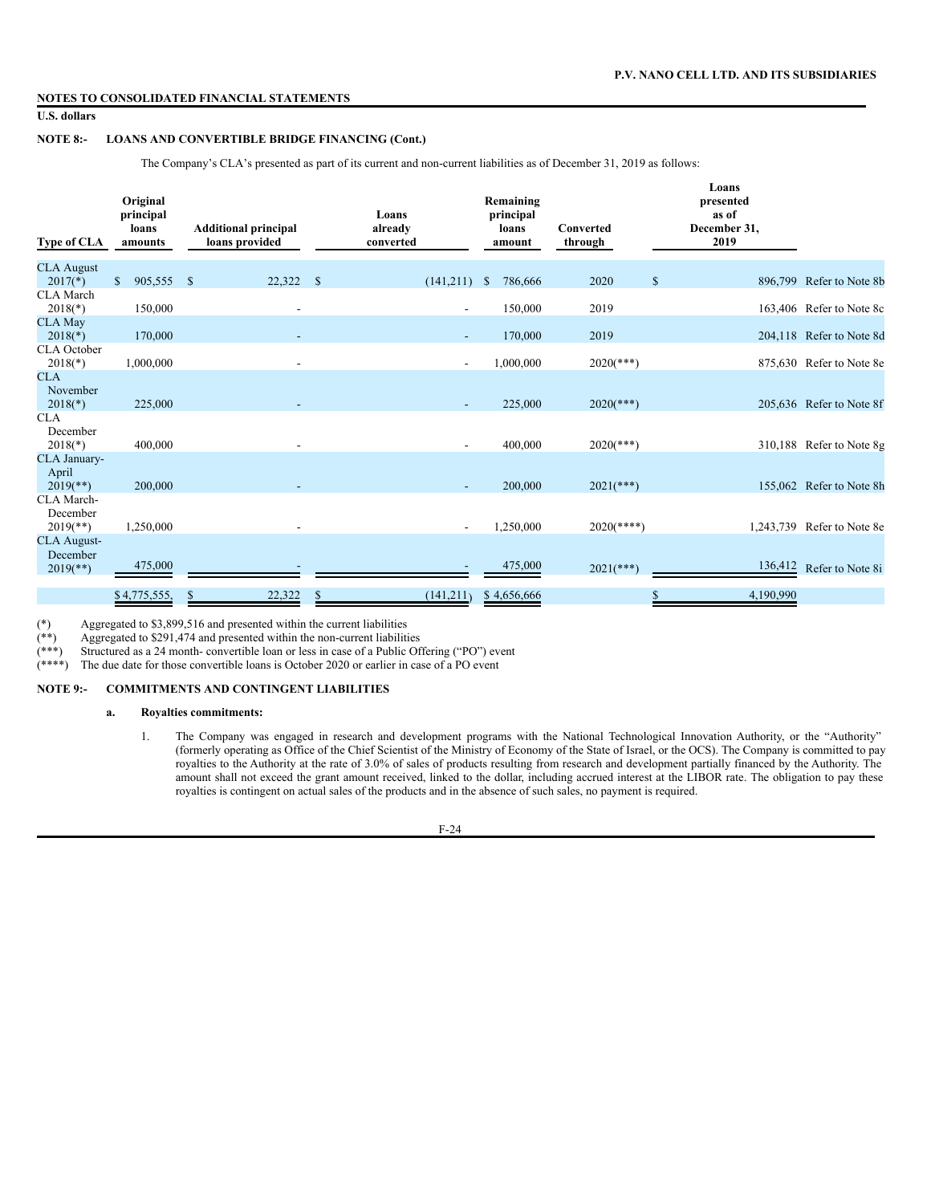NOTES TO CONSOLIDATED FINANCIAL STATEMENTS

U.S. dollars

**NOTE 8:- LOANS AND CONVERTIBLE BRIDGE FINANCING (Cont.)**

The Company's CLA's presented as part of its current and non-current liabilities as of December 31, 2019 as follows:

| Type of CLA | Original principal loans amounts | Additional principal loans provided | Loans already converted | Remaining principal loans amount | Converted through | Loans presented as of December 31, 2019 | |
|---|---|---|---|---|---|---|---|
| CLA August 2017(*) | $ 905,555 | $ 22,322 | $ (141,211) | $ 786,666 | 2020 | $ 896,799 | Refer to Note 8b |
| CLA March 2018(*) | 150,000 | - | - | 150,000 | 2019 | 163,406 | Refer to Note 8c |
| CLA May 2018(*) | 170,000 | - | - | 170,000 | 2019 | 204,118 | Refer to Note 8d |
| CLA October 2018(*) | 1,000,000 | - | - | 1,000,000 | 2020(***) | 875,630 | Refer to Note 8e |
| CLA November 2018(*) | 225,000 | - | - | 225,000 | 2020(***) | 205,636 | Refer to Note 8f |
| CLA December 2018(*) | 400,000 | - | - | 400,000 | 2020(***) | 310,188 | Refer to Note 8g |
| CLA January-April 2019(**) | 200,000 | - | - | 200,000 | 2021(***) | 155,062 | Refer to Note 8h |
| CLA March-December 2019(**) | 1,250,000 | - | - | 1,250,000 | 2020(****) | 1,243,739 | Refer to Note 8e |
| CLA August-December 2019(**) | 475,000 | - | - | 475,000 | 2021(***) | 136,412 | Refer to Note 8i |
| | $ 4,775,555 | $ 22,322 | $ (141,211) | $ 4,656,666 | | $ 4,190,990 | |

(*) Aggregated to $3,899,516 and presented within the current liabilities

(**) Aggregated to $291,474 and presented within the non-current liabilities

(***) Structured as a 24 month- convertible loan or less in case of a Public Offering ("PO") event

(****) The due date for those convertible loans is October 2020 or earlier in case of a PO event

**NOTE 9:- COMMITMENTS AND CONTINGENT LIABILITIES**

**a. Royalties commitments:**

1. The Company was engaged in research and development programs with the National Technological Innovation Authority, or the "Authority" (formerly operating as Office of the Chief Scientist of the Ministry of Economy of the State of Israel, or the OCS). The Company is committed to pay royalties to the Authority at the rate of 3.0% of sales of products resulting from research and development partially financed by the Authority. The amount shall not exceed the grant amount received, linked to the dollar, including accrued interest at the LIBOR rate. The obligation to pay these royalties is contingent on actual sales of the products and in the absence of such sales, no payment is required.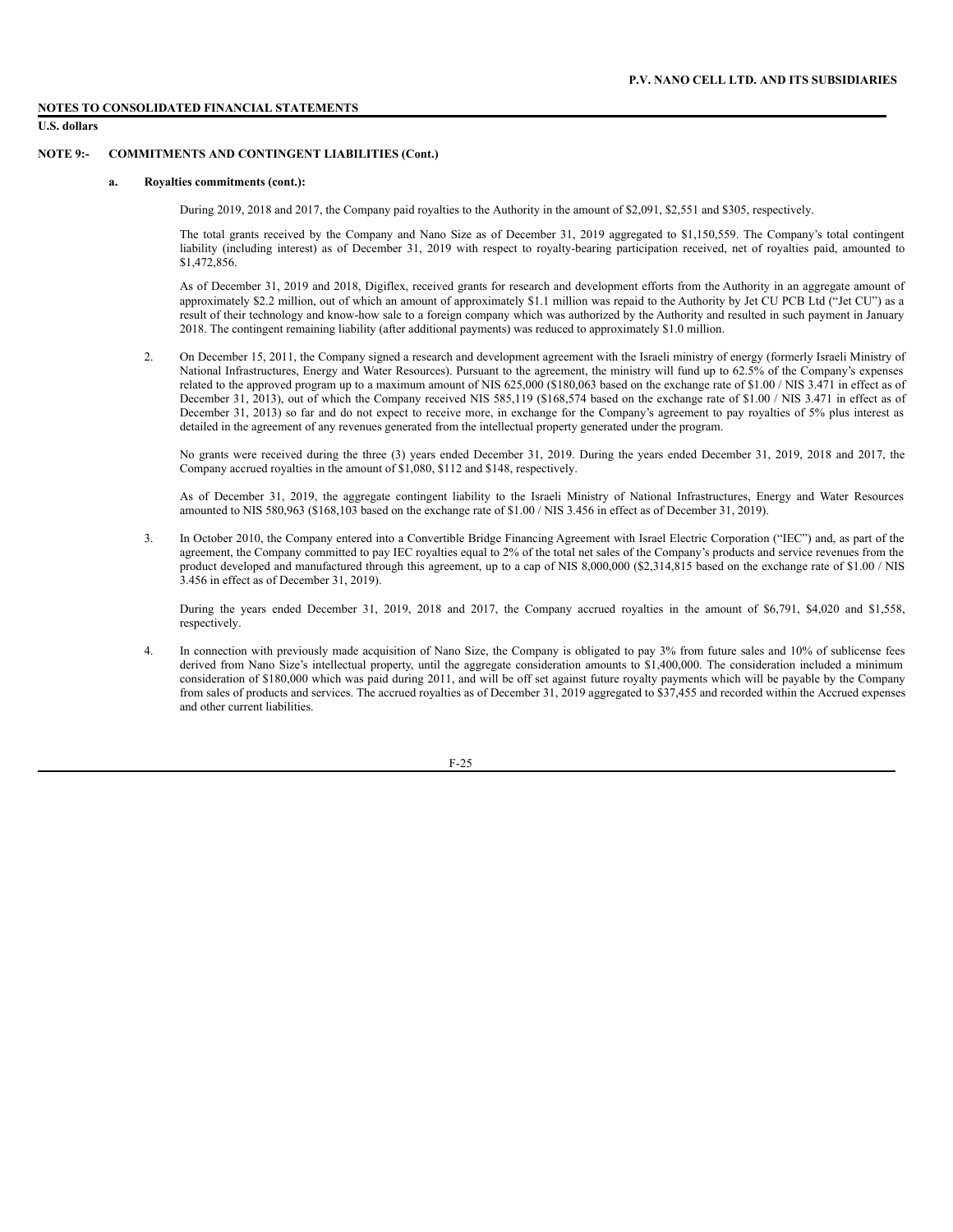**NOTES TO CONSOLIDATED FINANCIAL STATEMENTS**

**U.S. dollars**

**NOTE 9:- COMMITMENTS AND CONTINGENT LIABILITIES (Cont.)**

**a. Royalties commitments (cont.):**

During 2019, 2018 and 2017, the Company paid royalties to the Authority in the amount of $2,091, $2,551 and $305, respectively.

The total grants received by the Company and Nano Size as of December 31, 2019 aggregated to $1,150,559. The Company's total contingent liability (including interest) as of December 31, 2019 with respect to royalty-bearing participation received, net of royalties paid, amounted to $1,472,856.

As of December 31, 2019 and 2018, Digiflex, received grants for research and development efforts from the Authority in an aggregate amount of approximately $2.2 million, out of which an amount of approximately $1.1 million was repaid to the Authority by Jet CU PCB Ltd ("Jet CU") as a result of their technology and know-how sale to a foreign company which was authorized by the Authority and resulted in such payment in January 2018. The contingent remaining liability (after additional payments) was reduced to approximately $1.0 million.

2. On December 15, 2011, the Company signed a research and development agreement with the Israeli ministry of energy (formerly Israeli Ministry of National Infrastructures, Energy and Water Resources). Pursuant to the agreement, the ministry will fund up to 62.5% of the Company's expenses related to the approved program up to a maximum amount of NIS 625,000 ($180,063 based on the exchange rate of $1.00 / NIS 3.471 in effect as of December 31, 2013), out of which the Company received NIS 585,119 ($168,574 based on the exchange rate of $1.00 / NIS 3.471 in effect as of December 31, 2013) so far and do not expect to receive more, in exchange for the Company's agreement to pay royalties of 5% plus interest as detailed in the agreement of any revenues generated from the intellectual property generated under the program.

   No grants were received during the three (3) years ended December 31, 2019. During the years ended December 31, 2019, 2018 and 2017, the Company accrued royalties in the amount of $1,080, $112 and $148, respectively.

   As of December 31, 2019, the aggregate contingent liability to the Israeli Ministry of National Infrastructures, Energy and Water Resources amounted to NIS 580,963 ($168,103 based on the exchange rate of $1.00 / NIS 3.456 in effect as of December 31, 2019).

3. In October 2010, the Company entered into a Convertible Bridge Financing Agreement with Israel Electric Corporation ("IEC") and, as part of the agreement, the Company committed to pay IEC royalties equal to 2% of the total net sales of the Company's products and service revenues from the product developed and manufactured through this agreement, up to a cap of NIS 8,000,000 ($2,314,815 based on the exchange rate of $1.00 / NIS 3.456 in effect as of December 31, 2019).

   During the years ended December 31, 2019, 2018 and 2017, the Company accrued royalties in the amount of $6,791, $4,020 and $1,558, respectively.

4. In connection with previously made acquisition of Nano Size, the Company is obligated to pay 3% from future sales and 10% of sublicense fees derived from Nano Size's intellectual property, until the aggregate consideration amounts to $1,400,000. The consideration included a minimum consideration of $180,000 which was paid during 2011, and will be off set against future royalty payments which will be payable by the Company from sales of products and services. The accrued royalties as of December 31, 2019 aggregated to $37,455 and recorded within the Accrued expenses and other current liabilities.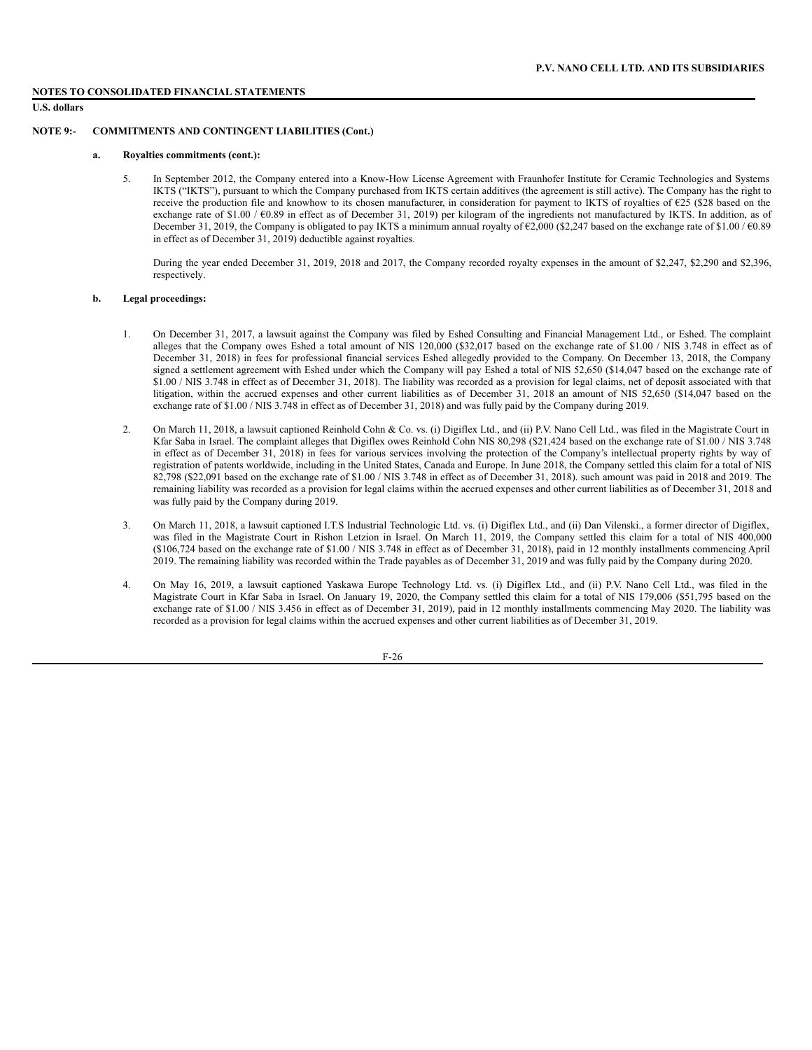## NOTES TO CONSOLIDATED FINANCIAL STATEMENTS

**U.S. dollars**

### NOTE 9:- COMMITMENTS AND CONTINGENT LIABILITIES (Cont.)

**a. Royalties commitments (cont.):**

5. In September 2012, the Company entered into a Know-How License Agreement with Fraunhofer Institute for Ceramic Technologies and Systems IKTS ("IKTS"), pursuant to which the Company purchased from IKTS certain additives (the agreement is still active). The Company has the right to receive the production file and knowhow to its chosen manufacturer, in consideration for payment to IKTS of royalties of €25 ($28 based on the exchange rate of $1.00 / €0.89 in effect as of December 31, 2019) per kilogram of the ingredients not manufactured by IKTS. In addition, as of December 31, 2019, the Company is obligated to pay IKTS a minimum annual royalty of €2,000 ($2,247 based on the exchange rate of $1.00 / €0.89 in effect as of December 31, 2019) deductible against royalties.

   During the year ended December 31, 2019, 2018 and 2017, the Company recorded royalty expenses in the amount of $2,247, $2,290 and $2,396, respectively.

**b. Legal proceedings:**

1. On December 31, 2017, a lawsuit against the Company was filed by Eshed Consulting and Financial Management Ltd., or Eshed. The complaint alleges that the Company owes Eshed a total amount of NIS 120,000 ($32,017 based on the exchange rate of $1.00 / NIS 3.748 in effect as of December 31, 2018) in fees for professional financial services Eshed allegedly provided to the Company. On December 13, 2018, the Company signed a settlement agreement with Eshed under which the Company will pay Eshed a total of NIS 52,650 ($14,047 based on the exchange rate of $1.00 / NIS 3.748 in effect as of December 31, 2018). The liability was recorded as a provision for legal claims, net of deposit associated with that litigation, within the accrued expenses and other current liabilities as of December 31, 2018 an amount of NIS 52,650 ($14,047 based on the exchange rate of $1.00 / NIS 3.748 in effect as of December 31, 2018) and was fully paid by the Company during 2019.

2. On March 11, 2018, a lawsuit captioned Reinhold Cohn & Co. vs. (i) Digiflex Ltd., and (ii) P.V. Nano Cell Ltd., was filed in the Magistrate Court in Kfar Saba in Israel. The complaint alleges that Digiflex owes Reinhold Cohn NIS 80,298 ($21,424 based on the exchange rate of $1.00 / NIS 3.748 in effect as of December 31, 2018) in fees for various services involving the protection of the Company's intellectual property rights by way of registration of patents worldwide, including in the United States, Canada and Europe. In June 2018, the Company settled this claim for a total of NIS 82,798 ($22,091 based on the exchange rate of $1.00 / NIS 3.748 in effect as of December 31, 2018). such amount was paid in 2018 and 2019. The remaining liability was recorded as a provision for legal claims within the accrued expenses and other current liabilities as of December 31, 2018 and was fully paid by the Company during 2019.

3. On March 11, 2018, a lawsuit captioned I.T.S Industrial Technologic Ltd. vs. (i) Digiflex Ltd., and (ii) Dan Vilenski., a former director of Digiflex, was filed in the Magistrate Court in Rishon Letzion in Israel. On March 11, 2019, the Company settled this claim for a total of NIS 400,000 ($106,724 based on the exchange rate of $1.00 / NIS 3.748 in effect as of December 31, 2018), paid in 12 monthly installments commencing April 2019. The remaining liability was recorded within the Trade payables as of December 31, 2019 and was fully paid by the Company during 2020.

4. On May 16, 2019, a lawsuit captioned Yaskawa Europe Technology Ltd. vs. (i) Digiflex Ltd., and (ii) P.V. Nano Cell Ltd., was filed in the Magistrate Court in Kfar Saba in Israel. On January 19, 2020, the Company settled this claim for a total of NIS 179,006 ($51,795 based on the exchange rate of $1.00 / NIS 3.456 in effect as of December 31, 2019), paid in 12 monthly installments commencing May 2020. The liability was recorded as a provision for legal claims within the accrued expenses and other current liabilities as of December 31, 2019.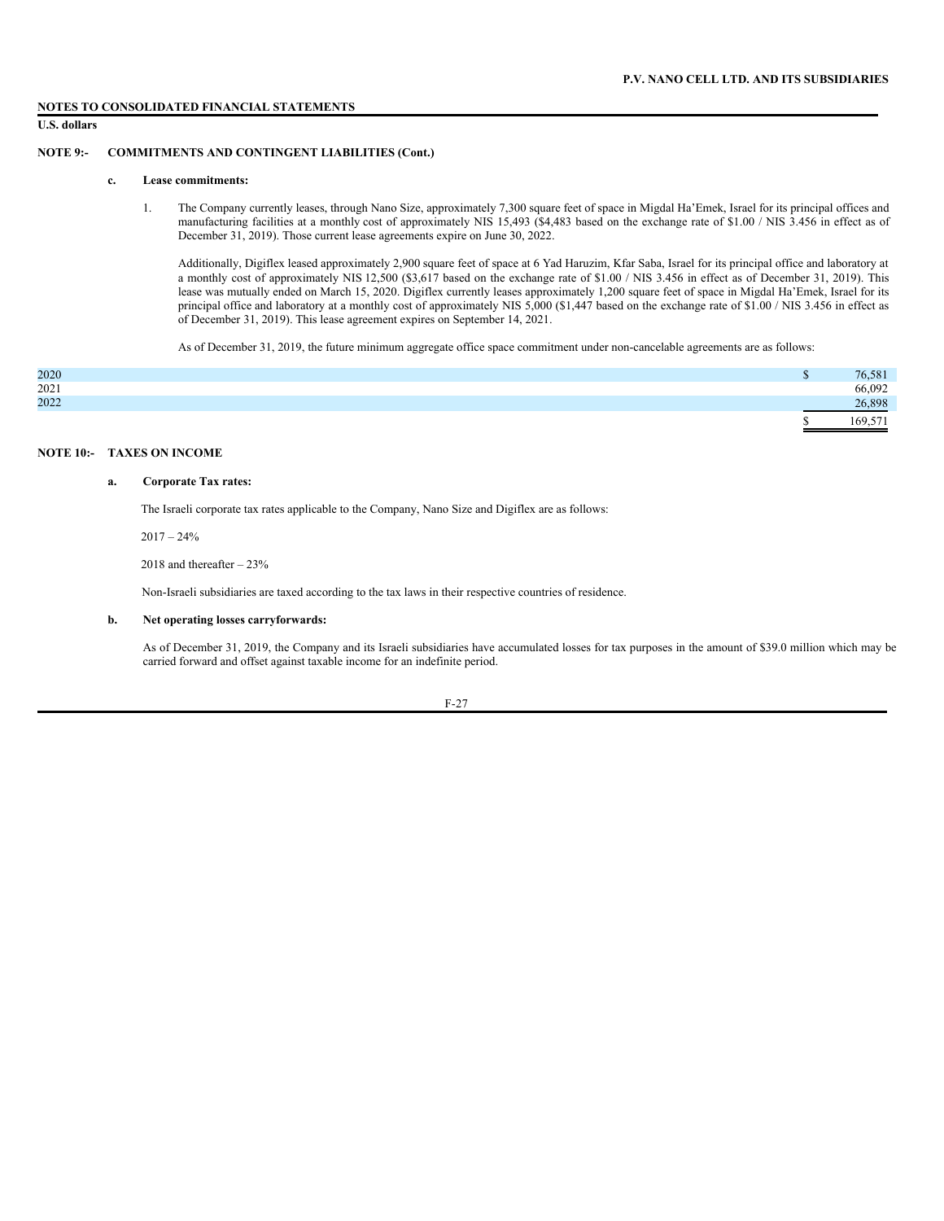**NOTES TO CONSOLIDATED FINANCIAL STATEMENTS**

**U.S. dollars**

**NOTE 9:- COMMITMENTS AND CONTINGENT LIABILITIES (Cont.)**

**c. Lease commitments:**

1. The Company currently leases, through Nano Size, approximately 7,300 square feet of space in Migdal Ha'Emek, Israel for its principal offices and manufacturing facilities at a monthly cost of approximately NIS 15,493 ($4,483 based on the exchange rate of $1.00 / NIS 3.456 in effect as of December 31, 2019). Those current lease agreements expire on June 30, 2022.

   Additionally, Digiflex leased approximately 2,900 square feet of space at 6 Yad Haruzim, Kfar Saba, Israel for its principal office and laboratory at a monthly cost of approximately NIS 12,500 ($3,617 based on the exchange rate of $1.00 / NIS 3.456 in effect as of December 31, 2019). This lease was mutually ended on March 15, 2020. Digiflex currently leases approximately 1,200 square feet of space in Migdal Ha'Emek, Israel for its principal office and laboratory at a monthly cost of approximately NIS 5,000 ($1,447 based on the exchange rate of $1.00 / NIS 3.456 in effect as of December 31, 2019). This lease agreement expires on September 14, 2021.

   As of December 31, 2019, the future minimum aggregate office space commitment under non-cancelable agreements are as follows:

| | |
|---|---|
| 2020 | $ 76,581 |
| 2021 | 66,092 |
| 2022 | 26,898 |
| | $ 169,571 |

**NOTE 10:- TAXES ON INCOME**

**a. Corporate Tax rates:**

The Israeli corporate tax rates applicable to the Company, Nano Size and Digiflex are as follows:

2017 – 24%

2018 and thereafter – 23%

Non-Israeli subsidiaries are taxed according to the tax laws in their respective countries of residence.

**b. Net operating losses carryforwards:**

As of December 31, 2019, the Company and its Israeli subsidiaries have accumulated losses for tax purposes in the amount of $39.0 million which may be carried forward and offset against taxable income for an indefinite period.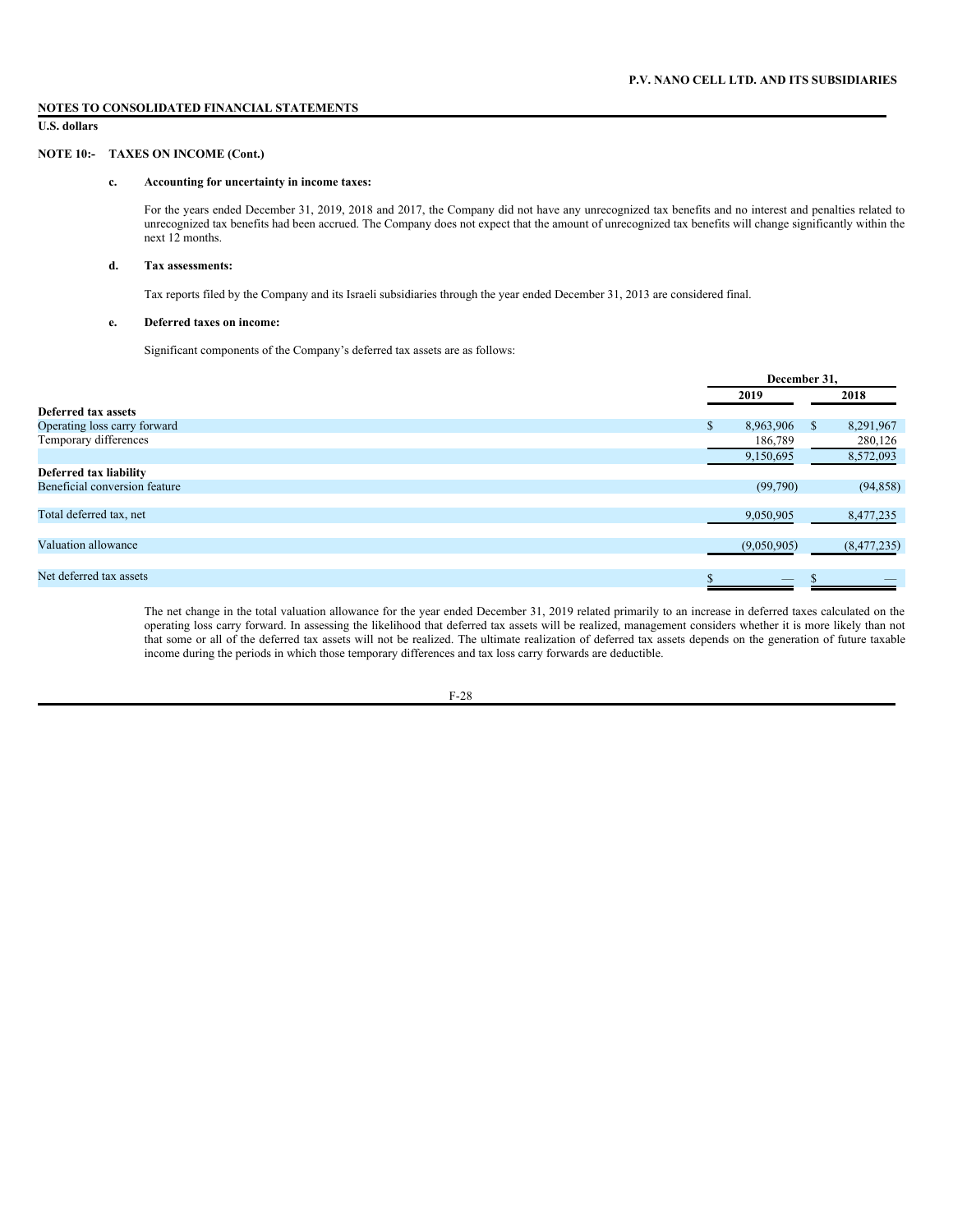**P.V. NANO CELL LTD. AND ITS SUBSIDIARIES**

**NOTES TO CONSOLIDATED FINANCIAL STATEMENTS**

**U.S. dollars**

**NOTE 10:- TAXES ON INCOME (Cont.)**

**c. Accounting for uncertainty in income taxes:**

For the years ended December 31, 2019, 2018 and 2017, the Company did not have any unrecognized tax benefits and no interest and penalties related to unrecognized tax benefits had been accrued. The Company does not expect that the amount of unrecognized tax benefits will change significantly within the next 12 months.

**d. Tax assessments:**

Tax reports filed by the Company and its Israeli subsidiaries through the year ended December 31, 2013 are considered final.

**e. Deferred taxes on income:**

Significant components of the Company's deferred tax assets are as follows:

| | December 31, | |
|---|---|---|
| | 2019 | 2018 |
| **Deferred tax assets** | | |
| Operating loss carry forward | $ 8,963,906 | $ 8,291,967 |
| Temporary differences | 186,789 | 280,126 |
| | 9,150,695 | 8,572,093 |
| **Deferred tax liability** | | |
| Beneficial conversion feature | (99,790) | (94,858) |
| Total deferred tax, net | 9,050,905 | 8,477,235 |
| Valuation allowance | (9,050,905) | (8,477,235) |
| Net deferred tax assets | $ — | $ — |

The net change in the total valuation allowance for the year ended December 31, 2019 related primarily to an increase in deferred taxes calculated on the operating loss carry forward. In assessing the likelihood that deferred tax assets will be realized, management considers whether it is more likely than not that some or all of the deferred tax assets will not be realized. The ultimate realization of deferred tax assets depends on the generation of future taxable income during the periods in which those temporary differences and tax loss carry forwards are deductible.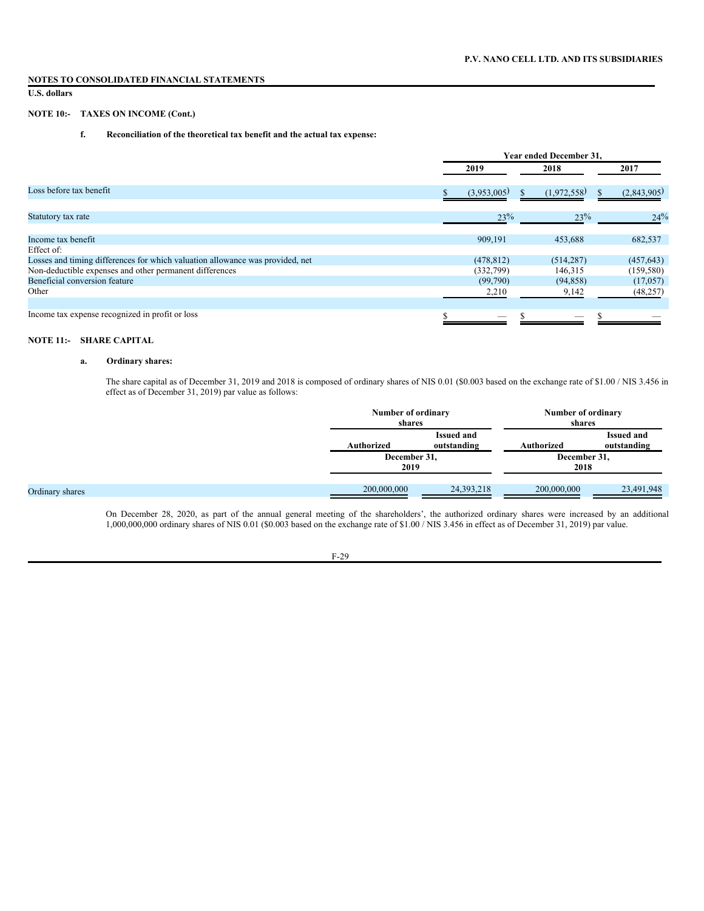**NOTES TO CONSOLIDATED FINANCIAL STATEMENTS**

**U.S. dollars**

**NOTE 10:- TAXES ON INCOME (Cont.)**

**f. Reconciliation of the theoretical tax benefit and the actual tax expense:**

| | Year ended December 31, | | |
|---|---|---|---|
| | 2019 | 2018 | 2017 |
| Loss before tax benefit | $ (3,953,005) | $ (1,972,558) | $ (2,843,905) |
| Statutory tax rate | 23% | 23% | 24% |
| Income tax benefit | 909,191 | 453,688 | 682,537 |
| Effect of: | | | |
| Losses and timing differences for which valuation allowance was provided, net | (478,812) | (514,287) | (457,643) |
| Non-deductible expenses and other permanent differences | (332,799) | 146,315 | (159,580) |
| Beneficial conversion feature | (99,790) | (94,858) | (17,057) |
| Other | 2,210 | 9,142 | (48,257) |
| Income tax expense recognized in profit or loss | $ — | $ — | $ — |

**NOTE 11:- SHARE CAPITAL**

**a. Ordinary shares:**

The share capital as of December 31, 2019 and 2018 is composed of ordinary shares of NIS 0.01 ($0.003 based on the exchange rate of $1.00 / NIS 3.456 in effect as of December 31, 2019) par value as follows:

| | Number of ordinary shares | | Number of ordinary shares | |
|---|---|---|---|---|
| | Authorized | Issued and outstanding | Authorized | Issued and outstanding |
| | December 31, 2019 | | December 31, 2018 | |
| Ordinary shares | 200,000,000 | 24,393,218 | 200,000,000 | 23,491,948 |

On December 28, 2020, as part of the annual general meeting of the shareholders', the authorized ordinary shares were increased by an additional 1,000,000,000 ordinary shares of NIS 0.01 ($0.003 based on the exchange rate of $1.00 / NIS 3.456 in effect as of December 31, 2019) par value.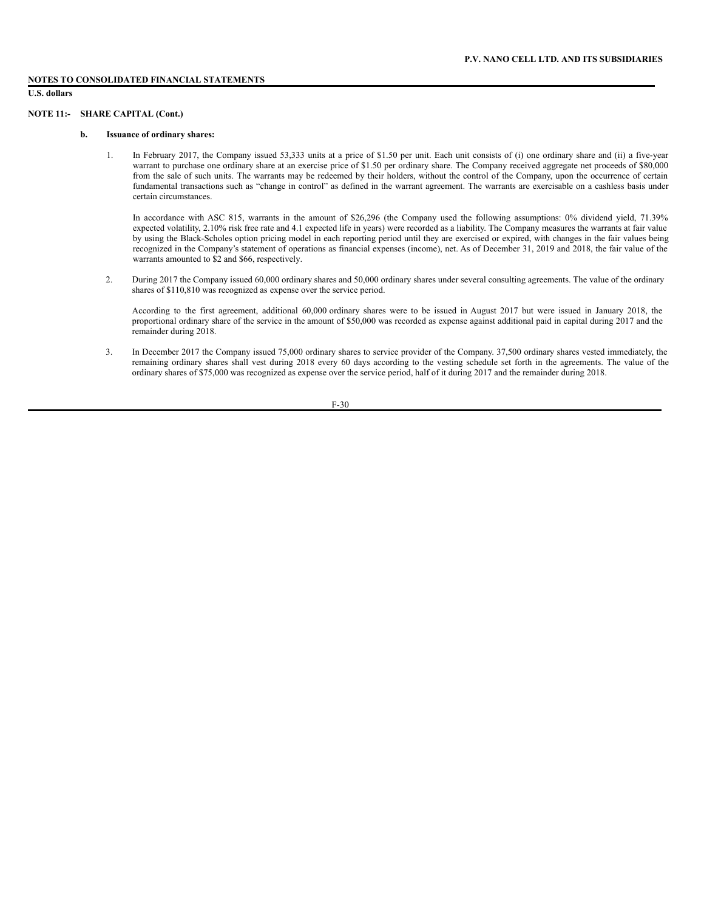**NOTES TO CONSOLIDATED FINANCIAL STATEMENTS**

**U.S. dollars**

**NOTE 11:- SHARE CAPITAL (Cont.)**

**b. Issuance of ordinary shares:**

1. In February 2017, the Company issued 53,333 units at a price of $1.50 per unit. Each unit consists of (i) one ordinary share and (ii) a five-year warrant to purchase one ordinary share at an exercise price of $1.50 per ordinary share. The Company received aggregate net proceeds of $80,000 from the sale of such units. The warrants may be redeemed by their holders, without the control of the Company, upon the occurrence of certain fundamental transactions such as "change in control" as defined in the warrant agreement. The warrants are exercisable on a cashless basis under certain circumstances.

   In accordance with ASC 815, warrants in the amount of $26,296 (the Company used the following assumptions: 0% dividend yield, 71.39% expected volatility, 2.10% risk free rate and 4.1 expected life in years) were recorded as a liability. The Company measures the warrants at fair value by using the Black-Scholes option pricing model in each reporting period until they are exercised or expired, with changes in the fair values being recognized in the Company's statement of operations as financial expenses (income), net. As of December 31, 2019 and 2018, the fair value of the warrants amounted to $2 and $66, respectively.

2. During 2017 the Company issued 60,000 ordinary shares and 50,000 ordinary shares under several consulting agreements. The value of the ordinary shares of $110,810 was recognized as expense over the service period.

   According to the first agreement, additional 60,000 ordinary shares were to be issued in August 2017 but were issued in January 2018, the proportional ordinary share of the service in the amount of $50,000 was recorded as expense against additional paid in capital during 2017 and the remainder during 2018.

3. In December 2017 the Company issued 75,000 ordinary shares to service provider of the Company. 37,500 ordinary shares vested immediately, the remaining ordinary shares shall vest during 2018 every 60 days according to the vesting schedule set forth in the agreements. The value of the ordinary shares of $75,000 was recognized as expense over the service period, half of it during 2017 and the remainder during 2018.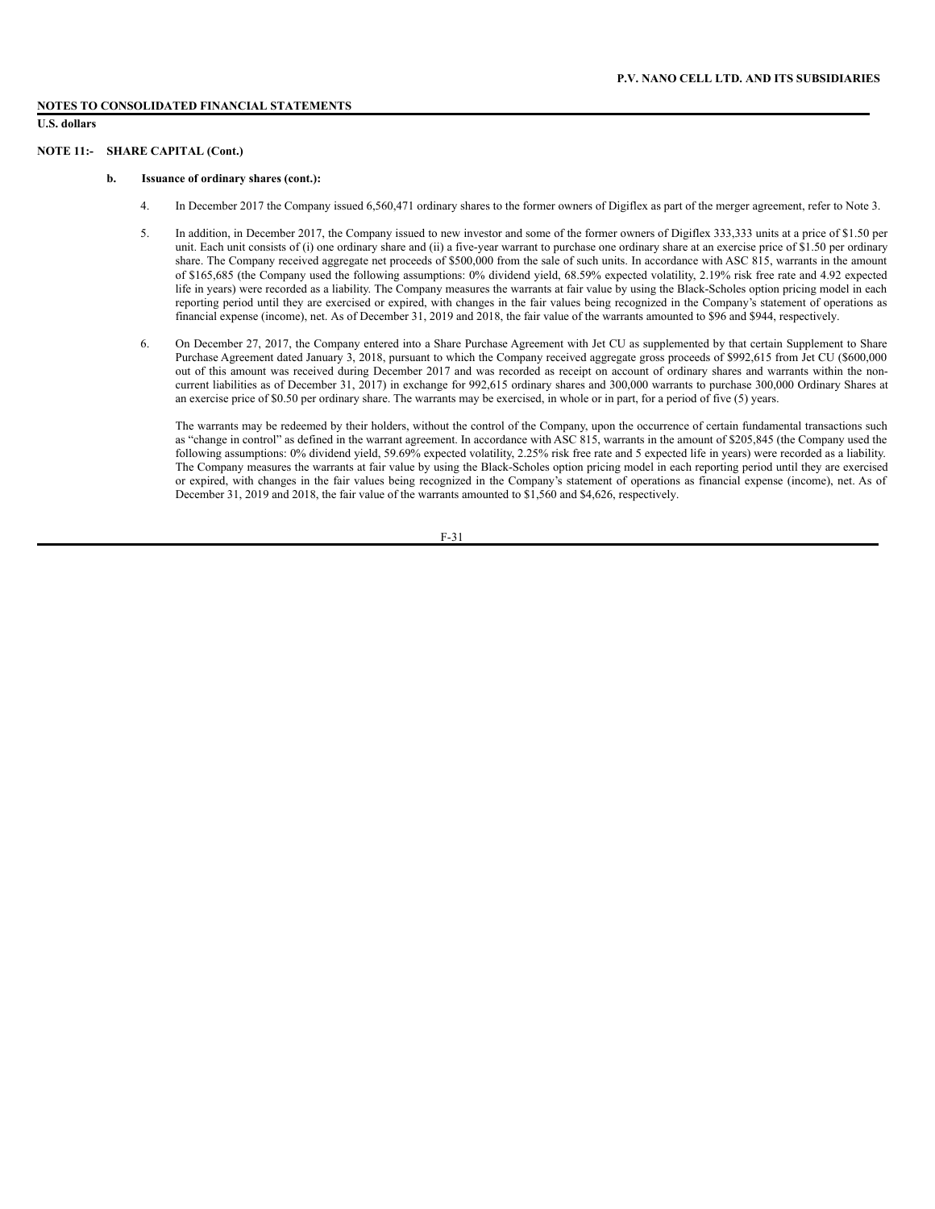**NOTES TO CONSOLIDATED FINANCIAL STATEMENTS**

**U.S. dollars**

**NOTE 11:- SHARE CAPITAL (Cont.)**

**b. Issuance of ordinary shares (cont.):**

4. In December 2017 the Company issued 6,560,471 ordinary shares to the former owners of Digiflex as part of the merger agreement, refer to Note 3.

5. In addition, in December 2017, the Company issued to new investor and some of the former owners of Digiflex 333,333 units at a price of $1.50 per unit. Each unit consists of (i) one ordinary share and (ii) a five-year warrant to purchase one ordinary share at an exercise price of $1.50 per ordinary share. The Company received aggregate net proceeds of $500,000 from the sale of such units. In accordance with ASC 815, warrants in the amount of $165,685 (the Company used the following assumptions: 0% dividend yield, 68.59% expected volatility, 2.19% risk free rate and 4.92 expected life in years) were recorded as a liability. The Company measures the warrants at fair value by using the Black-Scholes option pricing model in each reporting period until they are exercised or expired, with changes in the fair values being recognized in the Company's statement of operations as financial expense (income), net. As of December 31, 2019 and 2018, the fair value of the warrants amounted to $96 and $944, respectively.

6. On December 27, 2017, the Company entered into a Share Purchase Agreement with Jet CU as supplemented by that certain Supplement to Share Purchase Agreement dated January 3, 2018, pursuant to which the Company received aggregate gross proceeds of $992,615 from Jet CU ($600,000 out of this amount was received during December 2017 and was recorded as receipt on account of ordinary shares and warrants within the non-current liabilities as of December 31, 2017) in exchange for 992,615 ordinary shares and 300,000 warrants to purchase 300,000 Ordinary Shares at an exercise price of $0.50 per ordinary share. The warrants may be exercised, in whole or in part, for a period of five (5) years.

   The warrants may be redeemed by their holders, without the control of the Company, upon the occurrence of certain fundamental transactions such as "change in control" as defined in the warrant agreement. In accordance with ASC 815, warrants in the amount of $205,845 (the Company used the following assumptions: 0% dividend yield, 59.69% expected volatility, 2.25% risk free rate and 5 expected life in years) were recorded as a liability. The Company measures the warrants at fair value by using the Black-Scholes option pricing model in each reporting period until they are exercised or expired, with changes in the fair values being recognized in the Company's statement of operations as financial expense (income), net. As of December 31, 2019 and 2018, the fair value of the warrants amounted to $1,560 and $4,626, respectively.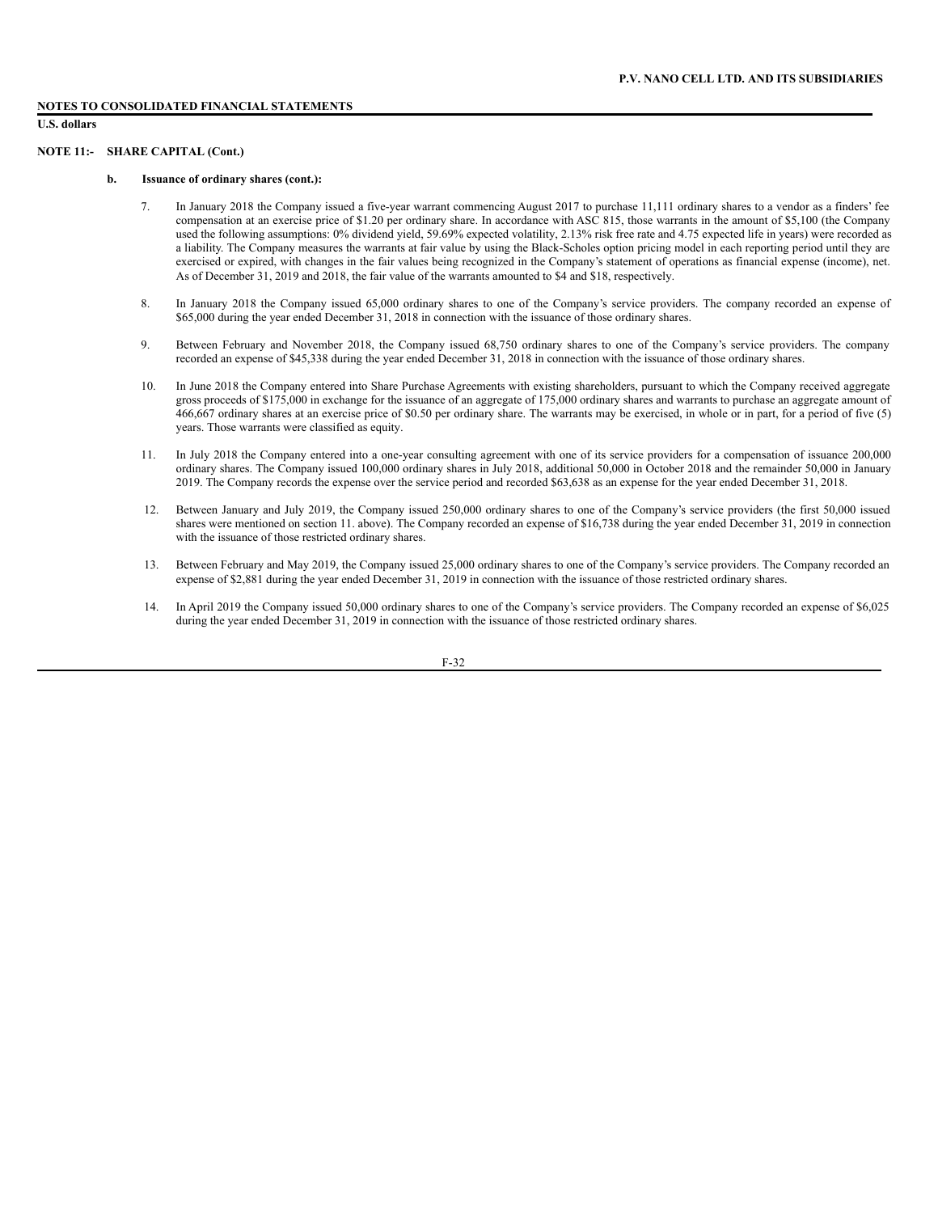**NOTES TO CONSOLIDATED FINANCIAL STATEMENTS**

**U.S. dollars**

## NOTE 11:- SHARE CAPITAL (Cont.)

### b. Issuance of ordinary shares (cont.):

7. In January 2018 the Company issued a five-year warrant commencing August 2017 to purchase 11,111 ordinary shares to a vendor as a finders' fee compensation at an exercise price of $1.20 per ordinary share. In accordance with ASC 815, those warrants in the amount of $5,100 (the Company used the following assumptions: 0% dividend yield, 59.69% expected volatility, 2.13% risk free rate and 4.75 expected life in years) were recorded as a liability. The Company measures the warrants at fair value by using the Black-Scholes option pricing model in each reporting period until they are exercised or expired, with changes in the fair values being recognized in the Company's statement of operations as financial expense (income), net. As of December 31, 2019 and 2018, the fair value of the warrants amounted to $4 and $18, respectively.

8. In January 2018 the Company issued 65,000 ordinary shares to one of the Company's service providers. The company recorded an expense of $65,000 during the year ended December 31, 2018 in connection with the issuance of those ordinary shares.

9. Between February and November 2018, the Company issued 68,750 ordinary shares to one of the Company's service providers. The company recorded an expense of $45,338 during the year ended December 31, 2018 in connection with the issuance of those ordinary shares.

10. In June 2018 the Company entered into Share Purchase Agreements with existing shareholders, pursuant to which the Company received aggregate gross proceeds of $175,000 in exchange for the issuance of an aggregate of 175,000 ordinary shares and warrants to purchase an aggregate amount of 466,667 ordinary shares at an exercise price of $0.50 per ordinary share. The warrants may be exercised, in whole or in part, for a period of five (5) years. Those warrants were classified as equity.

11. In July 2018 the Company entered into a one-year consulting agreement with one of its service providers for a compensation of issuance 200,000 ordinary shares. The Company issued 100,000 ordinary shares in July 2018, additional 50,000 in October 2018 and the remainder 50,000 in January 2019. The Company records the expense over the service period and recorded $63,638 as an expense for the year ended December 31, 2018.

12. Between January and July 2019, the Company issued 250,000 ordinary shares to one of the Company's service providers (the first 50,000 issued shares were mentioned on section 11. above). The Company recorded an expense of $16,738 during the year ended December 31, 2019 in connection with the issuance of those restricted ordinary shares.

13. Between February and May 2019, the Company issued 25,000 ordinary shares to one of the Company's service providers. The Company recorded an expense of $2,881 during the year ended December 31, 2019 in connection with the issuance of those restricted ordinary shares.

14. In April 2019 the Company issued 50,000 ordinary shares to one of the Company's service providers. The Company recorded an expense of $6,025 during the year ended December 31, 2019 in connection with the issuance of those restricted ordinary shares.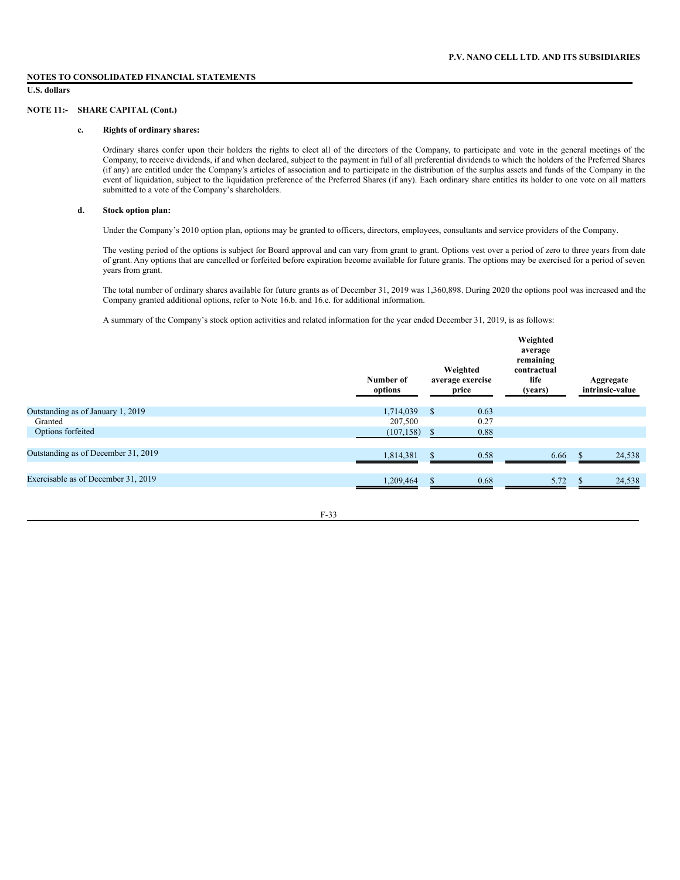**NOTES TO CONSOLIDATED FINANCIAL STATEMENTS**

**U.S. dollars**

**NOTE 11:- SHARE CAPITAL (Cont.)**

**c. Rights of ordinary shares:**

Ordinary shares confer upon their holders the rights to elect all of the directors of the Company, to participate and vote in the general meetings of the Company, to receive dividends, if and when declared, subject to the payment in full of all preferential dividends to which the holders of the Preferred Shares (if any) are entitled under the Company's articles of association and to participate in the distribution of the surplus assets and funds of the Company in the event of liquidation, subject to the liquidation preference of the Preferred Shares (if any). Each ordinary share entitles its holder to one vote on all matters submitted to a vote of the Company's shareholders.

**d. Stock option plan:**

Under the Company's 2010 option plan, options may be granted to officers, directors, employees, consultants and service providers of the Company.

The vesting period of the options is subject for Board approval and can vary from grant to grant. Options vest over a period of zero to three years from date of grant. Any options that are cancelled or forfeited before expiration become available for future grants. The options may be exercised for a period of seven years from grant.

The total number of ordinary shares available for future grants as of December 31, 2019 was 1,360,898. During 2020 the options pool was increased and the Company granted additional options, refer to Note 16.b. and 16.e. for additional information.

A summary of the Company's stock option activities and related information for the year ended December 31, 2019, is as follows:

| | Number of options | Weighted average exercise price | Weighted average remaining contractual life (years) | Aggregate intrinsic-value |
|---|---|---|---|---|
| Outstanding as of January 1, 2019 | 1,714,039 | $ 0.63 | | |
| Granted | 207,500 | 0.27 | | |
| Options forfeited | (107,158) | $ 0.88 | | |
| Outstanding as of December 31, 2019 | 1,814,381 | $ 0.58 | 6.66 | $ 24,538 |
| Exercisable as of December 31, 2019 | 1,209,464 | $ 0.68 | 5.72 | $ 24,538 |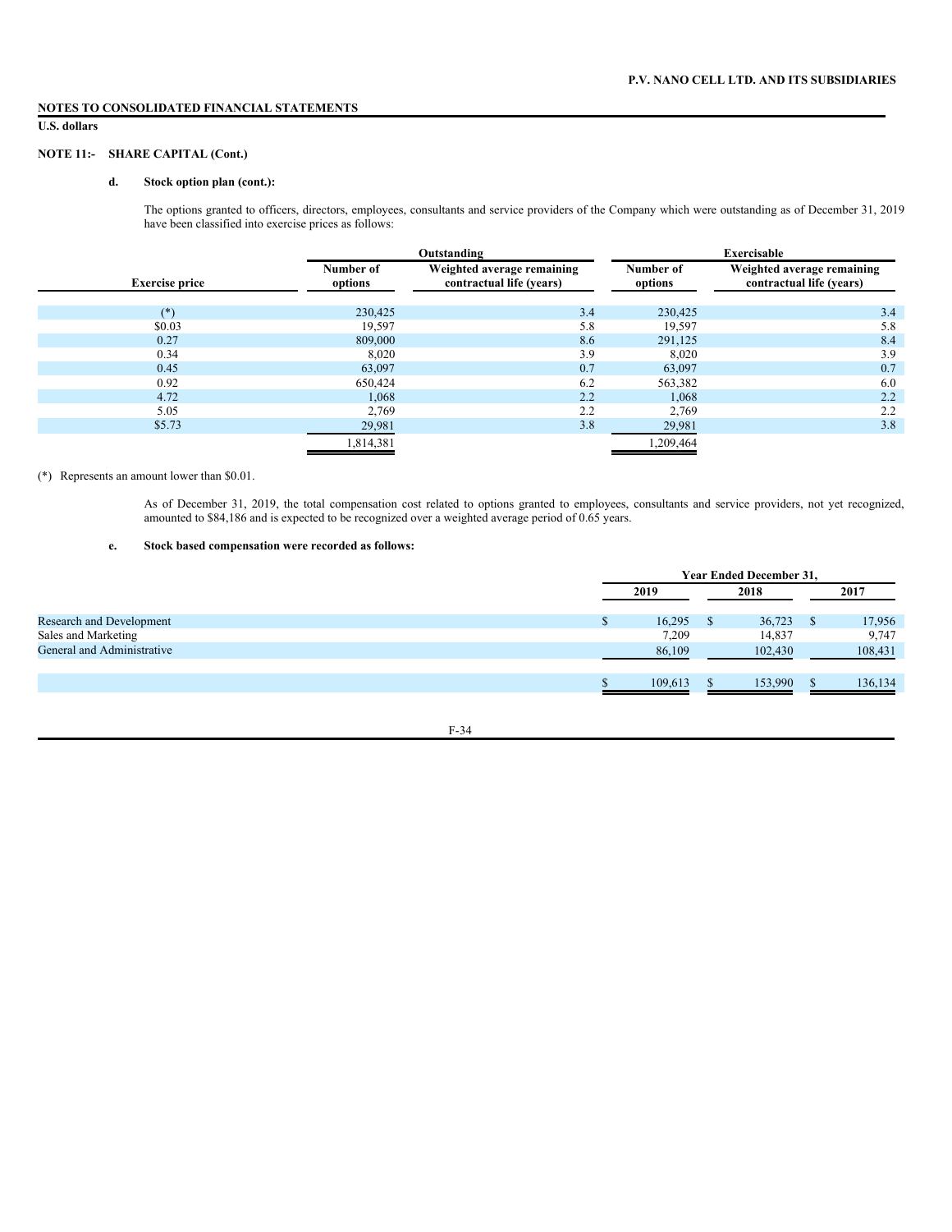## NOTES TO CONSOLIDATED FINANCIAL STATEMENTS

**U.S. dollars**

### NOTE 11:- SHARE CAPITAL (Cont.)

#### d. Stock option plan (cont.):

The options granted to officers, directors, employees, consultants and service providers of the Company which were outstanding as of December 31, 2019 have been classified into exercise prices as follows:

| | Outstanding | | Exercisable | |
|---|---|---|---|---|
| Exercise price | Number of options | Weighted average remaining contractual life (years) | Number of options | Weighted average remaining contractual life (years) |
| (*) | 230,425 | 3.4 | 230,425 | 3.4 |
| $0.03 | 19,597 | 5.8 | 19,597 | 5.8 |
| 0.27 | 809,000 | 8.6 | 291,125 | 8.4 |
| 0.34 | 8,020 | 3.9 | 8,020 | 3.9 |
| 0.45 | 63,097 | 0.7 | 63,097 | 0.7 |
| 0.92 | 650,424 | 6.2 | 563,382 | 6.0 |
| 4.72 | 1,068 | 2.2 | 1,068 | 2.2 |
| 5.05 | 2,769 | 2.2 | 2,769 | 2.2 |
| $5.73 | 29,981 | 3.8 | 29,981 | 3.8 |
| | 1,814,381 | | 1,209,464 | |

(*) Represents an amount lower than $0.01.

As of December 31, 2019, the total compensation cost related to options granted to employees, consultants and service providers, not yet recognized, amounted to $84,186 and is expected to be recognized over a weighted average period of 0.65 years.

#### e. Stock based compensation were recorded as follows:

| | Year Ended December 31, | | |
|---|---|---|---|
| | 2019 | 2018 | 2017 |
| Research and Development | $ 16,295 | $ 36,723 | $ 17,956 |
| Sales and Marketing | 7,209 | 14,837 | 9,747 |
| General and Administrative | 86,109 | 102,430 | 108,431 |
| | $ 109,613 | $ 153,990 | $ 136,134 |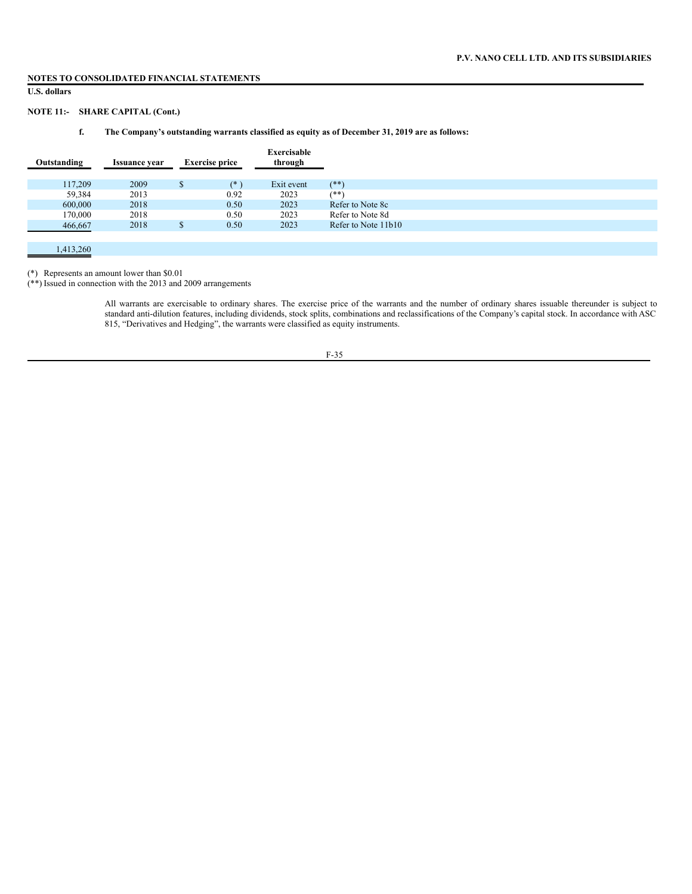**NOTES TO CONSOLIDATED FINANCIAL STATEMENTS**

**U.S. dollars**

**NOTE 11:- SHARE CAPITAL (Cont.)**

**f. The Company's outstanding warrants classified as equity as of December 31, 2019 are as follows:**

| Outstanding | Issuance year | Exercise price | Exercisable through | |
|---|---|---|---|---|
| 117,209 | 2009 | $ (*) | Exit event | (**) |
| 59,384 | 2013 | 0.92 | 2023 | (**) |
| 600,000 | 2018 | 0.50 | 2023 | Refer to Note 8c |
| 170,000 | 2018 | 0.50 | 2023 | Refer to Note 8d |
| 466,667 | 2018 | $ 0.50 | 2023 | Refer to Note 11b10 |
| 1,413,260 | | | | |

(*) Represents an amount lower than $0.01

(**) Issued in connection with the 2013 and 2009 arrangements

All warrants are exercisable to ordinary shares. The exercise price of the warrants and the number of ordinary shares issuable thereunder is subject to standard anti-dilution features, including dividends, stock splits, combinations and reclassifications of the Company's capital stock. In accordance with ASC 815, "Derivatives and Hedging", the warrants were classified as equity instruments.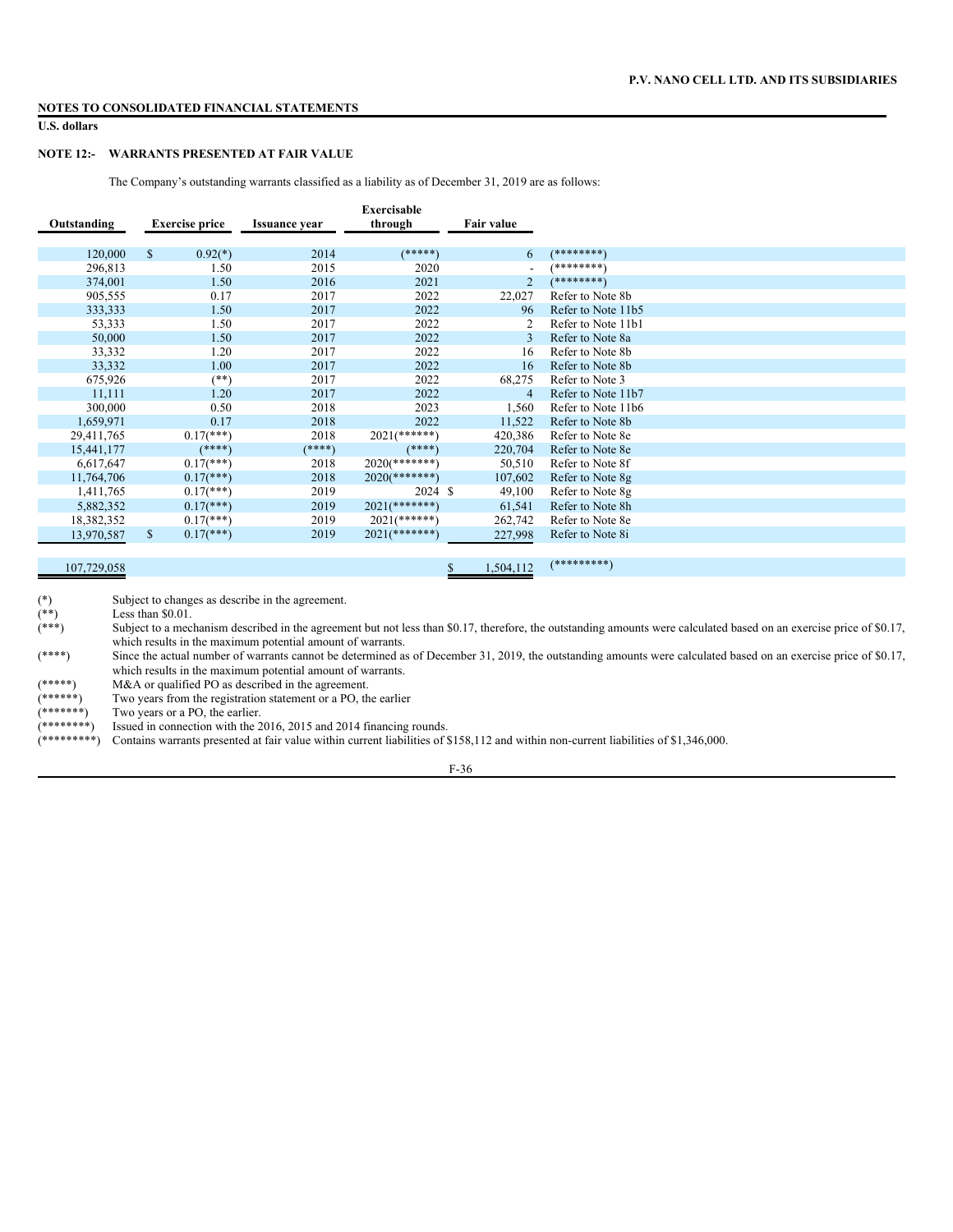**NOTES TO CONSOLIDATED FINANCIAL STATEMENTS**

**U.S. dollars**

**NOTE 12:- WARRANTS PRESENTED AT FAIR VALUE**

The Company's outstanding warrants classified as a liability as of December 31, 2019 are as follows:

| Outstanding | Exercise price | Issuance year | Exercisable through | Fair value | |
|---|---|---|---|---|---|
| 120,000 | $ 0.92(*) | 2014 | (*****) | 6 | (********) |
| 296,813 | 1.50 | 2015 | 2020 | - | (********) |
| 374,001 | 1.50 | 2016 | 2021 | 2 | (********) |
| 905,555 | 0.17 | 2017 | 2022 | 22,027 | Refer to Note 8b |
| 333,333 | 1.50 | 2017 | 2022 | 96 | Refer to Note 11b5 |
| 53,333 | 1.50 | 2017 | 2022 | 2 | Refer to Note 11b1 |
| 50,000 | 1.50 | 2017 | 2022 | 3 | Refer to Note 8a |
| 33,332 | 1.20 | 2017 | 2022 | 16 | Refer to Note 8b |
| 33,332 | 1.00 | 2017 | 2022 | 16 | Refer to Note 8b |
| 675,926 | (**) | 2017 | 2022 | 68,275 | Refer to Note 3 |
| 11,111 | 1.20 | 2017 | 2022 | 4 | Refer to Note 11b7 |
| 300,000 | 0.50 | 2018 | 2023 | 1,560 | Refer to Note 11b6 |
| 1,659,971 | 0.17 | 2018 | 2022 | 11,522 | Refer to Note 8b |
| 29,411,765 | 0.17(***) | 2018 | 2021(******) | 420,386 | Refer to Note 8e |
| 15,441,177 | (****) | (****) | (****) | 220,704 | Refer to Note 8e |
| 6,617,647 | 0.17(***) | 2018 | 2020(*******) | 50,510 | Refer to Note 8f |
| 11,764,706 | 0.17(***) | 2018 | 2020(*******) | 107,602 | Refer to Note 8g |
| 1,411,765 | 0.17(***) | 2019 | 2024 | $ 49,100 | Refer to Note 8g |
| 5,882,352 | 0.17(***) | 2019 | 2021(*******) | 61,541 | Refer to Note 8h |
| 18,382,352 | 0.17(***) | 2019 | 2021(******) | 262,742 | Refer to Note 8e |
| 13,970,587 | $ 0.17(***) | 2019 | 2021(*******) | 227,998 | Refer to Note 8i |
| 107,729,058 | | | | $ 1,504,112 | (*********) |

(*) Subject to changes as describe in the agreement.

(**) Less than $0.01.

(***) Subject to a mechanism described in the agreement but not less than $0.17, therefore, the outstanding amounts were calculated based on an exercise price of $0.17, which results in the maximum potential amount of warrants.

(****) Since the actual number of warrants cannot be determined as of December 31, 2019, the outstanding amounts were calculated based on an exercise price of $0.17, which results in the maximum potential amount of warrants.

(*****) M&A or qualified PO as described in the agreement.

(******) Two years from the registration statement or a PO, the earlier

(*******) Two years or a PO, the earlier.

(********) Issued in connection with the 2016, 2015 and 2014 financing rounds.

(*********) Contains warrants presented at fair value within current liabilities of $158,112 and within non-current liabilities of $1,346,000.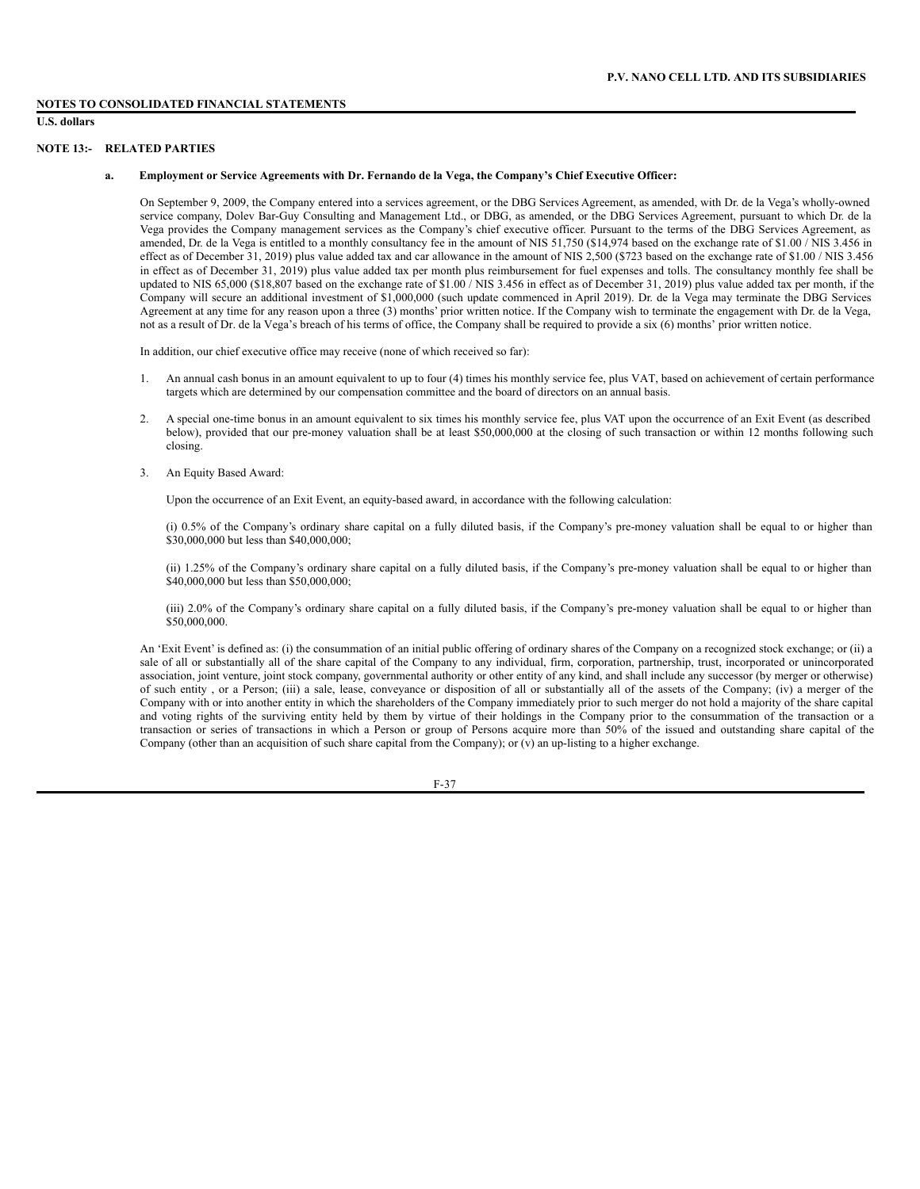**NOTES TO CONSOLIDATED FINANCIAL STATEMENTS**

**U.S. dollars**

## NOTE 13:- RELATED PARTIES

### a. Employment or Service Agreements with Dr. Fernando de la Vega, the Company's Chief Executive Officer:

On September 9, 2009, the Company entered into a services agreement, or the DBG Services Agreement, as amended, with Dr. de la Vega's wholly-owned service company, Dolev Bar-Guy Consulting and Management Ltd., or DBG, as amended, or the DBG Services Agreement, pursuant to which Dr. de la Vega provides the Company management services as the Company's chief executive officer. Pursuant to the terms of the DBG Services Agreement, as amended, Dr. de la Vega is entitled to a monthly consultancy fee in the amount of NIS 51,750 ($14,974 based on the exchange rate of $1.00 / NIS 3.456 in effect as of December 31, 2019) plus value added tax and car allowance in the amount of NIS 2,500 ($723 based on the exchange rate of $1.00 / NIS 3.456 in effect as of December 31, 2019) plus value added tax per month plus reimbursement for fuel expenses and tolls. The consultancy monthly fee shall be updated to NIS 65,000 ($18,807 based on the exchange rate of $1.00 / NIS 3.456 in effect as of December 31, 2019) plus value added tax per month, if the Company will secure an additional investment of $1,000,000 (such update commenced in April 2019). Dr. de la Vega may terminate the DBG Services Agreement at any time for any reason upon a three (3) months' prior written notice. If the Company wish to terminate the engagement with Dr. de la Vega, not as a result of Dr. de la Vega's breach of his terms of office, the Company shall be required to provide a six (6) months' prior written notice.

In addition, our chief executive office may receive (none of which received so far):

1. An annual cash bonus in an amount equivalent to up to four (4) times his monthly service fee, plus VAT, based on achievement of certain performance targets which are determined by our compensation committee and the board of directors on an annual basis.

2. A special one-time bonus in an amount equivalent to six times his monthly service fee, plus VAT upon the occurrence of an Exit Event (as described below), provided that our pre-money valuation shall be at least $50,000,000 at the closing of such transaction or within 12 months following such closing.

3. An Equity Based Award:

   Upon the occurrence of an Exit Event, an equity-based award, in accordance with the following calculation:

   (i) 0.5% of the Company's ordinary share capital on a fully diluted basis, if the Company's pre-money valuation shall be equal to or higher than $30,000,000 but less than $40,000,000;

   (ii) 1.25% of the Company's ordinary share capital on a fully diluted basis, if the Company's pre-money valuation shall be equal to or higher than $40,000,000 but less than $50,000,000;

   (iii) 2.0% of the Company's ordinary share capital on a fully diluted basis, if the Company's pre-money valuation shall be equal to or higher than $50,000,000.

An 'Exit Event' is defined as: (i) the consummation of an initial public offering of ordinary shares of the Company on a recognized stock exchange; or (ii) a sale of all or substantially all of the share capital of the Company to any individual, firm, corporation, partnership, trust, incorporated or unincorporated association, joint venture, joint stock company, governmental authority or other entity of any kind, and shall include any successor (by merger or otherwise) of such entity , or a Person; (iii) a sale, lease, conveyance or disposition of all or substantially all of the assets of the Company; (iv) a merger of the Company with or into another entity in which the shareholders of the Company immediately prior to such merger do not hold a majority of the share capital and voting rights of the surviving entity held by them by virtue of their holdings in the Company prior to the consummation of the transaction or a transaction or series of transactions in which a Person or group of Persons acquire more than 50% of the issued and outstanding share capital of the Company (other than an acquisition of such share capital from the Company); or (v) an up-listing to a higher exchange.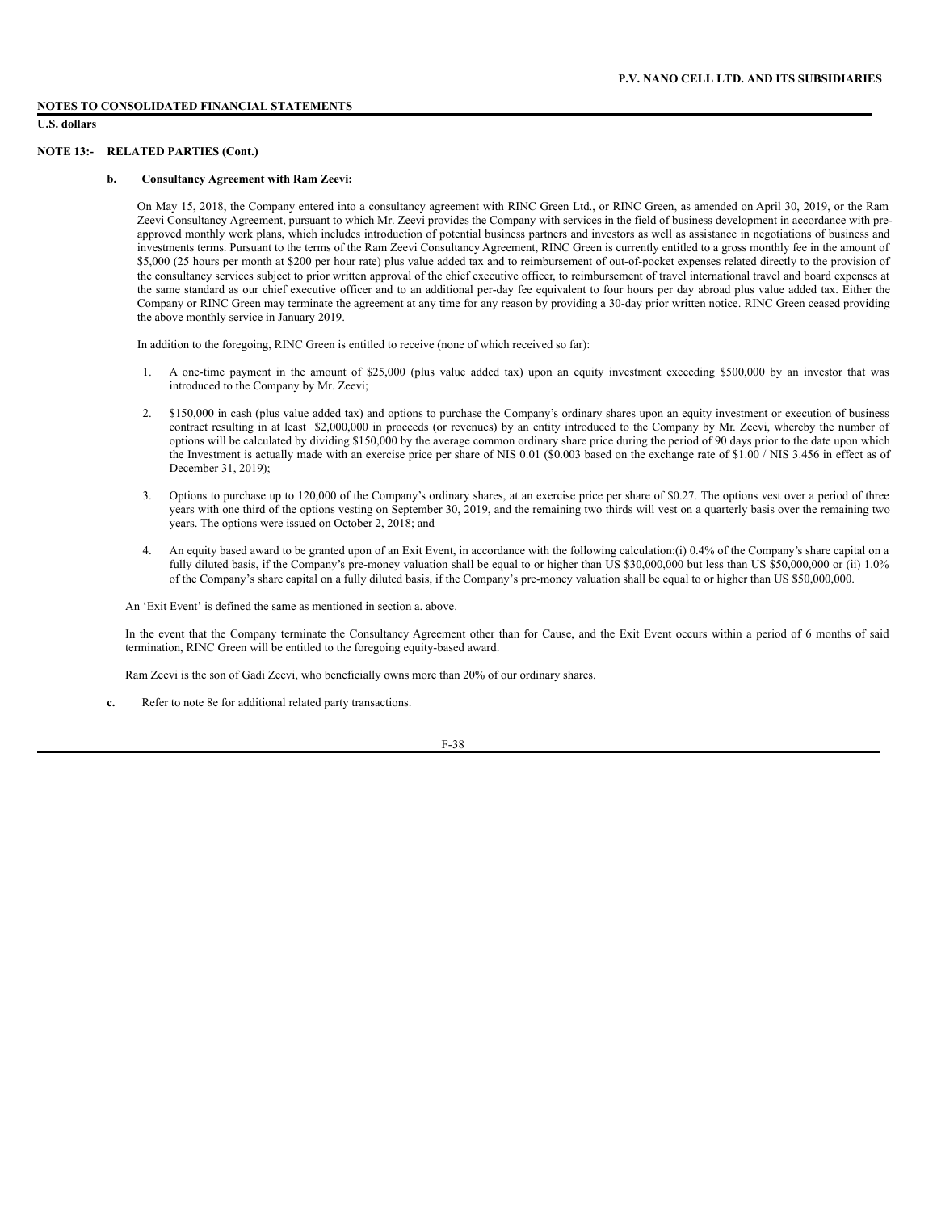**NOTES TO CONSOLIDATED FINANCIAL STATEMENTS**

**U.S. dollars**

**NOTE 13:- RELATED PARTIES (Cont.)**

**b. Consultancy Agreement with Ram Zeevi:**

On May 15, 2018, the Company entered into a consultancy agreement with RINC Green Ltd., or RINC Green, as amended on April 30, 2019, or the Ram Zeevi Consultancy Agreement, pursuant to which Mr. Zeevi provides the Company with services in the field of business development in accordance with pre-approved monthly work plans, which includes introduction of potential business partners and investors as well as assistance in negotiations of business and investments terms. Pursuant to the terms of the Ram Zeevi Consultancy Agreement, RINC Green is currently entitled to a gross monthly fee in the amount of $5,000 (25 hours per month at $200 per hour rate) plus value added tax and to reimbursement of out-of-pocket expenses related directly to the provision of the consultancy services subject to prior written approval of the chief executive officer, to reimbursement of travel international travel and board expenses at the same standard as our chief executive officer and to an additional per-day fee equivalent to four hours per day abroad plus value added tax. Either the Company or RINC Green may terminate the agreement at any time for any reason by providing a 30-day prior written notice. RINC Green ceased providing the above monthly service in January 2019.

In addition to the foregoing, RINC Green is entitled to receive (none of which received so far):

1. A one-time payment in the amount of $25,000 (plus value added tax) upon an equity investment exceeding $500,000 by an investor that was introduced to the Company by Mr. Zeevi;

2. $150,000 in cash (plus value added tax) and options to purchase the Company's ordinary shares upon an equity investment or execution of business contract resulting in at least $2,000,000 in proceeds (or revenues) by an entity introduced to the Company by Mr. Zeevi, whereby the number of options will be calculated by dividing $150,000 by the average common ordinary share price during the period of 90 days prior to the date upon which the Investment is actually made with an exercise price per share of NIS 0.01 ($0.003 based on the exchange rate of $1.00 / NIS 3.456 in effect as of December 31, 2019);

3. Options to purchase up to 120,000 of the Company's ordinary shares, at an exercise price per share of $0.27. The options vest over a period of three years with one third of the options vesting on September 30, 2019, and the remaining two thirds will vest on a quarterly basis over the remaining two years. The options were issued on October 2, 2018; and

4. An equity based award to be granted upon of an Exit Event, in accordance with the following calculation:(i) 0.4% of the Company's share capital on a fully diluted basis, if the Company's pre-money valuation shall be equal to or higher than US $30,000,000 but less than US $50,000,000 or (ii) 1.0% of the Company's share capital on a fully diluted basis, if the Company's pre-money valuation shall be equal to or higher than US $50,000,000.

An 'Exit Event' is defined the same as mentioned in section a. above.

In the event that the Company terminate the Consultancy Agreement other than for Cause, and the Exit Event occurs within a period of 6 months of said termination, RINC Green will be entitled to the foregoing equity-based award.

Ram Zeevi is the son of Gadi Zeevi, who beneficially owns more than 20% of our ordinary shares.

**c.** Refer to note 8e for additional related party transactions.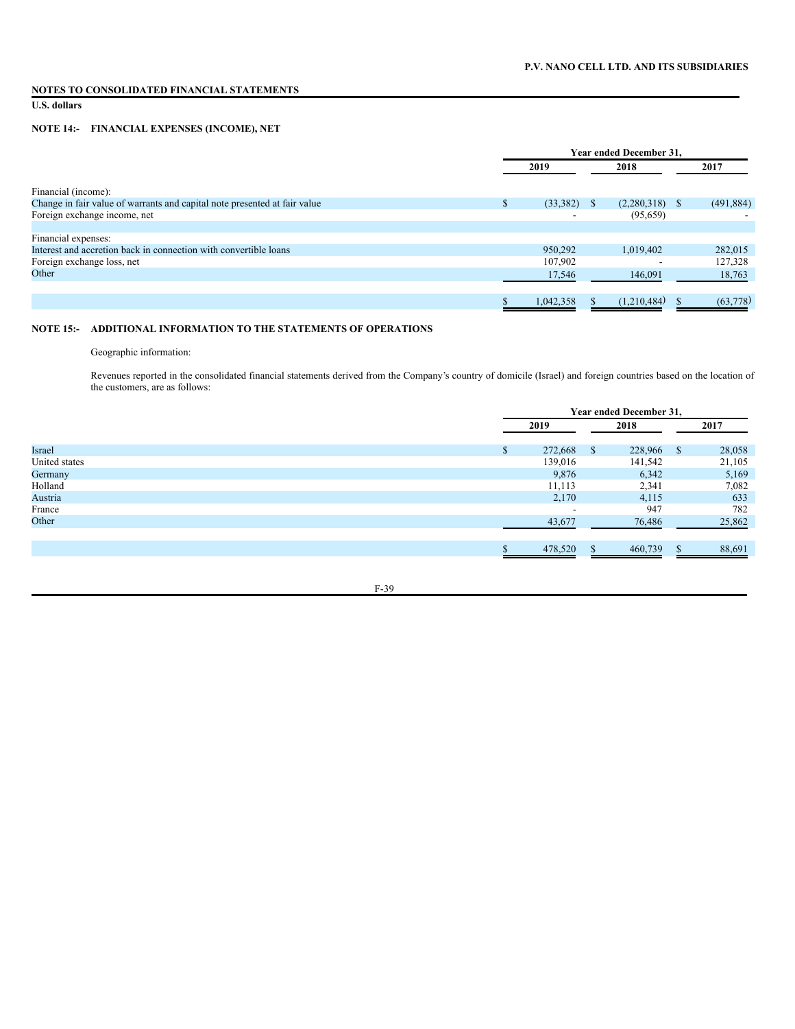**P.V. NANO CELL LTD. AND ITS SUBSIDIARIES**

**NOTES TO CONSOLIDATED FINANCIAL STATEMENTS**

**U.S. dollars**

**NOTE 14:- FINANCIAL EXPENSES (INCOME), NET**

| | Year ended December 31, | | |
|---|---|---|---|
| | 2019 | 2018 | 2017 |
| Financial (income): | | | |
| Change in fair value of warrants and capital note presented at fair value | $ (33,382) | $ (2,280,318) | $ (491,884) |
| Foreign exchange income, net | - | (95,659) | - |
| | | | |
| Financial expenses: | | | |
| Interest and accretion back in connection with convertible loans | 950,292 | 1,019,402 | 282,015 |
| Foreign exchange loss, net | 107,902 | - | 127,328 |
| Other | 17,546 | 146,091 | 18,763 |
| | | | |
| | $ 1,042,358 | $ (1,210,484) | $ (63,778) |

**NOTE 15:- ADDITIONAL INFORMATION TO THE STATEMENTS OF OPERATIONS**

Geographic information:

Revenues reported in the consolidated financial statements derived from the Company's country of domicile (Israel) and foreign countries based on the location of the customers, are as follows:

| | Year ended December 31, | | |
|---|---|---|---|
| | 2019 | 2018 | 2017 |
| Israel | $ 272,668 | $ 228,966 | $ 28,058 |
| United states | 139,016 | 141,542 | 21,105 |
| Germany | 9,876 | 6,342 | 5,169 |
| Holland | 11,113 | 2,341 | 7,082 |
| Austria | 2,170 | 4,115 | 633 |
| France | - | 947 | 782 |
| Other | 43,677 | 76,486 | 25,862 |
| | | | |
| | $ 478,520 | $ 460,739 | $ 88,691 |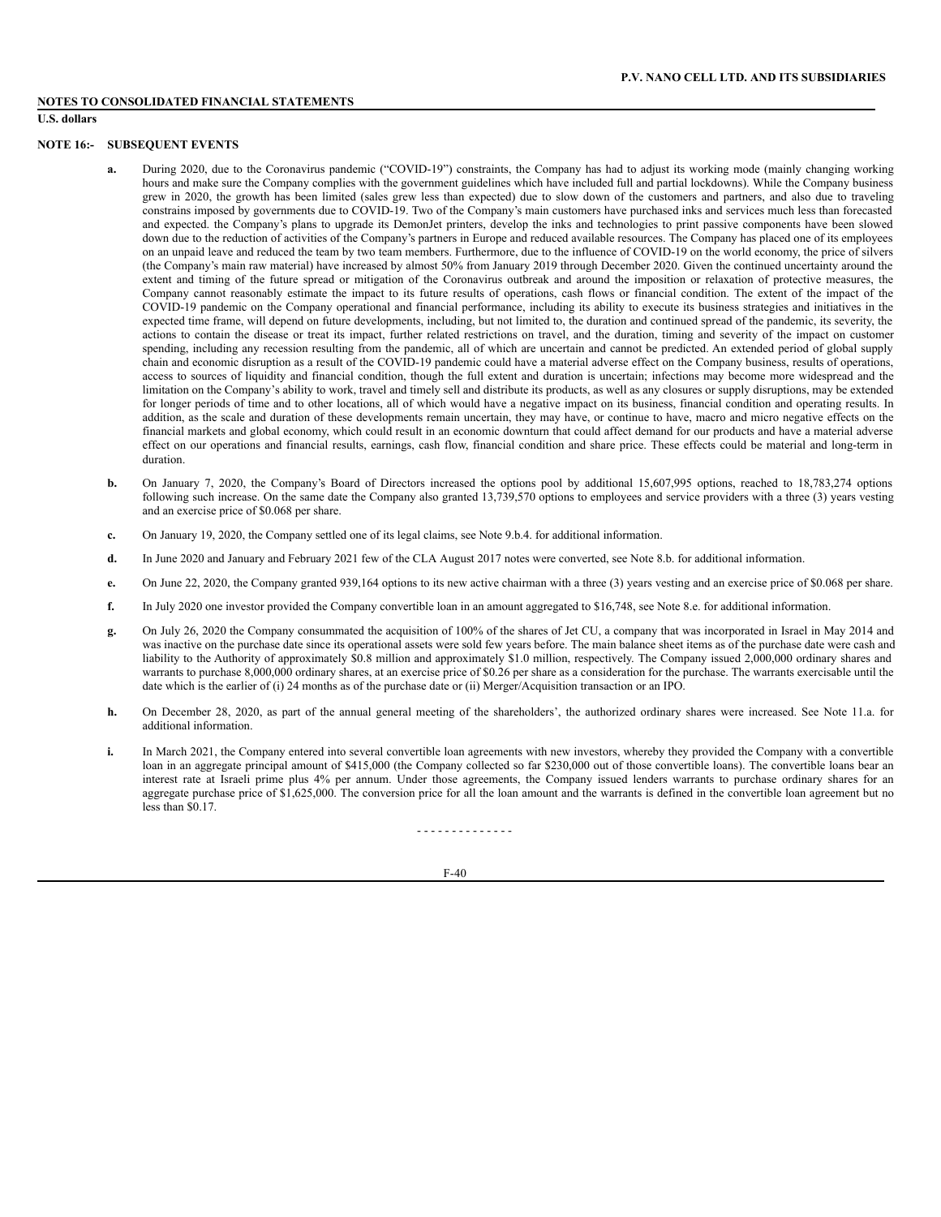**NOTES TO CONSOLIDATED FINANCIAL STATEMENTS**

**U.S. dollars**

**NOTE 16:- SUBSEQUENT EVENTS**

**a.** During 2020, due to the Coronavirus pandemic ("COVID-19") constraints, the Company has had to adjust its working mode (mainly changing working hours and make sure the Company complies with the government guidelines which have included full and partial lockdowns). While the Company business grew in 2020, the growth has been limited (sales grew less than expected) due to slow down of the customers and partners, and also due to traveling constrains imposed by governments due to COVID-19. Two of the Company's main customers have purchased inks and services much less than forecasted and expected. the Company's plans to upgrade its DemonJet printers, develop the inks and technologies to print passive components have been slowed down due to the reduction of activities of the Company's partners in Europe and reduced available resources. The Company has placed one of its employees on an unpaid leave and reduced the team by two team members. Furthermore, due to the influence of COVID-19 on the world economy, the price of silvers (the Company's main raw material) have increased by almost 50% from January 2019 through December 2020. Given the continued uncertainty around the extent and timing of the future spread or mitigation of the Coronavirus outbreak and around the imposition or relaxation of protective measures, the Company cannot reasonably estimate the impact to its future results of operations, cash flows or financial condition. The extent of the impact of the COVID-19 pandemic on the Company operational and financial performance, including its ability to execute its business strategies and initiatives in the expected time frame, will depend on future developments, including, but not limited to, the duration and continued spread of the pandemic, its severity, the actions to contain the disease or treat its impact, further related restrictions on travel, and the duration, timing and severity of the impact on customer spending, including any recession resulting from the pandemic, all of which are uncertain and cannot be predicted. An extended period of global supply chain and economic disruption as a result of the COVID-19 pandemic could have a material adverse effect on the Company business, results of operations, access to sources of liquidity and financial condition, though the full extent and duration is uncertain; infections may become more widespread and the limitation on the Company's ability to work, travel and timely sell and distribute its products, as well as any closures or supply disruptions, may be extended for longer periods of time and to other locations, all of which would have a negative impact on its business, financial condition and operating results. In addition, as the scale and duration of these developments remain uncertain, they may have, or continue to have, macro and micro negative effects on the financial markets and global economy, which could result in an economic downturn that could affect demand for our products and have a material adverse effect on our operations and financial results, earnings, cash flow, financial condition and share price. These effects could be material and long-term in duration.

**b.** On January 7, 2020, the Company's Board of Directors increased the options pool by additional 15,607,995 options, reached to 18,783,274 options following such increase. On the same date the Company also granted 13,739,570 options to employees and service providers with a three (3) years vesting and an exercise price of $0.068 per share.

**c.** On January 19, 2020, the Company settled one of its legal claims, see Note 9.b.4. for additional information.

**d.** In June 2020 and January and February 2021 few of the CLA August 2017 notes were converted, see Note 8.b. for additional information.

**e.** On June 22, 2020, the Company granted 939,164 options to its new active chairman with a three (3) years vesting and an exercise price of $0.068 per share.

**f.** In July 2020 one investor provided the Company convertible loan in an amount aggregated to $16,748, see Note 8.e. for additional information.

**g.** On July 26, 2020 the Company consummated the acquisition of 100% of the shares of Jet CU, a company that was incorporated in Israel in May 2014 and was inactive on the purchase date since its operational assets were sold few years before. The main balance sheet items as of the purchase date were cash and liability to the Authority of approximately $0.8 million and approximately $1.0 million, respectively. The Company issued 2,000,000 ordinary shares and warrants to purchase 8,000,000 ordinary shares, at an exercise price of $0.26 per share as a consideration for the purchase. The warrants exercisable until the date which is the earlier of (i) 24 months as of the purchase date or (ii) Merger/Acquisition transaction or an IPO.

**h.** On December 28, 2020, as part of the annual general meeting of the shareholders', the authorized ordinary shares were increased. See Note 11.a. for additional information.

**i.** In March 2021, the Company entered into several convertible loan agreements with new investors, whereby they provided the Company with a convertible loan in an aggregate principal amount of $415,000 (the Company collected so far $230,000 out of those convertible loans). The convertible loans bear an interest rate at Israeli prime plus 4% per annum. Under those agreements, the Company issued lenders warrants to purchase ordinary shares for an aggregate purchase price of $1,625,000. The conversion price for all the loan amount and the warrants is defined in the convertible loan agreement but no less than $0.17.

\- - - - - - - - - - - - - -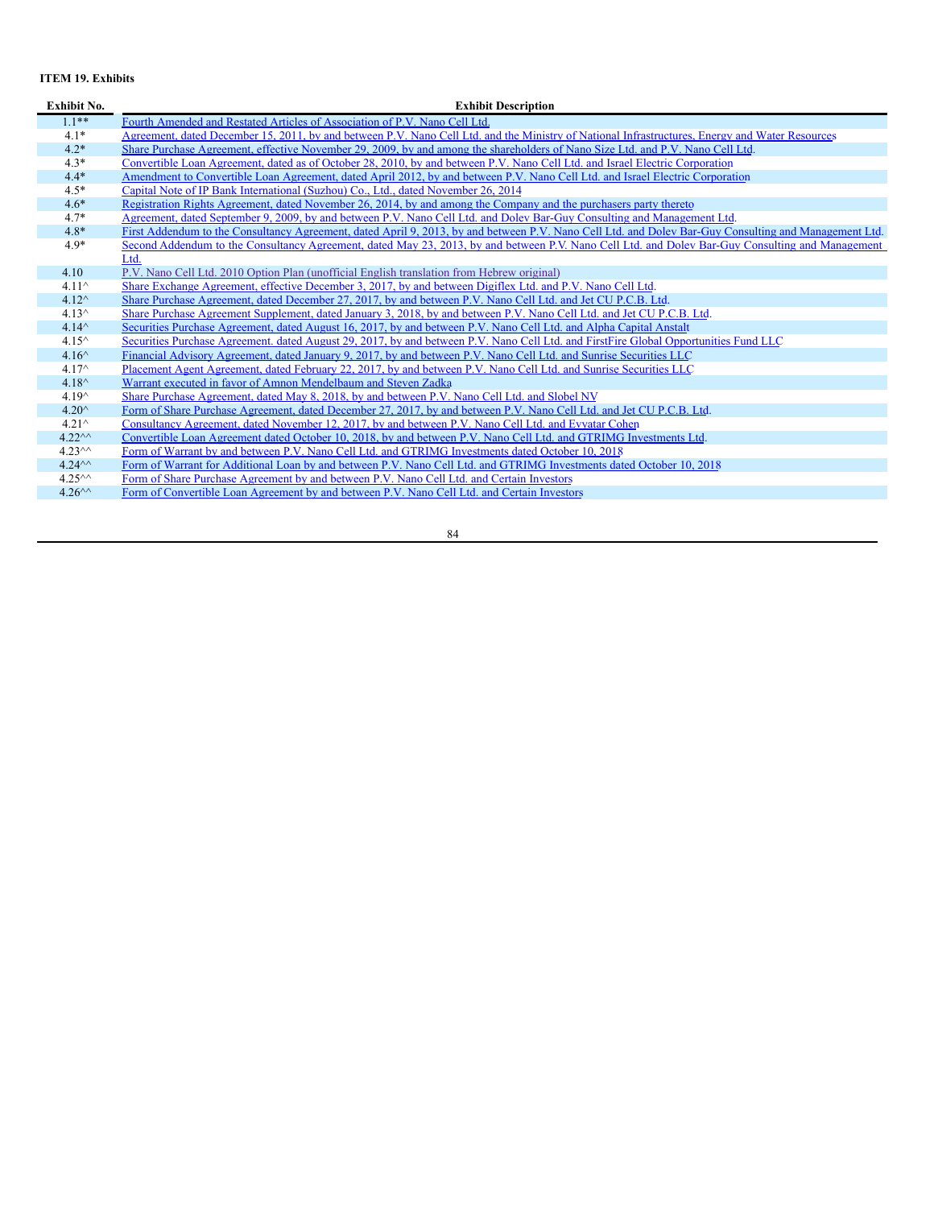**ITEM 19. Exhibits**

| Exhibit No. | Exhibit Description |
|---|---|
| 1.1** | Fourth Amended and Restated Articles of Association of P.V. Nano Cell Ltd. |
| 4.1* | Agreement, dated December 15, 2011, by and between P.V. Nano Cell Ltd. and the Ministry of National Infrastructures, Energy and Water Resources |
| 4.2* | Share Purchase Agreement, effective November 29, 2009, by and among the shareholders of Nano Size Ltd. and P.V. Nano Cell Ltd. |
| 4.3* | Convertible Loan Agreement, dated as of October 28, 2010, by and between P.V. Nano Cell Ltd. and Israel Electric Corporation |
| 4.4* | Amendment to Convertible Loan Agreement, dated April 2012, by and between P.V. Nano Cell Ltd. and Israel Electric Corporation |
| 4.5* | Capital Note of IP Bank International (Suzhou) Co., Ltd., dated November 26, 2014 |
| 4.6* | Registration Rights Agreement, dated November 26, 2014, by and among the Company and the purchasers party thereto |
| 4.7* | Agreement, dated September 9, 2009, by and between P.V. Nano Cell Ltd. and Dolev Bar-Guy Consulting and Management Ltd. |
| 4.8* | First Addendum to the Consultancy Agreement, dated April 9, 2013, by and between P.V. Nano Cell Ltd. and Dolev Bar-Guy Consulting and Management Ltd. |
| 4.9* | Second Addendum to the Consultancy Agreement, dated May 23, 2013, by and between P.V. Nano Cell Ltd. and Dolev Bar-Guy Consulting and Management Ltd. |
| 4.10 | P.V. Nano Cell Ltd. 2010 Option Plan (unofficial English translation from Hebrew original) |
| 4.11^ | Share Exchange Agreement, effective December 3, 2017, by and between Digiflex Ltd. and P.V. Nano Cell Ltd. |
| 4.12^ | Share Purchase Agreement, dated December 27, 2017, by and between P.V. Nano Cell Ltd. and Jet CU P.C.B. Ltd. |
| 4.13^ | Share Purchase Agreement Supplement, dated January 3, 2018, by and between P.V. Nano Cell Ltd. and Jet CU P.C.B. Ltd. |
| 4.14^ | Securities Purchase Agreement, dated August 16, 2017, by and between P.V. Nano Cell Ltd. and Alpha Capital Anstalt |
| 4.15^ | Securities Purchase Agreement, dated August 29, 2017, by and between P.V. Nano Cell Ltd. and FirstFire Global Opportunities Fund LLC |
| 4.16^ | Financial Advisory Agreement, dated January 9, 2017, by and between P.V. Nano Cell Ltd. and Sunrise Securities LLC |
| 4.17^ | Placement Agent Agreement, dated February 22, 2017, by and between P.V. Nano Cell Ltd. and Sunrise Securities LLC |
| 4.18^ | Warrant executed in favor of Amnon Mendelbaum and Steven Zadka |
| 4.19^ | Share Purchase Agreement, dated May 8, 2018, by and between P.V. Nano Cell Ltd. and Slobel NV |
| 4.20^ | Form of Share Purchase Agreement, dated December 27, 2017, by and between P.V. Nano Cell Ltd. and Jet CU P.C.B. Ltd. |
| 4.21^ | Consultancy Agreement, dated November 12, 2017, by and between P.V. Nano Cell Ltd. and Evyatar Cohen |
| 4.22^^ | Convertible Loan Agreement dated October 10, 2018, by and between P.V. Nano Cell Ltd. and GTRIMG Investments Ltd. |
| 4.23^^ | Form of Warrant by and between P.V. Nano Cell Ltd. and GTRIMG Investments dated October 10, 2018 |
| 4.24^^ | Form of Warrant for Additional Loan by and between P.V. Nano Cell Ltd. and GTRIMG Investments dated October 10, 2018 |
| 4.25^^ | Form of Share Purchase Agreement by and between P.V. Nano Cell Ltd. and Certain Investors |
| 4.26^^ | Form of Convertible Loan Agreement by and between P.V. Nano Cell Ltd. and Certain Investors |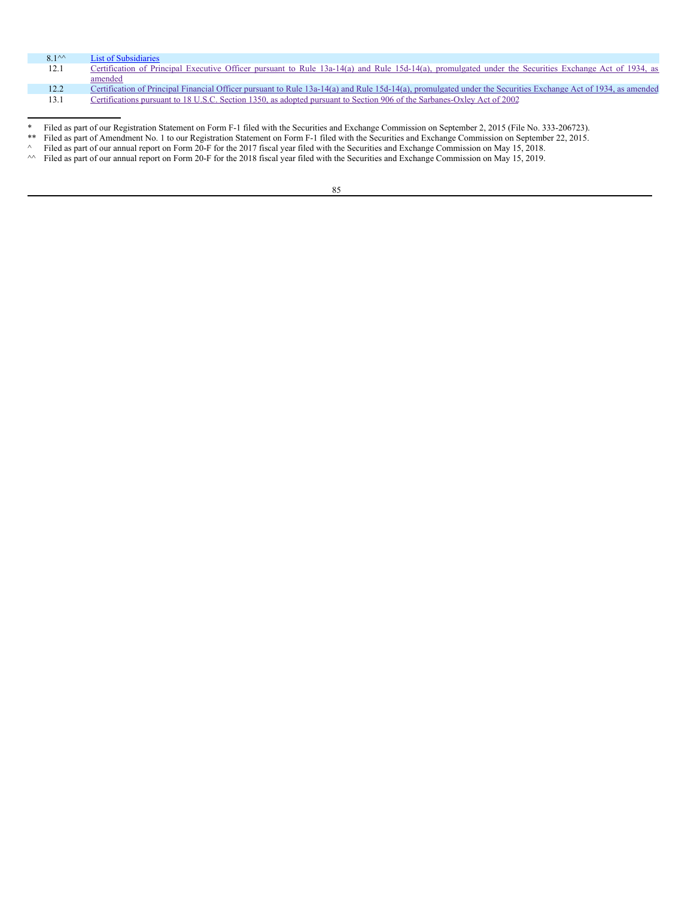| | |
|---|---|
| 8.1^^ | List of Subsidiaries |
| 12.1 | Certification of Principal Executive Officer pursuant to Rule 13a-14(a) and Rule 15d-14(a), promulgated under the Securities Exchange Act of 1934, as amended |
| 12.2 | Certification of Principal Financial Officer pursuant to Rule 13a-14(a) and Rule 15d-14(a), promulgated under the Securities Exchange Act of 1934, as amended |
| 13.1 | Certifications pursuant to 18 U.S.C. Section 1350, as adopted pursuant to Section 906 of the Sarbanes-Oxley Act of 2002 |

\* Filed as part of our Registration Statement on Form F-1 filed with the Securities and Exchange Commission on September 2, 2015 (File No. 333-206723).

** Filed as part of Amendment No. 1 to our Registration Statement on Form F-1 filed with the Securities and Exchange Commission on September 22, 2015.

^ Filed as part of our annual report on Form 20-F for the 2017 fiscal year filed with the Securities and Exchange Commission on May 15, 2018.

^^ Filed as part of our annual report on Form 20-F for the 2018 fiscal year filed with the Securities and Exchange Commission on May 15, 2019.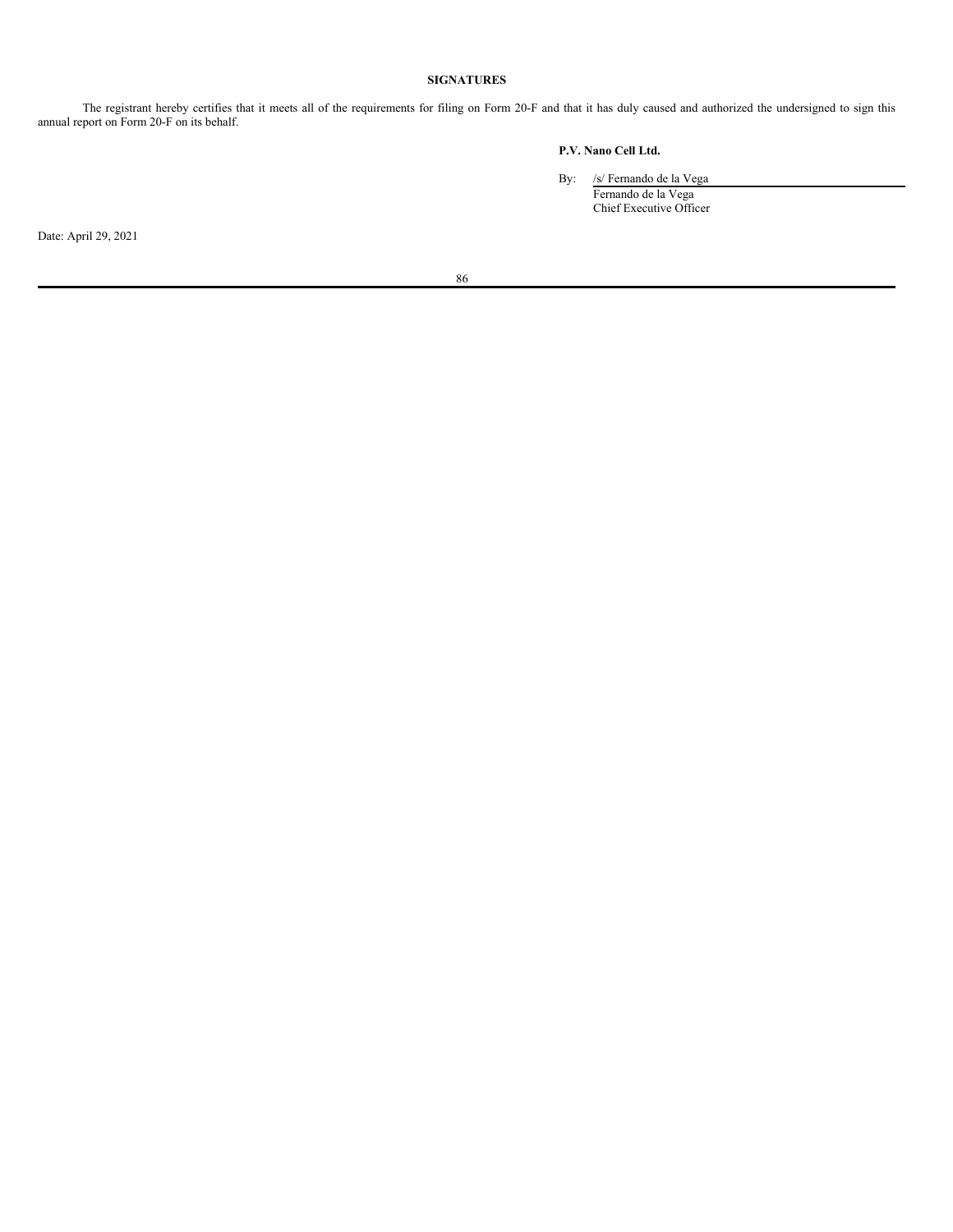## SIGNATURES

The registrant hereby certifies that it meets all of the requirements for filing on Form 20-F and that it has duly caused and authorized the undersigned to sign this annual report on Form 20-F on its behalf.

**P.V. Nano Cell Ltd.**

By: /s/ Fernando de la Vega
Fernando de la Vega
Chief Executive Officer

Date: April 29, 2021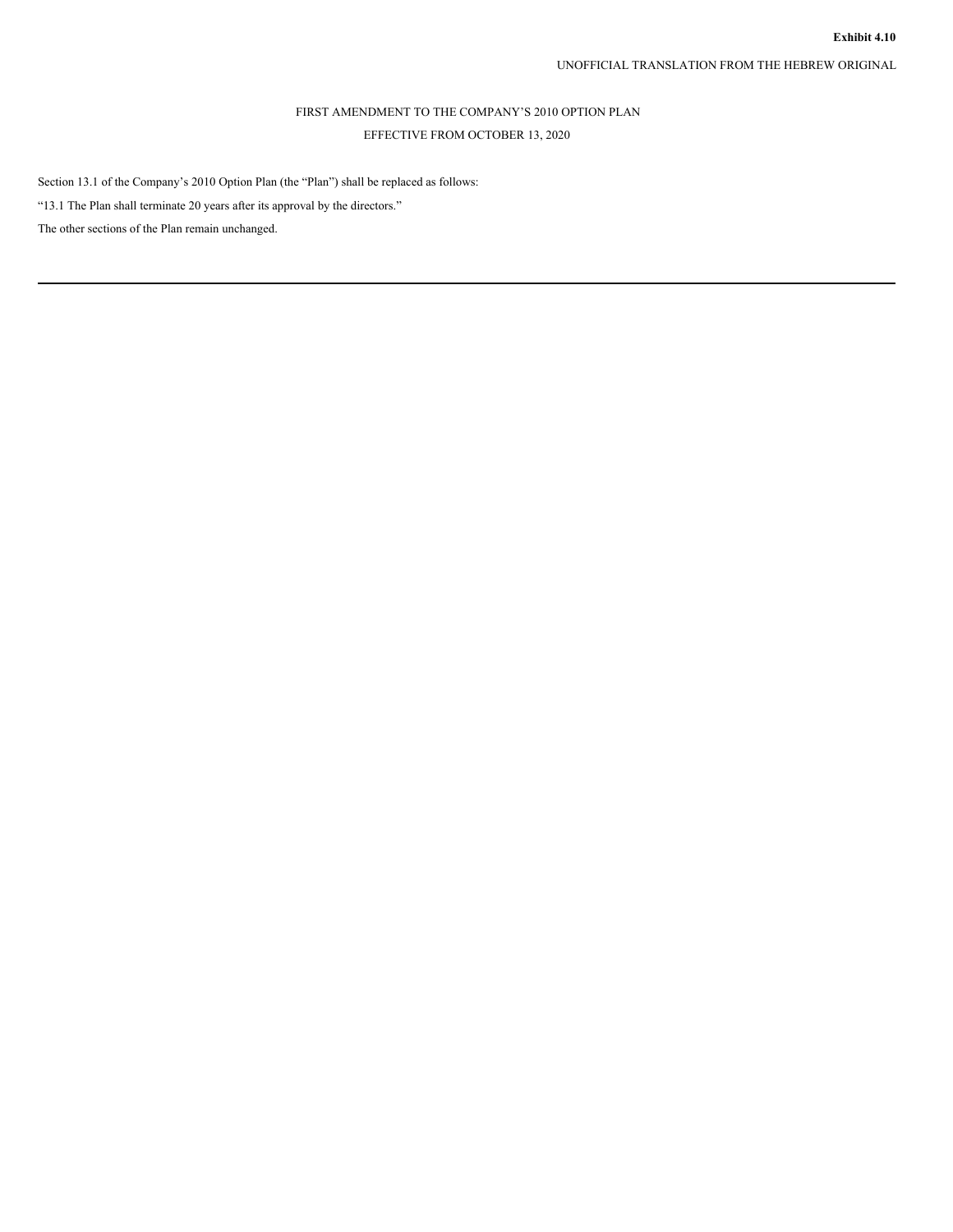**Exhibit 4.10**

UNOFFICIAL TRANSLATION FROM THE HEBREW ORIGINAL

# FIRST AMENDMENT TO THE COMPANY'S 2010 OPTION PLAN

EFFECTIVE FROM OCTOBER 13, 2020

Section 13.1 of the Company's 2010 Option Plan (the "Plan") shall be replaced as follows:

"13.1 The Plan shall terminate 20 years after its approval by the directors."

The other sections of the Plan remain unchanged.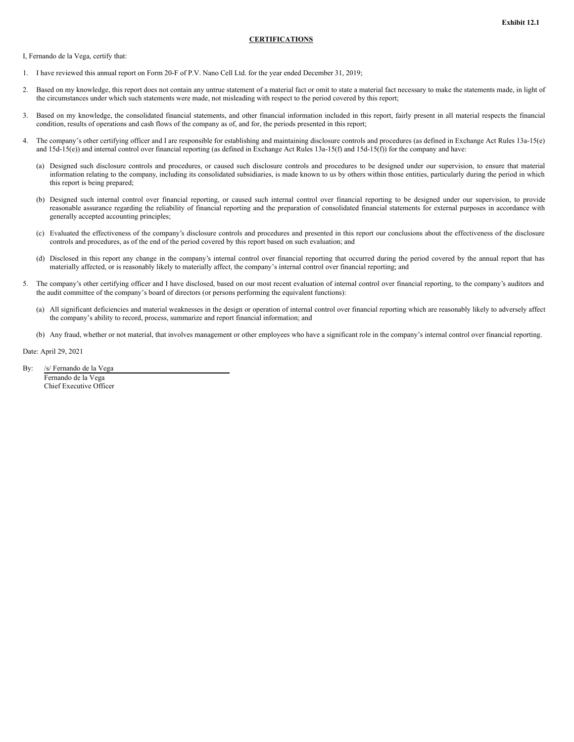**Exhibit 12.1**

**CERTIFICATIONS**

I, Fernando de la Vega, certify that:

1. I have reviewed this annual report on Form 20-F of P.V. Nano Cell Ltd. for the year ended December 31, 2019;

2. Based on my knowledge, this report does not contain any untrue statement of a material fact or omit to state a material fact necessary to make the statements made, in light of the circumstances under which such statements were made, not misleading with respect to the period covered by this report;

3. Based on my knowledge, the consolidated financial statements, and other financial information included in this report, fairly present in all material respects the financial condition, results of operations and cash flows of the company as of, and for, the periods presented in this report;

4. The company's other certifying officer and I are responsible for establishing and maintaining disclosure controls and procedures (as defined in Exchange Act Rules 13a-15(e) and 15d-15(e)) and internal control over financial reporting (as defined in Exchange Act Rules 13a-15(f) and 15d-15(f)) for the company and have:

   (a) Designed such disclosure controls and procedures, or caused such disclosure controls and procedures to be designed under our supervision, to ensure that material information relating to the company, including its consolidated subsidiaries, is made known to us by others within those entities, particularly during the period in which this report is being prepared;

   (b) Designed such internal control over financial reporting, or caused such internal control over financial reporting to be designed under our supervision, to provide reasonable assurance regarding the reliability of financial reporting and the preparation of consolidated financial statements for external purposes in accordance with generally accepted accounting principles;

   (c) Evaluated the effectiveness of the company's disclosure controls and procedures and presented in this report our conclusions about the effectiveness of the disclosure controls and procedures, as of the end of the period covered by this report based on such evaluation; and

   (d) Disclosed in this report any change in the company's internal control over financial reporting that occurred during the period covered by the annual report that has materially affected, or is reasonably likely to materially affect, the company's internal control over financial reporting; and

5. The company's other certifying officer and I have disclosed, based on our most recent evaluation of internal control over financial reporting, to the company's auditors and the audit committee of the company's board of directors (or persons performing the equivalent functions):

   (a) All significant deficiencies and material weaknesses in the design or operation of internal control over financial reporting which are reasonably likely to adversely affect the company's ability to record, process, summarize and report financial information; and

   (b) Any fraud, whether or not material, that involves management or other employees who have a significant role in the company's internal control over financial reporting.

Date: April 29, 2021

By: /s/ Fernando de la Vega
Fernando de la Vega
Chief Executive Officer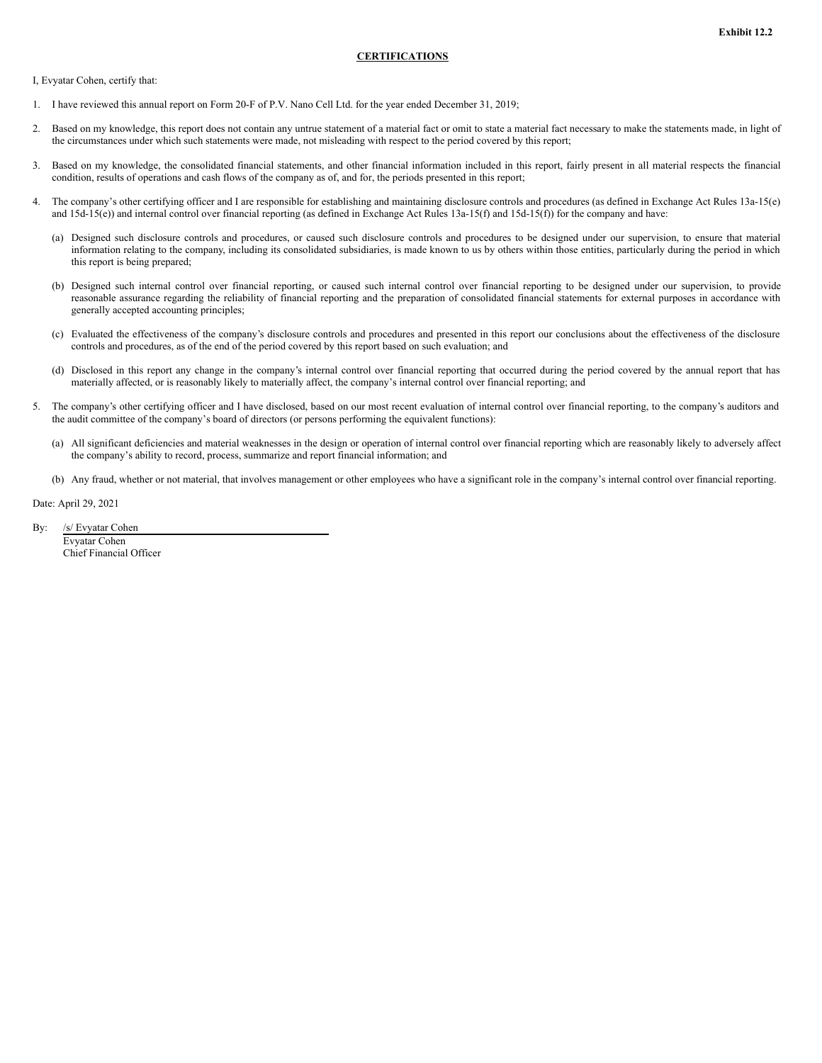**Exhibit 12.2**

**CERTIFICATIONS**

I, Evyatar Cohen, certify that:

1. I have reviewed this annual report on Form 20-F of P.V. Nano Cell Ltd. for the year ended December 31, 2019;

2. Based on my knowledge, this report does not contain any untrue statement of a material fact or omit to state a material fact necessary to make the statements made, in light of the circumstances under which such statements were made, not misleading with respect to the period covered by this report;

3. Based on my knowledge, the consolidated financial statements, and other financial information included in this report, fairly present in all material respects the financial condition, results of operations and cash flows of the company as of, and for, the periods presented in this report;

4. The company's other certifying officer and I are responsible for establishing and maintaining disclosure controls and procedures (as defined in Exchange Act Rules 13a-15(e) and 15d-15(e)) and internal control over financial reporting (as defined in Exchange Act Rules 13a-15(f) and 15d-15(f)) for the company and have:

   (a) Designed such disclosure controls and procedures, or caused such disclosure controls and procedures to be designed under our supervision, to ensure that material information relating to the company, including its consolidated subsidiaries, is made known to us by others within those entities, particularly during the period in which this report is being prepared;

   (b) Designed such internal control over financial reporting, or caused such internal control over financial reporting to be designed under our supervision, to provide reasonable assurance regarding the reliability of financial reporting and the preparation of consolidated financial statements for external purposes in accordance with generally accepted accounting principles;

   (c) Evaluated the effectiveness of the company's disclosure controls and procedures and presented in this report our conclusions about the effectiveness of the disclosure controls and procedures, as of the end of the period covered by this report based on such evaluation; and

   (d) Disclosed in this report any change in the company's internal control over financial reporting that occurred during the period covered by the annual report that has materially affected, or is reasonably likely to materially affect, the company's internal control over financial reporting; and

5. The company's other certifying officer and I have disclosed, based on our most recent evaluation of internal control over financial reporting, to the company's auditors and the audit committee of the company's board of directors (or persons performing the equivalent functions):

   (a) All significant deficiencies and material weaknesses in the design or operation of internal control over financial reporting which are reasonably likely to adversely affect the company's ability to record, process, summarize and report financial information; and

   (b) Any fraud, whether or not material, that involves management or other employees who have a significant role in the company's internal control over financial reporting.

Date: April 29, 2021

By: /s/ Evyatar Cohen
Evyatar Cohen
Chief Financial Officer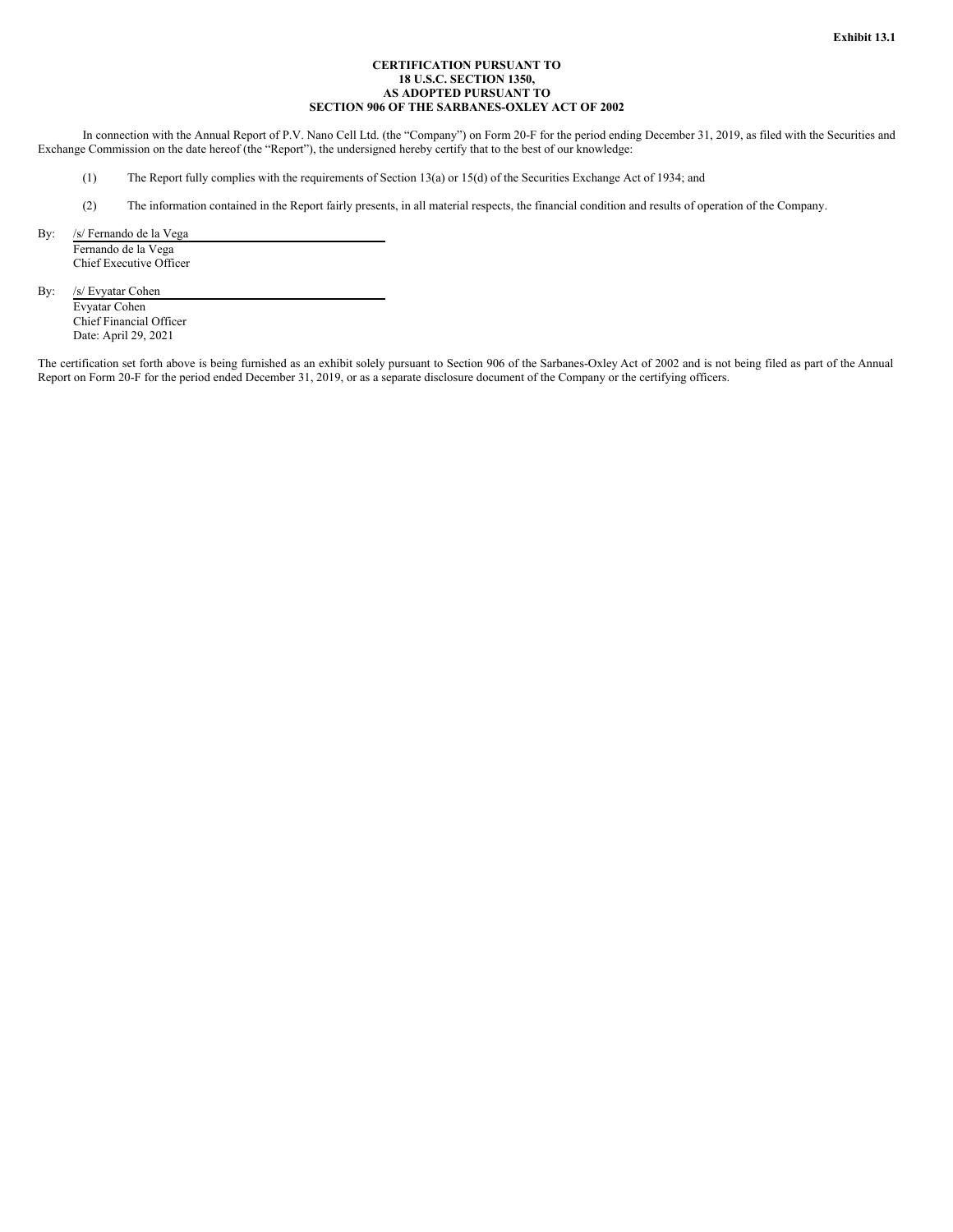**Exhibit 13.1**

**CERTIFICATION PURSUANT TO**
**18 U.S.C. SECTION 1350,**
**AS ADOPTED PURSUANT TO**
**SECTION 906 OF THE SARBANES-OXLEY ACT OF 2002**

In connection with the Annual Report of P.V. Nano Cell Ltd. (the "Company") on Form 20-F for the period ending December 31, 2019, as filed with the Securities and Exchange Commission on the date hereof (the "Report"), the undersigned hereby certify that to the best of our knowledge:

(1) The Report fully complies with the requirements of Section 13(a) or 15(d) of the Securities Exchange Act of 1934; and

(2) The information contained in the Report fairly presents, in all material respects, the financial condition and results of operation of the Company.

By: /s/ Fernando de la Vega
Fernando de la Vega
Chief Executive Officer

By: /s/ Evyatar Cohen
Evyatar Cohen
Chief Financial Officer
Date: April 29, 2021

The certification set forth above is being furnished as an exhibit solely pursuant to Section 906 of the Sarbanes-Oxley Act of 2002 and is not being filed as part of the Annual Report on Form 20-F for the period ended December 31, 2019, or as a separate disclosure document of the Company or the certifying officers.